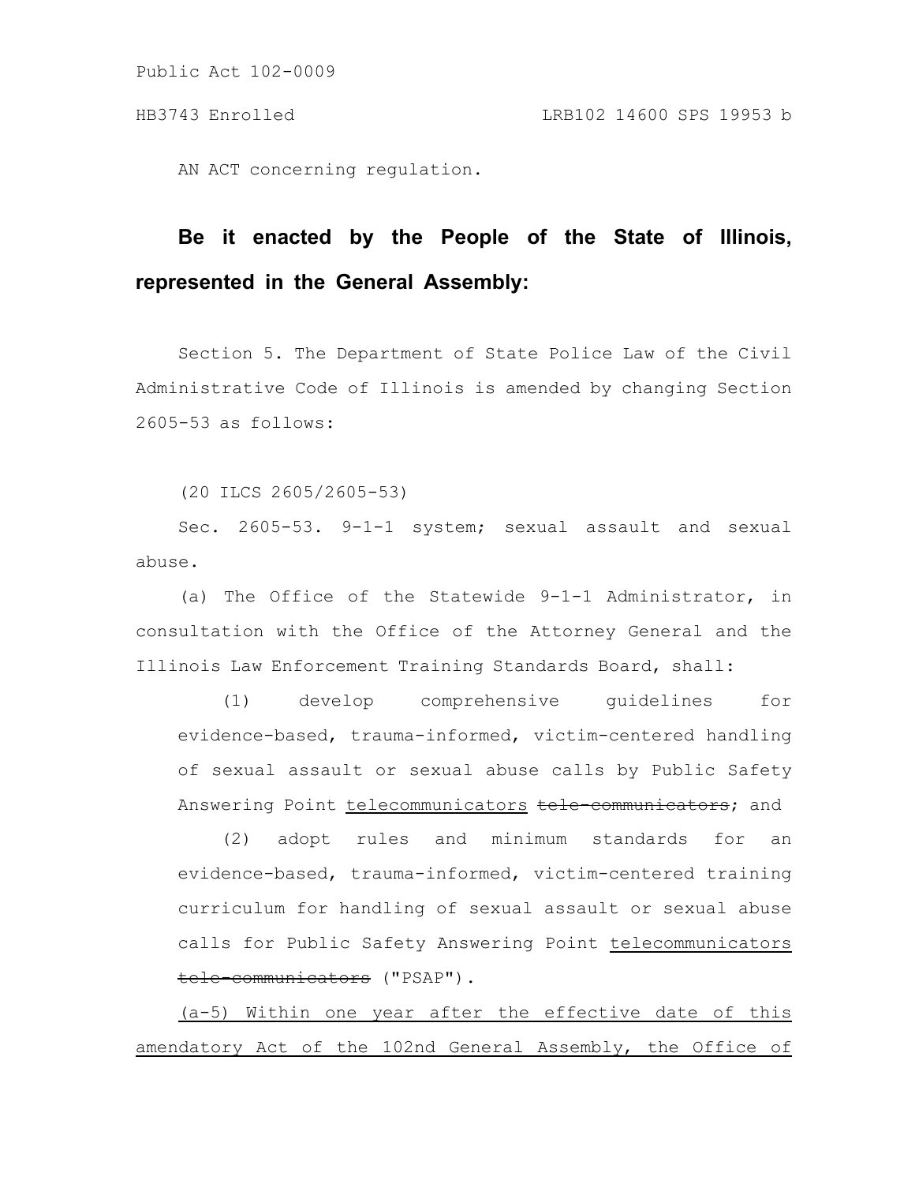Public Act 102-0009

HB3743 Enrolled LRB102 14600 SPS 19953 b

AN ACT concerning regulation.

**Be it enacted by the People of the State of Illinois, represented in the General Assembly:**

Section 5. The Department of State Police Law of the Civil Administrative Code of Illinois is amended by changing Section 2605-53 as follows:

(20 ILCS 2605/2605-53)

Sec. 2605-53. 9-1-1 system; sexual assault and sexual abuse.

(a) The Office of the Statewide 9-1-1 Administrator, in consultation with the Office of the Attorney General and the Illinois Law Enforcement Training Standards Board, shall:

(1) develop comprehensive guidelines for evidence-based, trauma-informed, victim-centered handling of sexual assault or sexual abuse calls by Public Safety Answering Point <u>telecommunicators</u> ~~tele-communicators~~; and

(2) adopt rules and minimum standards for an evidence-based, trauma-informed, victim-centered training curriculum for handling of sexual assault or sexual abuse calls for Public Safety Answering Point <u>telecommunicators</u> ~~tele-communicators~~ ("PSAP").

<u>(a-5) Within one year after the effective date of this amendatory Act of the 102nd General Assembly, the Office of</u>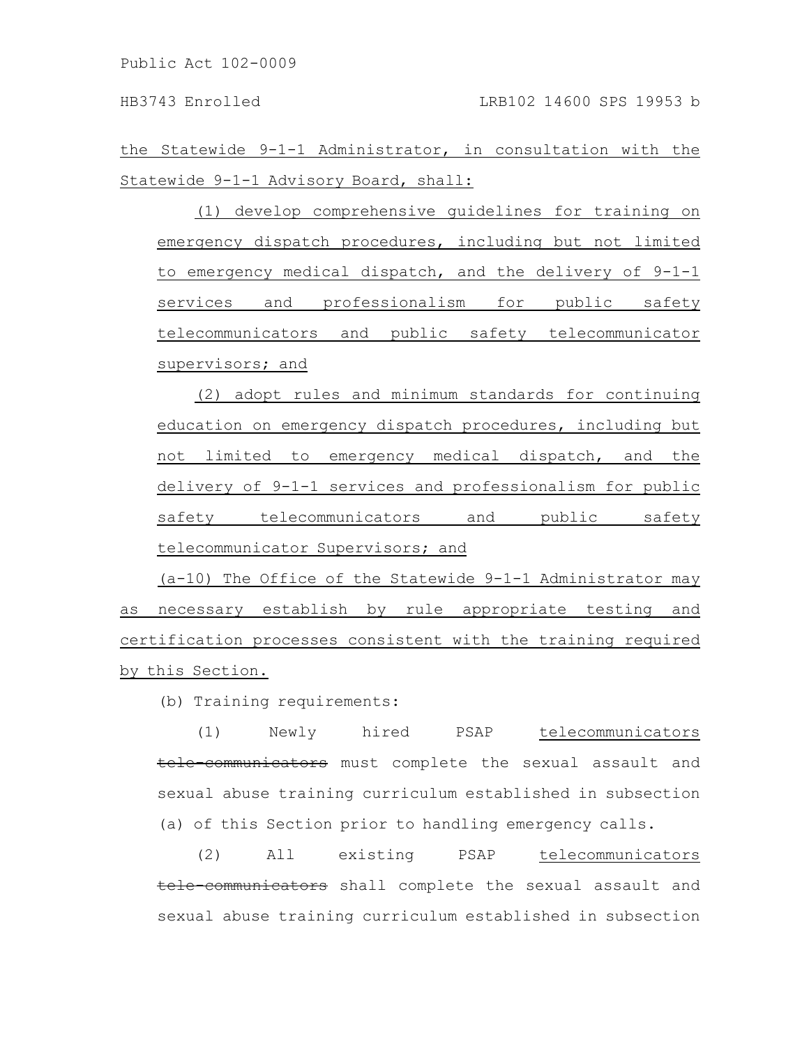the Statewide 9-1-1 Administrator, in consultation with the Statewide 9-1-1 Advisory Board, shall:

(1) develop comprehensive guidelines for training on emergency dispatch procedures, including but not limited to emergency medical dispatch, and the delivery of 9-1-1 services and professionalism for public safety telecommunicators and public safety telecommunicator supervisors; and

(2) adopt rules and minimum standards for continuing education on emergency dispatch procedures, including but not limited to emergency medical dispatch, and the delivery of 9-1-1 services and professionalism for public safety telecommunicators and public safety telecommunicator Supervisors; and

(a-10) The Office of the Statewide 9-1-1 Administrator may as necessary establish by rule appropriate testing and certification processes consistent with the training required by this Section.

(b) Training requirements:

(1) Newly hired PSAP telecommunicators ~~tele-communicators~~ must complete the sexual assault and sexual abuse training curriculum established in subsection (a) of this Section prior to handling emergency calls.

(2) All existing PSAP telecommunicators ~~tele-communicators~~ shall complete the sexual assault and sexual abuse training curriculum established in subsection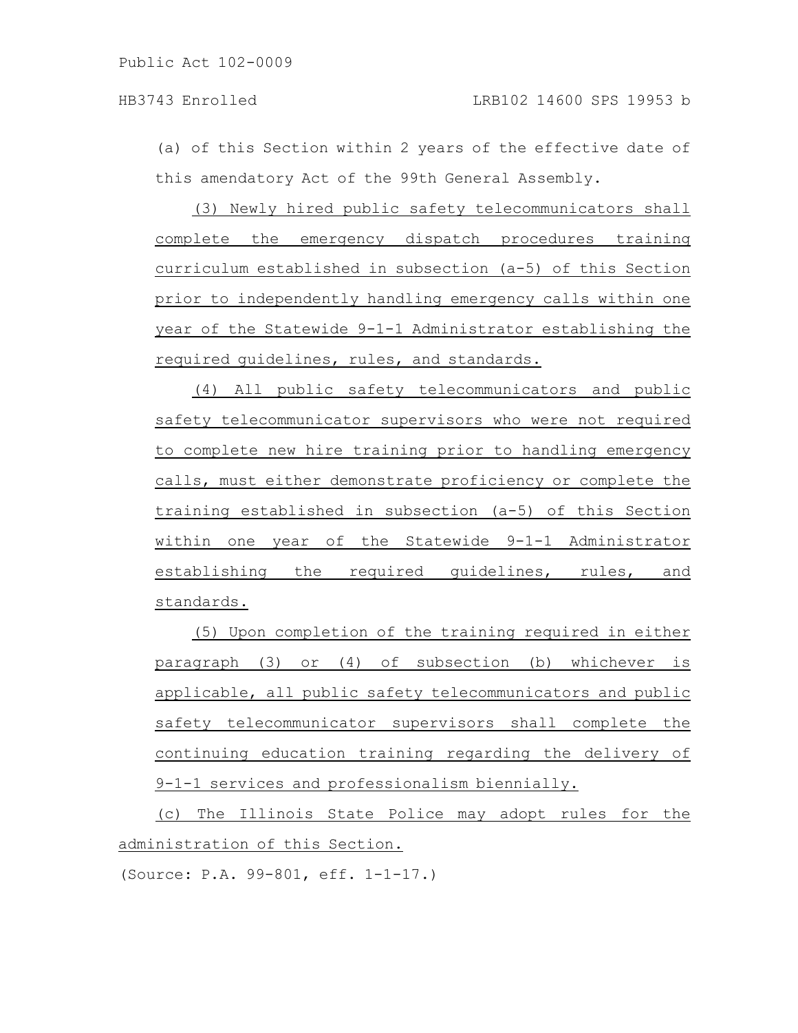(a) of this Section within 2 years of the effective date of this amendatory Act of the 99th General Assembly.

(3) Newly hired public safety telecommunicators shall complete the emergency dispatch procedures training curriculum established in subsection (a-5) of this Section prior to independently handling emergency calls within one year of the Statewide 9-1-1 Administrator establishing the required guidelines, rules, and standards.

(4) All public safety telecommunicators and public safety telecommunicator supervisors who were not required to complete new hire training prior to handling emergency calls, must either demonstrate proficiency or complete the training established in subsection (a-5) of this Section within one year of the Statewide 9-1-1 Administrator establishing the required guidelines, rules, and standards.

(5) Upon completion of the training required in either paragraph (3) or (4) of subsection (b) whichever is applicable, all public safety telecommunicators and public safety telecommunicator supervisors shall complete the continuing education training regarding the delivery of 9-1-1 services and professionalism biennially.

(c) The Illinois State Police may adopt rules for the administration of this Section.

(Source: P.A. 99-801, eff. 1-1-17.)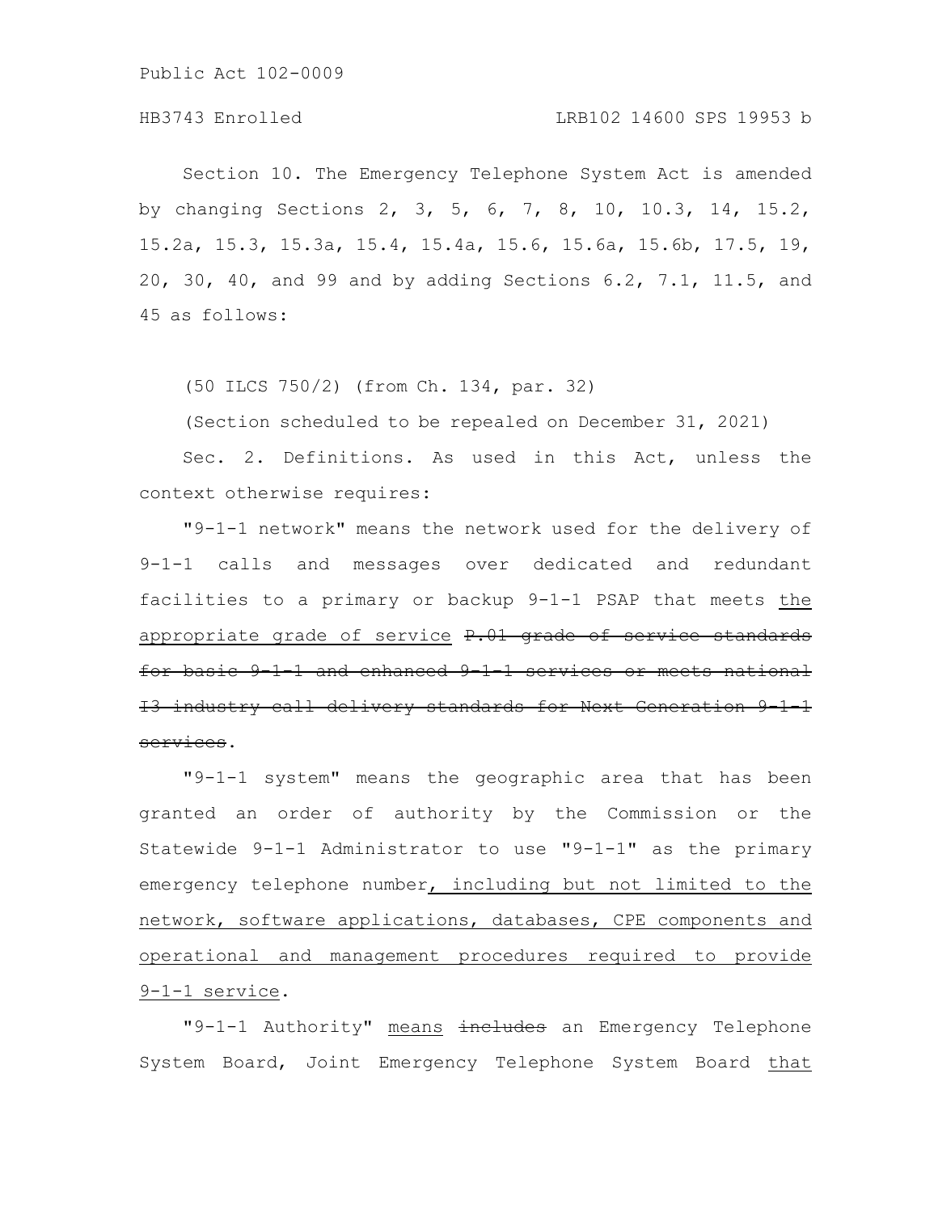Section 10. The Emergency Telephone System Act is amended by changing Sections 2, 3, 5, 6, 7, 8, 10, 10.3, 14, 15.2, 15.2a, 15.3, 15.3a, 15.4, 15.4a, 15.6, 15.6a, 15.6b, 17.5, 19, 20, 30, 40, and 99 and by adding Sections 6.2, 7.1, 11.5, and 45 as follows:

(50 ILCS 750/2) (from Ch. 134, par. 32)

(Section scheduled to be repealed on December 31, 2021)

Sec. 2. Definitions. As used in this Act, unless the context otherwise requires:

"9-1-1 network" means the network used for the delivery of 9-1-1 calls and messages over dedicated and redundant facilities to a primary or backup 9-1-1 PSAP that meets <u>the appropriate grade of service</u> ~~P.01 grade of service standards for basic 9-1-1 and enhanced 9-1-1 services or meets national I3 industry call delivery standards for Next Generation 9-1-1 services~~.

"9-1-1 system" means the geographic area that has been granted an order of authority by the Commission or the Statewide 9-1-1 Administrator to use "9-1-1" as the primary emergency telephone number<u>, including but not limited to the network, software applications, databases, CPE components and operational and management procedures required to provide 9-1-1 service</u>.

"9-1-1 Authority" <u>means</u> ~~includes~~ an Emergency Telephone System Board, Joint Emergency Telephone System Board <u>that</u>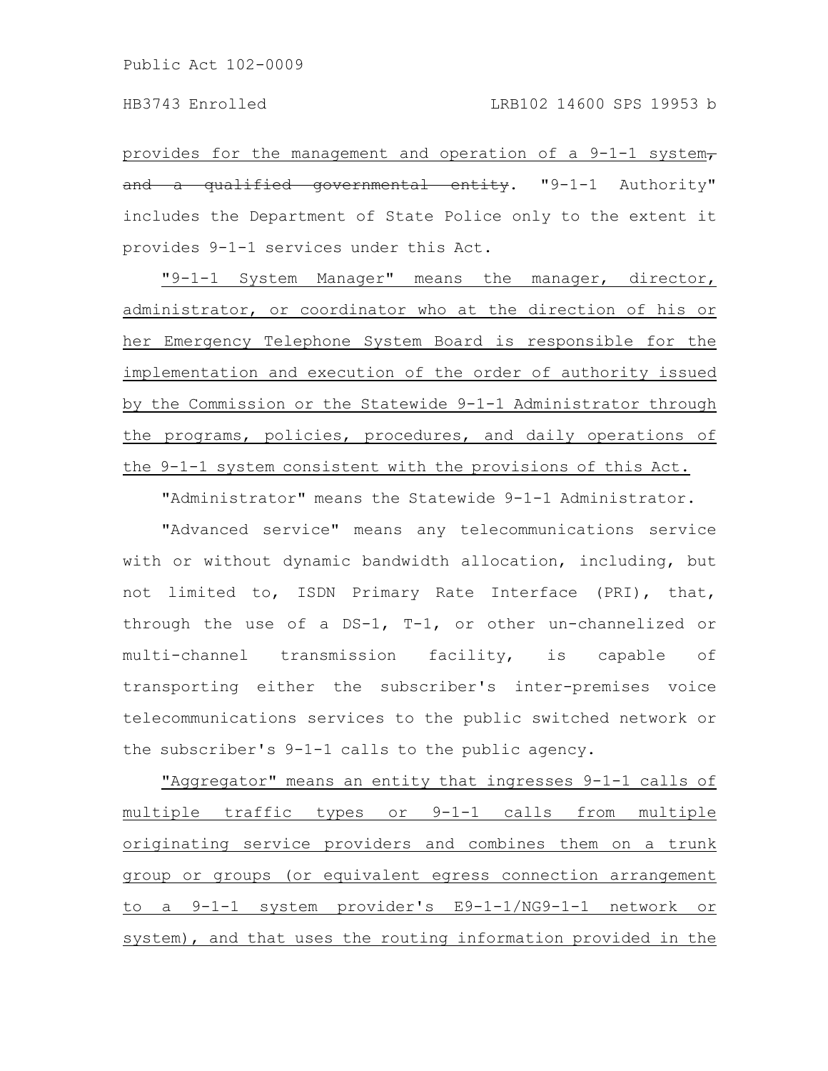provides for the management and operation of a 9-1-1 system~~, and a qualified governmental entity~~. "9-1-1 Authority" includes the Department of State Police only to the extent it provides 9-1-1 services under this Act.

"9-1-1 System Manager" means the manager, director, administrator, or coordinator who at the direction of his or her Emergency Telephone System Board is responsible for the implementation and execution of the order of authority issued by the Commission or the Statewide 9-1-1 Administrator through the programs, policies, procedures, and daily operations of the 9-1-1 system consistent with the provisions of this Act.

"Administrator" means the Statewide 9-1-1 Administrator.

"Advanced service" means any telecommunications service with or without dynamic bandwidth allocation, including, but not limited to, ISDN Primary Rate Interface (PRI), that, through the use of a DS-1, T-1, or other un-channelized or multi-channel transmission facility, is capable of transporting either the subscriber's inter-premises voice telecommunications services to the public switched network or the subscriber's 9-1-1 calls to the public agency.

"Aggregator" means an entity that ingresses 9-1-1 calls of multiple traffic types or 9-1-1 calls from multiple originating service providers and combines them on a trunk group or groups (or equivalent egress connection arrangement to a 9-1-1 system provider's E9-1-1/NG9-1-1 network or system), and that uses the routing information provided in the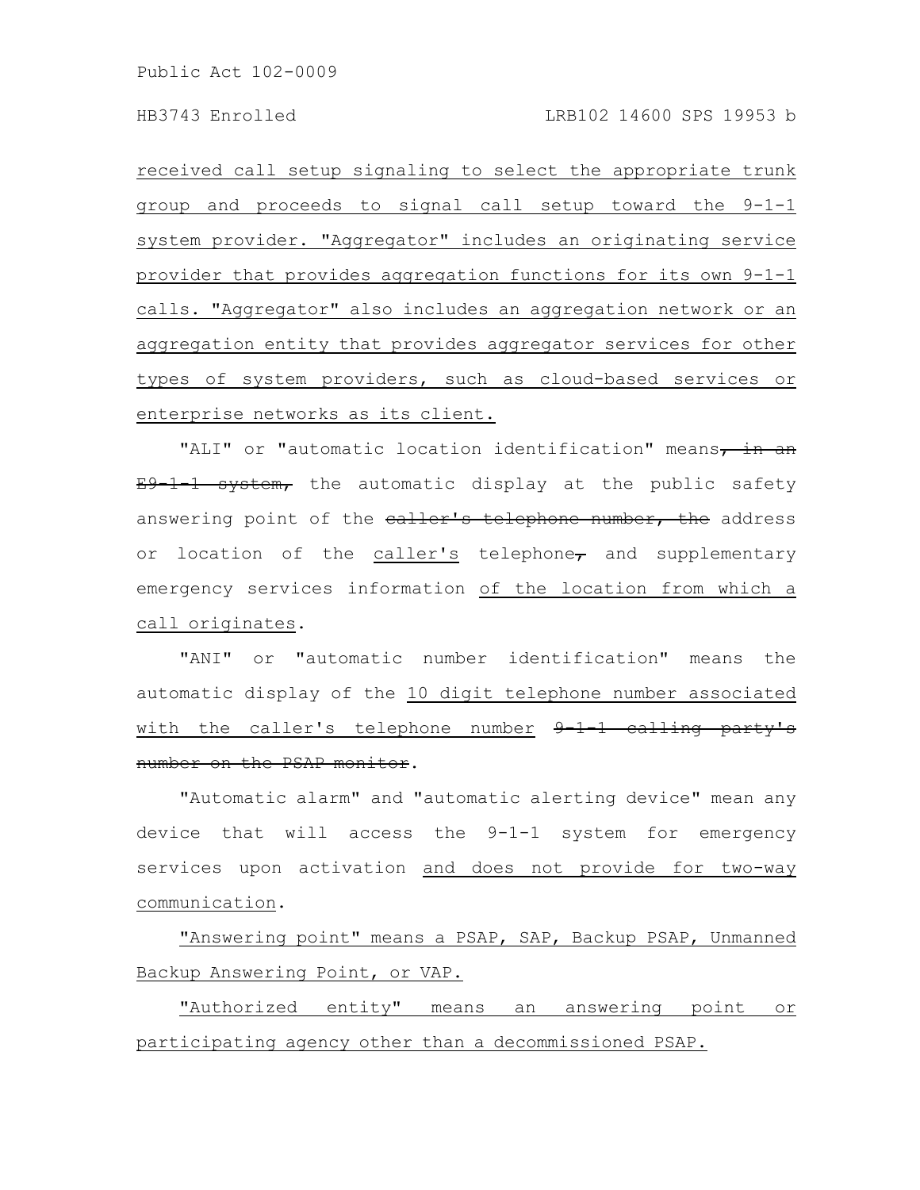received call setup signaling to select the appropriate trunk group and proceeds to signal call setup toward the 9-1-1 system provider. "Aggregator" includes an originating service provider that provides aggregation functions for its own 9-1-1 calls. "Aggregator" also includes an aggregation network or an aggregation entity that provides aggregator services for other types of system providers, such as cloud-based services or enterprise networks as its client.

"ALI" or "automatic location identification" means~~, in an E9-1-1 system,~~ the automatic display at the public safety answering point of the ~~caller's telephone number, the~~ address or location of the caller's telephone~~,~~ and supplementary emergency services information of the location from which a call originates.

"ANI" or "automatic number identification" means the automatic display of the 10 digit telephone number associated with the caller's telephone number ~~9-1-1 calling party's number on the PSAP monitor~~.

"Automatic alarm" and "automatic alerting device" mean any device that will access the 9-1-1 system for emergency services upon activation and does not provide for two-way communication.

"Answering point" means a PSAP, SAP, Backup PSAP, Unmanned Backup Answering Point, or VAP.

"Authorized entity" means an answering point or participating agency other than a decommissioned PSAP.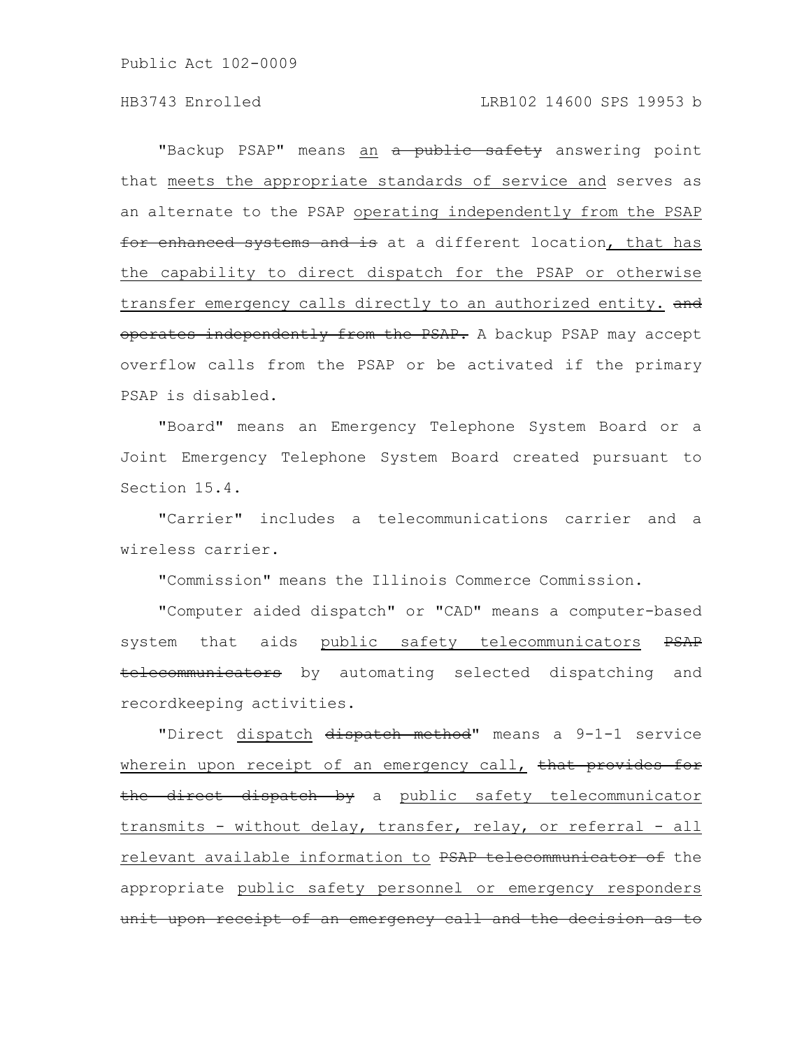"Backup PSAP" means <u>an</u> ~~a public safety~~ answering point that <u>meets the appropriate standards of service and</u> serves as an alternate to the PSAP <u>operating independently from the PSAP</u> ~~for enhanced systems and is~~ at a different location<u>, that has the capability to direct dispatch for the PSAP or otherwise transfer emergency calls directly to an authorized entity.</u> ~~and operates independently from the PSAP.~~ A backup PSAP may accept overflow calls from the PSAP or be activated if the primary PSAP is disabled.

"Board" means an Emergency Telephone System Board or a Joint Emergency Telephone System Board created pursuant to Section 15.4.

"Carrier" includes a telecommunications carrier and a wireless carrier.

"Commission" means the Illinois Commerce Commission.

"Computer aided dispatch" or "CAD" means a computer-based system that aids <u>public safety telecommunicators</u> ~~PSAP telecommunicators~~ by automating selected dispatching and recordkeeping activities.

"Direct <u>dispatch</u> ~~dispatch method~~" means a 9-1-1 service <u>wherein upon receipt of an emergency call,</u> ~~that provides for the direct dispatch by~~ a <u>public safety telecommunicator transmits - without delay, transfer, relay, or referral - all relevant available information to</u> ~~PSAP telecommunicator of~~ the appropriate <u>public safety personnel or emergency responders</u> ~~unit upon receipt of an emergency call and the decision as to~~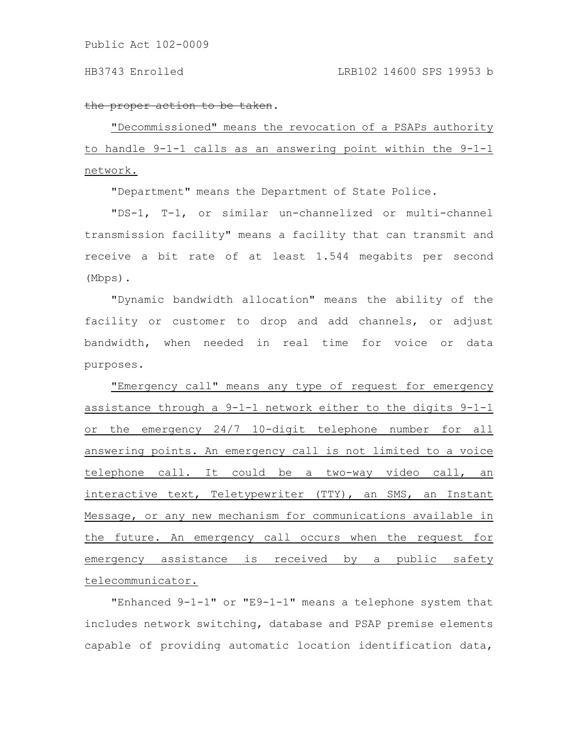~~the proper action to be taken~~.

<u>"Decommissioned" means the revocation of a PSAPs authority to handle 9-1-1 calls as an answering point within the 9-1-1 network.</u>

"Department" means the Department of State Police.

"DS-1, T-1, or similar un-channelized or multi-channel transmission facility" means a facility that can transmit and receive a bit rate of at least 1.544 megabits per second (Mbps).

"Dynamic bandwidth allocation" means the ability of the facility or customer to drop and add channels, or adjust bandwidth, when needed in real time for voice or data purposes.

<u>"Emergency call" means any type of request for emergency assistance through a 9-1-1 network either to the digits 9-1-1 or the emergency 24/7 10-digit telephone number for all answering points. An emergency call is not limited to a voice telephone call. It could be a two-way video call, an interactive text, Teletypewriter (TTY), an SMS, an Instant Message, or any new mechanism for communications available in the future. An emergency call occurs when the request for emergency assistance is received by a public safety telecommunicator.</u>

"Enhanced 9-1-1" or "E9-1-1" means a telephone system that includes network switching, database and PSAP premise elements capable of providing automatic location identification data,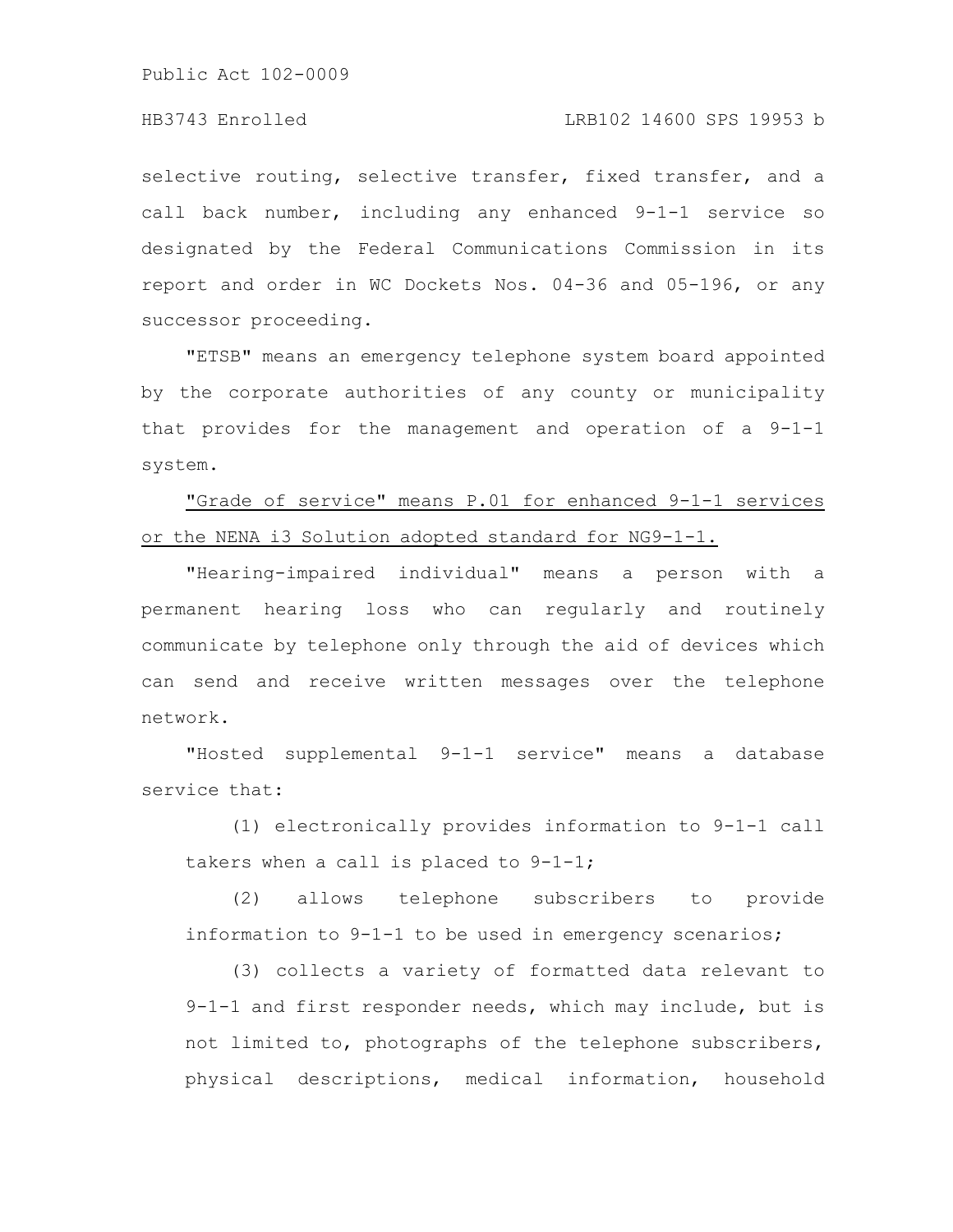selective routing, selective transfer, fixed transfer, and a call back number, including any enhanced 9-1-1 service so designated by the Federal Communications Commission in its report and order in WC Dockets Nos. 04-36 and 05-196, or any successor proceeding.

"ETSB" means an emergency telephone system board appointed by the corporate authorities of any county or municipality that provides for the management and operation of a 9-1-1 system.

<u>"Grade of service" means P.01 for enhanced 9-1-1 services or the NENA i3 Solution adopted standard for NG9-1-1.</u>

"Hearing-impaired individual" means a person with a permanent hearing loss who can regularly and routinely communicate by telephone only through the aid of devices which can send and receive written messages over the telephone network.

"Hosted supplemental 9-1-1 service" means a database service that:

(1) electronically provides information to 9-1-1 call takers when a call is placed to 9-1-1;

(2) allows telephone subscribers to provide information to 9-1-1 to be used in emergency scenarios;

(3) collects a variety of formatted data relevant to 9-1-1 and first responder needs, which may include, but is not limited to, photographs of the telephone subscribers, physical descriptions, medical information, household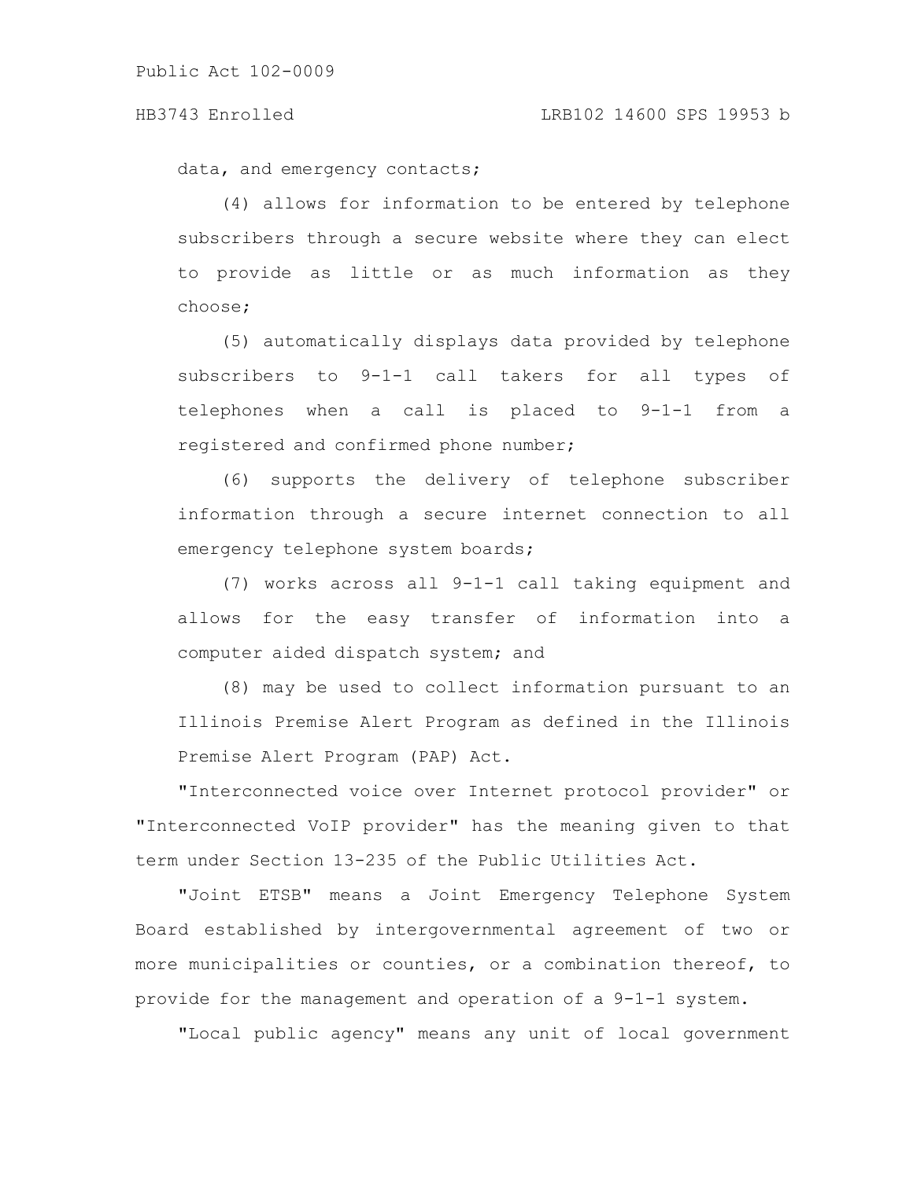data, and emergency contacts;

(4) allows for information to be entered by telephone subscribers through a secure website where they can elect to provide as little or as much information as they choose;

(5) automatically displays data provided by telephone subscribers to 9-1-1 call takers for all types of telephones when a call is placed to 9-1-1 from a registered and confirmed phone number;

(6) supports the delivery of telephone subscriber information through a secure internet connection to all emergency telephone system boards;

(7) works across all 9-1-1 call taking equipment and allows for the easy transfer of information into a computer aided dispatch system; and

(8) may be used to collect information pursuant to an Illinois Premise Alert Program as defined in the Illinois Premise Alert Program (PAP) Act.

"Interconnected voice over Internet protocol provider" or "Interconnected VoIP provider" has the meaning given to that term under Section 13-235 of the Public Utilities Act.

"Joint ETSB" means a Joint Emergency Telephone System Board established by intergovernmental agreement of two or more municipalities or counties, or a combination thereof, to provide for the management and operation of a 9-1-1 system.

"Local public agency" means any unit of local government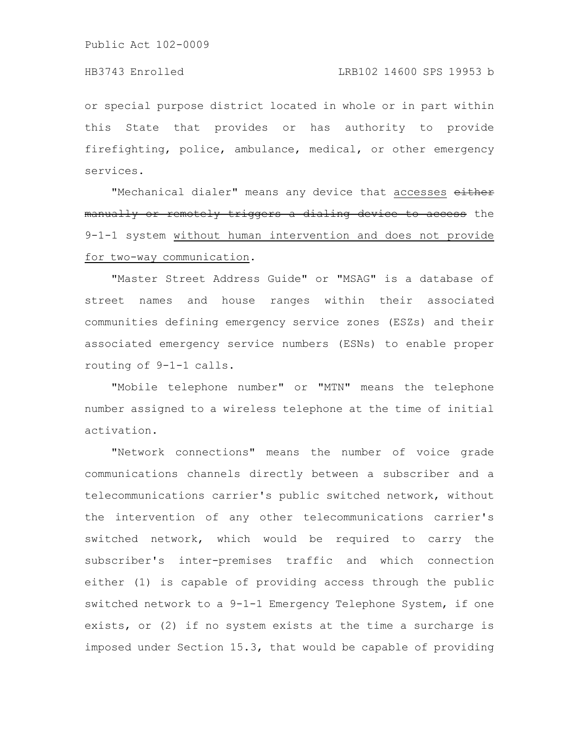or special purpose district located in whole or in part within this State that provides or has authority to provide firefighting, police, ambulance, medical, or other emergency services.

"Mechanical dialer" means any device that <u>accesses</u> ~~either manually or remotely triggers a dialing device to access~~ the 9-1-1 system <u>without human intervention and does not provide for two-way communication</u>.

"Master Street Address Guide" or "MSAG" is a database of street names and house ranges within their associated communities defining emergency service zones (ESZs) and their associated emergency service numbers (ESNs) to enable proper routing of 9-1-1 calls.

"Mobile telephone number" or "MTN" means the telephone number assigned to a wireless telephone at the time of initial activation.

"Network connections" means the number of voice grade communications channels directly between a subscriber and a telecommunications carrier's public switched network, without the intervention of any other telecommunications carrier's switched network, which would be required to carry the subscriber's inter-premises traffic and which connection either (1) is capable of providing access through the public switched network to a 9-1-1 Emergency Telephone System, if one exists, or (2) if no system exists at the time a surcharge is imposed under Section 15.3, that would be capable of providing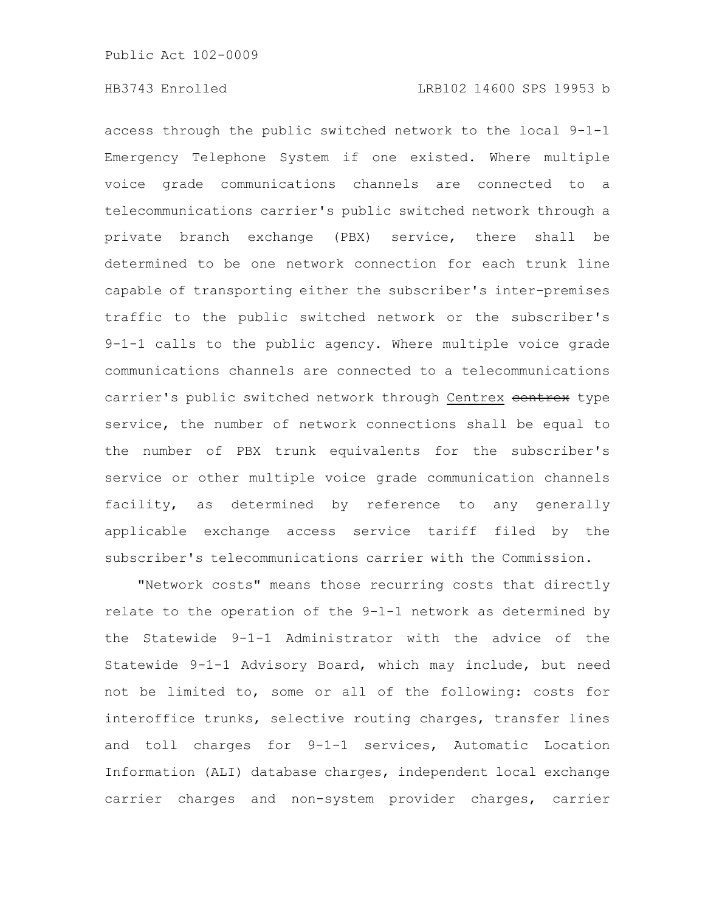access through the public switched network to the local 9-1-1 Emergency Telephone System if one existed. Where multiple voice grade communications channels are connected to a telecommunications carrier's public switched network through a private branch exchange (PBX) service, there shall be determined to be one network connection for each trunk line capable of transporting either the subscriber's inter-premises traffic to the public switched network or the subscriber's 9-1-1 calls to the public agency. Where multiple voice grade communications channels are connected to a telecommunications carrier's public switched network through Centrex ~~centrex~~ type service, the number of network connections shall be equal to the number of PBX trunk equivalents for the subscriber's service or other multiple voice grade communication channels facility, as determined by reference to any generally applicable exchange access service tariff filed by the subscriber's telecommunications carrier with the Commission.

"Network costs" means those recurring costs that directly relate to the operation of the 9-1-1 network as determined by the Statewide 9-1-1 Administrator with the advice of the Statewide 9-1-1 Advisory Board, which may include, but need not be limited to, some or all of the following: costs for interoffice trunks, selective routing charges, transfer lines and toll charges for 9-1-1 services, Automatic Location Information (ALI) database charges, independent local exchange carrier charges and non-system provider charges, carrier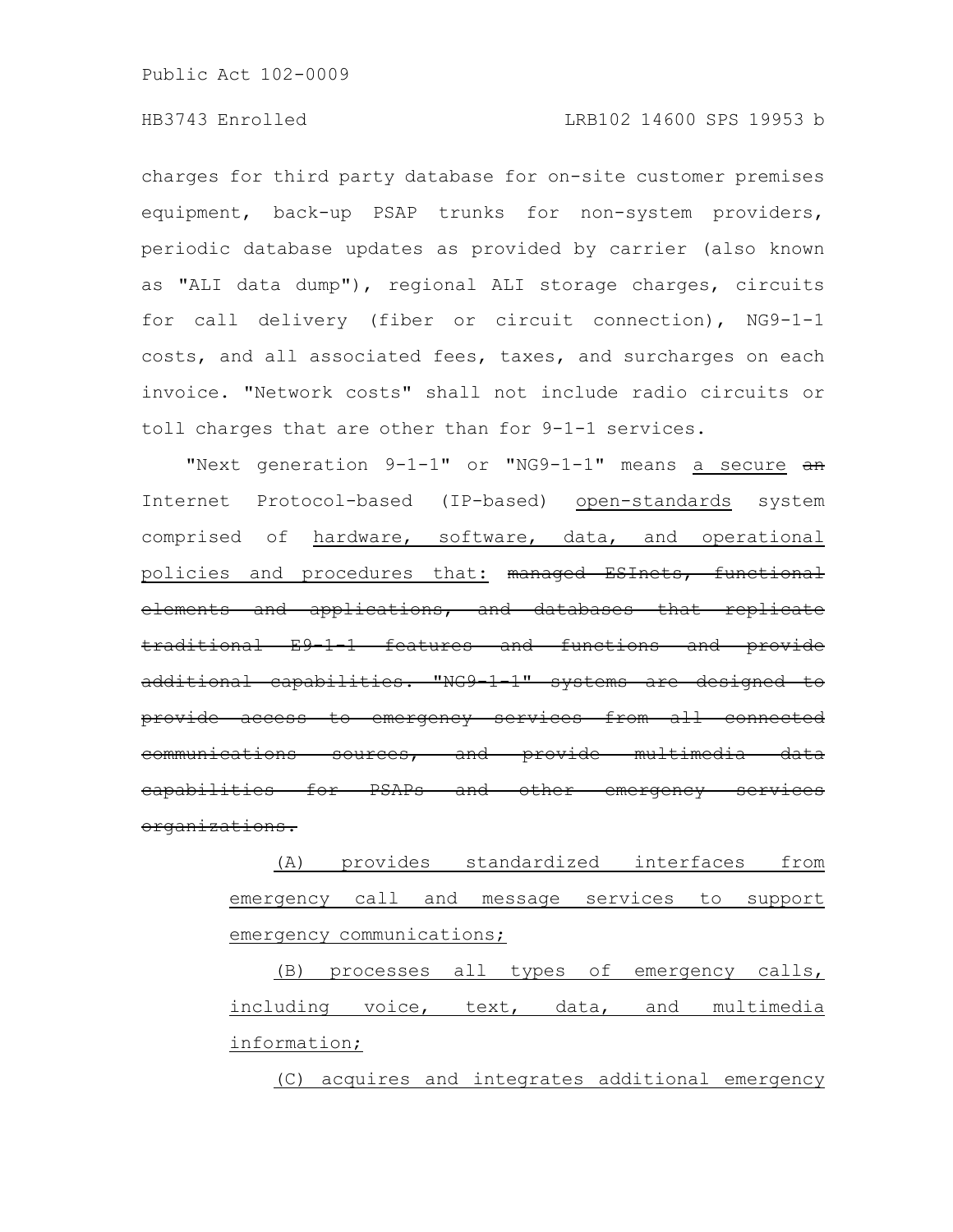charges for third party database for on-site customer premises equipment, back-up PSAP trunks for non-system providers, periodic database updates as provided by carrier (also known as "ALI data dump"), regional ALI storage charges, circuits for call delivery (fiber or circuit connection), NG9-1-1 costs, and all associated fees, taxes, and surcharges on each invoice. "Network costs" shall not include radio circuits or toll charges that are other than for 9-1-1 services.

"Next generation 9-1-1" or "NG9-1-1" means a secure ~~an~~ Internet Protocol-based (IP-based) open-standards system comprised of hardware, software, data, and operational policies and procedures that: ~~managed ESInets, functional elements and applications, and databases that replicate traditional E9-1-1 features and functions and provide additional capabilities. "NG9-1-1" systems are designed to provide access to emergency services from all connected communications sources, and provide multimedia data capabilities for PSAPs and other emergency services organizations.~~

(A) provides standardized interfaces from emergency call and message services to support emergency communications;

(B) processes all types of emergency calls, including voice, text, data, and multimedia information;

(C) acquires and integrates additional emergency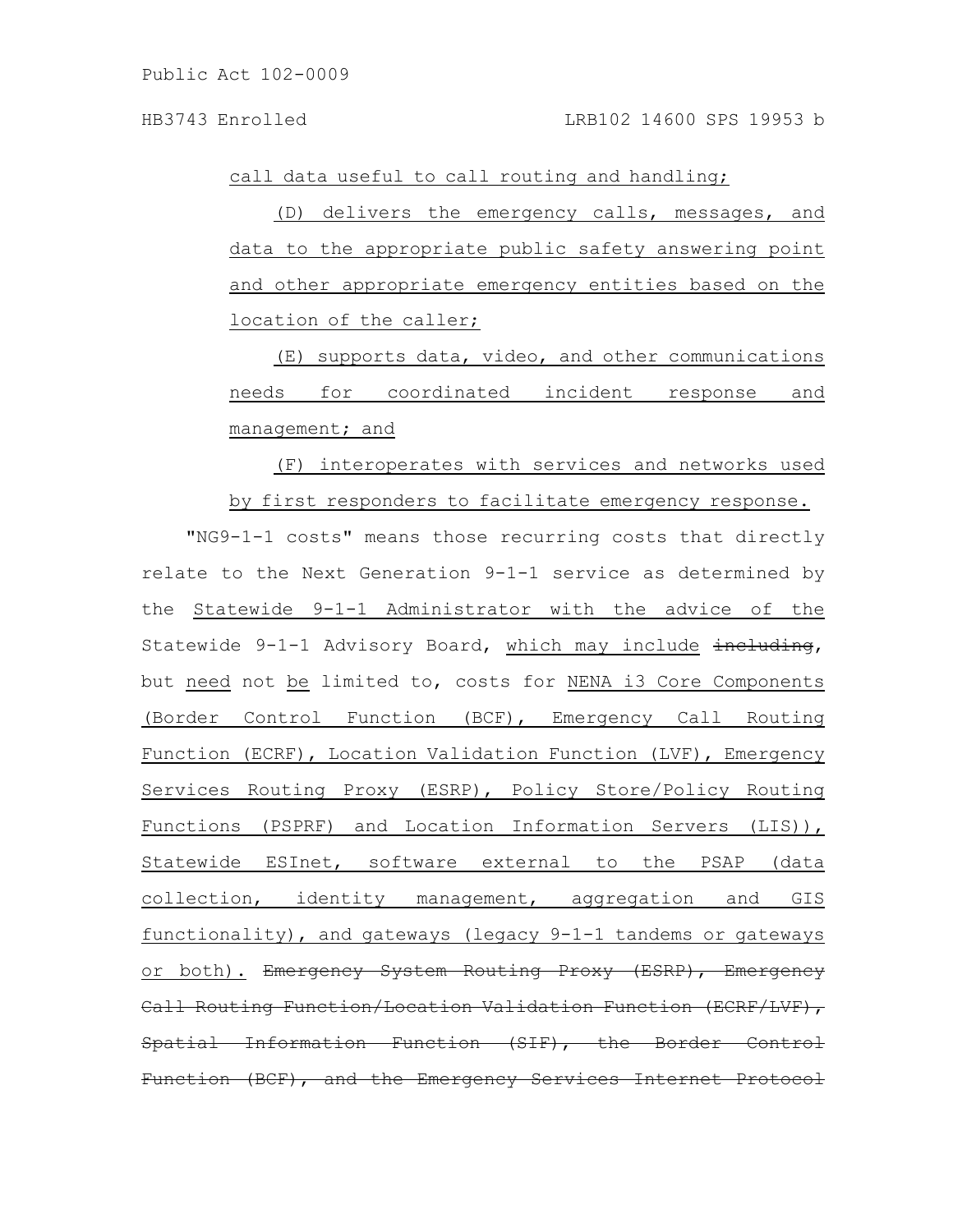call data useful to call routing and handling;

(D) delivers the emergency calls, messages, and data to the appropriate public safety answering point and other appropriate emergency entities based on the location of the caller;

(E) supports data, video, and other communications needs for coordinated incident response and management; and

(F) interoperates with services and networks used by first responders to facilitate emergency response.

"NG9-1-1 costs" means those recurring costs that directly relate to the Next Generation 9-1-1 service as determined by the Statewide 9-1-1 Administrator with the advice of the Statewide 9-1-1 Advisory Board, which may include ~~including~~, but need not be limited to, costs for NENA i3 Core Components (Border Control Function (BCF), Emergency Call Routing Function (ECRF), Location Validation Function (LVF), Emergency Services Routing Proxy (ESRP), Policy Store/Policy Routing Functions (PSPRF) and Location Information Servers (LIS)), Statewide ESInet, software external to the PSAP (data collection, identity management, aggregation and GIS functionality), and gateways (legacy 9-1-1 tandems or gateways or both). ~~Emergency System Routing Proxy (ESRP), Emergency Call Routing Function/Location Validation Function (ECRF/LVF), Spatial Information Function (SIF), the Border Control Function (BCF), and the Emergency Services Internet Protocol~~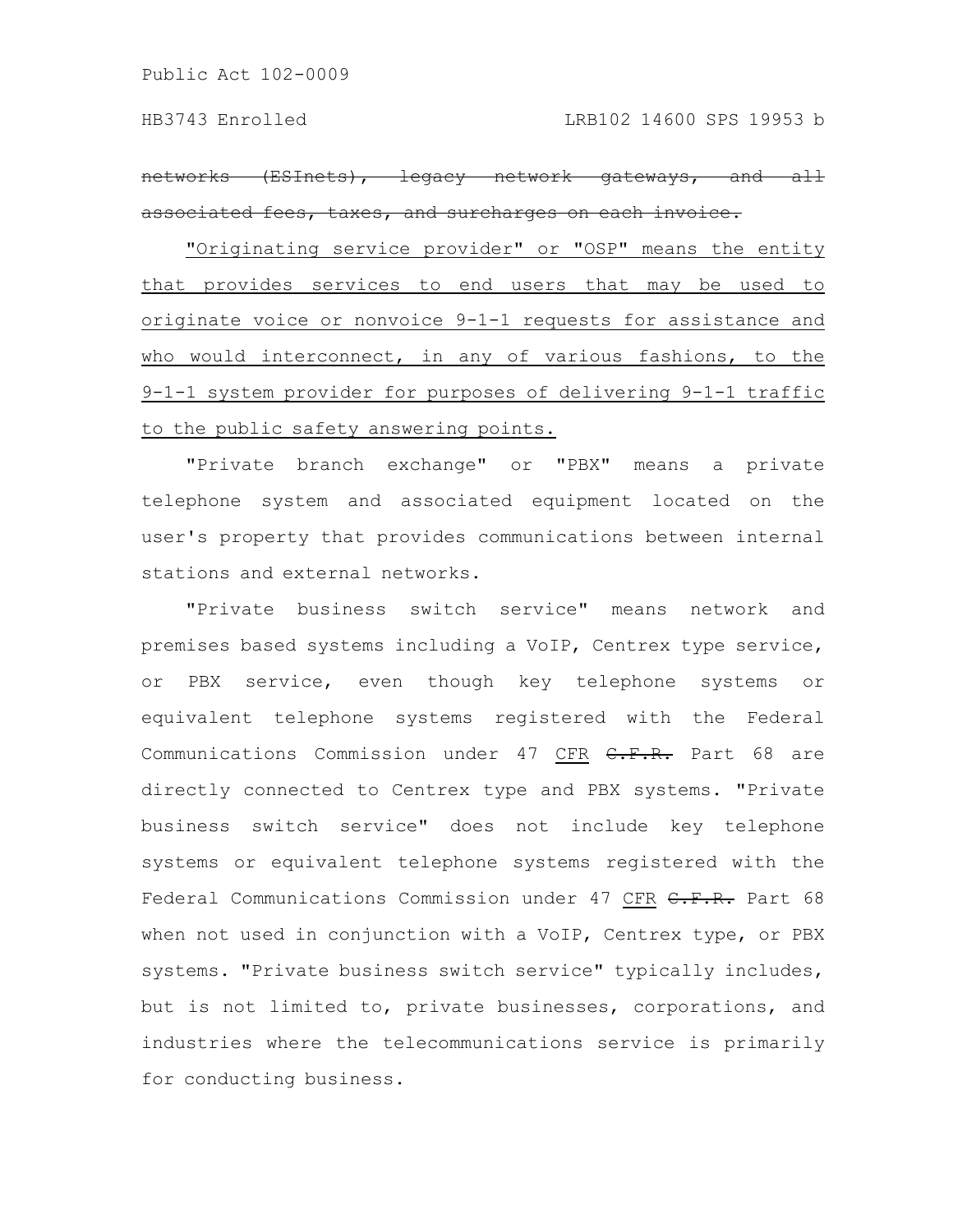~~networks (ESInets), legacy network gateways, and all associated fees, taxes, and surcharges on each invoice.~~

"Originating service provider" or "OSP" means the entity that provides services to end users that may be used to originate voice or nonvoice 9-1-1 requests for assistance and who would interconnect, in any of various fashions, to the 9-1-1 system provider for purposes of delivering 9-1-1 traffic to the public safety answering points.

"Private branch exchange" or "PBX" means a private telephone system and associated equipment located on the user's property that provides communications between internal stations and external networks.

"Private business switch service" means network and premises based systems including a VoIP, Centrex type service, or PBX service, even though key telephone systems or equivalent telephone systems registered with the Federal Communications Commission under 47 CFR ~~C.F.R.~~ Part 68 are directly connected to Centrex type and PBX systems. "Private business switch service" does not include key telephone systems or equivalent telephone systems registered with the Federal Communications Commission under 47 CFR ~~C.F.R.~~ Part 68 when not used in conjunction with a VoIP, Centrex type, or PBX systems. "Private business switch service" typically includes, but is not limited to, private businesses, corporations, and industries where the telecommunications service is primarily for conducting business.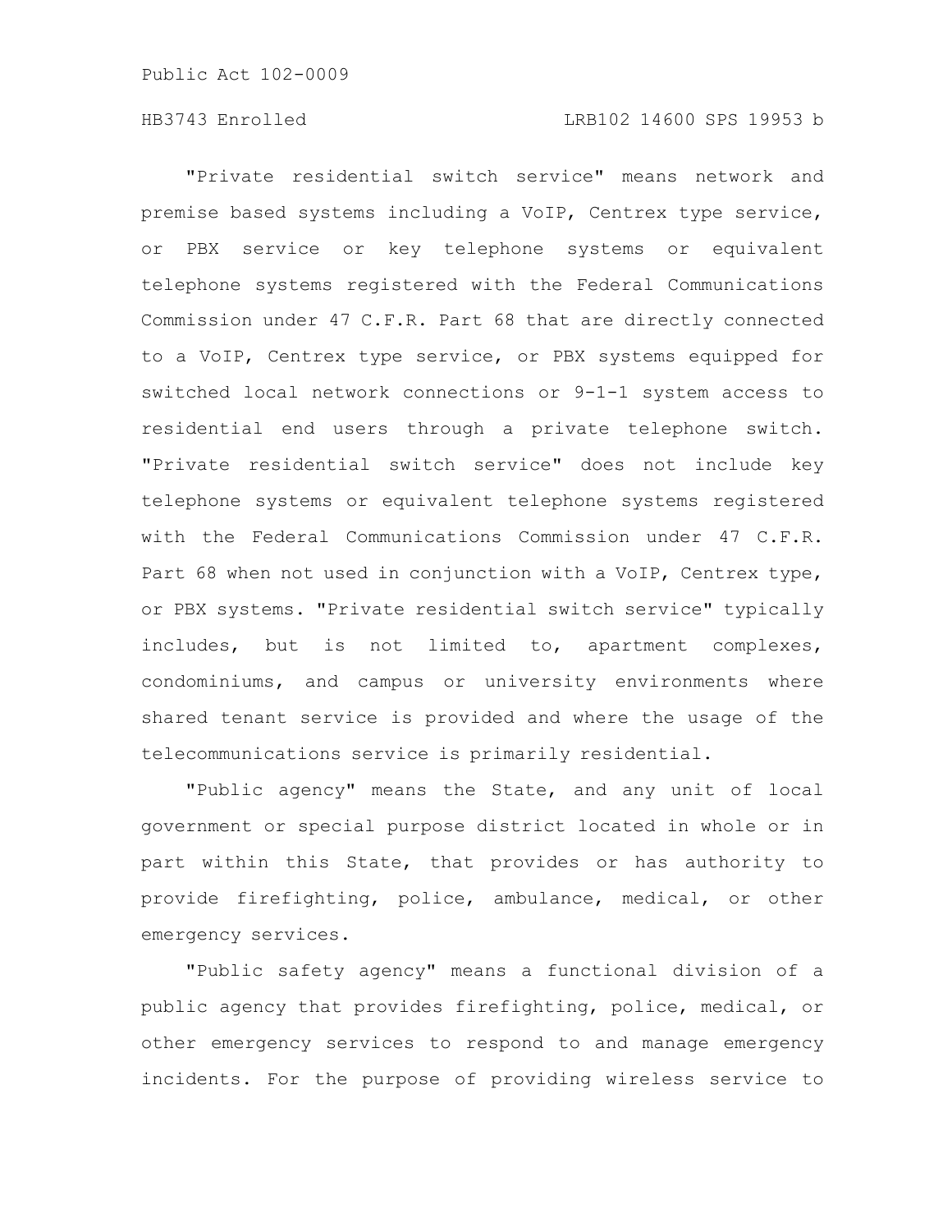"Private residential switch service" means network and premise based systems including a VoIP, Centrex type service, or PBX service or key telephone systems or equivalent telephone systems registered with the Federal Communications Commission under 47 C.F.R. Part 68 that are directly connected to a VoIP, Centrex type service, or PBX systems equipped for switched local network connections or 9-1-1 system access to residential end users through a private telephone switch. "Private residential switch service" does not include key telephone systems or equivalent telephone systems registered with the Federal Communications Commission under 47 C.F.R. Part 68 when not used in conjunction with a VoIP, Centrex type, or PBX systems. "Private residential switch service" typically includes, but is not limited to, apartment complexes, condominiums, and campus or university environments where shared tenant service is provided and where the usage of the telecommunications service is primarily residential.

"Public agency" means the State, and any unit of local government or special purpose district located in whole or in part within this State, that provides or has authority to provide firefighting, police, ambulance, medical, or other emergency services.

"Public safety agency" means a functional division of a public agency that provides firefighting, police, medical, or other emergency services to respond to and manage emergency incidents. For the purpose of providing wireless service to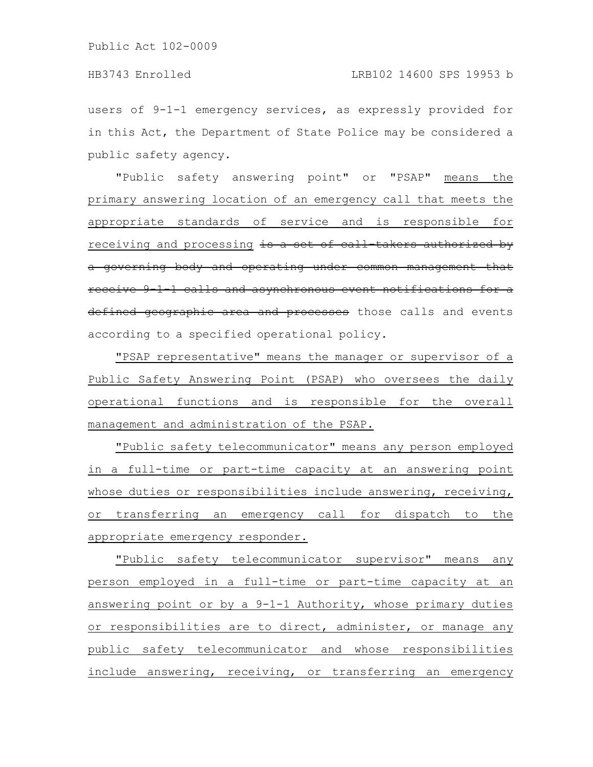users of 9-1-1 emergency services, as expressly provided for in this Act, the Department of State Police may be considered a public safety agency.

"Public safety answering point" or "PSAP" means the primary answering location of an emergency call that meets the appropriate standards of service and is responsible for receiving and processing ~~is a set of call-takers authorized by a governing body and operating under common management that receive 9-1-1 calls and asynchronous event notifications for a defined geographic area and processes~~ those calls and events according to a specified operational policy.

"PSAP representative" means the manager or supervisor of a Public Safety Answering Point (PSAP) who oversees the daily operational functions and is responsible for the overall management and administration of the PSAP.

"Public safety telecommunicator" means any person employed in a full-time or part-time capacity at an answering point whose duties or responsibilities include answering, receiving, or transferring an emergency call for dispatch to the appropriate emergency responder.

"Public safety telecommunicator supervisor" means any person employed in a full-time or part-time capacity at an answering point or by a 9-1-1 Authority, whose primary duties or responsibilities are to direct, administer, or manage any public safety telecommunicator and whose responsibilities include answering, receiving, or transferring an emergency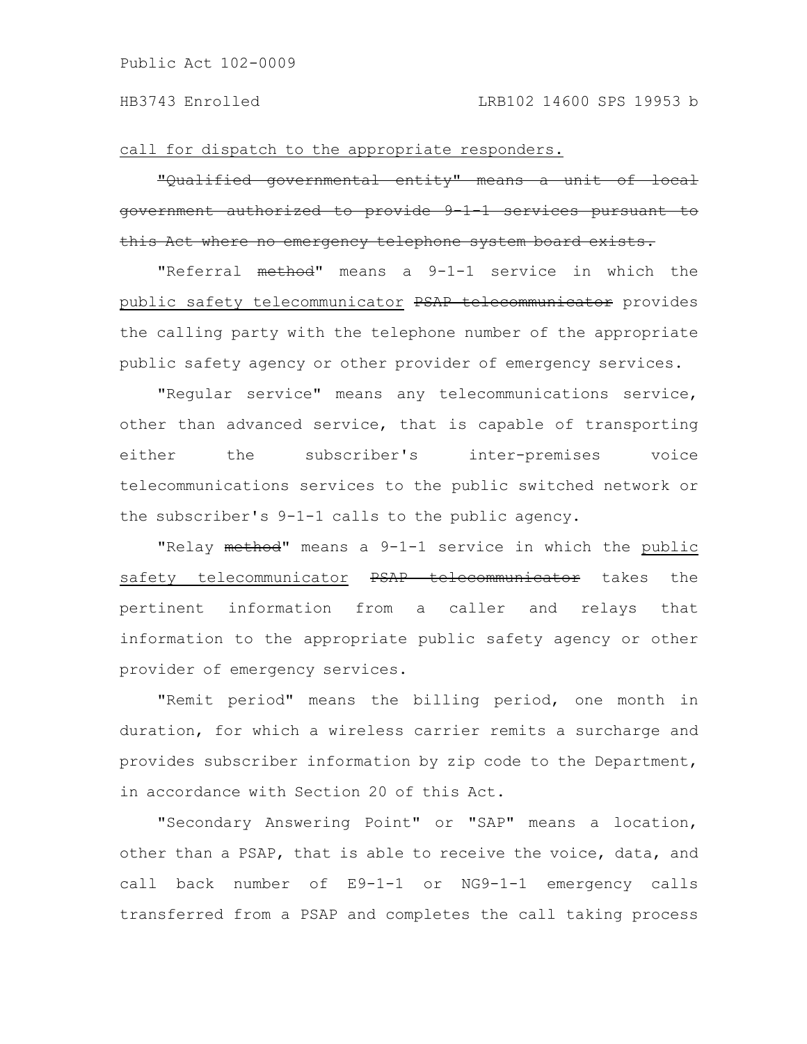call for dispatch to the appropriate responders.

~~"Qualified governmental entity" means a unit of local government authorized to provide 9-1-1 services pursuant to this Act where no emergency telephone system board exists.~~

"Referral ~~method~~" means a 9-1-1 service in which the public safety telecommunicator ~~PSAP telecommunicator~~ provides the calling party with the telephone number of the appropriate public safety agency or other provider of emergency services.

"Regular service" means any telecommunications service, other than advanced service, that is capable of transporting either the subscriber's inter-premises voice telecommunications services to the public switched network or the subscriber's 9-1-1 calls to the public agency.

"Relay ~~method~~" means a 9-1-1 service in which the public safety telecommunicator ~~PSAP telecommunicator~~ takes the pertinent information from a caller and relays that information to the appropriate public safety agency or other provider of emergency services.

"Remit period" means the billing period, one month in duration, for which a wireless carrier remits a surcharge and provides subscriber information by zip code to the Department, in accordance with Section 20 of this Act.

"Secondary Answering Point" or "SAP" means a location, other than a PSAP, that is able to receive the voice, data, and call back number of E9-1-1 or NG9-1-1 emergency calls transferred from a PSAP and completes the call taking process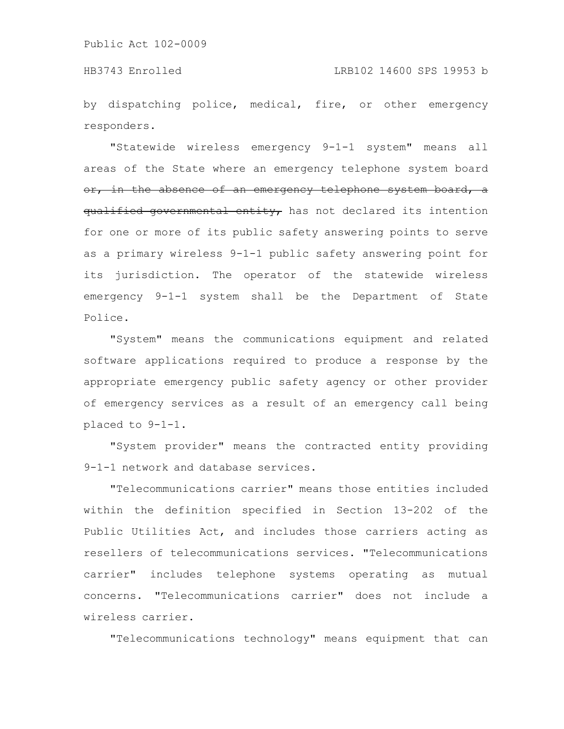by dispatching police, medical, fire, or other emergency responders.

"Statewide wireless emergency 9-1-1 system" means all areas of the State where an emergency telephone system board ~~or, in the absence of an emergency telephone system board, a qualified governmental entity,~~ has not declared its intention for one or more of its public safety answering points to serve as a primary wireless 9-1-1 public safety answering point for its jurisdiction. The operator of the statewide wireless emergency 9-1-1 system shall be the Department of State Police.

"System" means the communications equipment and related software applications required to produce a response by the appropriate emergency public safety agency or other provider of emergency services as a result of an emergency call being placed to 9-1-1.

"System provider" means the contracted entity providing 9-1-1 network and database services.

"Telecommunications carrier" means those entities included within the definition specified in Section 13-202 of the Public Utilities Act, and includes those carriers acting as resellers of telecommunications services. "Telecommunications carrier" includes telephone systems operating as mutual concerns. "Telecommunications carrier" does not include a wireless carrier.

"Telecommunications technology" means equipment that can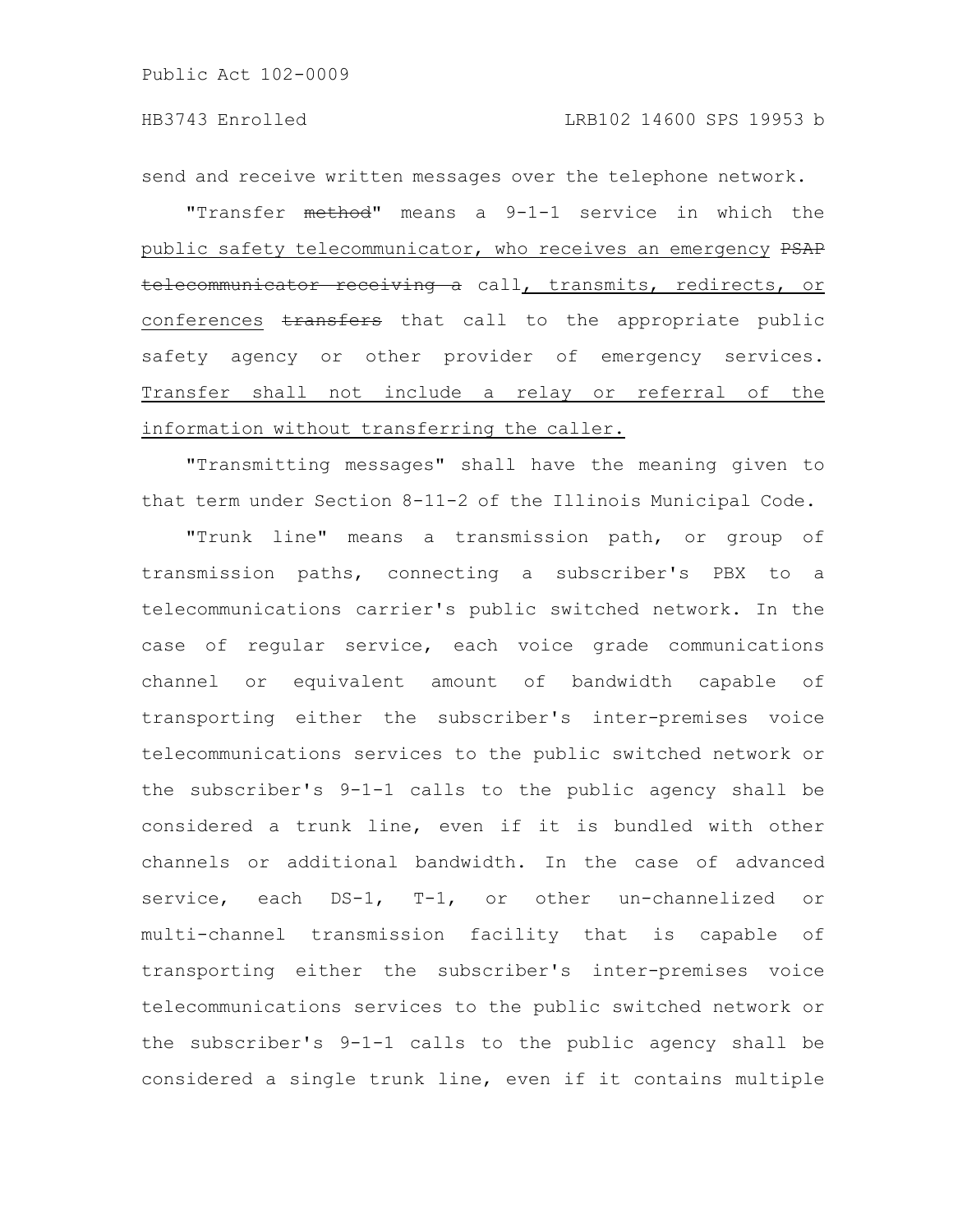send and receive written messages over the telephone network.

"Transfer ~~method~~" means a 9-1-1 service in which the <u>public safety telecommunicator, who receives an emergency</u> ~~PSAP telecommunicator receiving a~~ call<u>, transmits, redirects, or conferences</u> ~~transfers~~ that call to the appropriate public safety agency or other provider of emergency services. <u>Transfer shall not include a relay or referral of the information without transferring the caller.</u>

"Transmitting messages" shall have the meaning given to that term under Section 8-11-2 of the Illinois Municipal Code.

"Trunk line" means a transmission path, or group of transmission paths, connecting a subscriber's PBX to a telecommunications carrier's public switched network. In the case of regular service, each voice grade communications channel or equivalent amount of bandwidth capable of transporting either the subscriber's inter-premises voice telecommunications services to the public switched network or the subscriber's 9-1-1 calls to the public agency shall be considered a trunk line, even if it is bundled with other channels or additional bandwidth. In the case of advanced service, each DS-1, T-1, or other un-channelized or multi-channel transmission facility that is capable of transporting either the subscriber's inter-premises voice telecommunications services to the public switched network or the subscriber's 9-1-1 calls to the public agency shall be considered a single trunk line, even if it contains multiple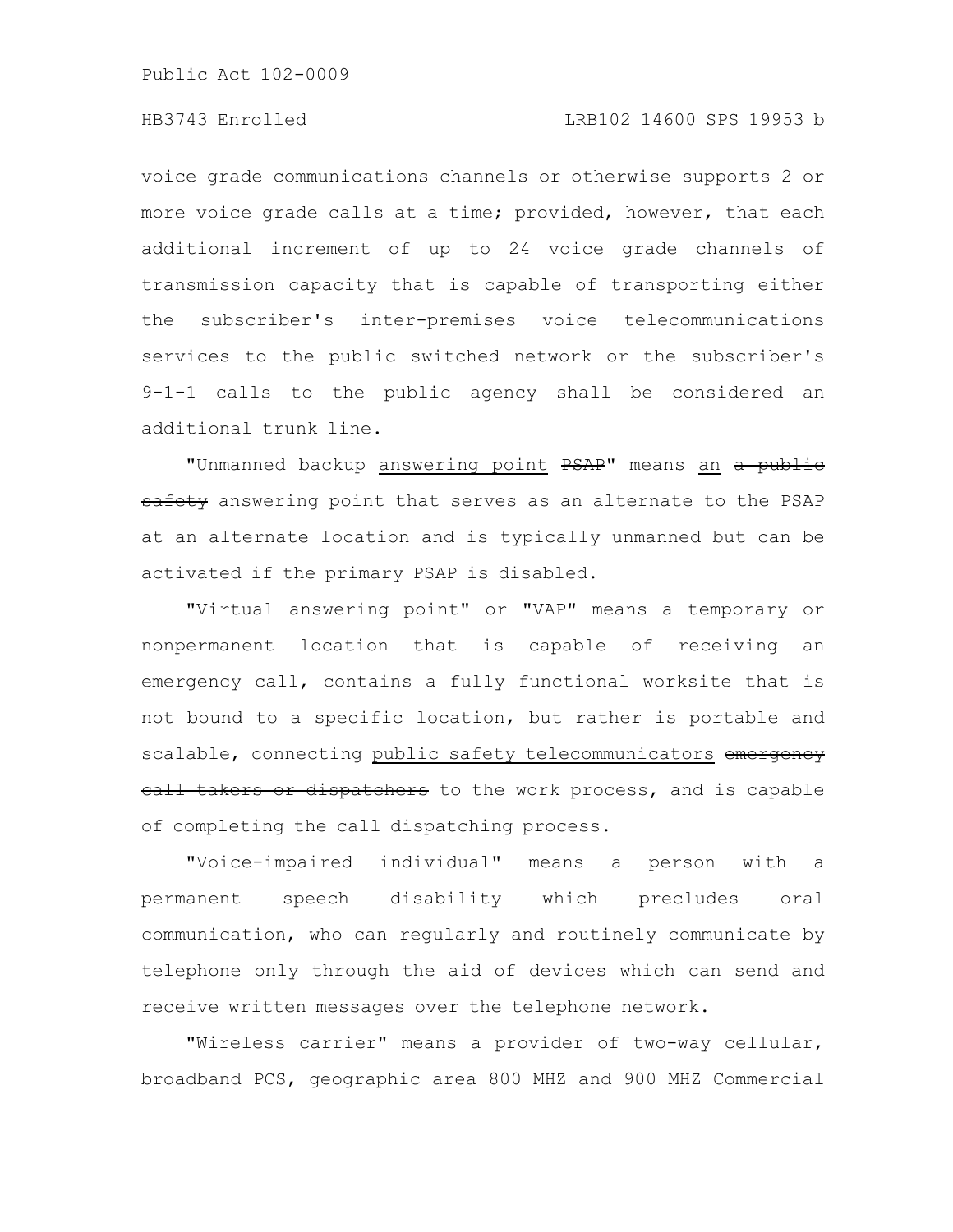voice grade communications channels or otherwise supports 2 or more voice grade calls at a time; provided, however, that each additional increment of up to 24 voice grade channels of transmission capacity that is capable of transporting either the subscriber's inter-premises voice telecommunications services to the public switched network or the subscriber's 9-1-1 calls to the public agency shall be considered an additional trunk line.

"Unmanned backup answering point ~~PSAP~~" means an ~~a public safety~~ answering point that serves as an alternate to the PSAP at an alternate location and is typically unmanned but can be activated if the primary PSAP is disabled.

"Virtual answering point" or "VAP" means a temporary or nonpermanent location that is capable of receiving an emergency call, contains a fully functional worksite that is not bound to a specific location, but rather is portable and scalable, connecting public safety telecommunicators ~~emergency call takers or dispatchers~~ to the work process, and is capable of completing the call dispatching process.

"Voice-impaired individual" means a person with a permanent speech disability which precludes oral communication, who can regularly and routinely communicate by telephone only through the aid of devices which can send and receive written messages over the telephone network.

"Wireless carrier" means a provider of two-way cellular, broadband PCS, geographic area 800 MHZ and 900 MHZ Commercial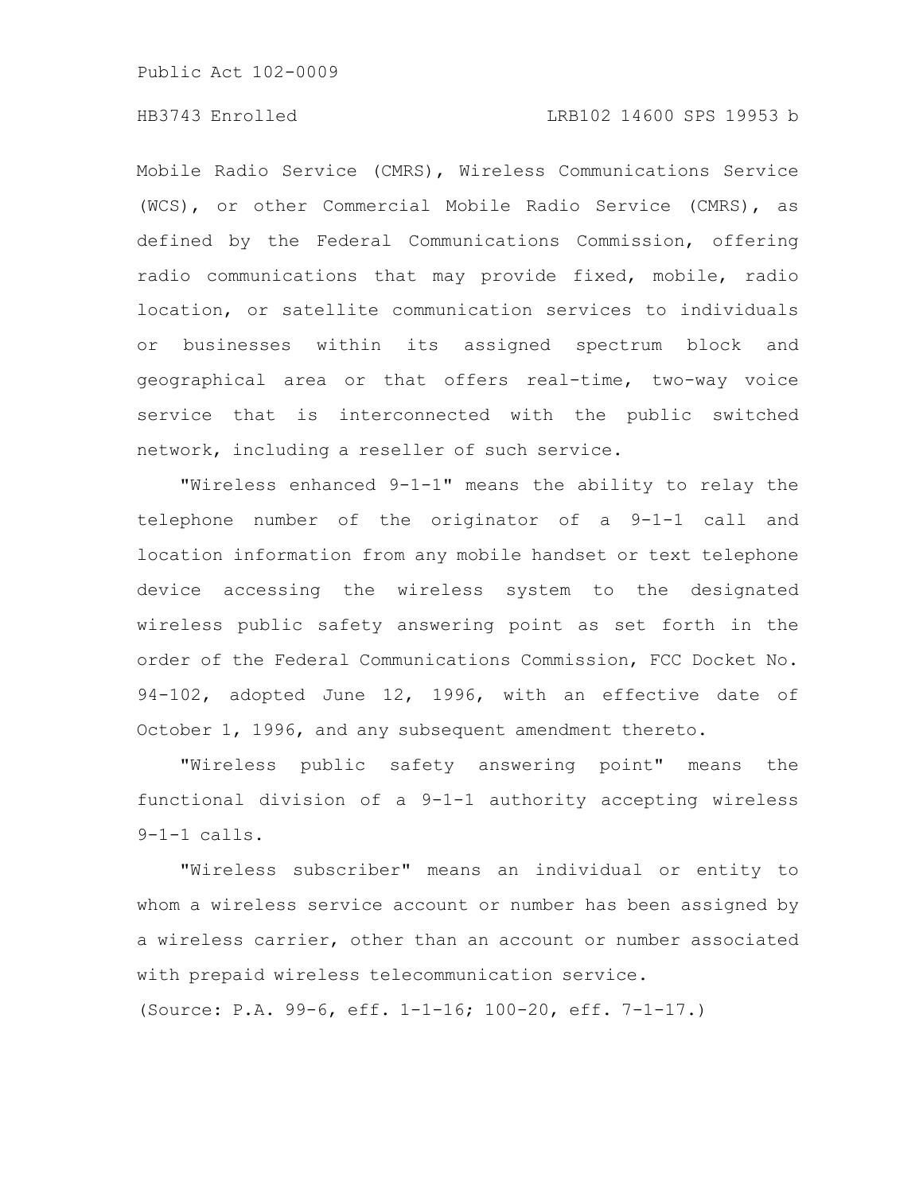Mobile Radio Service (CMRS), Wireless Communications Service (WCS), or other Commercial Mobile Radio Service (CMRS), as defined by the Federal Communications Commission, offering radio communications that may provide fixed, mobile, radio location, or satellite communication services to individuals or businesses within its assigned spectrum block and geographical area or that offers real-time, two-way voice service that is interconnected with the public switched network, including a reseller of such service.

"Wireless enhanced 9-1-1" means the ability to relay the telephone number of the originator of a 9-1-1 call and location information from any mobile handset or text telephone device accessing the wireless system to the designated wireless public safety answering point as set forth in the order of the Federal Communications Commission, FCC Docket No. 94-102, adopted June 12, 1996, with an effective date of October 1, 1996, and any subsequent amendment thereto.

"Wireless public safety answering point" means the functional division of a 9-1-1 authority accepting wireless 9-1-1 calls.

"Wireless subscriber" means an individual or entity to whom a wireless service account or number has been assigned by a wireless carrier, other than an account or number associated with prepaid wireless telecommunication service.

(Source: P.A. 99-6, eff. 1-1-16; 100-20, eff. 7-1-17.)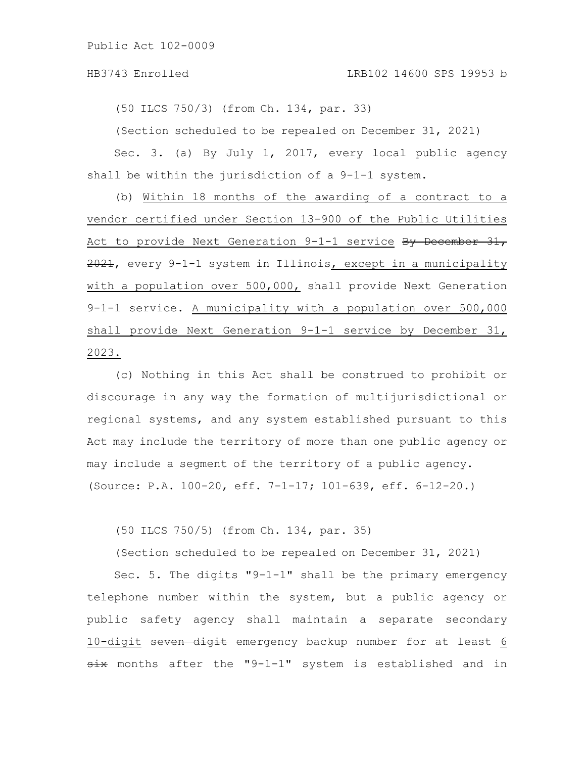(50 ILCS 750/3) (from Ch. 134, par. 33)

(Section scheduled to be repealed on December 31, 2021)

Sec. 3. (a) By July 1, 2017, every local public agency shall be within the jurisdiction of a 9-1-1 system.

(b) Within 18 months of the awarding of a contract to a vendor certified under Section 13-900 of the Public Utilities Act to provide Next Generation 9-1-1 service ~~By December 31, 2021~~, every 9-1-1 system in Illinois, except in a municipality with a population over 500,000, shall provide Next Generation 9-1-1 service. A municipality with a population over 500,000 shall provide Next Generation 9-1-1 service by December 31, 2023.

(c) Nothing in this Act shall be construed to prohibit or discourage in any way the formation of multijurisdictional or regional systems, and any system established pursuant to this Act may include the territory of more than one public agency or may include a segment of the territory of a public agency.

(Source: P.A. 100-20, eff. 7-1-17; 101-639, eff. 6-12-20.)

(50 ILCS 750/5) (from Ch. 134, par. 35)

(Section scheduled to be repealed on December 31, 2021)

Sec. 5. The digits "9-1-1" shall be the primary emergency telephone number within the system, but a public agency or public safety agency shall maintain a separate secondary 10-digit ~~seven digit~~ emergency backup number for at least 6 ~~six~~ months after the "9-1-1" system is established and in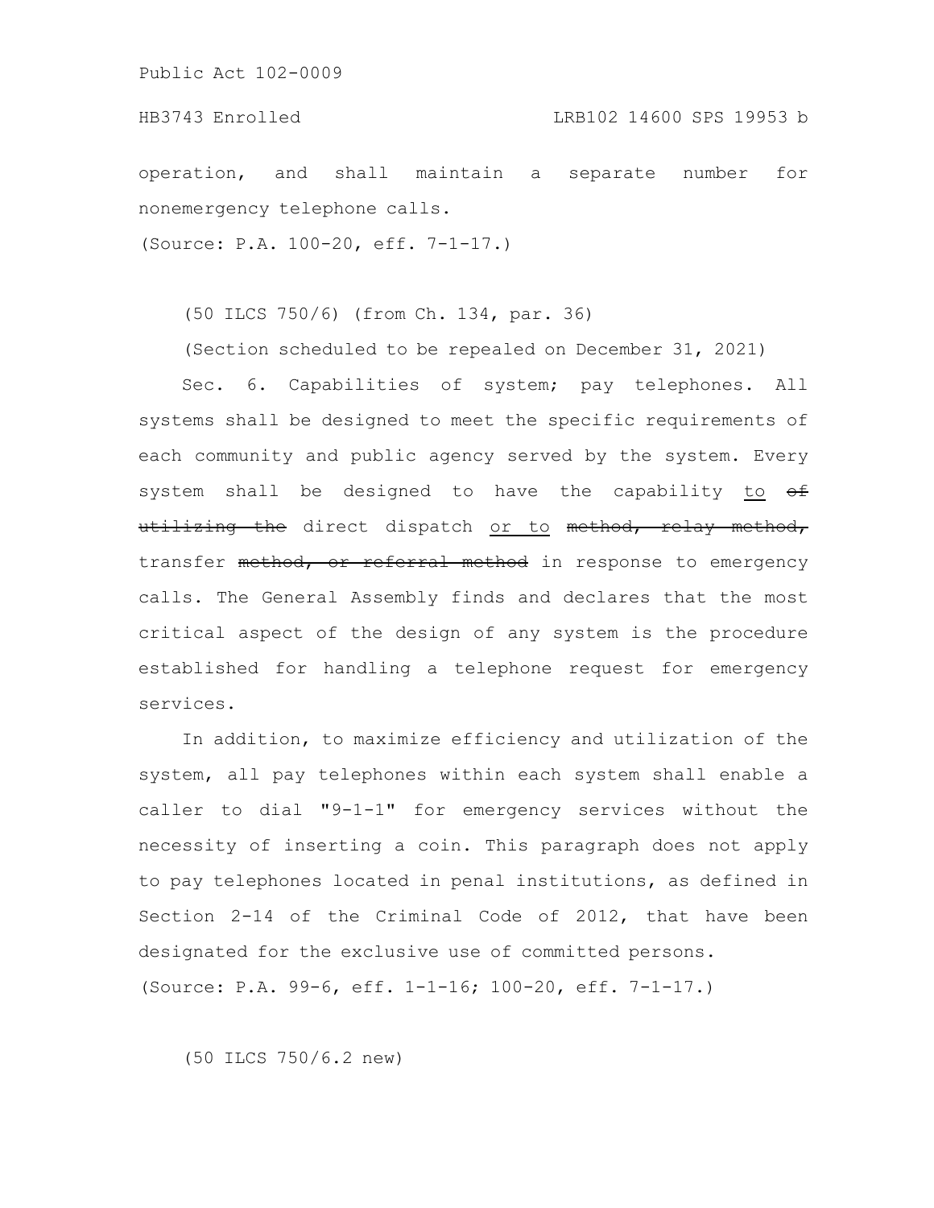operation, and shall maintain a separate number for nonemergency telephone calls.

(Source: P.A. 100-20, eff. 7-1-17.)

(50 ILCS 750/6) (from Ch. 134, par. 36)

(Section scheduled to be repealed on December 31, 2021)

Sec. 6. Capabilities of system; pay telephones. All systems shall be designed to meet the specific requirements of each community and public agency served by the system. Every system shall be designed to have the capability to ~~of utilizing the~~ direct dispatch or to ~~method, relay method,~~ transfer ~~method, or referral method~~ in response to emergency calls. The General Assembly finds and declares that the most critical aspect of the design of any system is the procedure established for handling a telephone request for emergency services.

In addition, to maximize efficiency and utilization of the system, all pay telephones within each system shall enable a caller to dial "9-1-1" for emergency services without the necessity of inserting a coin. This paragraph does not apply to pay telephones located in penal institutions, as defined in Section 2-14 of the Criminal Code of 2012, that have been designated for the exclusive use of committed persons.

(Source: P.A. 99-6, eff. 1-1-16; 100-20, eff. 7-1-17.)

(50 ILCS 750/6.2 new)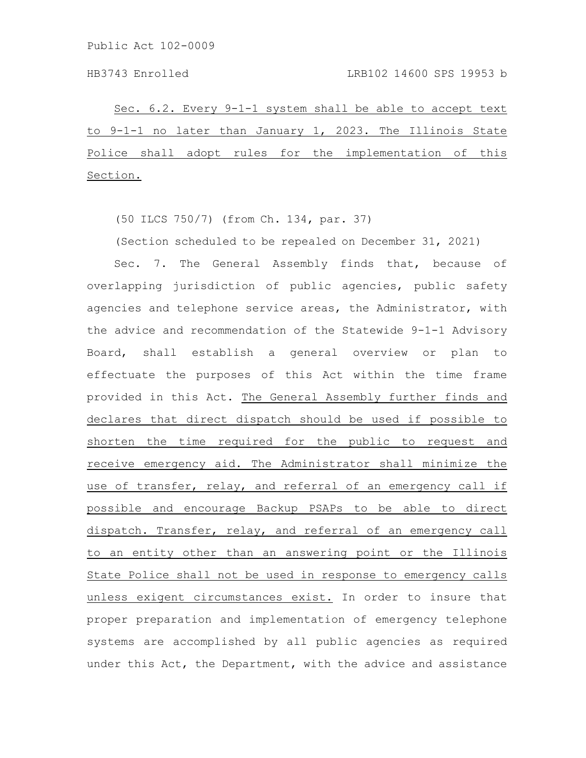Sec. 6.2. Every 9-1-1 system shall be able to accept text to 9-1-1 no later than January 1, 2023. The Illinois State Police shall adopt rules for the implementation of this Section.

(50 ILCS 750/7) (from Ch. 134, par. 37)

(Section scheduled to be repealed on December 31, 2021)

Sec. 7. The General Assembly finds that, because of overlapping jurisdiction of public agencies, public safety agencies and telephone service areas, the Administrator, with the advice and recommendation of the Statewide 9-1-1 Advisory Board, shall establish a general overview or plan to effectuate the purposes of this Act within the time frame provided in this Act. The General Assembly further finds and declares that direct dispatch should be used if possible to shorten the time required for the public to request and receive emergency aid. The Administrator shall minimize the use of transfer, relay, and referral of an emergency call if possible and encourage Backup PSAPs to be able to direct dispatch. Transfer, relay, and referral of an emergency call to an entity other than an answering point or the Illinois State Police shall not be used in response to emergency calls unless exigent circumstances exist. In order to insure that proper preparation and implementation of emergency telephone systems are accomplished by all public agencies as required under this Act, the Department, with the advice and assistance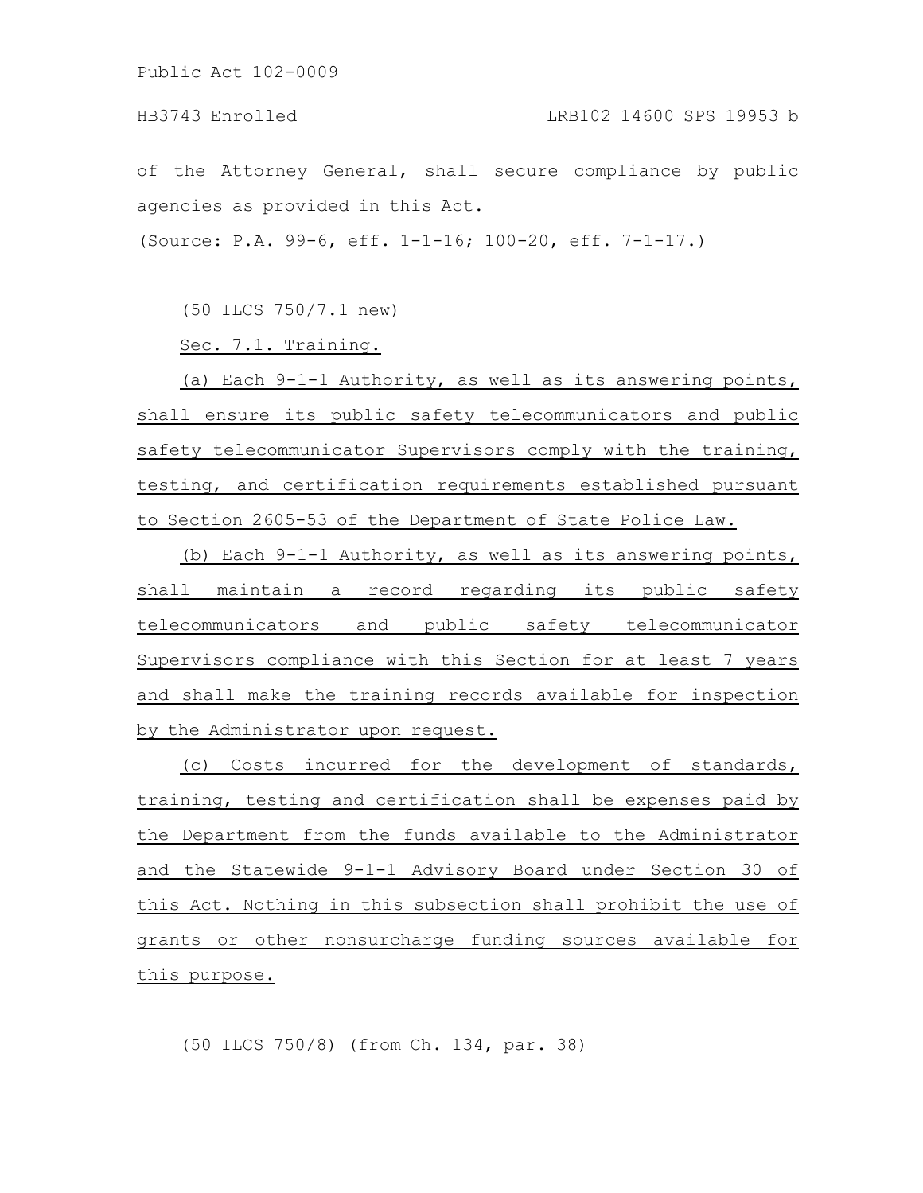of the Attorney General, shall secure compliance by public agencies as provided in this Act.

(Source: P.A. 99-6, eff. 1-1-16; 100-20, eff. 7-1-17.)

(50 ILCS 750/7.1 new)

Sec. 7.1. Training.

(a) Each 9-1-1 Authority, as well as its answering points, shall ensure its public safety telecommunicators and public safety telecommunicator Supervisors comply with the training, testing, and certification requirements established pursuant to Section 2605-53 of the Department of State Police Law.

(b) Each 9-1-1 Authority, as well as its answering points, shall maintain a record regarding its public safety telecommunicators and public safety telecommunicator Supervisors compliance with this Section for at least 7 years and shall make the training records available for inspection by the Administrator upon request.

(c) Costs incurred for the development of standards, training, testing and certification shall be expenses paid by the Department from the funds available to the Administrator and the Statewide 9-1-1 Advisory Board under Section 30 of this Act. Nothing in this subsection shall prohibit the use of grants or other nonsurcharge funding sources available for this purpose.

(50 ILCS 750/8) (from Ch. 134, par. 38)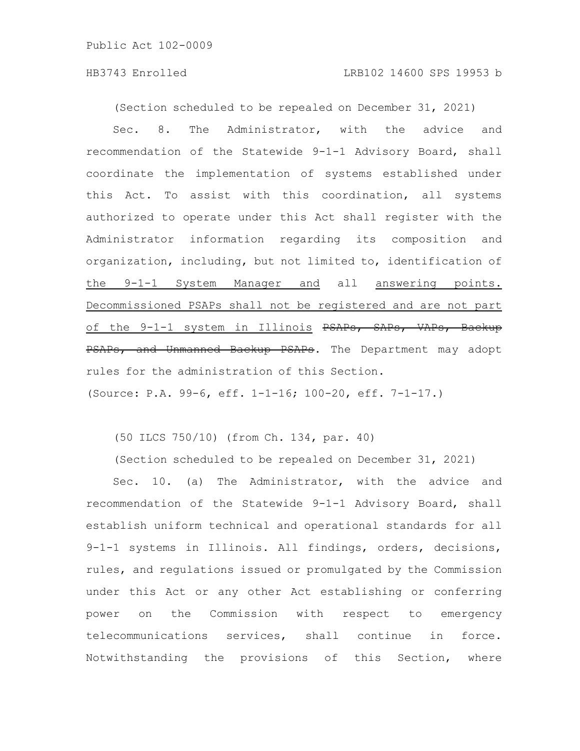(Section scheduled to be repealed on December 31, 2021)

Sec. 8. The Administrator, with the advice and recommendation of the Statewide 9-1-1 Advisory Board, shall coordinate the implementation of systems established under this Act. To assist with this coordination, all systems authorized to operate under this Act shall register with the Administrator information regarding its composition and organization, including, but not limited to, identification of <u>the 9-1-1 System Manager and</u> all <u>answering points. Decommissioned PSAPs shall not be registered and are not part of the 9-1-1 system in Illinois</u> ~~PSAPs, SAPs, VAPs, Backup PSAPs, and Unmanned Backup PSAPs~~. The Department may adopt rules for the administration of this Section.

(Source: P.A. 99-6, eff. 1-1-16; 100-20, eff. 7-1-17.)

(50 ILCS 750/10) (from Ch. 134, par. 40)

(Section scheduled to be repealed on December 31, 2021)

Sec. 10. (a) The Administrator, with the advice and recommendation of the Statewide 9-1-1 Advisory Board, shall establish uniform technical and operational standards for all 9-1-1 systems in Illinois. All findings, orders, decisions, rules, and regulations issued or promulgated by the Commission under this Act or any other Act establishing or conferring power on the Commission with respect to emergency telecommunications services, shall continue in force. Notwithstanding the provisions of this Section, where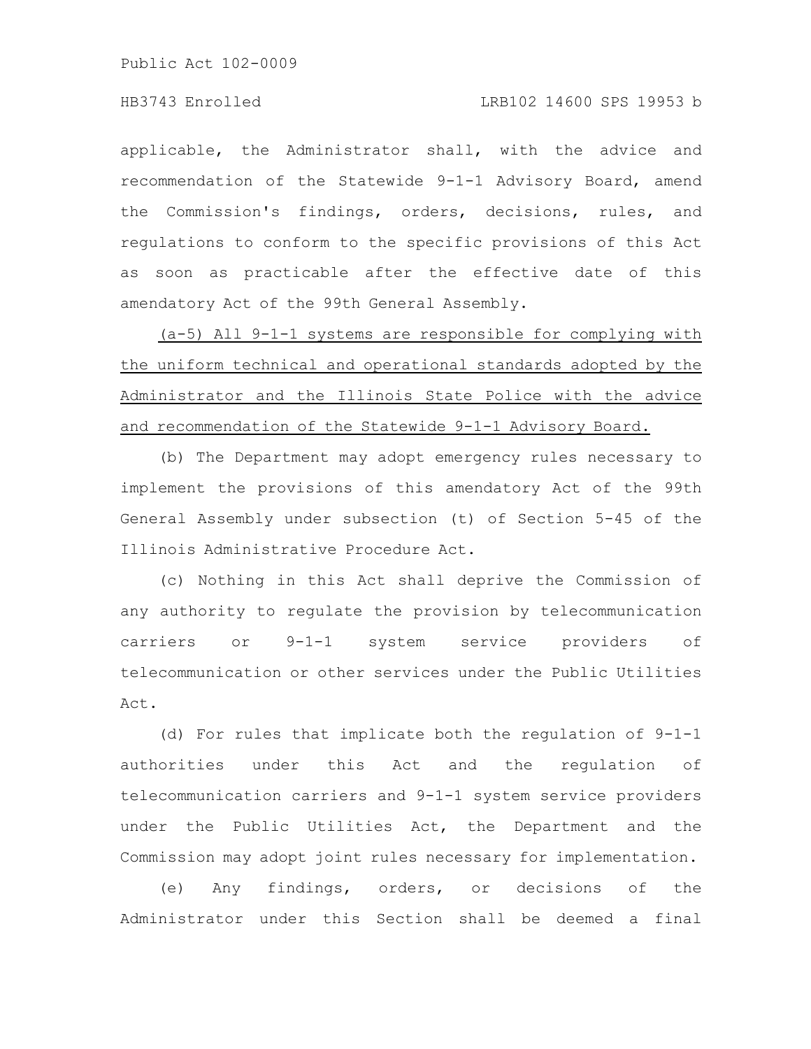applicable, the Administrator shall, with the advice and recommendation of the Statewide 9-1-1 Advisory Board, amend the Commission's findings, orders, decisions, rules, and regulations to conform to the specific provisions of this Act as soon as practicable after the effective date of this amendatory Act of the 99th General Assembly.

(a-5) All 9-1-1 systems are responsible for complying with the uniform technical and operational standards adopted by the Administrator and the Illinois State Police with the advice and recommendation of the Statewide 9-1-1 Advisory Board.

(b) The Department may adopt emergency rules necessary to implement the provisions of this amendatory Act of the 99th General Assembly under subsection (t) of Section 5-45 of the Illinois Administrative Procedure Act.

(c) Nothing in this Act shall deprive the Commission of any authority to regulate the provision by telecommunication carriers or 9-1-1 system service providers of telecommunication or other services under the Public Utilities Act.

(d) For rules that implicate both the regulation of 9-1-1 authorities under this Act and the regulation of telecommunication carriers and 9-1-1 system service providers under the Public Utilities Act, the Department and the Commission may adopt joint rules necessary for implementation.

(e) Any findings, orders, or decisions of the Administrator under this Section shall be deemed a final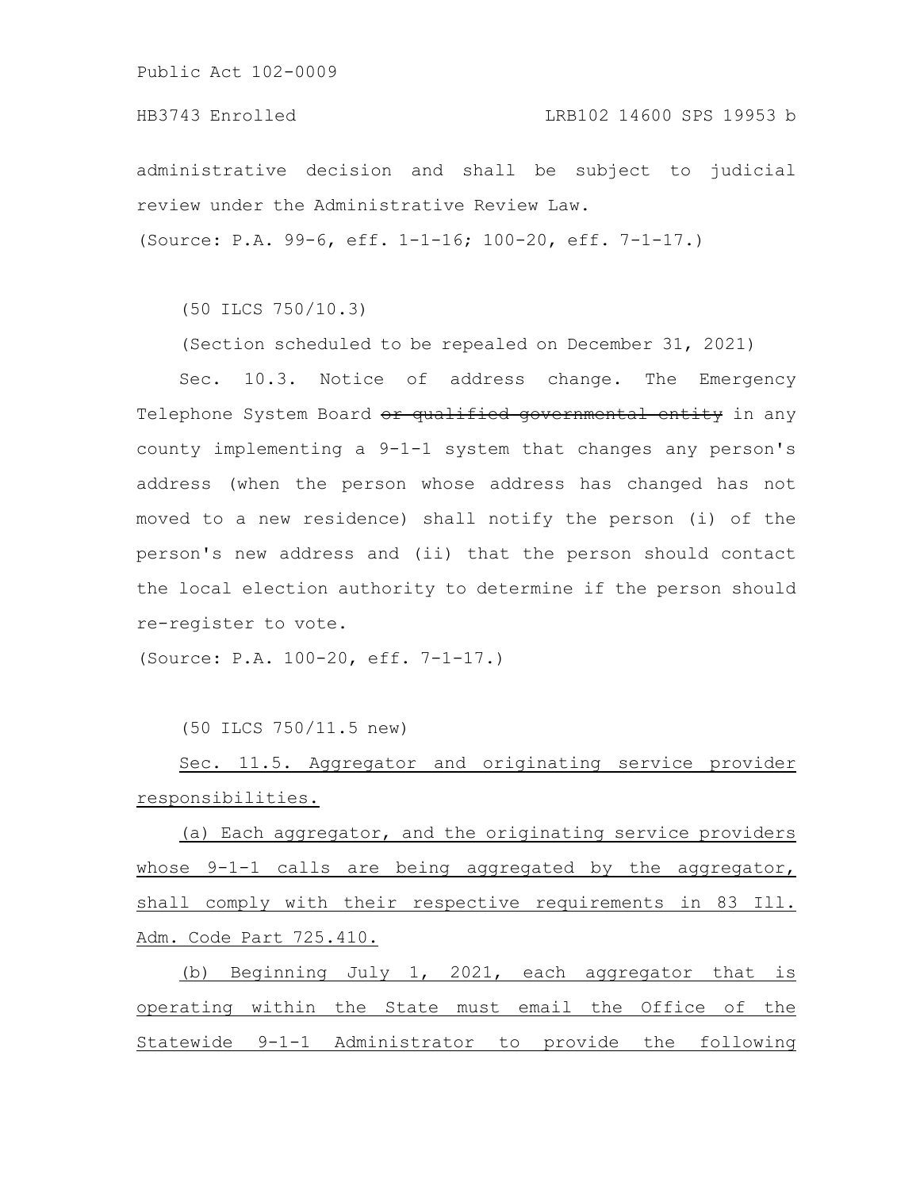administrative decision and shall be subject to judicial review under the Administrative Review Law.

(Source: P.A. 99-6, eff. 1-1-16; 100-20, eff. 7-1-17.)

(50 ILCS 750/10.3)

(Section scheduled to be repealed on December 31, 2021)

Sec. 10.3. Notice of address change. The Emergency Telephone System Board ~~or qualified governmental entity~~ in any county implementing a 9-1-1 system that changes any person's address (when the person whose address has changed has not moved to a new residence) shall notify the person (i) of the person's new address and (ii) that the person should contact the local election authority to determine if the person should re-register to vote.

(Source: P.A. 100-20, eff. 7-1-17.)

(50 ILCS 750/11.5 new)

<u>Sec. 11.5. Aggregator and originating service provider responsibilities.</u>

<u>(a) Each aggregator, and the originating service providers whose 9-1-1 calls are being aggregated by the aggregator, shall comply with their respective requirements in 83 Ill. Adm. Code Part 725.410.</u>

<u>(b) Beginning July 1, 2021, each aggregator that is operating within the State must email the Office of the Statewide 9-1-1 Administrator to provide the following</u>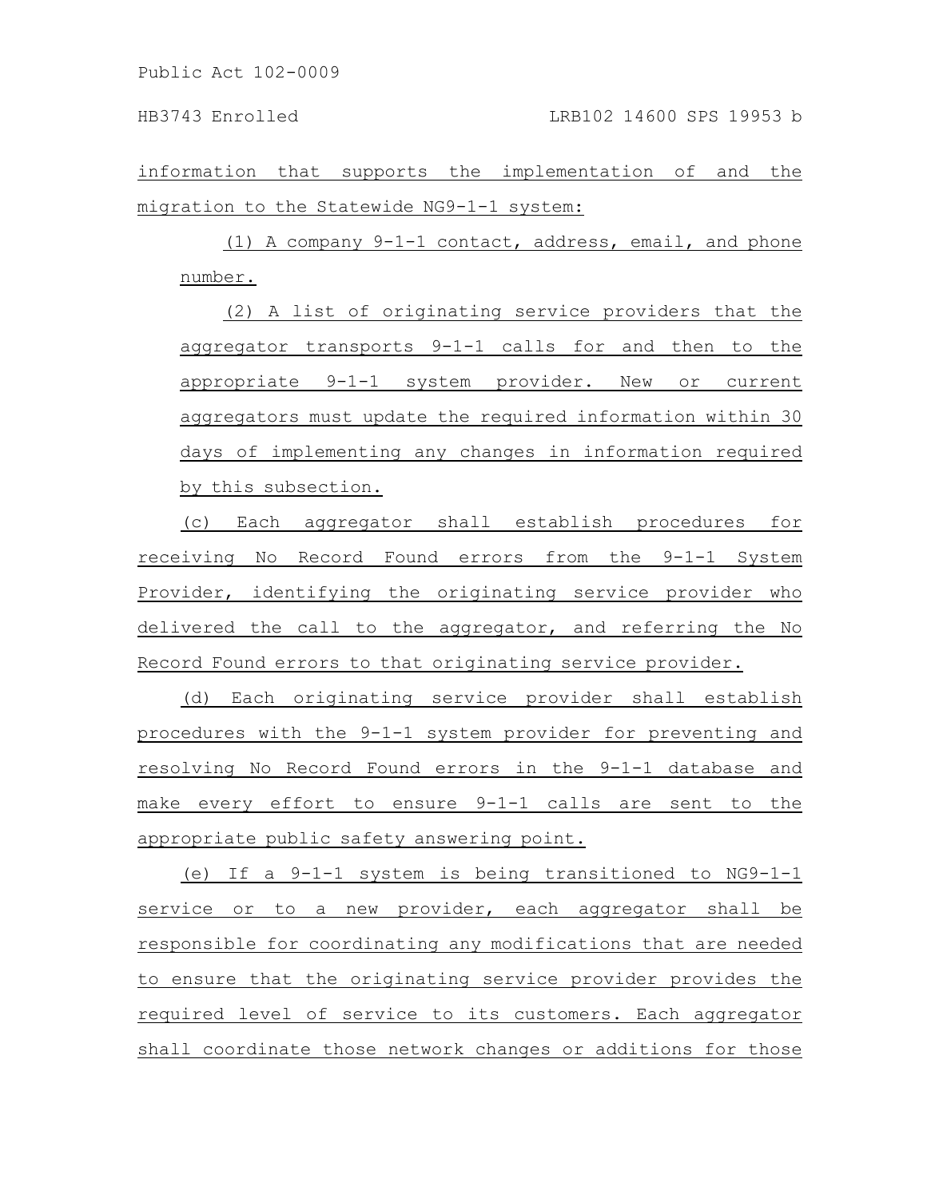information that supports the implementation of and the migration to the Statewide NG9-1-1 system:

(1) A company 9-1-1 contact, address, email, and phone number.

(2) A list of originating service providers that the aggregator transports 9-1-1 calls for and then to the appropriate 9-1-1 system provider. New or current aggregators must update the required information within 30 days of implementing any changes in information required by this subsection.

(c) Each aggregator shall establish procedures for receiving No Record Found errors from the 9-1-1 System Provider, identifying the originating service provider who delivered the call to the aggregator, and referring the No Record Found errors to that originating service provider.

(d) Each originating service provider shall establish procedures with the 9-1-1 system provider for preventing and resolving No Record Found errors in the 9-1-1 database and make every effort to ensure 9-1-1 calls are sent to the appropriate public safety answering point.

(e) If a 9-1-1 system is being transitioned to NG9-1-1 service or to a new provider, each aggregator shall be responsible for coordinating any modifications that are needed to ensure that the originating service provider provides the required level of service to its customers. Each aggregator shall coordinate those network changes or additions for those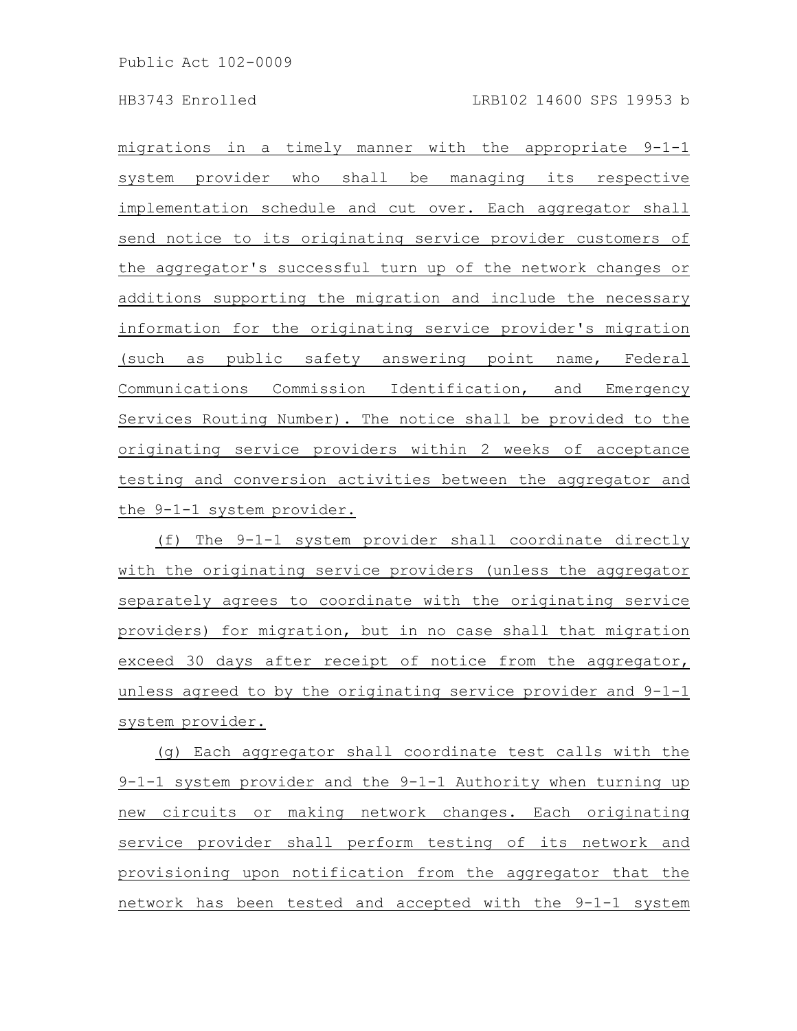migrations in a timely manner with the appropriate 9-1-1 system provider who shall be managing its respective implementation schedule and cut over. Each aggregator shall send notice to its originating service provider customers of the aggregator's successful turn up of the network changes or additions supporting the migration and include the necessary information for the originating service provider's migration (such as public safety answering point name, Federal Communications Commission Identification, and Emergency Services Routing Number). The notice shall be provided to the originating service providers within 2 weeks of acceptance testing and conversion activities between the aggregator and the 9-1-1 system provider.

(f) The 9-1-1 system provider shall coordinate directly with the originating service providers (unless the aggregator separately agrees to coordinate with the originating service providers) for migration, but in no case shall that migration exceed 30 days after receipt of notice from the aggregator, unless agreed to by the originating service provider and 9-1-1 system provider.

(g) Each aggregator shall coordinate test calls with the 9-1-1 system provider and the 9-1-1 Authority when turning up new circuits or making network changes. Each originating service provider shall perform testing of its network and provisioning upon notification from the aggregator that the network has been tested and accepted with the 9-1-1 system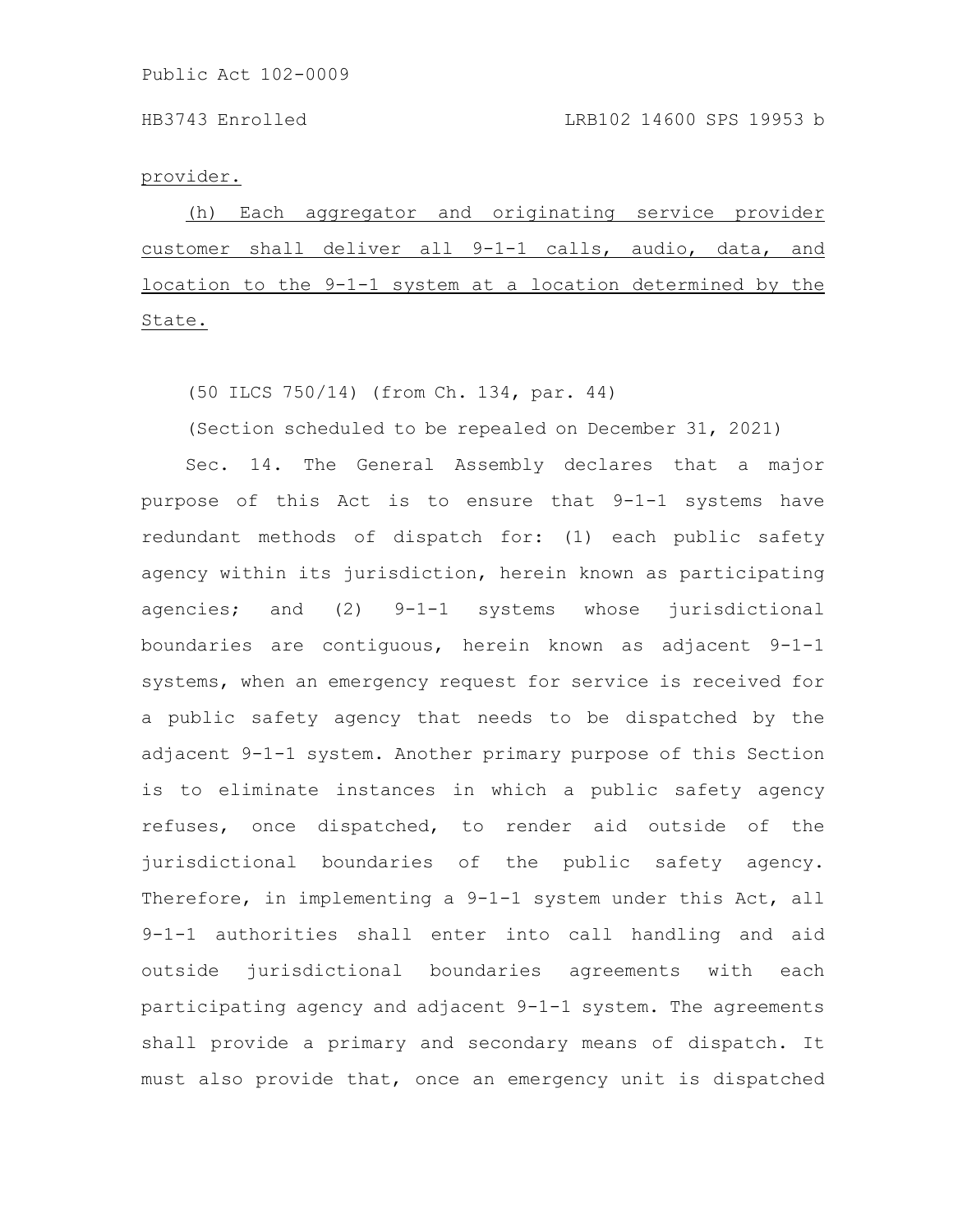provider.

(h) Each aggregator and originating service provider customer shall deliver all 9-1-1 calls, audio, data, and location to the 9-1-1 system at a location determined by the State.

(50 ILCS 750/14) (from Ch. 134, par. 44)

(Section scheduled to be repealed on December 31, 2021)

Sec. 14. The General Assembly declares that a major purpose of this Act is to ensure that 9-1-1 systems have redundant methods of dispatch for: (1) each public safety agency within its jurisdiction, herein known as participating agencies; and (2) 9-1-1 systems whose jurisdictional boundaries are contiguous, herein known as adjacent 9-1-1 systems, when an emergency request for service is received for a public safety agency that needs to be dispatched by the adjacent 9-1-1 system. Another primary purpose of this Section is to eliminate instances in which a public safety agency refuses, once dispatched, to render aid outside of the jurisdictional boundaries of the public safety agency. Therefore, in implementing a 9-1-1 system under this Act, all 9-1-1 authorities shall enter into call handling and aid outside jurisdictional boundaries agreements with each participating agency and adjacent 9-1-1 system. The agreements shall provide a primary and secondary means of dispatch. It must also provide that, once an emergency unit is dispatched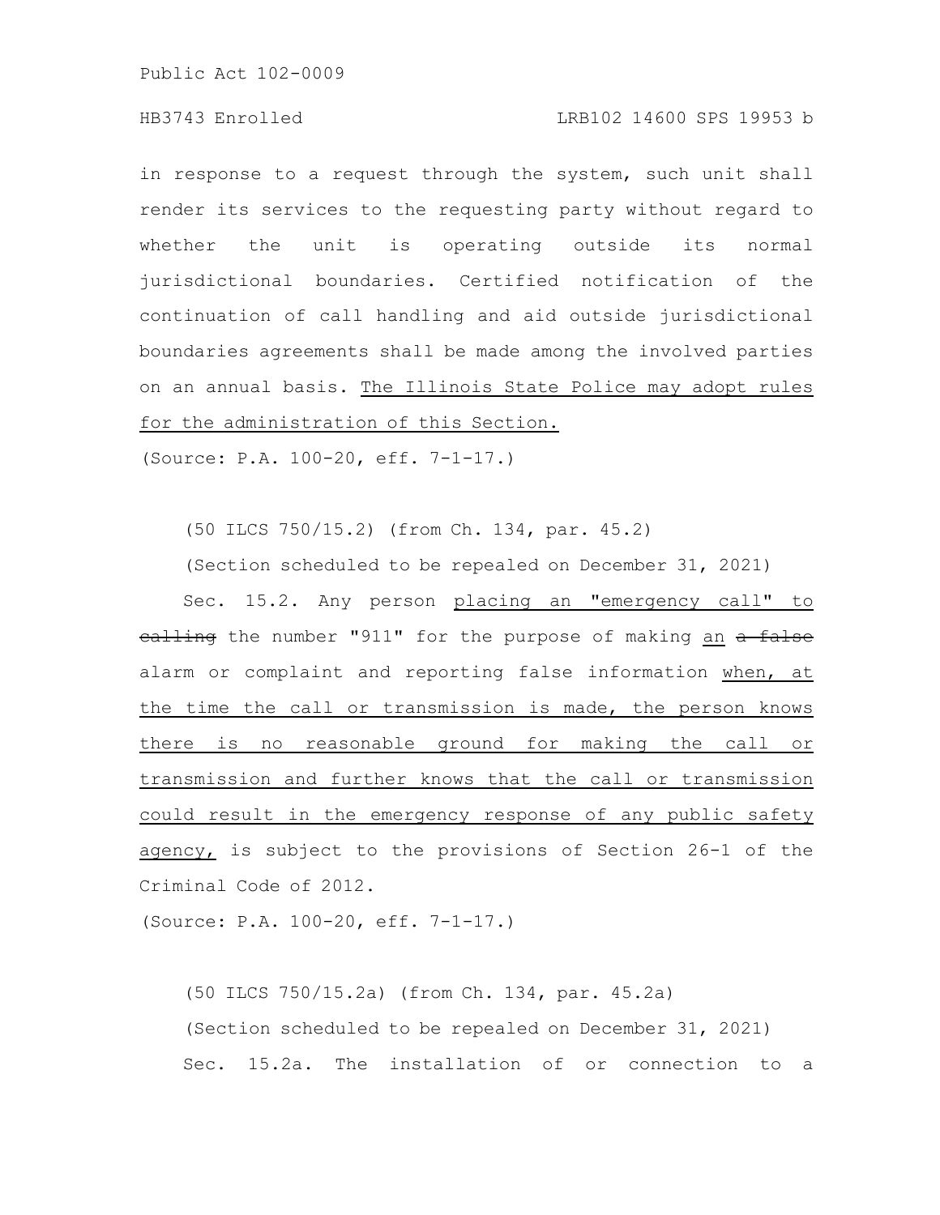in response to a request through the system, such unit shall render its services to the requesting party without regard to whether the unit is operating outside its normal jurisdictional boundaries. Certified notification of the continuation of call handling and aid outside jurisdictional boundaries agreements shall be made among the involved parties on an annual basis. <u>The Illinois State Police may adopt rules for the administration of this Section.</u>

(Source: P.A. 100-20, eff. 7-1-17.)

(50 ILCS 750/15.2) (from Ch. 134, par. 45.2)

(Section scheduled to be repealed on December 31, 2021)

Sec. 15.2. Any person <u>placing an "emergency call" to</u> ~~calling~~ the number "911" for the purpose of making <u>an</u> ~~a false~~ alarm or complaint and reporting false information <u>when, at the time the call or transmission is made, the person knows there is no reasonable ground for making the call or transmission and further knows that the call or transmission could result in the emergency response of any public safety agency,</u> is subject to the provisions of Section 26-1 of the Criminal Code of 2012.

(Source: P.A. 100-20, eff. 7-1-17.)

(50 ILCS 750/15.2a) (from Ch. 134, par. 45.2a)

(Section scheduled to be repealed on December 31, 2021)

Sec. 15.2a. The installation of or connection to a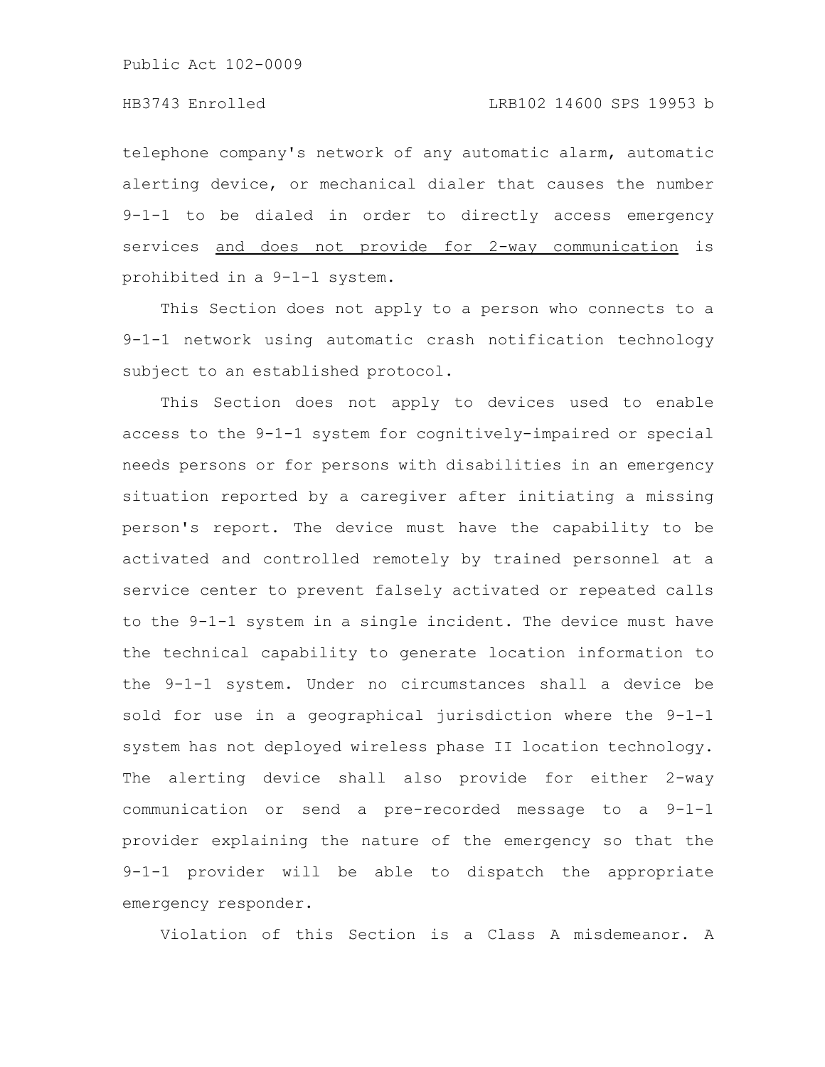telephone company's network of any automatic alarm, automatic alerting device, or mechanical dialer that causes the number 9-1-1 to be dialed in order to directly access emergency services <u>and does not provide for 2-way communication</u> is prohibited in a 9-1-1 system.

This Section does not apply to a person who connects to a 9-1-1 network using automatic crash notification technology subject to an established protocol.

This Section does not apply to devices used to enable access to the 9-1-1 system for cognitively-impaired or special needs persons or for persons with disabilities in an emergency situation reported by a caregiver after initiating a missing person's report. The device must have the capability to be activated and controlled remotely by trained personnel at a service center to prevent falsely activated or repeated calls to the 9-1-1 system in a single incident. The device must have the technical capability to generate location information to the 9-1-1 system. Under no circumstances shall a device be sold for use in a geographical jurisdiction where the 9-1-1 system has not deployed wireless phase II location technology. The alerting device shall also provide for either 2-way communication or send a pre-recorded message to a 9-1-1 provider explaining the nature of the emergency so that the 9-1-1 provider will be able to dispatch the appropriate emergency responder.

Violation of this Section is a Class A misdemeanor. A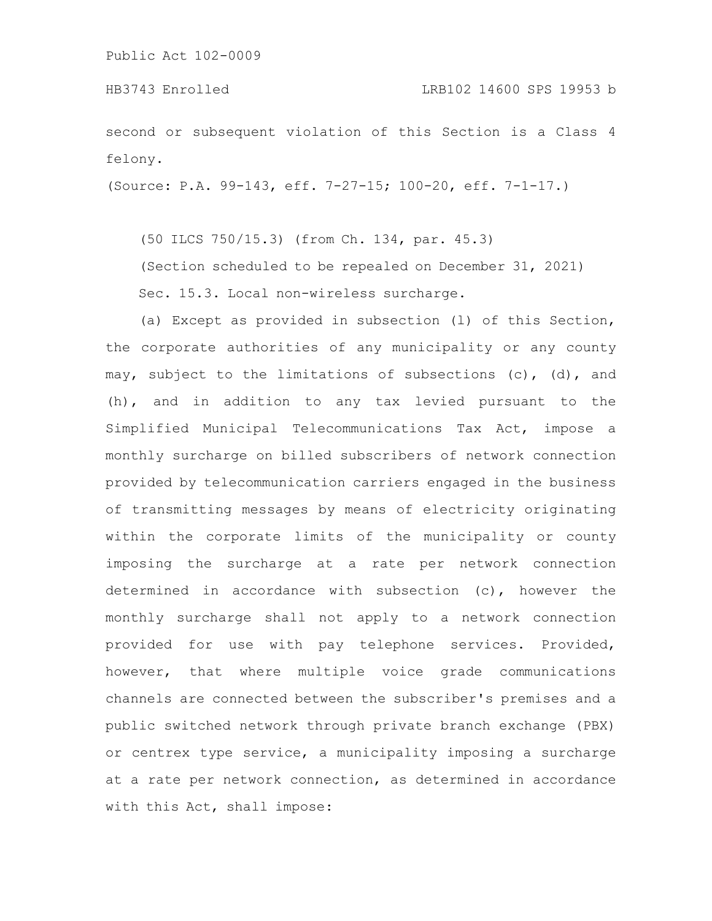second or subsequent violation of this Section is a Class 4 felony.

(Source: P.A. 99-143, eff. 7-27-15; 100-20, eff. 7-1-17.)

(50 ILCS 750/15.3) (from Ch. 134, par. 45.3)

(Section scheduled to be repealed on December 31, 2021)

Sec. 15.3. Local non-wireless surcharge.

(a) Except as provided in subsection (l) of this Section, the corporate authorities of any municipality or any county may, subject to the limitations of subsections (c), (d), and (h), and in addition to any tax levied pursuant to the Simplified Municipal Telecommunications Tax Act, impose a monthly surcharge on billed subscribers of network connection provided by telecommunication carriers engaged in the business of transmitting messages by means of electricity originating within the corporate limits of the municipality or county imposing the surcharge at a rate per network connection determined in accordance with subsection (c), however the monthly surcharge shall not apply to a network connection provided for use with pay telephone services. Provided, however, that where multiple voice grade communications channels are connected between the subscriber's premises and a public switched network through private branch exchange (PBX) or centrex type service, a municipality imposing a surcharge at a rate per network connection, as determined in accordance with this Act, shall impose: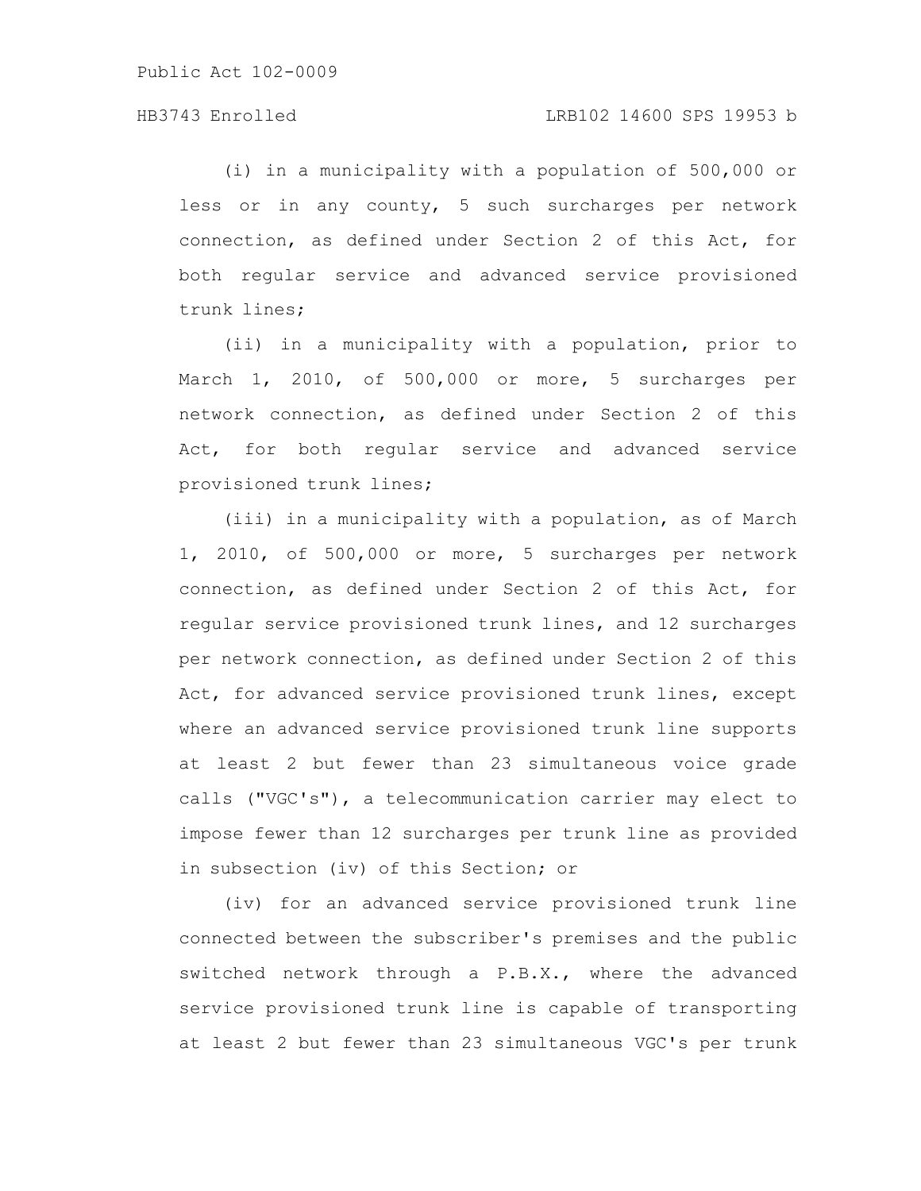(i) in a municipality with a population of 500,000 or less or in any county, 5 such surcharges per network connection, as defined under Section 2 of this Act, for both regular service and advanced service provisioned trunk lines;

(ii) in a municipality with a population, prior to March 1, 2010, of 500,000 or more, 5 surcharges per network connection, as defined under Section 2 of this Act, for both regular service and advanced service provisioned trunk lines;

(iii) in a municipality with a population, as of March 1, 2010, of 500,000 or more, 5 surcharges per network connection, as defined under Section 2 of this Act, for regular service provisioned trunk lines, and 12 surcharges per network connection, as defined under Section 2 of this Act, for advanced service provisioned trunk lines, except where an advanced service provisioned trunk line supports at least 2 but fewer than 23 simultaneous voice grade calls ("VGC's"), a telecommunication carrier may elect to impose fewer than 12 surcharges per trunk line as provided in subsection (iv) of this Section; or

(iv) for an advanced service provisioned trunk line connected between the subscriber's premises and the public switched network through a P.B.X., where the advanced service provisioned trunk line is capable of transporting at least 2 but fewer than 23 simultaneous VGC's per trunk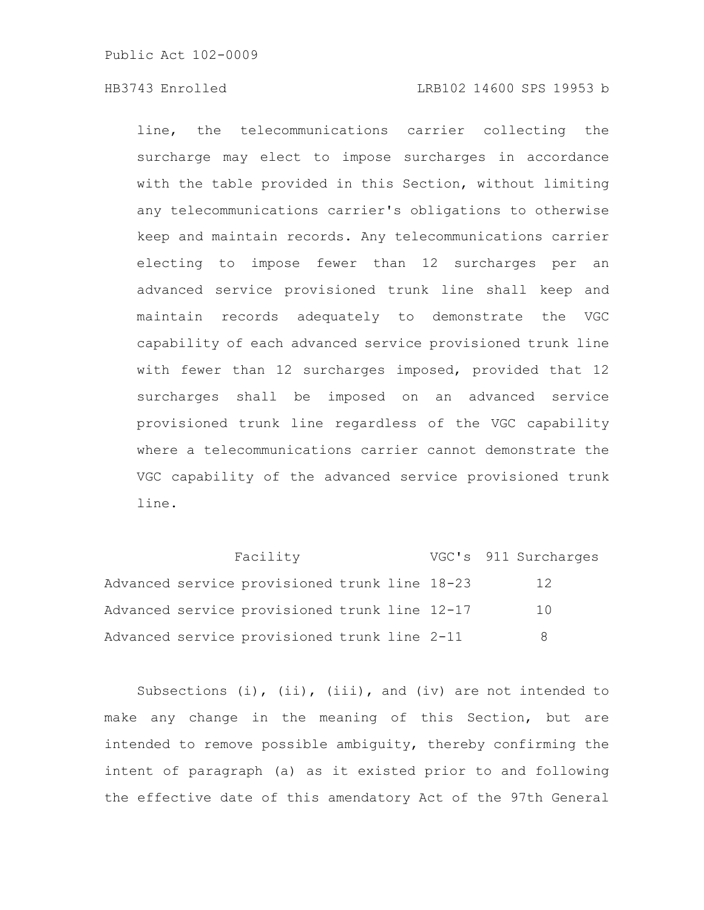line, the telecommunications carrier collecting the surcharge may elect to impose surcharges in accordance with the table provided in this Section, without limiting any telecommunications carrier's obligations to otherwise keep and maintain records. Any telecommunications carrier electing to impose fewer than 12 surcharges per an advanced service provisioned trunk line shall keep and maintain records adequately to demonstrate the VGC capability of each advanced service provisioned trunk line with fewer than 12 surcharges imposed, provided that 12 surcharges shall be imposed on an advanced service provisioned trunk line regardless of the VGC capability where a telecommunications carrier cannot demonstrate the VGC capability of the advanced service provisioned trunk line.

| Facility | VGC's | 911 Surcharges |
| --- | --- | --- |
| Advanced service provisioned trunk line | 18-23 | 12 |
| Advanced service provisioned trunk line | 12-17 | 10 |
| Advanced service provisioned trunk line | 2-11 | 8 |

Subsections (i), (ii), (iii), and (iv) are not intended to make any change in the meaning of this Section, but are intended to remove possible ambiguity, thereby confirming the intent of paragraph (a) as it existed prior to and following the effective date of this amendatory Act of the 97th General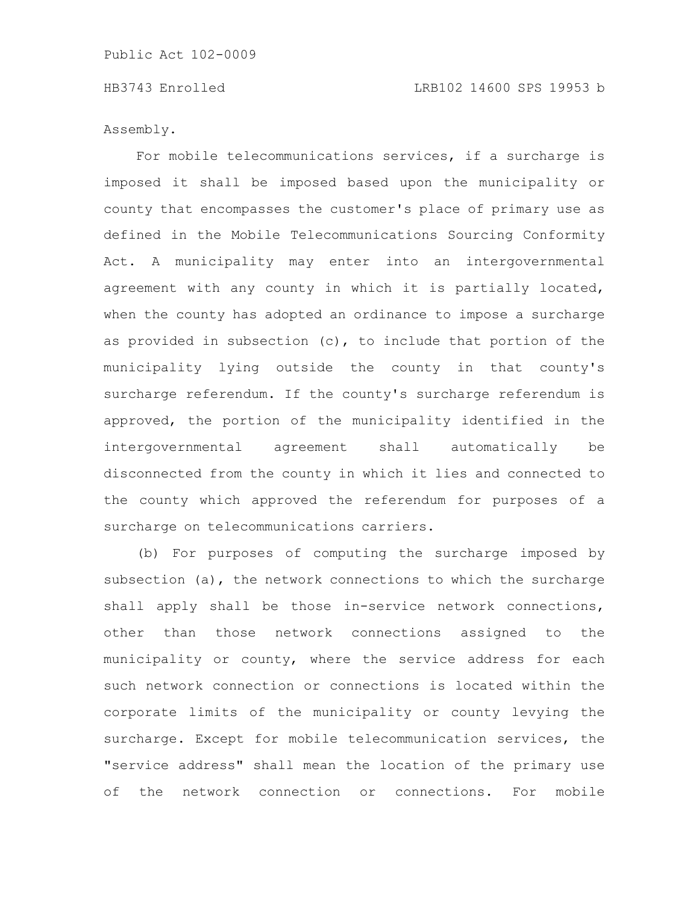Assembly.

For mobile telecommunications services, if a surcharge is imposed it shall be imposed based upon the municipality or county that encompasses the customer's place of primary use as defined in the Mobile Telecommunications Sourcing Conformity Act. A municipality may enter into an intergovernmental agreement with any county in which it is partially located, when the county has adopted an ordinance to impose a surcharge as provided in subsection (c), to include that portion of the municipality lying outside the county in that county's surcharge referendum. If the county's surcharge referendum is approved, the portion of the municipality identified in the intergovernmental agreement shall automatically be disconnected from the county in which it lies and connected to the county which approved the referendum for purposes of a surcharge on telecommunications carriers.

(b) For purposes of computing the surcharge imposed by subsection (a), the network connections to which the surcharge shall apply shall be those in-service network connections, other than those network connections assigned to the municipality or county, where the service address for each such network connection or connections is located within the corporate limits of the municipality or county levying the surcharge. Except for mobile telecommunication services, the "service address" shall mean the location of the primary use of the network connection or connections. For mobile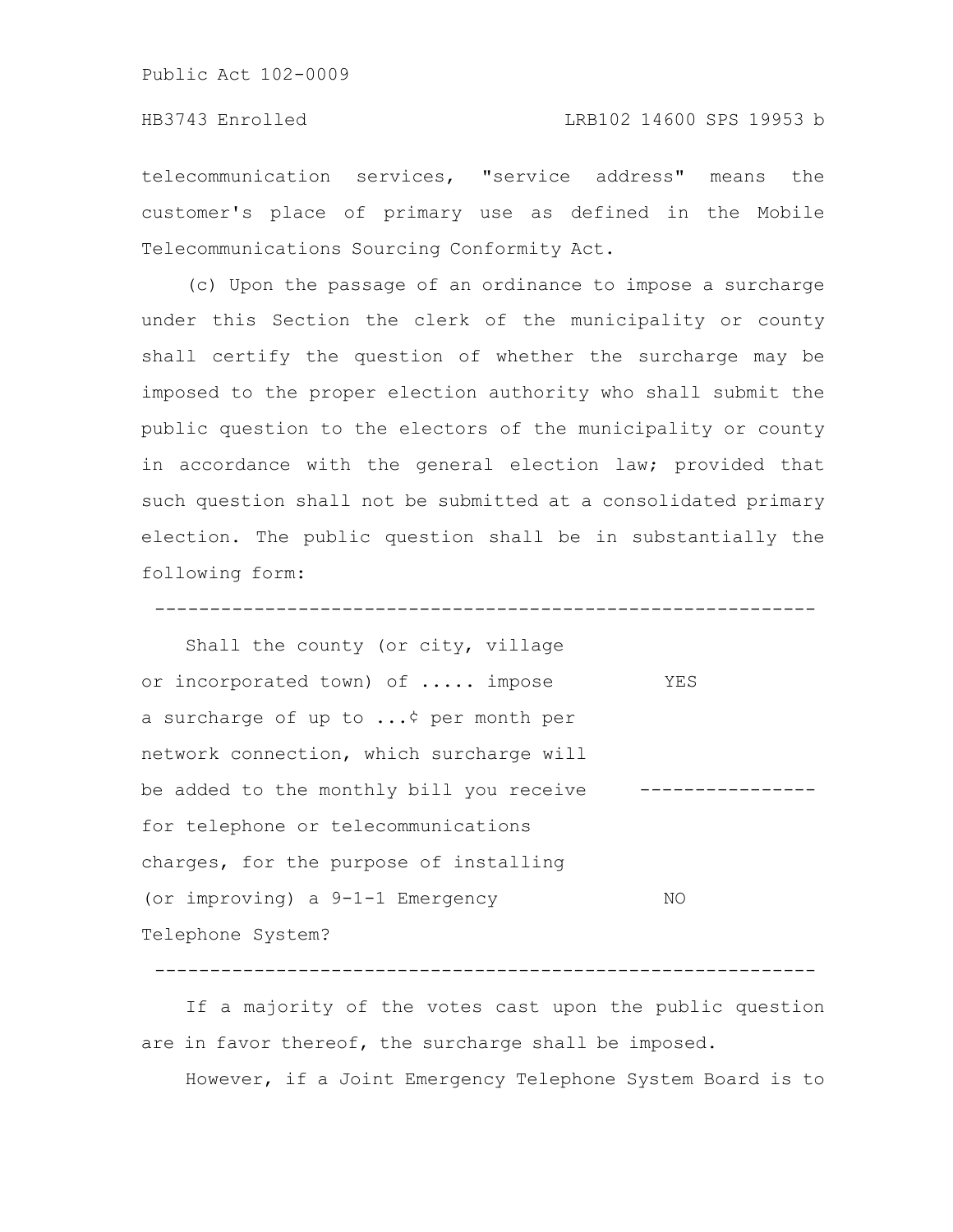telecommunication services, "service address" means the customer's place of primary use as defined in the Mobile Telecommunications Sourcing Conformity Act.

(c) Upon the passage of an ordinance to impose a surcharge under this Section the clerk of the municipality or county shall certify the question of whether the surcharge may be imposed to the proper election authority who shall submit the public question to the electors of the municipality or county in accordance with the general election law; provided that such question shall not be submitted at a consolidated primary election. The public question shall be in substantially the following form:

| | |
|---|---|
| Shall the county (or city, village or incorporated town) of ..... impose a surcharge of up to ...¢ per month per network connection, which surcharge will be added to the monthly bill you receive for telephone or telecommunications charges, for the purpose of installing (or improving) a 9-1-1 Emergency Telephone System? | YES |
| | NO |

If a majority of the votes cast upon the public question are in favor thereof, the surcharge shall be imposed.

However, if a Joint Emergency Telephone System Board is to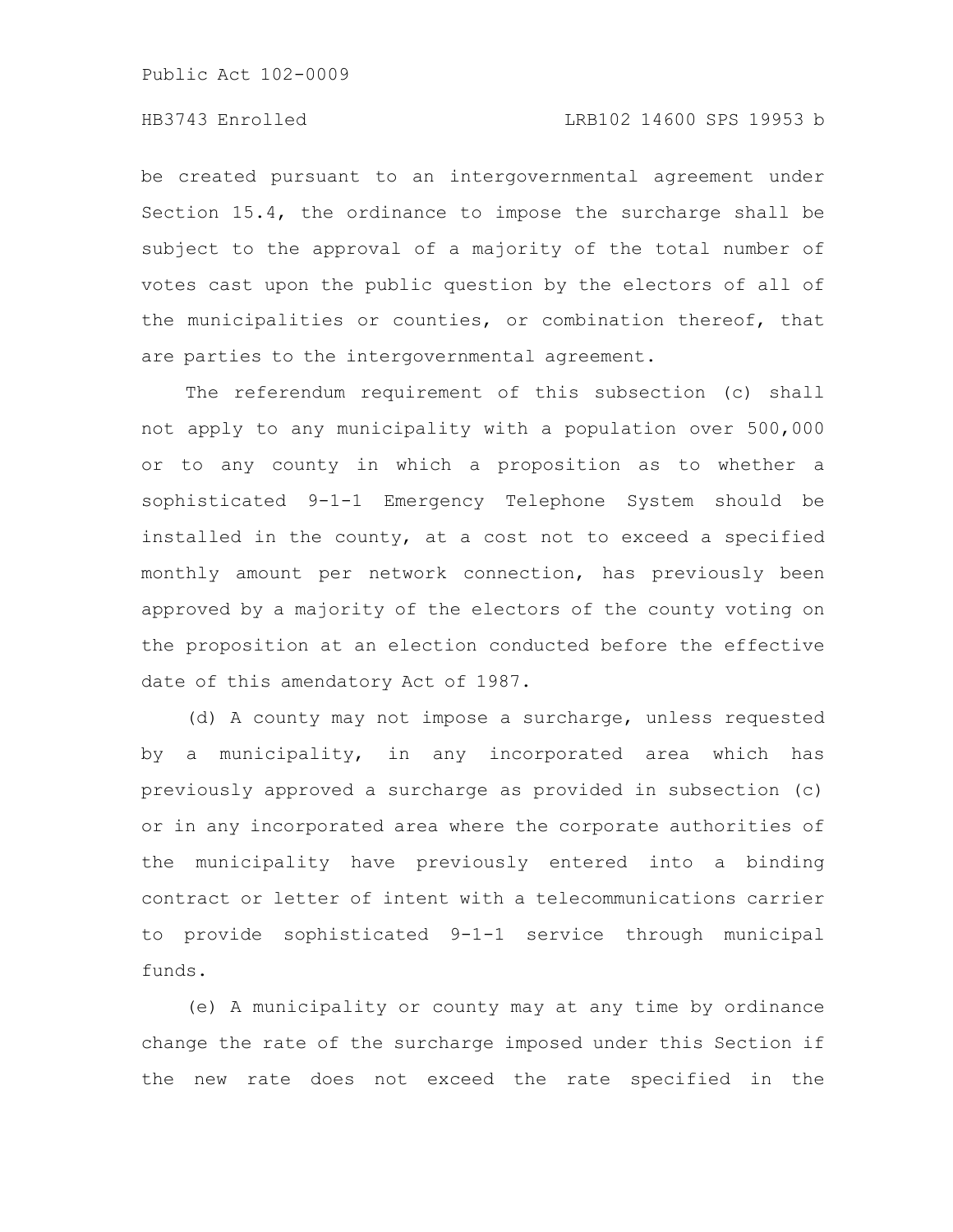be created pursuant to an intergovernmental agreement under Section 15.4, the ordinance to impose the surcharge shall be subject to the approval of a majority of the total number of votes cast upon the public question by the electors of all of the municipalities or counties, or combination thereof, that are parties to the intergovernmental agreement.

The referendum requirement of this subsection (c) shall not apply to any municipality with a population over 500,000 or to any county in which a proposition as to whether a sophisticated 9-1-1 Emergency Telephone System should be installed in the county, at a cost not to exceed a specified monthly amount per network connection, has previously been approved by a majority of the electors of the county voting on the proposition at an election conducted before the effective date of this amendatory Act of 1987.

(d) A county may not impose a surcharge, unless requested by a municipality, in any incorporated area which has previously approved a surcharge as provided in subsection (c) or in any incorporated area where the corporate authorities of the municipality have previously entered into a binding contract or letter of intent with a telecommunications carrier to provide sophisticated 9-1-1 service through municipal funds.

(e) A municipality or county may at any time by ordinance change the rate of the surcharge imposed under this Section if the new rate does not exceed the rate specified in the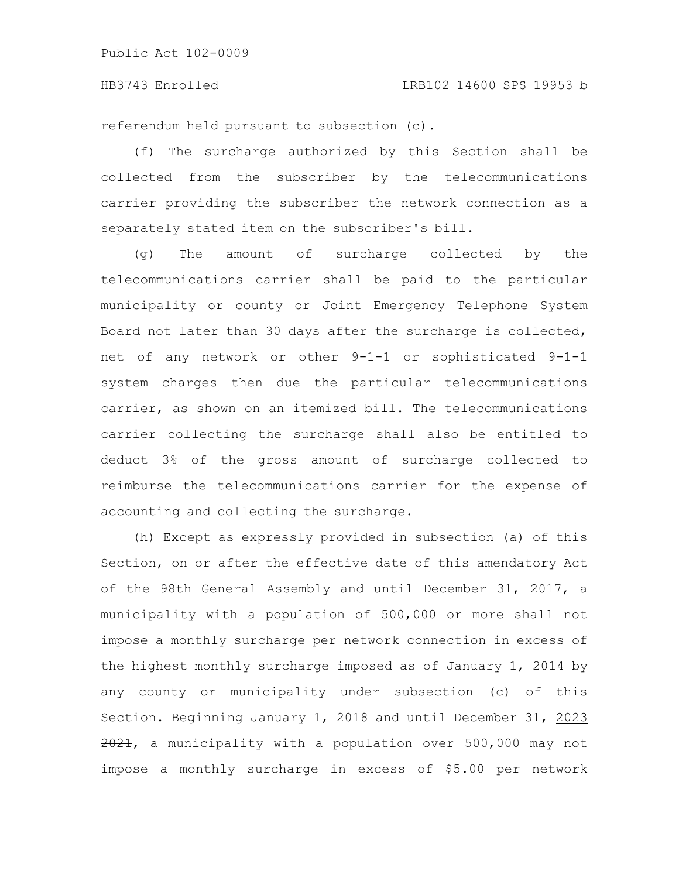referendum held pursuant to subsection (c).

(f) The surcharge authorized by this Section shall be collected from the subscriber by the telecommunications carrier providing the subscriber the network connection as a separately stated item on the subscriber's bill.

(g) The amount of surcharge collected by the telecommunications carrier shall be paid to the particular municipality or county or Joint Emergency Telephone System Board not later than 30 days after the surcharge is collected, net of any network or other 9-1-1 or sophisticated 9-1-1 system charges then due the particular telecommunications carrier, as shown on an itemized bill. The telecommunications carrier collecting the surcharge shall also be entitled to deduct 3% of the gross amount of surcharge collected to reimburse the telecommunications carrier for the expense of accounting and collecting the surcharge.

(h) Except as expressly provided in subsection (a) of this Section, on or after the effective date of this amendatory Act of the 98th General Assembly and until December 31, 2017, a municipality with a population of 500,000 or more shall not impose a monthly surcharge per network connection in excess of the highest monthly surcharge imposed as of January 1, 2014 by any county or municipality under subsection (c) of this Section. Beginning January 1, 2018 and until December 31, 2023 ~~2021~~, a municipality with a population over 500,000 may not impose a monthly surcharge in excess of $5.00 per network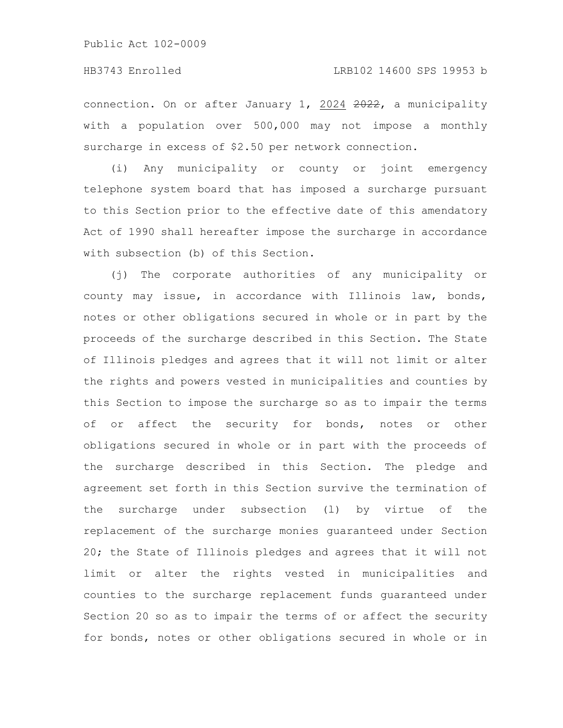connection. On or after January 1, 2024 ~~2022~~, a municipality with a population over 500,000 may not impose a monthly surcharge in excess of $2.50 per network connection.

(i) Any municipality or county or joint emergency telephone system board that has imposed a surcharge pursuant to this Section prior to the effective date of this amendatory Act of 1990 shall hereafter impose the surcharge in accordance with subsection (b) of this Section.

(j) The corporate authorities of any municipality or county may issue, in accordance with Illinois law, bonds, notes or other obligations secured in whole or in part by the proceeds of the surcharge described in this Section. The State of Illinois pledges and agrees that it will not limit or alter the rights and powers vested in municipalities and counties by this Section to impose the surcharge so as to impair the terms of or affect the security for bonds, notes or other obligations secured in whole or in part with the proceeds of the surcharge described in this Section. The pledge and agreement set forth in this Section survive the termination of the surcharge under subsection (l) by virtue of the replacement of the surcharge monies guaranteed under Section 20; the State of Illinois pledges and agrees that it will not limit or alter the rights vested in municipalities and counties to the surcharge replacement funds guaranteed under Section 20 so as to impair the terms of or affect the security for bonds, notes or other obligations secured in whole or in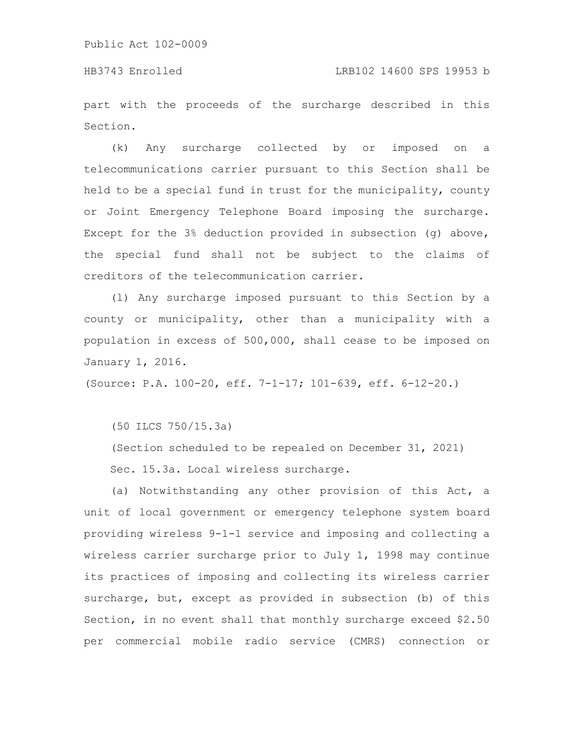part with the proceeds of the surcharge described in this Section.

(k) Any surcharge collected by or imposed on a telecommunications carrier pursuant to this Section shall be held to be a special fund in trust for the municipality, county or Joint Emergency Telephone Board imposing the surcharge. Except for the 3% deduction provided in subsection (g) above, the special fund shall not be subject to the claims of creditors of the telecommunication carrier.

(l) Any surcharge imposed pursuant to this Section by a county or municipality, other than a municipality with a population in excess of 500,000, shall cease to be imposed on January 1, 2016.

(Source: P.A. 100-20, eff. 7-1-17; 101-639, eff. 6-12-20.)

(50 ILCS 750/15.3a)

(Section scheduled to be repealed on December 31, 2021)

Sec. 15.3a. Local wireless surcharge.

(a) Notwithstanding any other provision of this Act, a unit of local government or emergency telephone system board providing wireless 9-1-1 service and imposing and collecting a wireless carrier surcharge prior to July 1, 1998 may continue its practices of imposing and collecting its wireless carrier surcharge, but, except as provided in subsection (b) of this Section, in no event shall that monthly surcharge exceed $2.50 per commercial mobile radio service (CMRS) connection or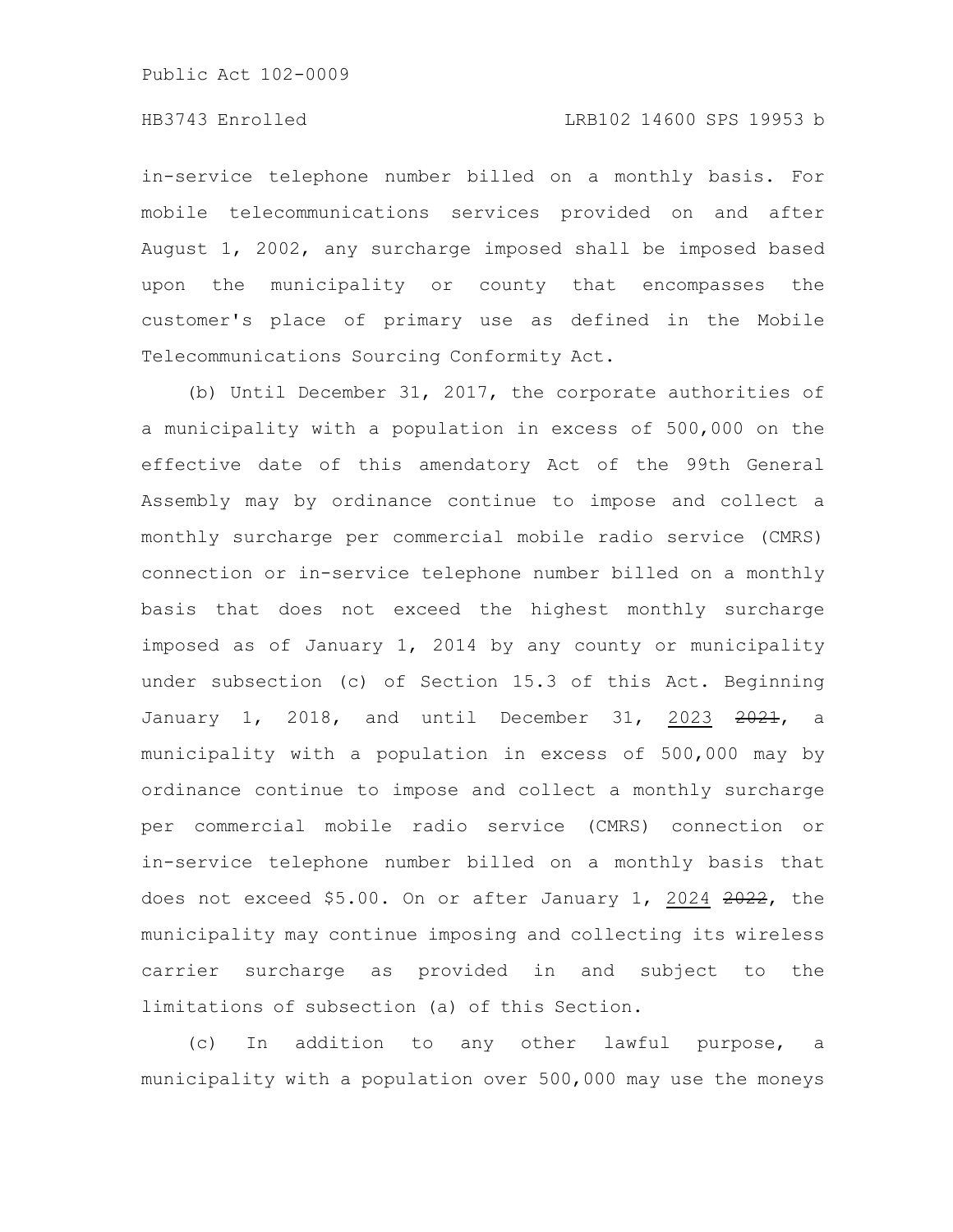in-service telephone number billed on a monthly basis. For mobile telecommunications services provided on and after August 1, 2002, any surcharge imposed shall be imposed based upon the municipality or county that encompasses the customer's place of primary use as defined in the Mobile Telecommunications Sourcing Conformity Act.

(b) Until December 31, 2017, the corporate authorities of a municipality with a population in excess of 500,000 on the effective date of this amendatory Act of the 99th General Assembly may by ordinance continue to impose and collect a monthly surcharge per commercial mobile radio service (CMRS) connection or in-service telephone number billed on a monthly basis that does not exceed the highest monthly surcharge imposed as of January 1, 2014 by any county or municipality under subsection (c) of Section 15.3 of this Act. Beginning January 1, 2018, and until December 31, 2023 ~~2021~~, a municipality with a population in excess of 500,000 may by ordinance continue to impose and collect a monthly surcharge per commercial mobile radio service (CMRS) connection or in-service telephone number billed on a monthly basis that does not exceed $5.00. On or after January 1, 2024 ~~2022~~, the municipality may continue imposing and collecting its wireless carrier surcharge as provided in and subject to the limitations of subsection (a) of this Section.

(c) In addition to any other lawful purpose, a municipality with a population over 500,000 may use the moneys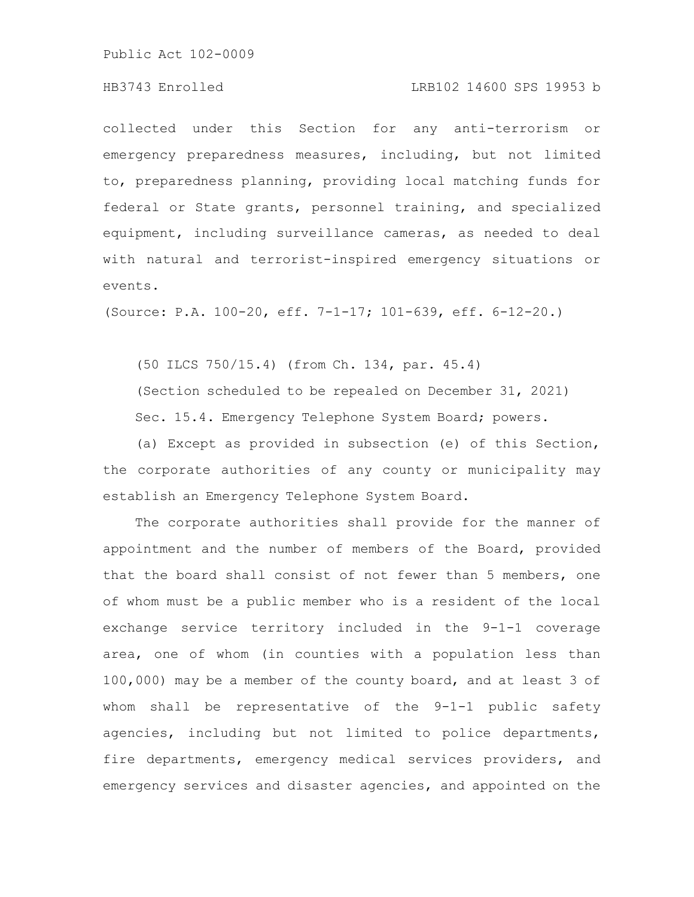collected under this Section for any anti-terrorism or emergency preparedness measures, including, but not limited to, preparedness planning, providing local matching funds for federal or State grants, personnel training, and specialized equipment, including surveillance cameras, as needed to deal with natural and terrorist-inspired emergency situations or events.

(Source: P.A. 100-20, eff. 7-1-17; 101-639, eff. 6-12-20.)

(50 ILCS 750/15.4) (from Ch. 134, par. 45.4)

(Section scheduled to be repealed on December 31, 2021)

Sec. 15.4. Emergency Telephone System Board; powers.

(a) Except as provided in subsection (e) of this Section, the corporate authorities of any county or municipality may establish an Emergency Telephone System Board.

The corporate authorities shall provide for the manner of appointment and the number of members of the Board, provided that the board shall consist of not fewer than 5 members, one of whom must be a public member who is a resident of the local exchange service territory included in the 9-1-1 coverage area, one of whom (in counties with a population less than 100,000) may be a member of the county board, and at least 3 of whom shall be representative of the 9-1-1 public safety agencies, including but not limited to police departments, fire departments, emergency medical services providers, and emergency services and disaster agencies, and appointed on the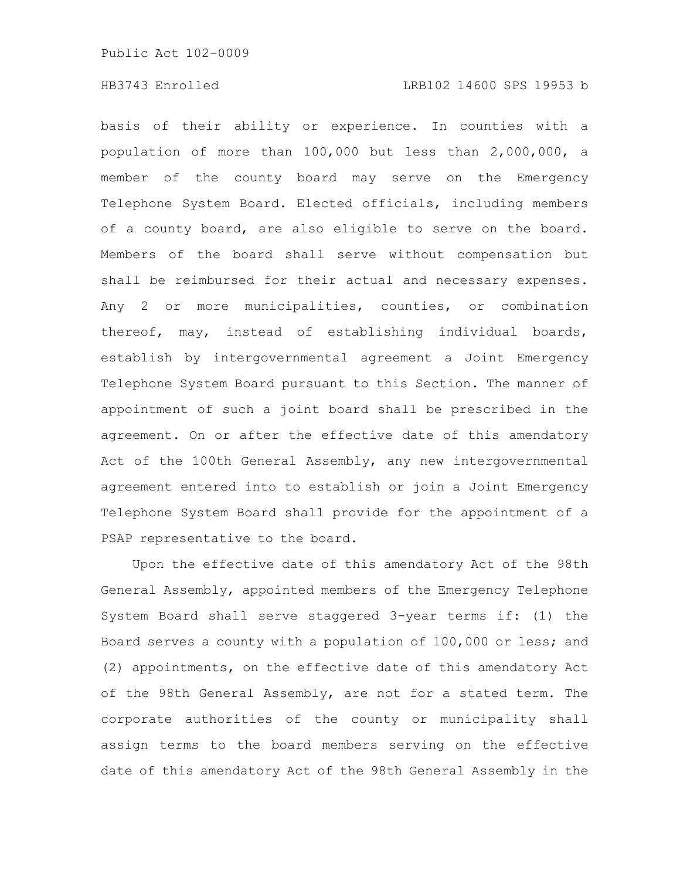basis of their ability or experience. In counties with a population of more than 100,000 but less than 2,000,000, a member of the county board may serve on the Emergency Telephone System Board. Elected officials, including members of a county board, are also eligible to serve on the board. Members of the board shall serve without compensation but shall be reimbursed for their actual and necessary expenses. Any 2 or more municipalities, counties, or combination thereof, may, instead of establishing individual boards, establish by intergovernmental agreement a Joint Emergency Telephone System Board pursuant to this Section. The manner of appointment of such a joint board shall be prescribed in the agreement. On or after the effective date of this amendatory Act of the 100th General Assembly, any new intergovernmental agreement entered into to establish or join a Joint Emergency Telephone System Board shall provide for the appointment of a PSAP representative to the board.

Upon the effective date of this amendatory Act of the 98th General Assembly, appointed members of the Emergency Telephone System Board shall serve staggered 3-year terms if: (1) the Board serves a county with a population of 100,000 or less; and (2) appointments, on the effective date of this amendatory Act of the 98th General Assembly, are not for a stated term. The corporate authorities of the county or municipality shall assign terms to the board members serving on the effective date of this amendatory Act of the 98th General Assembly in the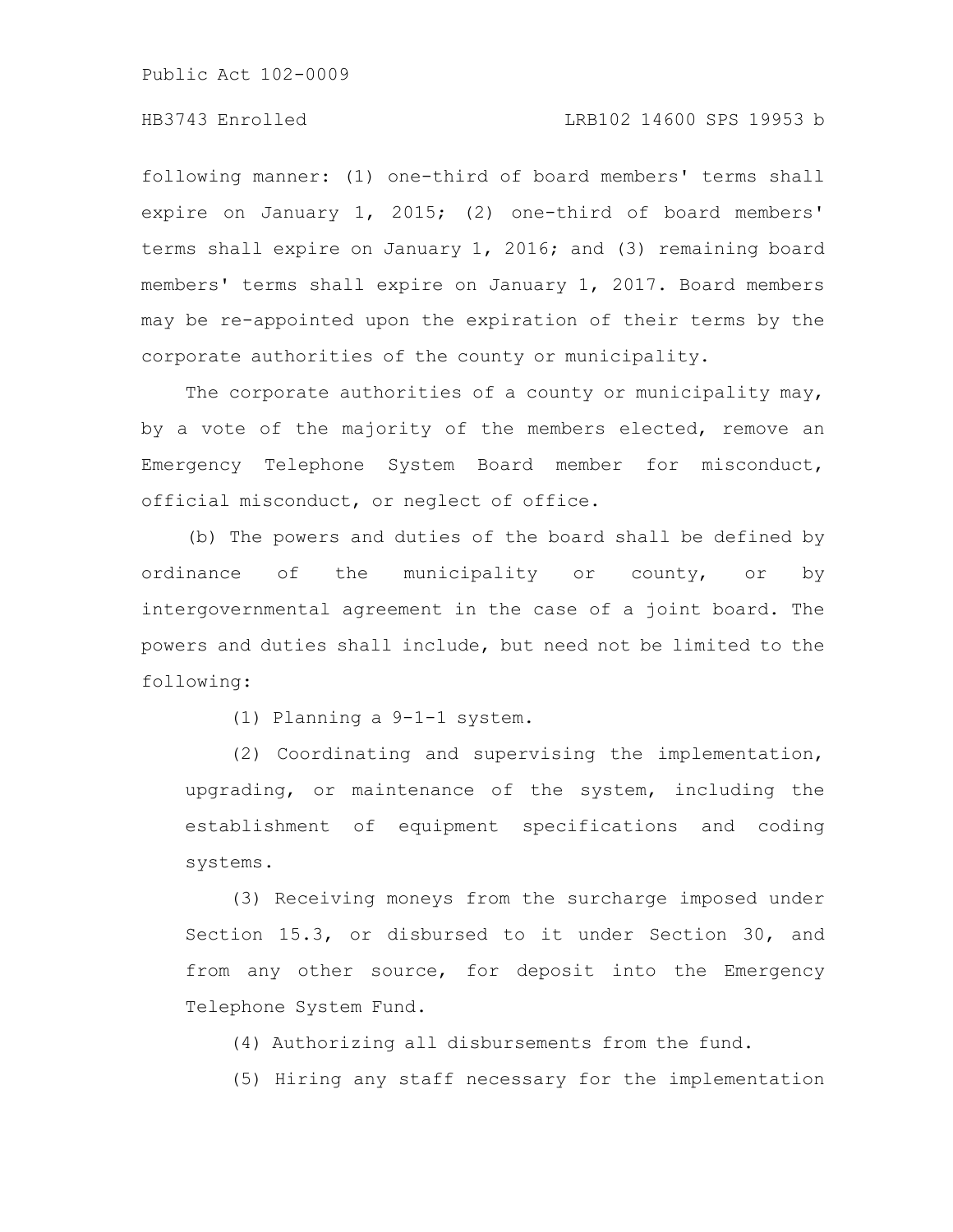following manner: (1) one-third of board members' terms shall expire on January 1, 2015; (2) one-third of board members' terms shall expire on January 1, 2016; and (3) remaining board members' terms shall expire on January 1, 2017. Board members may be re-appointed upon the expiration of their terms by the corporate authorities of the county or municipality.

The corporate authorities of a county or municipality may, by a vote of the majority of the members elected, remove an Emergency Telephone System Board member for misconduct, official misconduct, or neglect of office.

(b) The powers and duties of the board shall be defined by ordinance of the municipality or county, or by intergovernmental agreement in the case of a joint board. The powers and duties shall include, but need not be limited to the following:

(1) Planning a 9-1-1 system.

(2) Coordinating and supervising the implementation, upgrading, or maintenance of the system, including the establishment of equipment specifications and coding systems.

(3) Receiving moneys from the surcharge imposed under Section 15.3, or disbursed to it under Section 30, and from any other source, for deposit into the Emergency Telephone System Fund.

(4) Authorizing all disbursements from the fund.

(5) Hiring any staff necessary for the implementation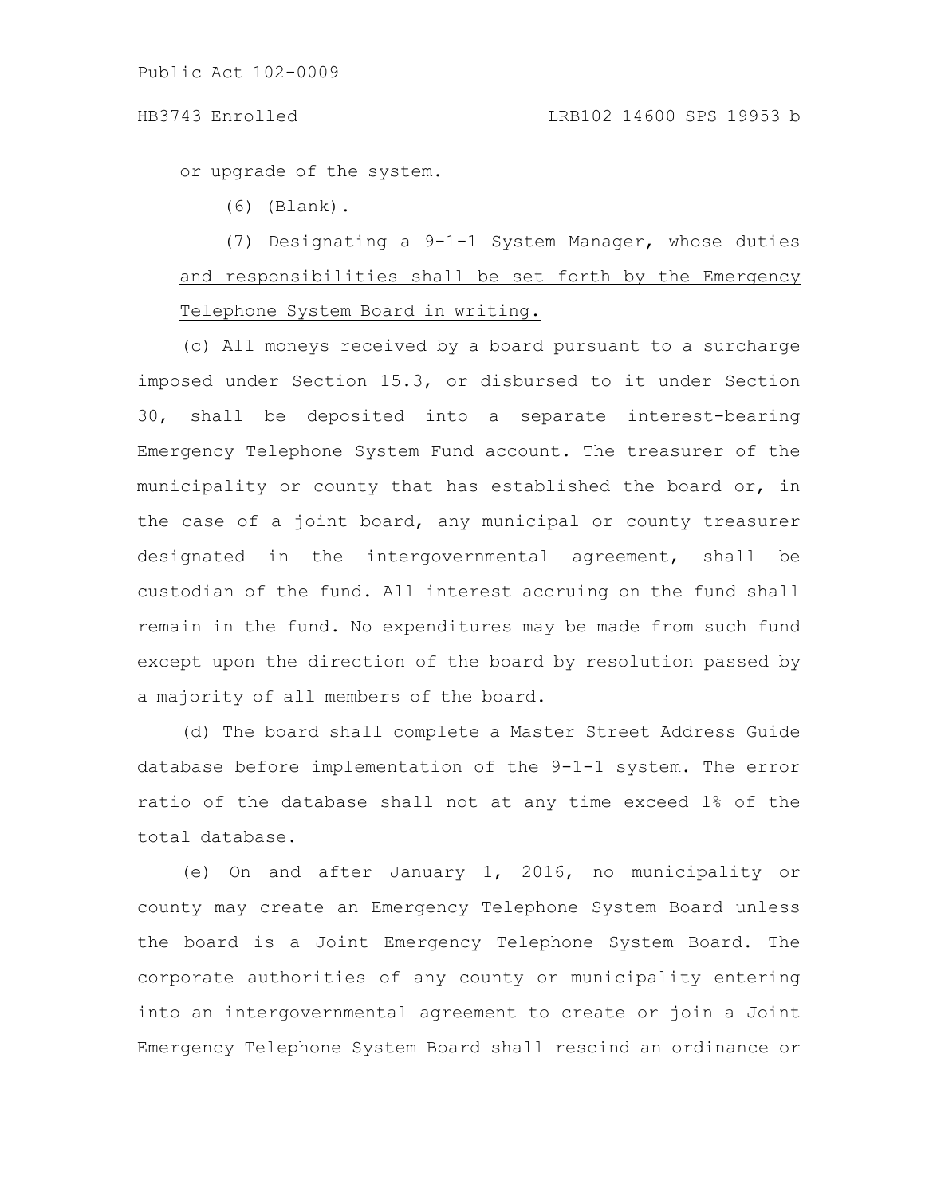or upgrade of the system.

(6) (Blank).

<u>(7) Designating a 9-1-1 System Manager, whose duties and responsibilities shall be set forth by the Emergency Telephone System Board in writing.</u>

(c) All moneys received by a board pursuant to a surcharge imposed under Section 15.3, or disbursed to it under Section 30, shall be deposited into a separate interest-bearing Emergency Telephone System Fund account. The treasurer of the municipality or county that has established the board or, in the case of a joint board, any municipal or county treasurer designated in the intergovernmental agreement, shall be custodian of the fund. All interest accruing on the fund shall remain in the fund. No expenditures may be made from such fund except upon the direction of the board by resolution passed by a majority of all members of the board.

(d) The board shall complete a Master Street Address Guide database before implementation of the 9-1-1 system. The error ratio of the database shall not at any time exceed 1% of the total database.

(e) On and after January 1, 2016, no municipality or county may create an Emergency Telephone System Board unless the board is a Joint Emergency Telephone System Board. The corporate authorities of any county or municipality entering into an intergovernmental agreement to create or join a Joint Emergency Telephone System Board shall rescind an ordinance or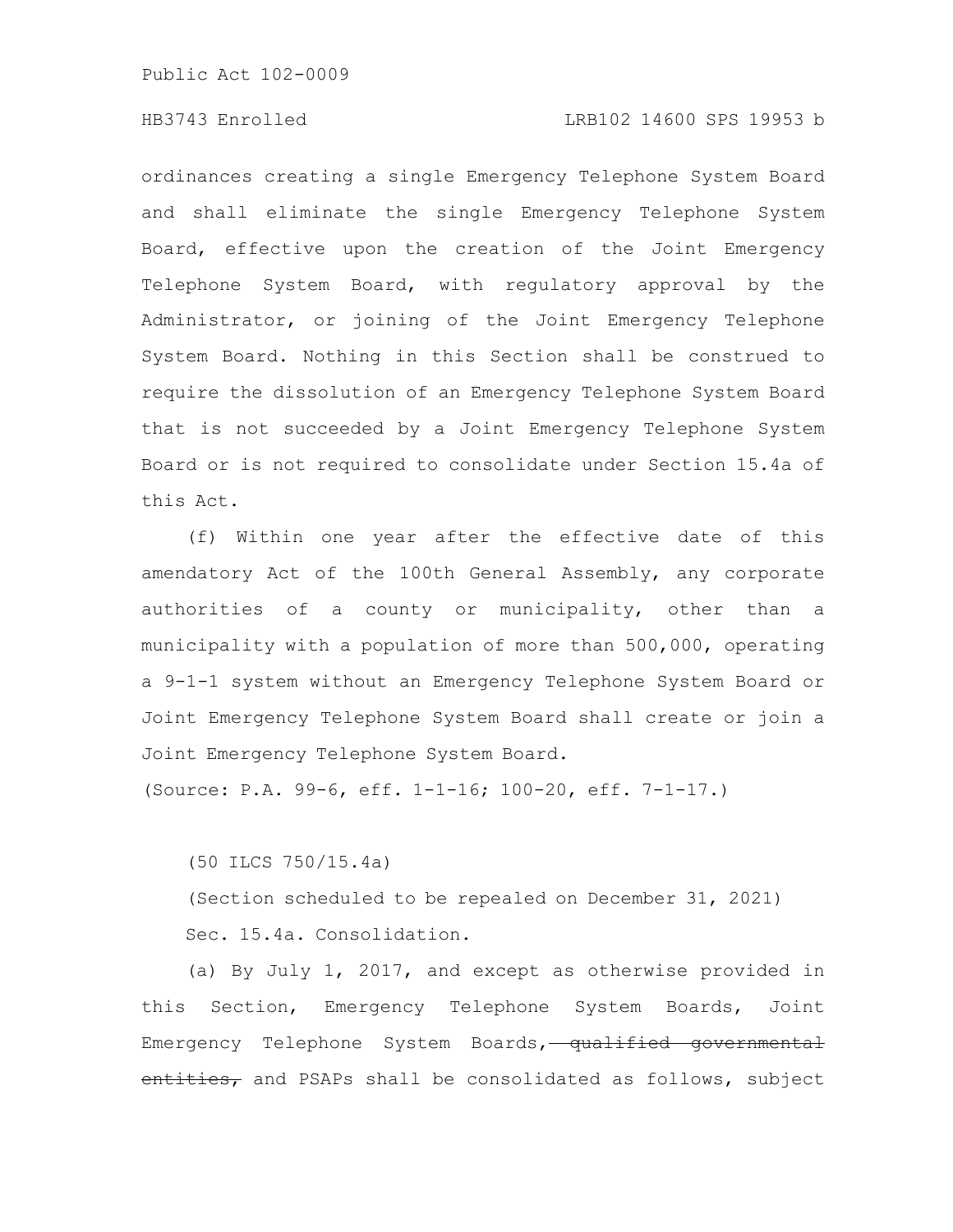ordinances creating a single Emergency Telephone System Board and shall eliminate the single Emergency Telephone System Board, effective upon the creation of the Joint Emergency Telephone System Board, with regulatory approval by the Administrator, or joining of the Joint Emergency Telephone System Board. Nothing in this Section shall be construed to require the dissolution of an Emergency Telephone System Board that is not succeeded by a Joint Emergency Telephone System Board or is not required to consolidate under Section 15.4a of this Act.

(f) Within one year after the effective date of this amendatory Act of the 100th General Assembly, any corporate authorities of a county or municipality, other than a municipality with a population of more than 500,000, operating a 9-1-1 system without an Emergency Telephone System Board or Joint Emergency Telephone System Board shall create or join a Joint Emergency Telephone System Board.

(Source: P.A. 99-6, eff. 1-1-16; 100-20, eff. 7-1-17.)

(50 ILCS 750/15.4a)

(Section scheduled to be repealed on December 31, 2021)

Sec. 15.4a. Consolidation.

(a) By July 1, 2017, and except as otherwise provided in this Section, Emergency Telephone System Boards, Joint Emergency Telephone System Boards, ~~qualified governmental entities,~~ and PSAPs shall be consolidated as follows, subject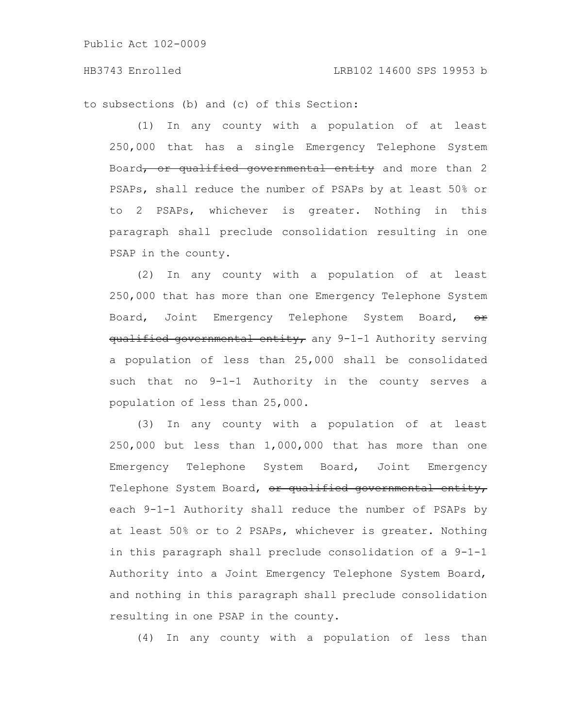to subsections (b) and (c) of this Section:

(1) In any county with a population of at least 250,000 that has a single Emergency Telephone System Board~~, or qualified governmental entity~~ and more than 2 PSAPs, shall reduce the number of PSAPs by at least 50% or to 2 PSAPs, whichever is greater. Nothing in this paragraph shall preclude consolidation resulting in one PSAP in the county.

(2) In any county with a population of at least 250,000 that has more than one Emergency Telephone System Board, Joint Emergency Telephone System Board, ~~or qualified governmental entity,~~ any 9-1-1 Authority serving a population of less than 25,000 shall be consolidated such that no 9-1-1 Authority in the county serves a population of less than 25,000.

(3) In any county with a population of at least 250,000 but less than 1,000,000 that has more than one Emergency Telephone System Board, Joint Emergency Telephone System Board, ~~or qualified governmental entity,~~ each 9-1-1 Authority shall reduce the number of PSAPs by at least 50% or to 2 PSAPs, whichever is greater. Nothing in this paragraph shall preclude consolidation of a 9-1-1 Authority into a Joint Emergency Telephone System Board, and nothing in this paragraph shall preclude consolidation resulting in one PSAP in the county.

(4) In any county with a population of less than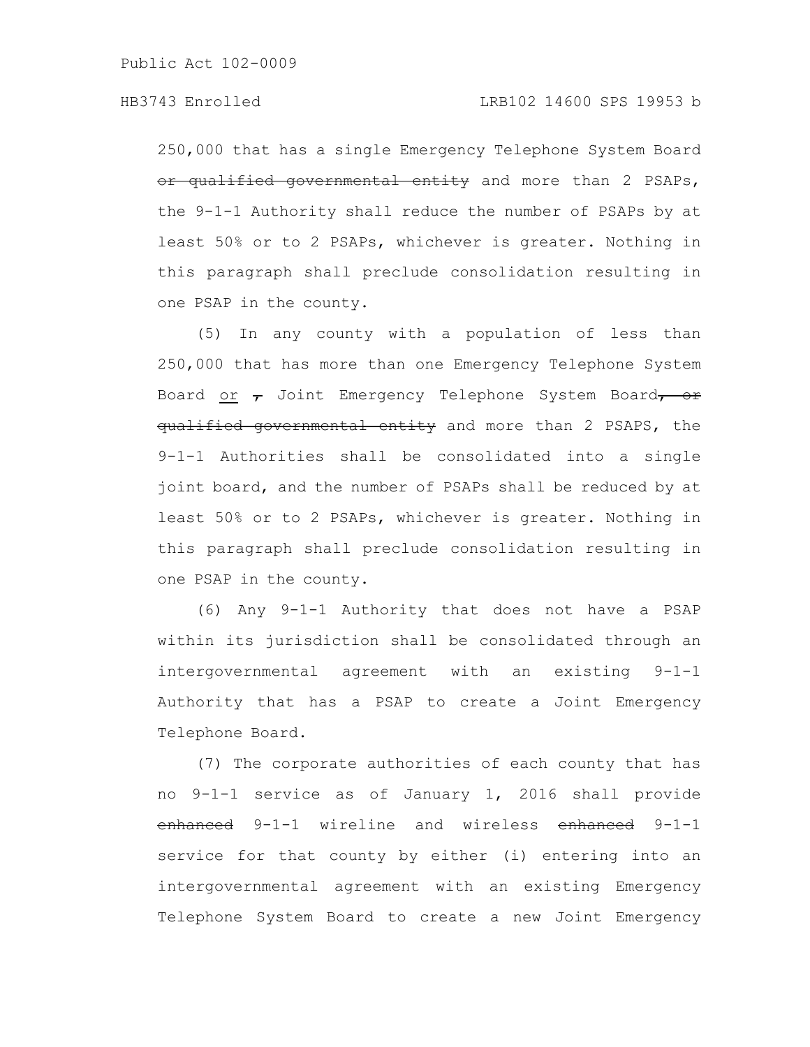250,000 that has a single Emergency Telephone System Board ~~or qualified governmental entity~~ and more than 2 PSAPs, the 9-1-1 Authority shall reduce the number of PSAPs by at least 50% or to 2 PSAPs, whichever is greater. Nothing in this paragraph shall preclude consolidation resulting in one PSAP in the county.

(5) In any county with a population of less than 250,000 that has more than one Emergency Telephone System Board <u>or</u> ~~,~~ Joint Emergency Telephone System Board~~, or qualified governmental entity~~ and more than 2 PSAPS, the 9-1-1 Authorities shall be consolidated into a single joint board, and the number of PSAPs shall be reduced by at least 50% or to 2 PSAPs, whichever is greater. Nothing in this paragraph shall preclude consolidation resulting in one PSAP in the county.

(6) Any 9-1-1 Authority that does not have a PSAP within its jurisdiction shall be consolidated through an intergovernmental agreement with an existing 9-1-1 Authority that has a PSAP to create a Joint Emergency Telephone Board.

(7) The corporate authorities of each county that has no 9-1-1 service as of January 1, 2016 shall provide ~~enhanced~~ 9-1-1 wireline and wireless ~~enhanced~~ 9-1-1 service for that county by either (i) entering into an intergovernmental agreement with an existing Emergency Telephone System Board to create a new Joint Emergency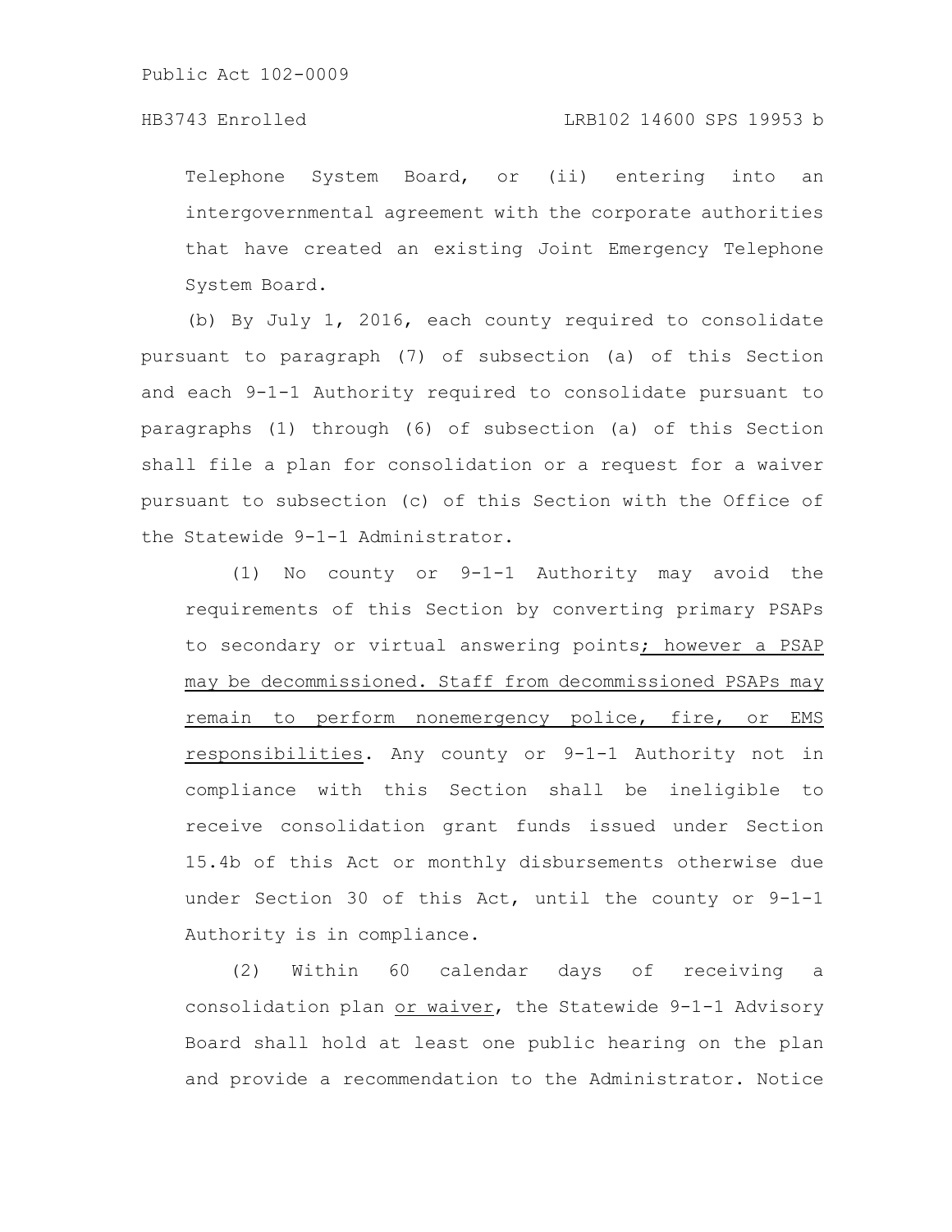Telephone System Board, or (ii) entering into an intergovernmental agreement with the corporate authorities that have created an existing Joint Emergency Telephone System Board.

(b) By July 1, 2016, each county required to consolidate pursuant to paragraph (7) of subsection (a) of this Section and each 9-1-1 Authority required to consolidate pursuant to paragraphs (1) through (6) of subsection (a) of this Section shall file a plan for consolidation or a request for a waiver pursuant to subsection (c) of this Section with the Office of the Statewide 9-1-1 Administrator.

(1) No county or 9-1-1 Authority may avoid the requirements of this Section by converting primary PSAPs to secondary or virtual answering points; however a PSAP may be decommissioned. Staff from decommissioned PSAPs may remain to perform nonemergency police, fire, or EMS responsibilities. Any county or 9-1-1 Authority not in compliance with this Section shall be ineligible to receive consolidation grant funds issued under Section 15.4b of this Act or monthly disbursements otherwise due under Section 30 of this Act, until the county or 9-1-1 Authority is in compliance.

(2) Within 60 calendar days of receiving a consolidation plan or waiver, the Statewide 9-1-1 Advisory Board shall hold at least one public hearing on the plan and provide a recommendation to the Administrator. Notice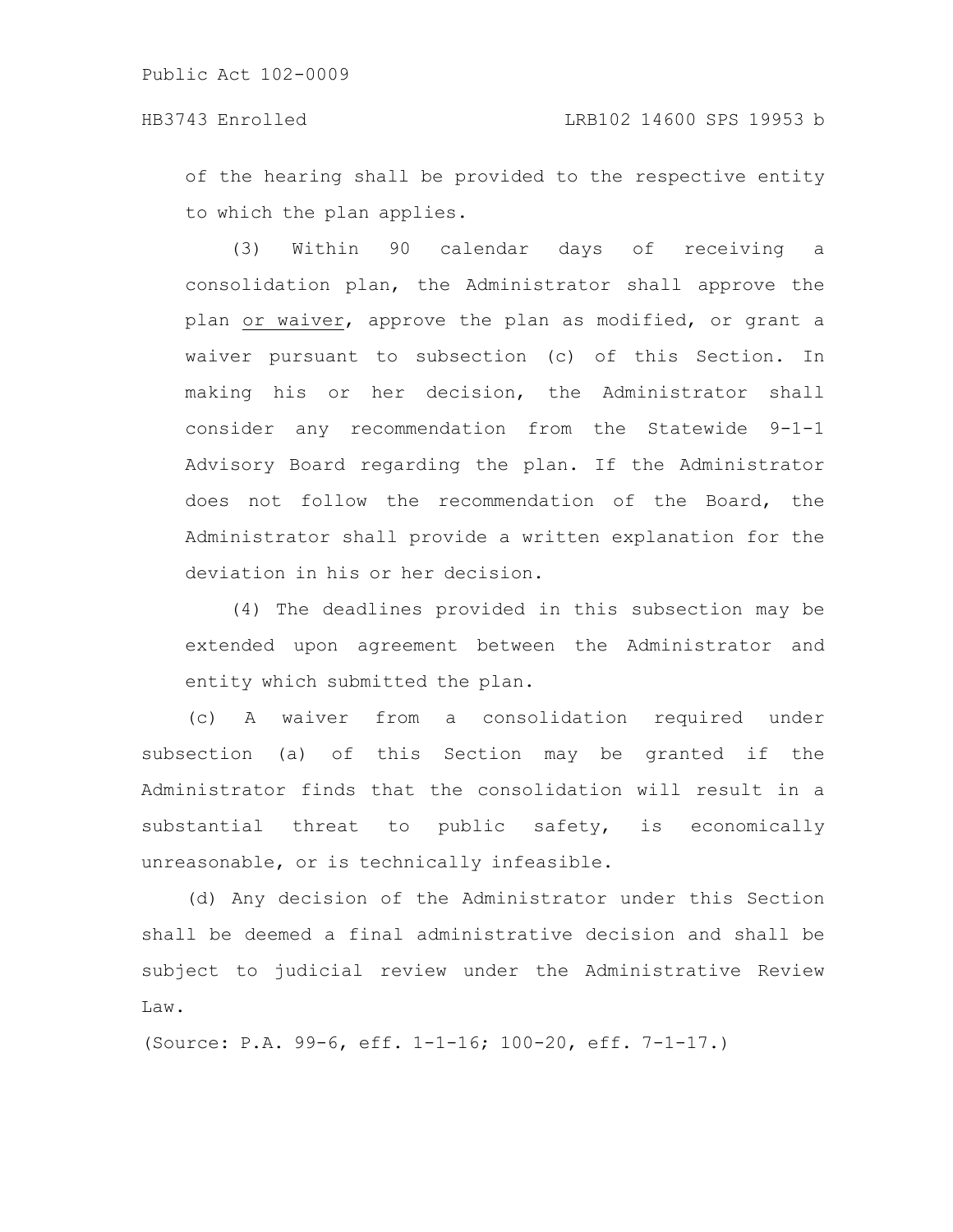of the hearing shall be provided to the respective entity to which the plan applies.

(3) Within 90 calendar days of receiving a consolidation plan, the Administrator shall approve the plan <u>or waiver</u>, approve the plan as modified, or grant a waiver pursuant to subsection (c) of this Section. In making his or her decision, the Administrator shall consider any recommendation from the Statewide 9-1-1 Advisory Board regarding the plan. If the Administrator does not follow the recommendation of the Board, the Administrator shall provide a written explanation for the deviation in his or her decision.

(4) The deadlines provided in this subsection may be extended upon agreement between the Administrator and entity which submitted the plan.

(c) A waiver from a consolidation required under subsection (a) of this Section may be granted if the Administrator finds that the consolidation will result in a substantial threat to public safety, is economically unreasonable, or is technically infeasible.

(d) Any decision of the Administrator under this Section shall be deemed a final administrative decision and shall be subject to judicial review under the Administrative Review Law.

(Source: P.A. 99-6, eff. 1-1-16; 100-20, eff. 7-1-17.)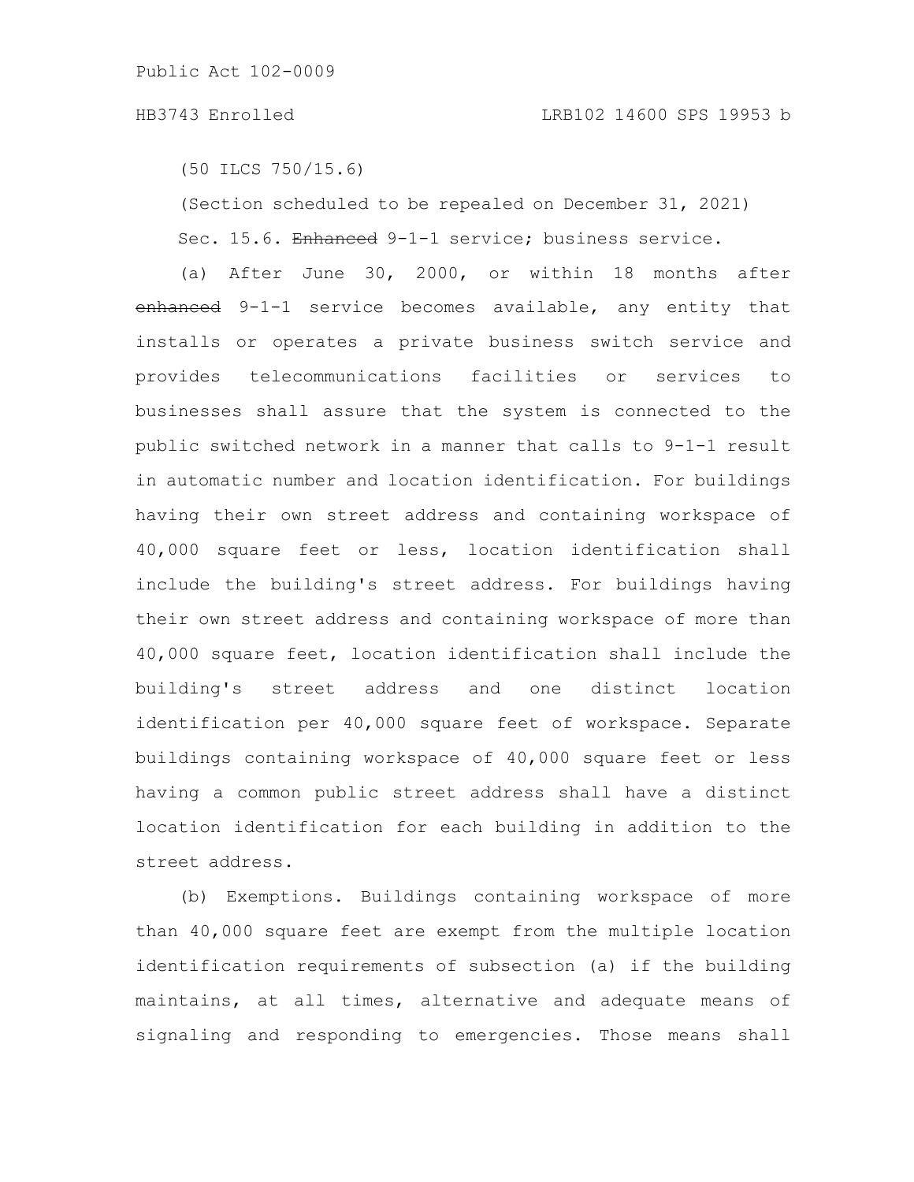(50 ILCS 750/15.6)

(Section scheduled to be repealed on December 31, 2021)

Sec. 15.6. ~~Enhanced~~ 9-1-1 service; business service.

(a) After June 30, 2000, or within 18 months after ~~enhanced~~ 9-1-1 service becomes available, any entity that installs or operates a private business switch service and provides telecommunications facilities or services to businesses shall assure that the system is connected to the public switched network in a manner that calls to 9-1-1 result in automatic number and location identification. For buildings having their own street address and containing workspace of 40,000 square feet or less, location identification shall include the building's street address. For buildings having their own street address and containing workspace of more than 40,000 square feet, location identification shall include the building's street address and one distinct location identification per 40,000 square feet of workspace. Separate buildings containing workspace of 40,000 square feet or less having a common public street address shall have a distinct location identification for each building in addition to the street address.

(b) Exemptions. Buildings containing workspace of more than 40,000 square feet are exempt from the multiple location identification requirements of subsection (a) if the building maintains, at all times, alternative and adequate means of signaling and responding to emergencies. Those means shall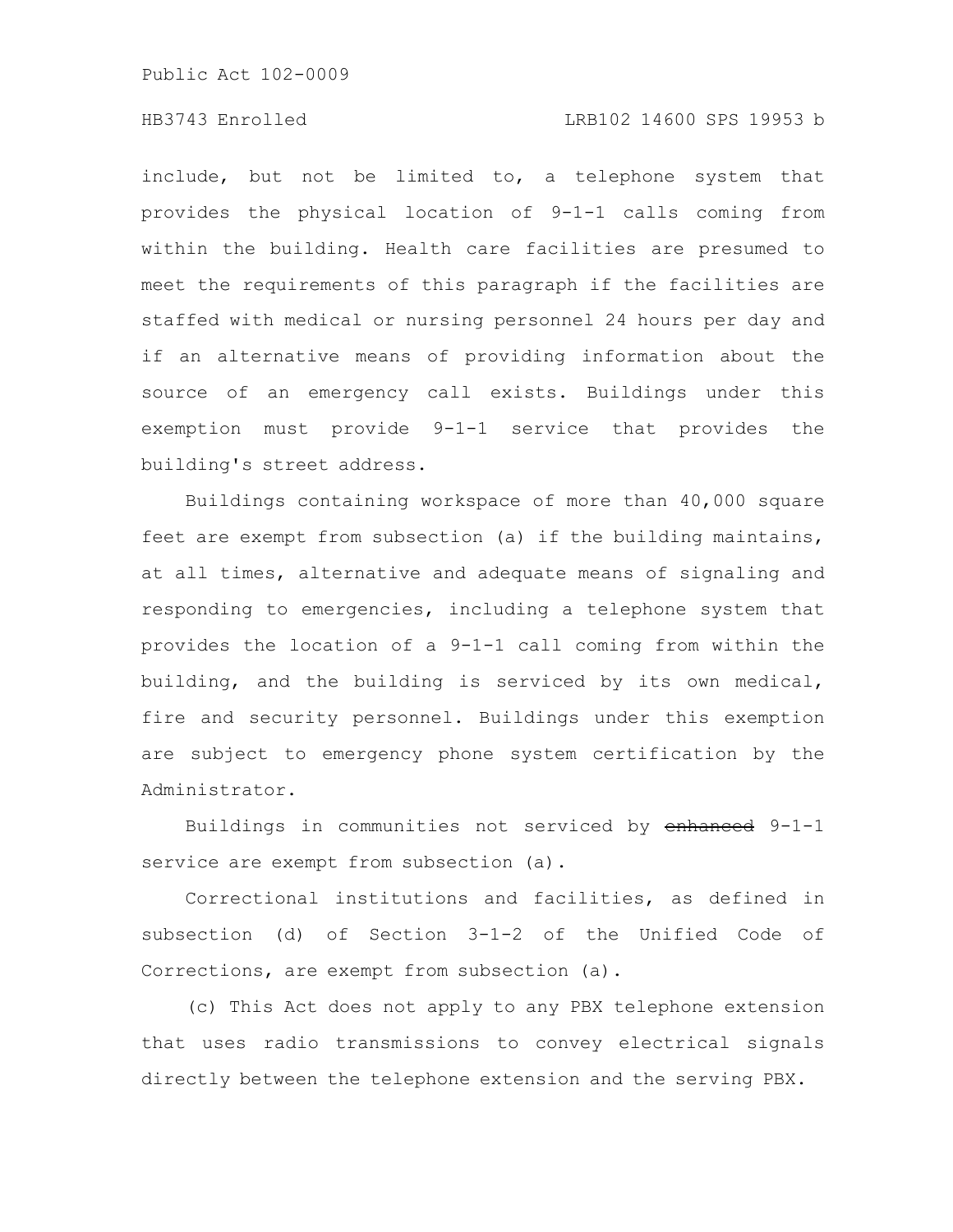include, but not be limited to, a telephone system that provides the physical location of 9-1-1 calls coming from within the building. Health care facilities are presumed to meet the requirements of this paragraph if the facilities are staffed with medical or nursing personnel 24 hours per day and if an alternative means of providing information about the source of an emergency call exists. Buildings under this exemption must provide 9-1-1 service that provides the building's street address.

Buildings containing workspace of more than 40,000 square feet are exempt from subsection (a) if the building maintains, at all times, alternative and adequate means of signaling and responding to emergencies, including a telephone system that provides the location of a 9-1-1 call coming from within the building, and the building is serviced by its own medical, fire and security personnel. Buildings under this exemption are subject to emergency phone system certification by the Administrator.

Buildings in communities not serviced by ~~enhanced~~ 9-1-1 service are exempt from subsection (a).

Correctional institutions and facilities, as defined in subsection (d) of Section 3-1-2 of the Unified Code of Corrections, are exempt from subsection (a).

(c) This Act does not apply to any PBX telephone extension that uses radio transmissions to convey electrical signals directly between the telephone extension and the serving PBX.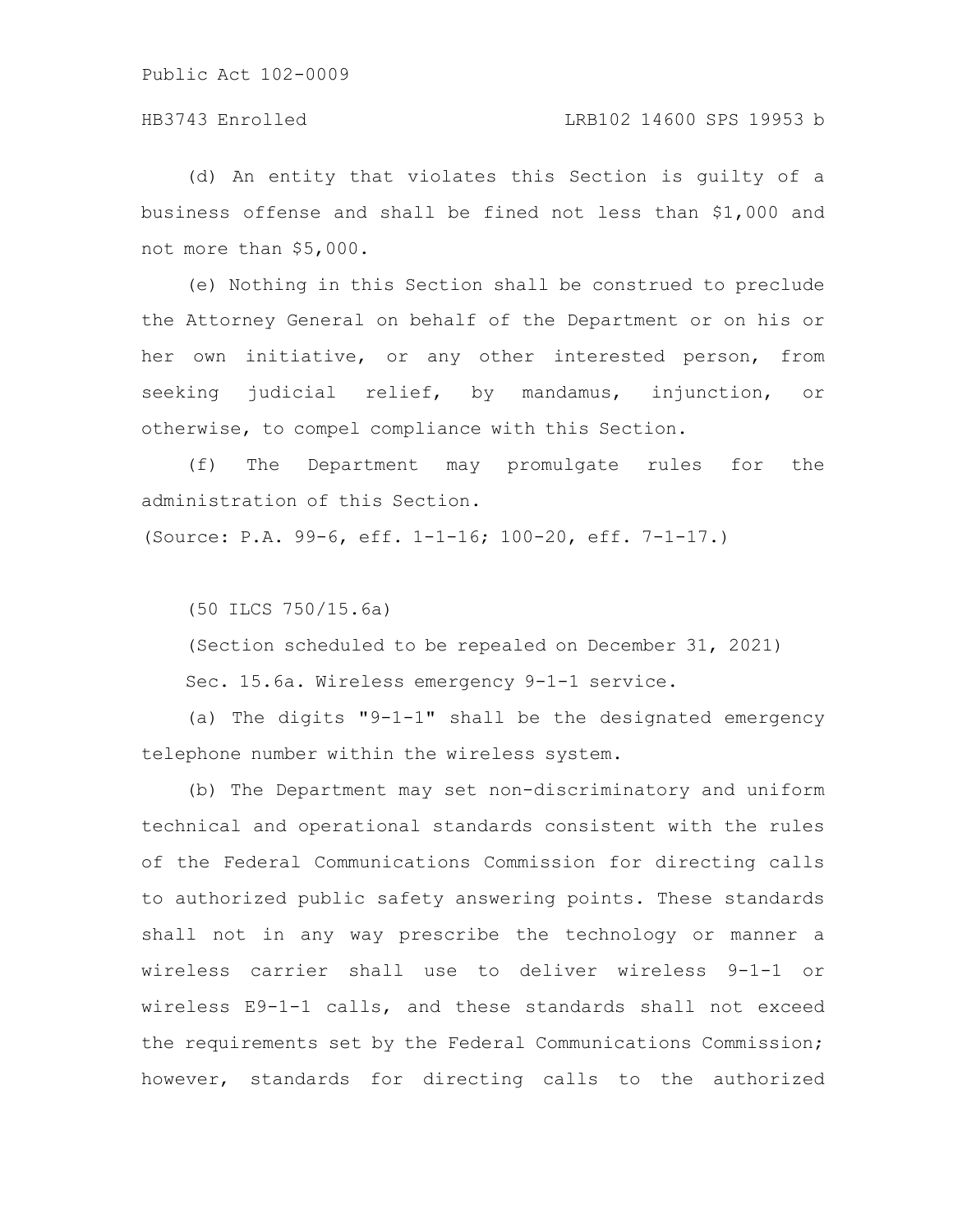(d) An entity that violates this Section is guilty of a business offense and shall be fined not less than $1,000 and not more than $5,000.

(e) Nothing in this Section shall be construed to preclude the Attorney General on behalf of the Department or on his or her own initiative, or any other interested person, from seeking judicial relief, by mandamus, injunction, or otherwise, to compel compliance with this Section.

(f) The Department may promulgate rules for the administration of this Section.

(Source: P.A. 99-6, eff. 1-1-16; 100-20, eff. 7-1-17.)

(50 ILCS 750/15.6a)

(Section scheduled to be repealed on December 31, 2021)

Sec. 15.6a. Wireless emergency 9-1-1 service.

(a) The digits "9-1-1" shall be the designated emergency telephone number within the wireless system.

(b) The Department may set non-discriminatory and uniform technical and operational standards consistent with the rules of the Federal Communications Commission for directing calls to authorized public safety answering points. These standards shall not in any way prescribe the technology or manner a wireless carrier shall use to deliver wireless 9-1-1 or wireless E9-1-1 calls, and these standards shall not exceed the requirements set by the Federal Communications Commission; however, standards for directing calls to the authorized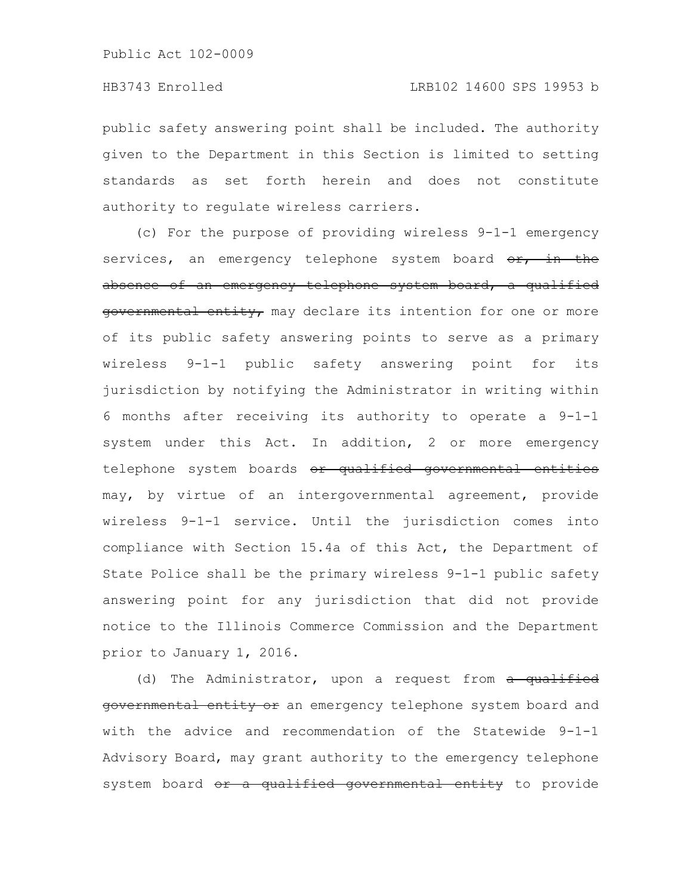public safety answering point shall be included. The authority given to the Department in this Section is limited to setting standards as set forth herein and does not constitute authority to regulate wireless carriers.

(c) For the purpose of providing wireless 9-1-1 emergency services, an emergency telephone system board ~~or, in the absence of an emergency telephone system board, a qualified governmental entity,~~ may declare its intention for one or more of its public safety answering points to serve as a primary wireless 9-1-1 public safety answering point for its jurisdiction by notifying the Administrator in writing within 6 months after receiving its authority to operate a 9-1-1 system under this Act. In addition, 2 or more emergency telephone system boards ~~or qualified governmental entities~~ may, by virtue of an intergovernmental agreement, provide wireless 9-1-1 service. Until the jurisdiction comes into compliance with Section 15.4a of this Act, the Department of State Police shall be the primary wireless 9-1-1 public safety answering point for any jurisdiction that did not provide notice to the Illinois Commerce Commission and the Department prior to January 1, 2016.

(d) The Administrator, upon a request from ~~a qualified governmental entity or~~ an emergency telephone system board and with the advice and recommendation of the Statewide 9-1-1 Advisory Board, may grant authority to the emergency telephone system board ~~or a qualified governmental entity~~ to provide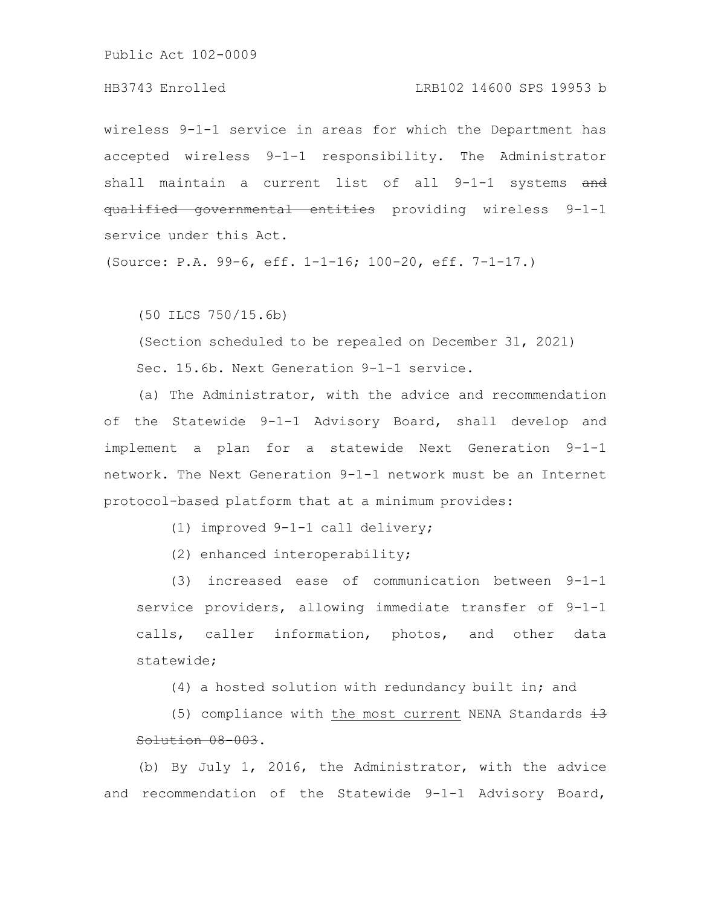wireless 9-1-1 service in areas for which the Department has accepted wireless 9-1-1 responsibility. The Administrator shall maintain a current list of all 9-1-1 systems ~~and qualified governmental entities~~ providing wireless 9-1-1 service under this Act.

(Source: P.A. 99-6, eff. 1-1-16; 100-20, eff. 7-1-17.)

(50 ILCS 750/15.6b)

(Section scheduled to be repealed on December 31, 2021)

Sec. 15.6b. Next Generation 9-1-1 service.

(a) The Administrator, with the advice and recommendation of the Statewide 9-1-1 Advisory Board, shall develop and implement a plan for a statewide Next Generation 9-1-1 network. The Next Generation 9-1-1 network must be an Internet protocol-based platform that at a minimum provides:

(1) improved 9-1-1 call delivery;

(2) enhanced interoperability;

(3) increased ease of communication between 9-1-1 service providers, allowing immediate transfer of 9-1-1 calls, caller information, photos, and other data statewide;

(4) a hosted solution with redundancy built in; and

(5) compliance with <u>the most current</u> NENA Standards ~~i3 Solution 08-003~~.

(b) By July 1, 2016, the Administrator, with the advice and recommendation of the Statewide 9-1-1 Advisory Board,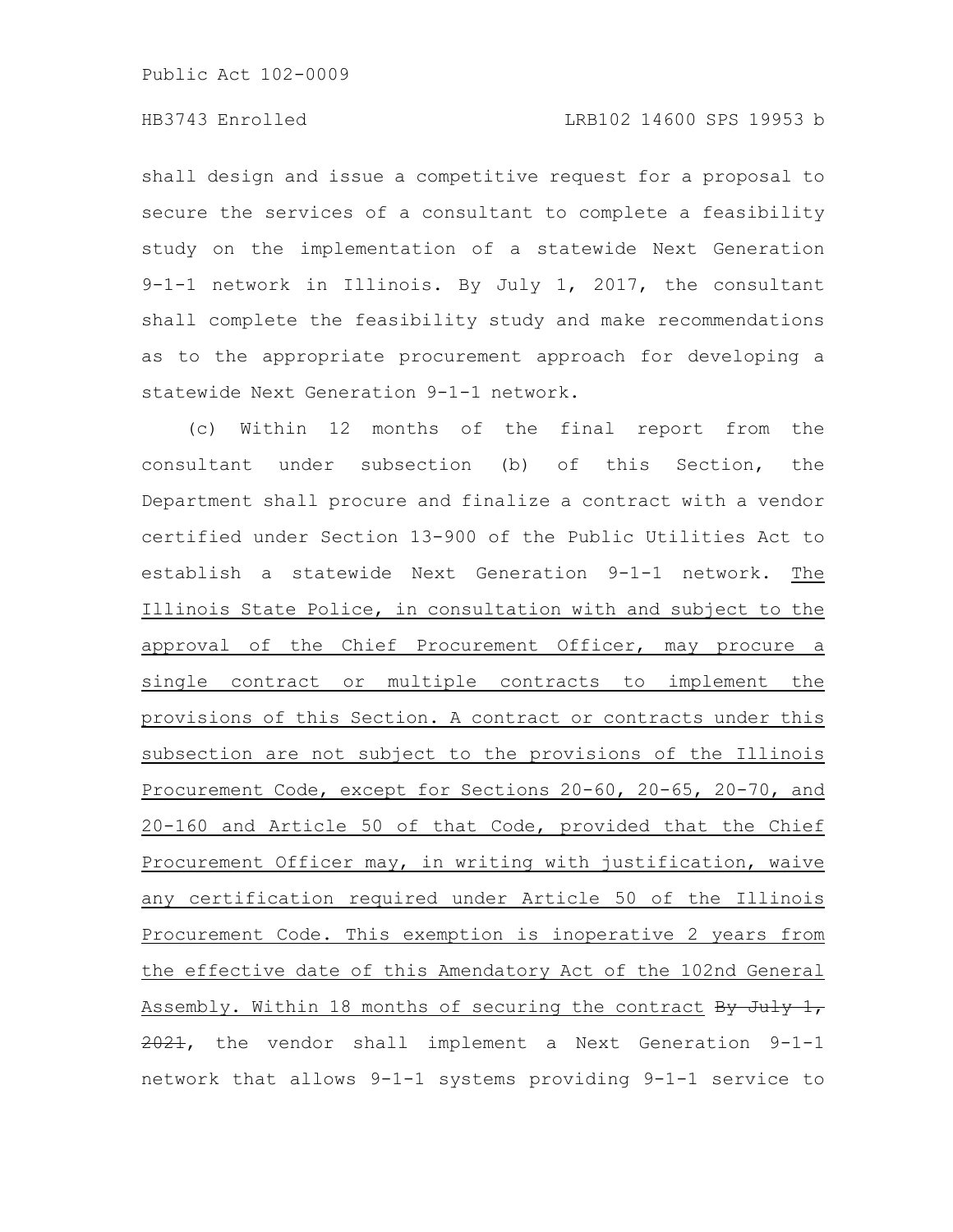shall design and issue a competitive request for a proposal to secure the services of a consultant to complete a feasibility study on the implementation of a statewide Next Generation 9-1-1 network in Illinois. By July 1, 2017, the consultant shall complete the feasibility study and make recommendations as to the appropriate procurement approach for developing a statewide Next Generation 9-1-1 network.

(c) Within 12 months of the final report from the consultant under subsection (b) of this Section, the Department shall procure and finalize a contract with a vendor certified under Section 13-900 of the Public Utilities Act to establish a statewide Next Generation 9-1-1 network. <u>The Illinois State Police, in consultation with and subject to the approval of the Chief Procurement Officer, may procure a single contract or multiple contracts to implement the provisions of this Section. A contract or contracts under this subsection are not subject to the provisions of the Illinois Procurement Code, except for Sections 20-60, 20-65, 20-70, and 20-160 and Article 50 of that Code, provided that the Chief Procurement Officer may, in writing with justification, waive any certification required under Article 50 of the Illinois Procurement Code. This exemption is inoperative 2 years from the effective date of this Amendatory Act of the 102nd General Assembly. Within 18 months of securing the contract</u> ~~By July 1, 2021~~, the vendor shall implement a Next Generation 9-1-1 network that allows 9-1-1 systems providing 9-1-1 service to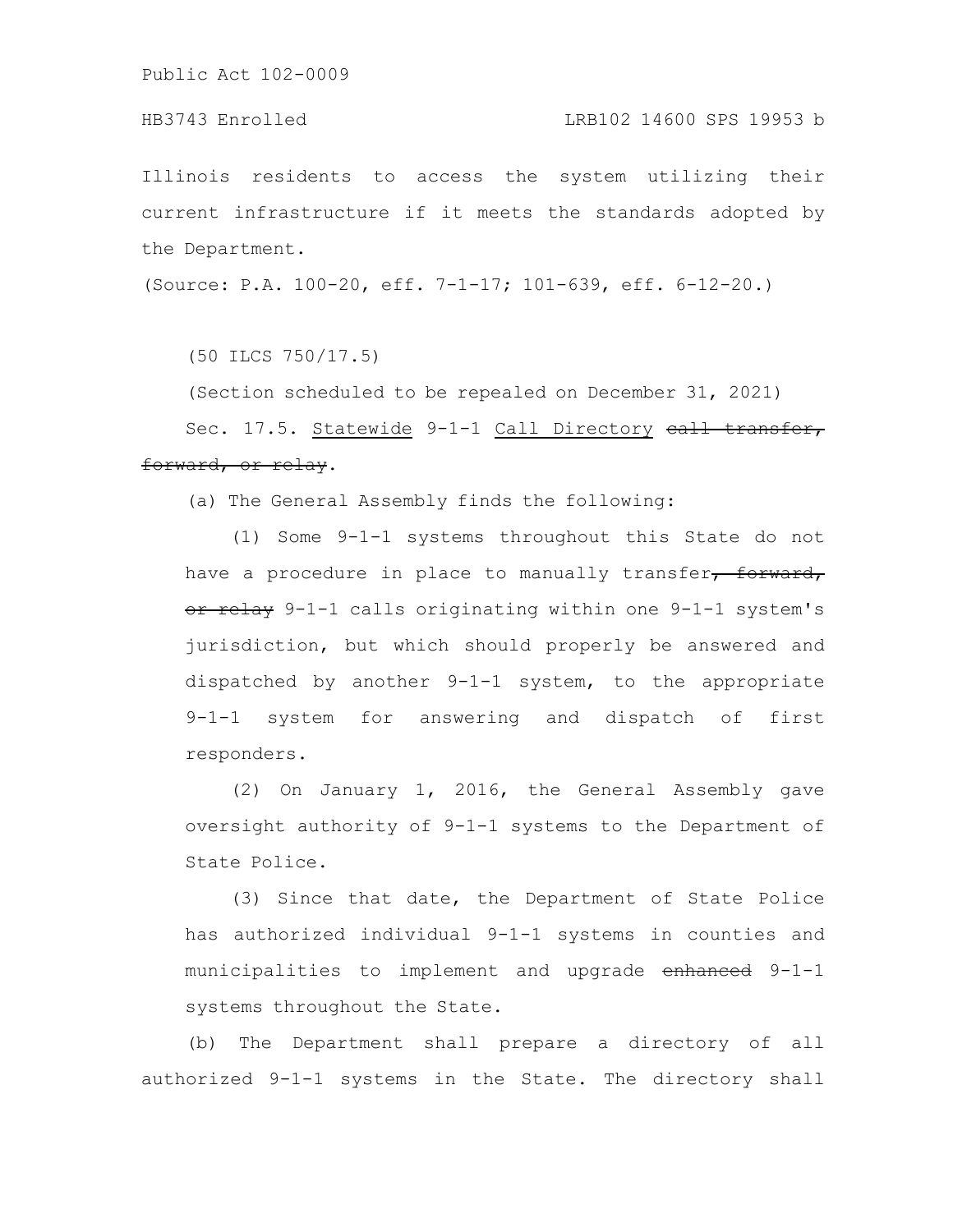Illinois residents to access the system utilizing their current infrastructure if it meets the standards adopted by the Department.

(Source: P.A. 100-20, eff. 7-1-17; 101-639, eff. 6-12-20.)

(50 ILCS 750/17.5)

(Section scheduled to be repealed on December 31, 2021)

Sec. 17.5. Statewide 9-1-1 Call Directory ~~call transfer, forward, or relay~~.

(a) The General Assembly finds the following:

(1) Some 9-1-1 systems throughout this State do not have a procedure in place to manually transfer~~, forward, or relay~~ 9-1-1 calls originating within one 9-1-1 system's jurisdiction, but which should properly be answered and dispatched by another 9-1-1 system, to the appropriate 9-1-1 system for answering and dispatch of first responders.

(2) On January 1, 2016, the General Assembly gave oversight authority of 9-1-1 systems to the Department of State Police.

(3) Since that date, the Department of State Police has authorized individual 9-1-1 systems in counties and municipalities to implement and upgrade ~~enhanced~~ 9-1-1 systems throughout the State.

(b) The Department shall prepare a directory of all authorized 9-1-1 systems in the State. The directory shall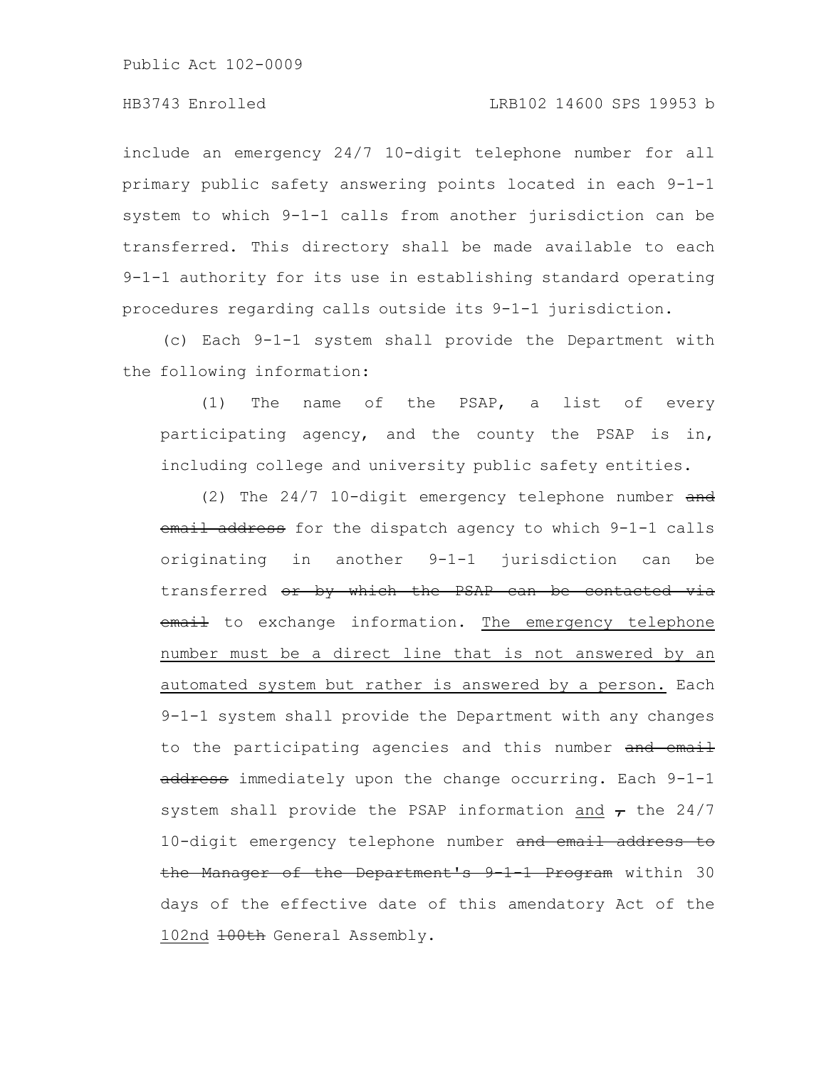include an emergency 24/7 10-digit telephone number for all primary public safety answering points located in each 9-1-1 system to which 9-1-1 calls from another jurisdiction can be transferred. This directory shall be made available to each 9-1-1 authority for its use in establishing standard operating procedures regarding calls outside its 9-1-1 jurisdiction.

(c) Each 9-1-1 system shall provide the Department with the following information:

(1) The name of the PSAP, a list of every participating agency, and the county the PSAP is in, including college and university public safety entities.

(2) The 24/7 10-digit emergency telephone number ~~and email address~~ for the dispatch agency to which 9-1-1 calls originating in another 9-1-1 jurisdiction can be transferred ~~or by which the PSAP can be contacted via email~~ to exchange information. <u>The emergency telephone number must be a direct line that is not answered by an automated system but rather is answered by a person.</u> Each 9-1-1 system shall provide the Department with any changes to the participating agencies and this number ~~and email address~~ immediately upon the change occurring. Each 9-1-1 system shall provide the PSAP information <u>and</u> ~~,~~ the 24/7 10-digit emergency telephone number ~~and email address to the Manager of the Department's 9-1-1 Program~~ within 30 days of the effective date of this amendatory Act of the <u>102nd</u> ~~100th~~ General Assembly.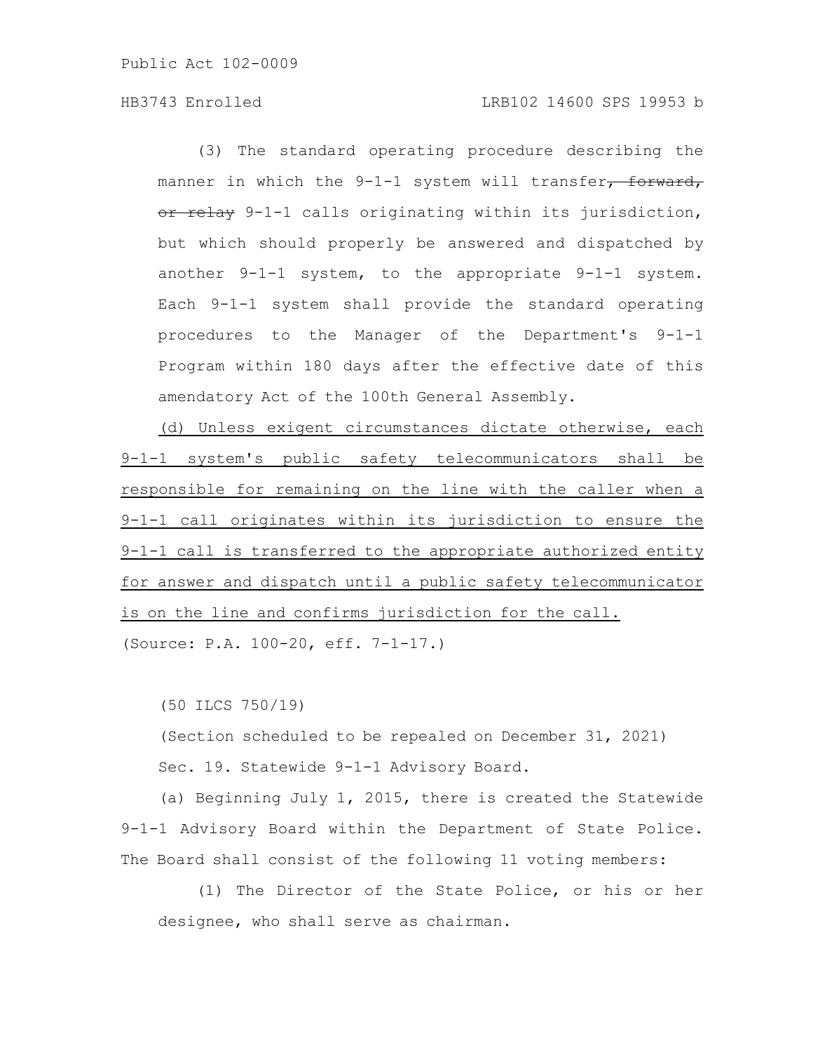(3) The standard operating procedure describing the manner in which the 9-1-1 system will transfer~~, forward, or relay~~ 9-1-1 calls originating within its jurisdiction, but which should properly be answered and dispatched by another 9-1-1 system, to the appropriate 9-1-1 system. Each 9-1-1 system shall provide the standard operating procedures to the Manager of the Department's 9-1-1 Program within 180 days after the effective date of this amendatory Act of the 100th General Assembly.

<u>(d) Unless exigent circumstances dictate otherwise, each 9-1-1 system's public safety telecommunicators shall be responsible for remaining on the line with the caller when a 9-1-1 call originates within its jurisdiction to ensure the 9-1-1 call is transferred to the appropriate authorized entity for answer and dispatch until a public safety telecommunicator is on the line and confirms jurisdiction for the call.</u>

(Source: P.A. 100-20, eff. 7-1-17.)

(50 ILCS 750/19)

(Section scheduled to be repealed on December 31, 2021)

Sec. 19. Statewide 9-1-1 Advisory Board.

(a) Beginning July 1, 2015, there is created the Statewide 9-1-1 Advisory Board within the Department of State Police. The Board shall consist of the following 11 voting members:

(1) The Director of the State Police, or his or her designee, who shall serve as chairman.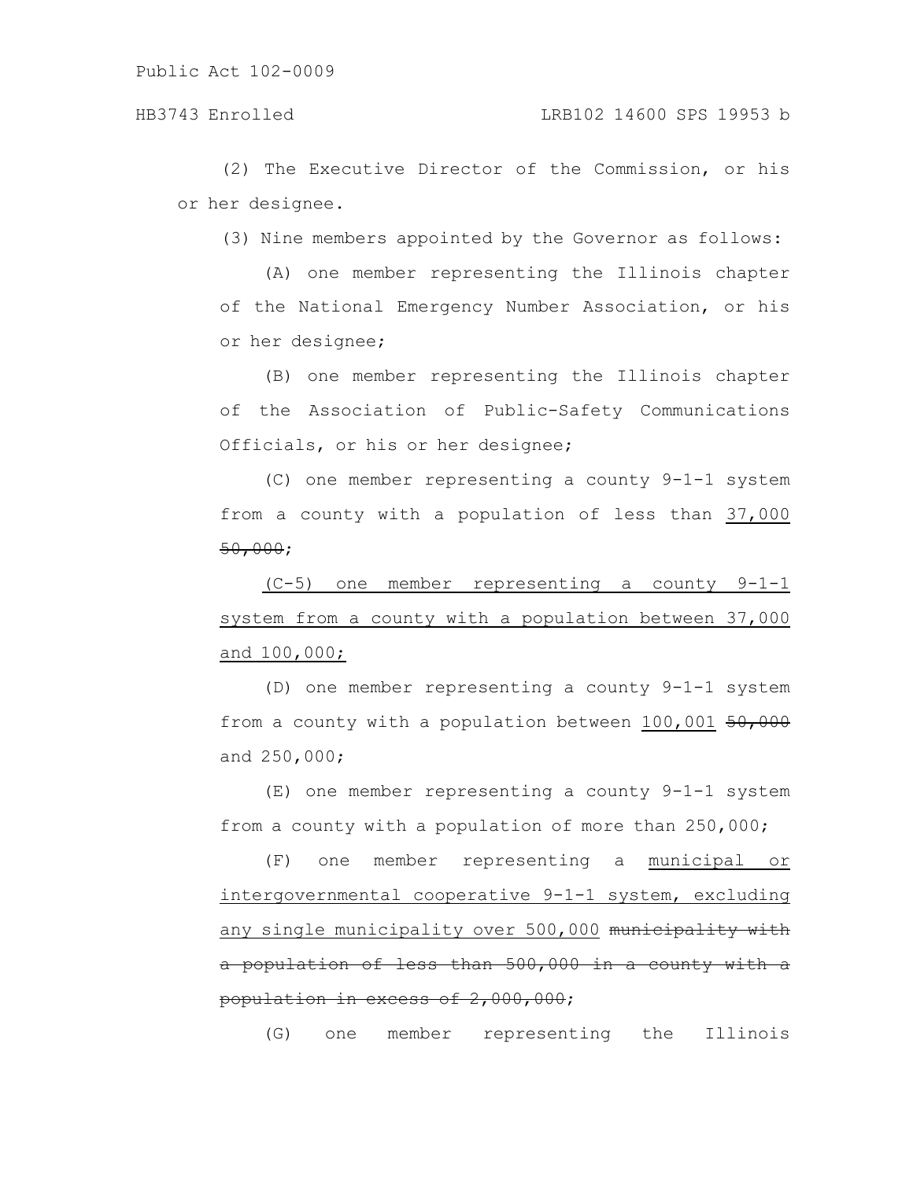(2) The Executive Director of the Commission, or his or her designee.

(3) Nine members appointed by the Governor as follows:

(A) one member representing the Illinois chapter of the National Emergency Number Association, or his or her designee;

(B) one member representing the Illinois chapter of the Association of Public-Safety Communications Officials, or his or her designee;

(C) one member representing a county 9-1-1 system from a county with a population of less than <u>37,000</u> ~~50,000~~;

<u>(C-5) one member representing a county 9-1-1 system from a county with a population between 37,000 and 100,000;</u>

(D) one member representing a county 9-1-1 system from a county with a population between <u>100,001</u> ~~50,000~~ and 250,000;

(E) one member representing a county 9-1-1 system from a county with a population of more than 250,000;

(F) one member representing a <u>municipal or intergovernmental cooperative 9-1-1 system, excluding any single municipality over 500,000</u> ~~municipality with a population of less than 500,000 in a county with a population in excess of 2,000,000~~;

(G) one member representing the Illinois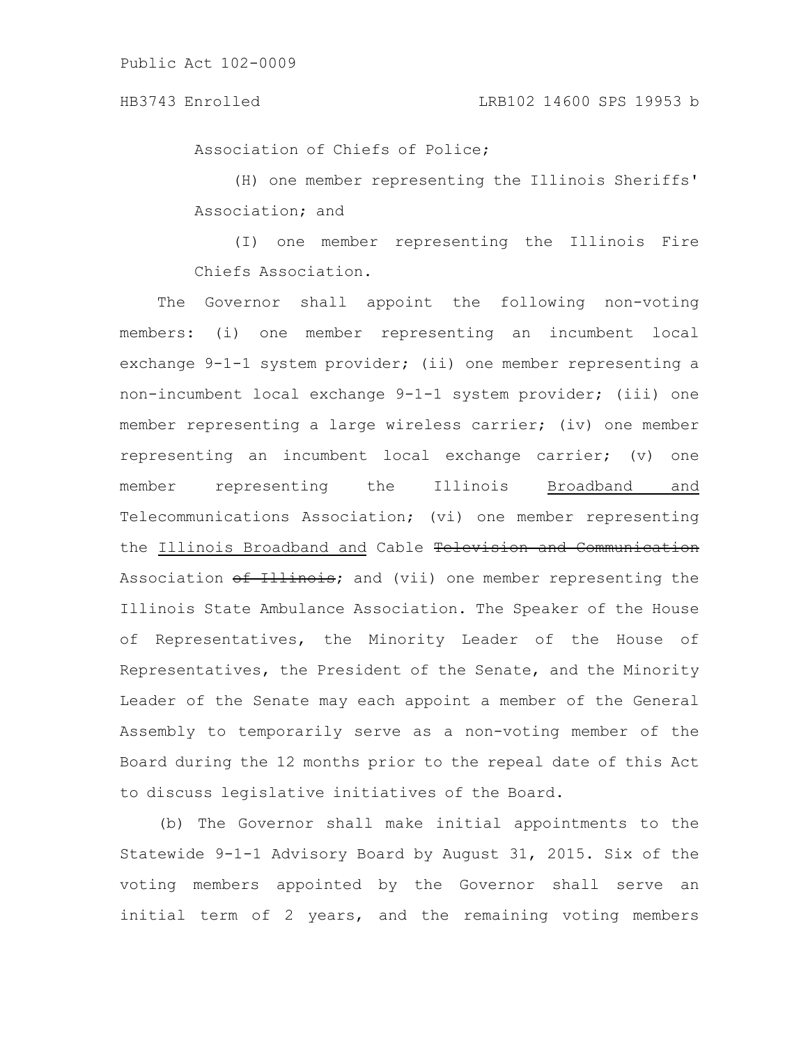Association of Chiefs of Police;

(H) one member representing the Illinois Sheriffs' Association; and

(I) one member representing the Illinois Fire Chiefs Association.

The Governor shall appoint the following non-voting members: (i) one member representing an incumbent local exchange 9-1-1 system provider; (ii) one member representing a non-incumbent local exchange 9-1-1 system provider; (iii) one member representing a large wireless carrier; (iv) one member representing an incumbent local exchange carrier; (v) one member representing the Illinois Broadband and Telecommunications Association; (vi) one member representing the Illinois Broadband and Cable ~~Television and Communication~~ Association ~~of Illinois~~; and (vii) one member representing the Illinois State Ambulance Association. The Speaker of the House of Representatives, the Minority Leader of the House of Representatives, the President of the Senate, and the Minority Leader of the Senate may each appoint a member of the General Assembly to temporarily serve as a non-voting member of the Board during the 12 months prior to the repeal date of this Act to discuss legislative initiatives of the Board.

(b) The Governor shall make initial appointments to the Statewide 9-1-1 Advisory Board by August 31, 2015. Six of the voting members appointed by the Governor shall serve an initial term of 2 years, and the remaining voting members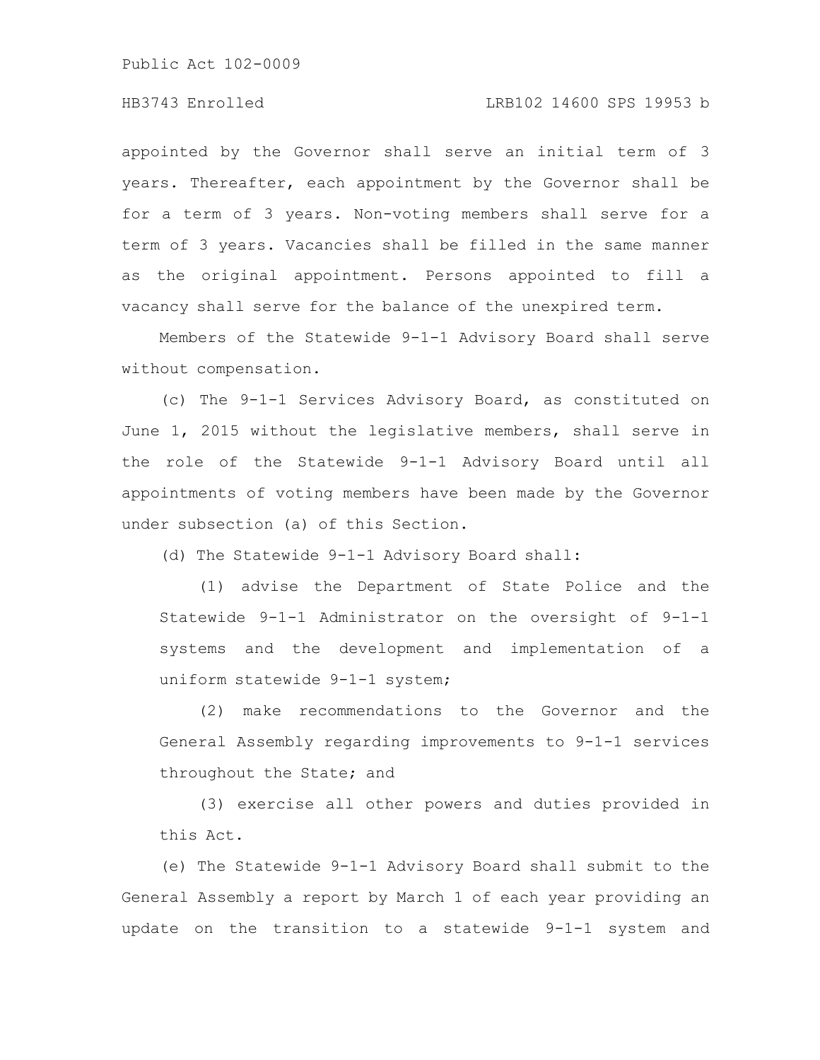appointed by the Governor shall serve an initial term of 3 years. Thereafter, each appointment by the Governor shall be for a term of 3 years. Non-voting members shall serve for a term of 3 years. Vacancies shall be filled in the same manner as the original appointment. Persons appointed to fill a vacancy shall serve for the balance of the unexpired term.

Members of the Statewide 9-1-1 Advisory Board shall serve without compensation.

(c) The 9-1-1 Services Advisory Board, as constituted on June 1, 2015 without the legislative members, shall serve in the role of the Statewide 9-1-1 Advisory Board until all appointments of voting members have been made by the Governor under subsection (a) of this Section.

(d) The Statewide 9-1-1 Advisory Board shall:

(1) advise the Department of State Police and the Statewide 9-1-1 Administrator on the oversight of 9-1-1 systems and the development and implementation of a uniform statewide 9-1-1 system;

(2) make recommendations to the Governor and the General Assembly regarding improvements to 9-1-1 services throughout the State; and

(3) exercise all other powers and duties provided in this Act.

(e) The Statewide 9-1-1 Advisory Board shall submit to the General Assembly a report by March 1 of each year providing an update on the transition to a statewide 9-1-1 system and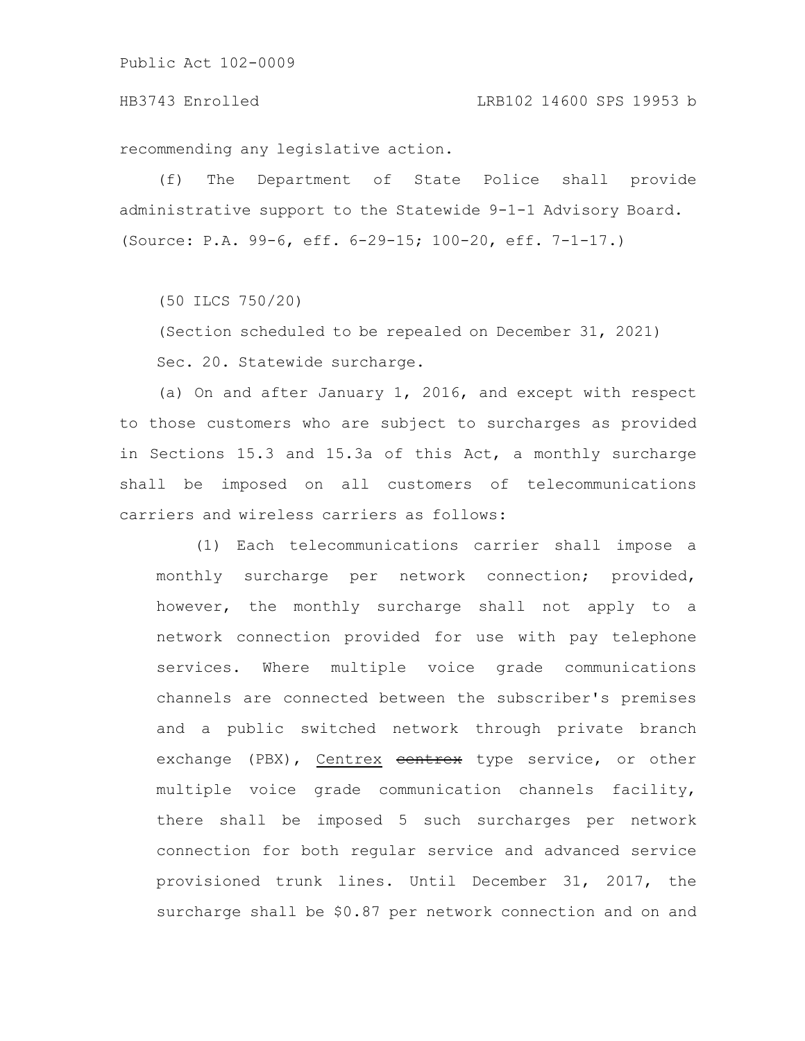recommending any legislative action.

(f) The Department of State Police shall provide administrative support to the Statewide 9-1-1 Advisory Board.
(Source: P.A. 99-6, eff. 6-29-15; 100-20, eff. 7-1-17.)

(50 ILCS 750/20)

(Section scheduled to be repealed on December 31, 2021)

Sec. 20. Statewide surcharge.

(a) On and after January 1, 2016, and except with respect to those customers who are subject to surcharges as provided in Sections 15.3 and 15.3a of this Act, a monthly surcharge shall be imposed on all customers of telecommunications carriers and wireless carriers as follows:

(1) Each telecommunications carrier shall impose a monthly surcharge per network connection; provided, however, the monthly surcharge shall not apply to a network connection provided for use with pay telephone services. Where multiple voice grade communications channels are connected between the subscriber's premises and a public switched network through private branch exchange (PBX), Centrex ~~centrex~~ type service, or other multiple voice grade communication channels facility, there shall be imposed 5 such surcharges per network connection for both regular service and advanced service provisioned trunk lines. Until December 31, 2017, the surcharge shall be $0.87 per network connection and on and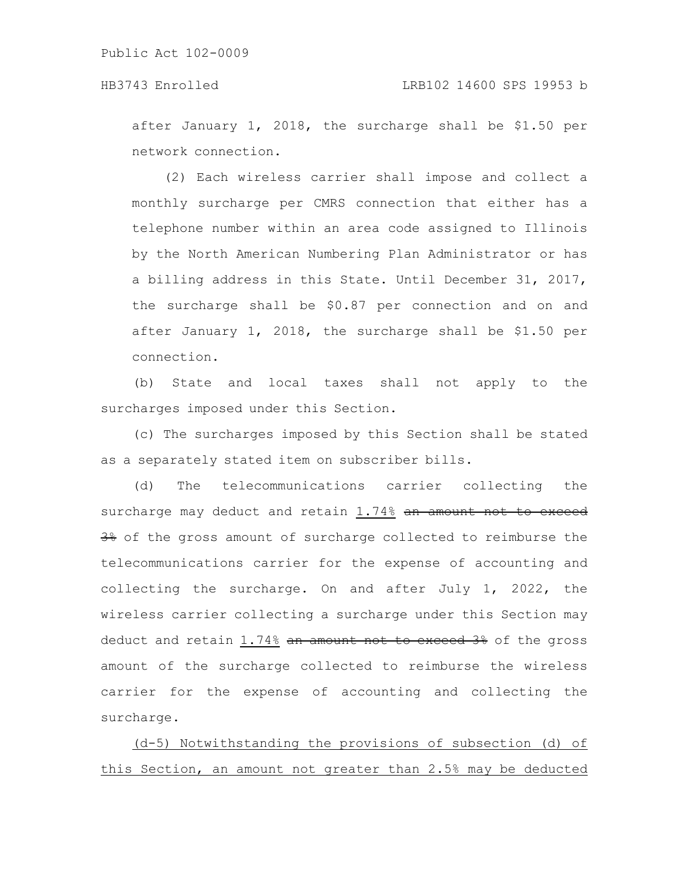after January 1, 2018, the surcharge shall be \$1.50 per network connection.

(2) Each wireless carrier shall impose and collect a monthly surcharge per CMRS connection that either has a telephone number within an area code assigned to Illinois by the North American Numbering Plan Administrator or has a billing address in this State. Until December 31, 2017, the surcharge shall be \$0.87 per connection and on and after January 1, 2018, the surcharge shall be \$1.50 per connection.

(b) State and local taxes shall not apply to the surcharges imposed under this Section.

(c) The surcharges imposed by this Section shall be stated as a separately stated item on subscriber bills.

(d) The telecommunications carrier collecting the surcharge may deduct and retain <u>1.74%</u> ~~an amount not to exceed 3%~~ of the gross amount of surcharge collected to reimburse the telecommunications carrier for the expense of accounting and collecting the surcharge. On and after July 1, 2022, the wireless carrier collecting a surcharge under this Section may deduct and retain <u>1.74%</u> ~~an amount not to exceed 3%~~ of the gross amount of the surcharge collected to reimburse the wireless carrier for the expense of accounting and collecting the surcharge.

<u>(d-5) Notwithstanding the provisions of subsection (d) of this Section, an amount not greater than 2.5% may be deducted</u>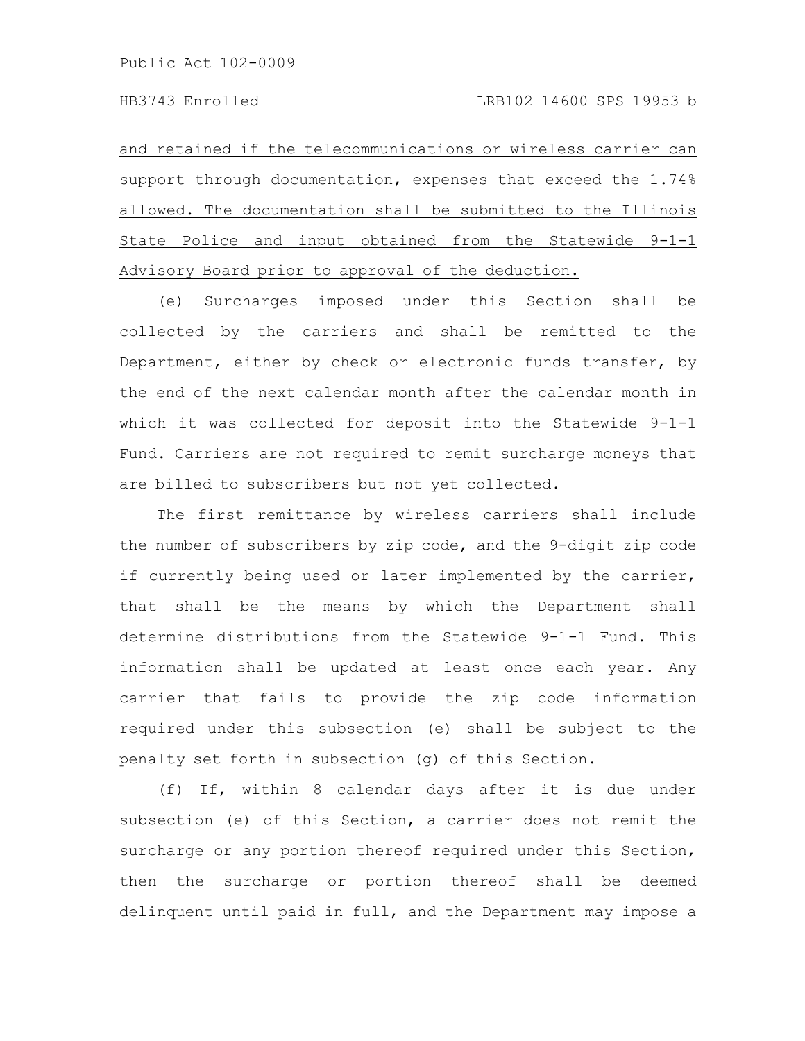and retained if the telecommunications or wireless carrier can support through documentation, expenses that exceed the 1.74% allowed. The documentation shall be submitted to the Illinois State Police and input obtained from the Statewide 9-1-1 Advisory Board prior to approval of the deduction.

(e) Surcharges imposed under this Section shall be collected by the carriers and shall be remitted to the Department, either by check or electronic funds transfer, by the end of the next calendar month after the calendar month in which it was collected for deposit into the Statewide 9-1-1 Fund. Carriers are not required to remit surcharge moneys that are billed to subscribers but not yet collected.

The first remittance by wireless carriers shall include the number of subscribers by zip code, and the 9-digit zip code if currently being used or later implemented by the carrier, that shall be the means by which the Department shall determine distributions from the Statewide 9-1-1 Fund. This information shall be updated at least once each year. Any carrier that fails to provide the zip code information required under this subsection (e) shall be subject to the penalty set forth in subsection (g) of this Section.

(f) If, within 8 calendar days after it is due under subsection (e) of this Section, a carrier does not remit the surcharge or any portion thereof required under this Section, then the surcharge or portion thereof shall be deemed delinquent until paid in full, and the Department may impose a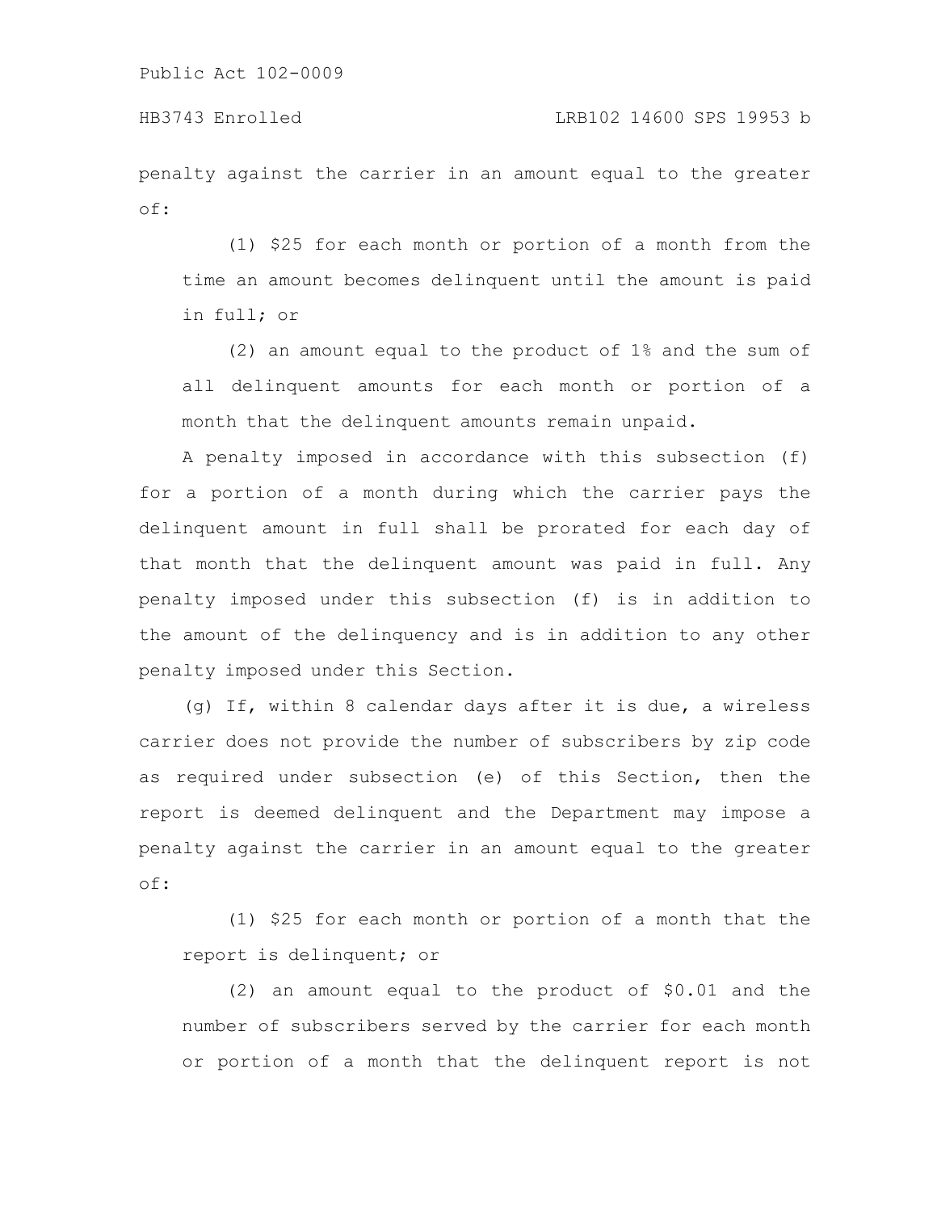penalty against the carrier in an amount equal to the greater of:

(1) $25 for each month or portion of a month from the time an amount becomes delinquent until the amount is paid in full; or

(2) an amount equal to the product of 1% and the sum of all delinquent amounts for each month or portion of a month that the delinquent amounts remain unpaid.

A penalty imposed in accordance with this subsection (f) for a portion of a month during which the carrier pays the delinquent amount in full shall be prorated for each day of that month that the delinquent amount was paid in full. Any penalty imposed under this subsection (f) is in addition to the amount of the delinquency and is in addition to any other penalty imposed under this Section.

(g) If, within 8 calendar days after it is due, a wireless carrier does not provide the number of subscribers by zip code as required under subsection (e) of this Section, then the report is deemed delinquent and the Department may impose a penalty against the carrier in an amount equal to the greater of:

(1) $25 for each month or portion of a month that the report is delinquent; or

(2) an amount equal to the product of $0.01 and the number of subscribers served by the carrier for each month or portion of a month that the delinquent report is not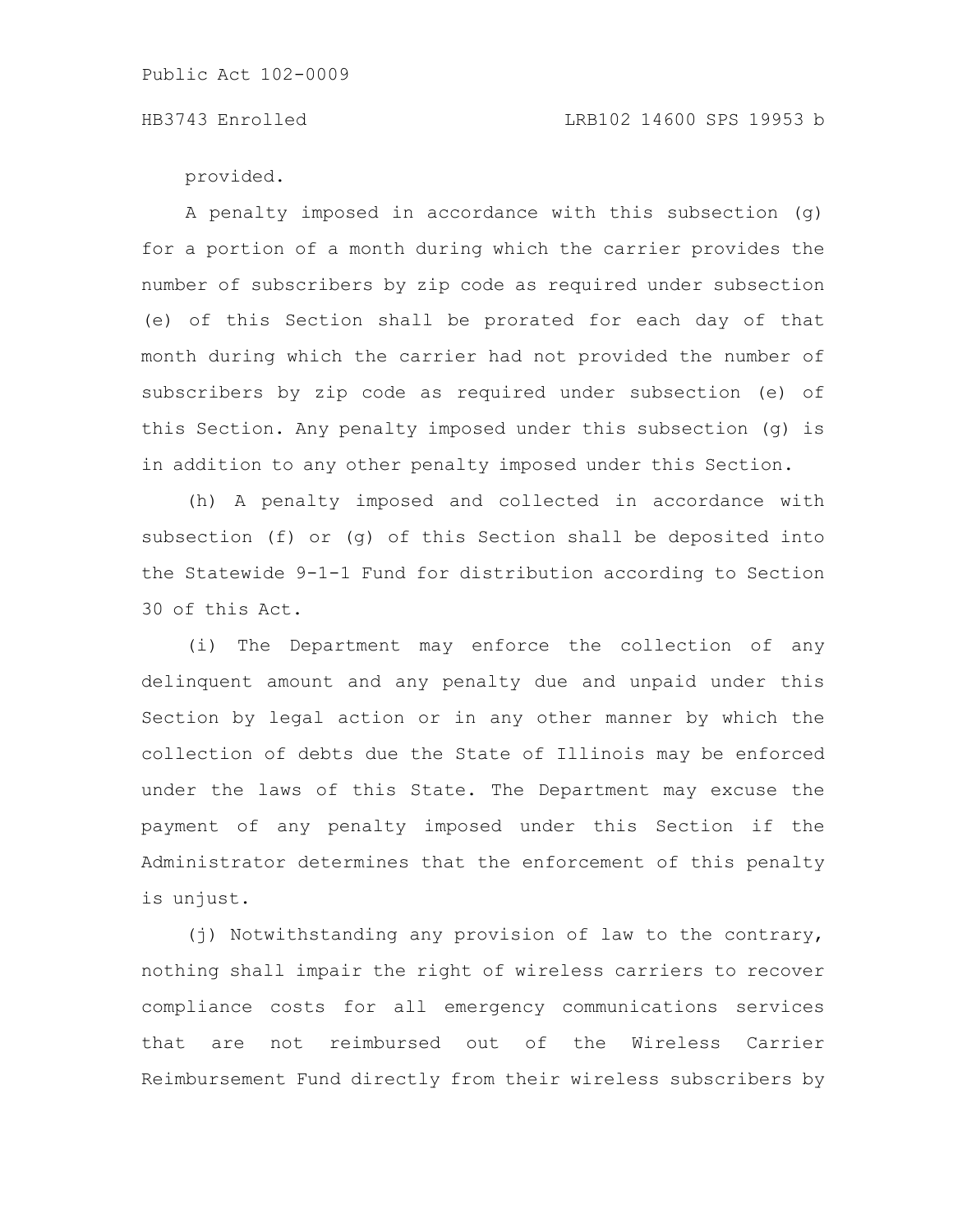provided.

A penalty imposed in accordance with this subsection (g) for a portion of a month during which the carrier provides the number of subscribers by zip code as required under subsection (e) of this Section shall be prorated for each day of that month during which the carrier had not provided the number of subscribers by zip code as required under subsection (e) of this Section. Any penalty imposed under this subsection (g) is in addition to any other penalty imposed under this Section.

(h) A penalty imposed and collected in accordance with subsection (f) or (g) of this Section shall be deposited into the Statewide 9-1-1 Fund for distribution according to Section 30 of this Act.

(i) The Department may enforce the collection of any delinquent amount and any penalty due and unpaid under this Section by legal action or in any other manner by which the collection of debts due the State of Illinois may be enforced under the laws of this State. The Department may excuse the payment of any penalty imposed under this Section if the Administrator determines that the enforcement of this penalty is unjust.

(j) Notwithstanding any provision of law to the contrary, nothing shall impair the right of wireless carriers to recover compliance costs for all emergency communications services that are not reimbursed out of the Wireless Carrier Reimbursement Fund directly from their wireless subscribers by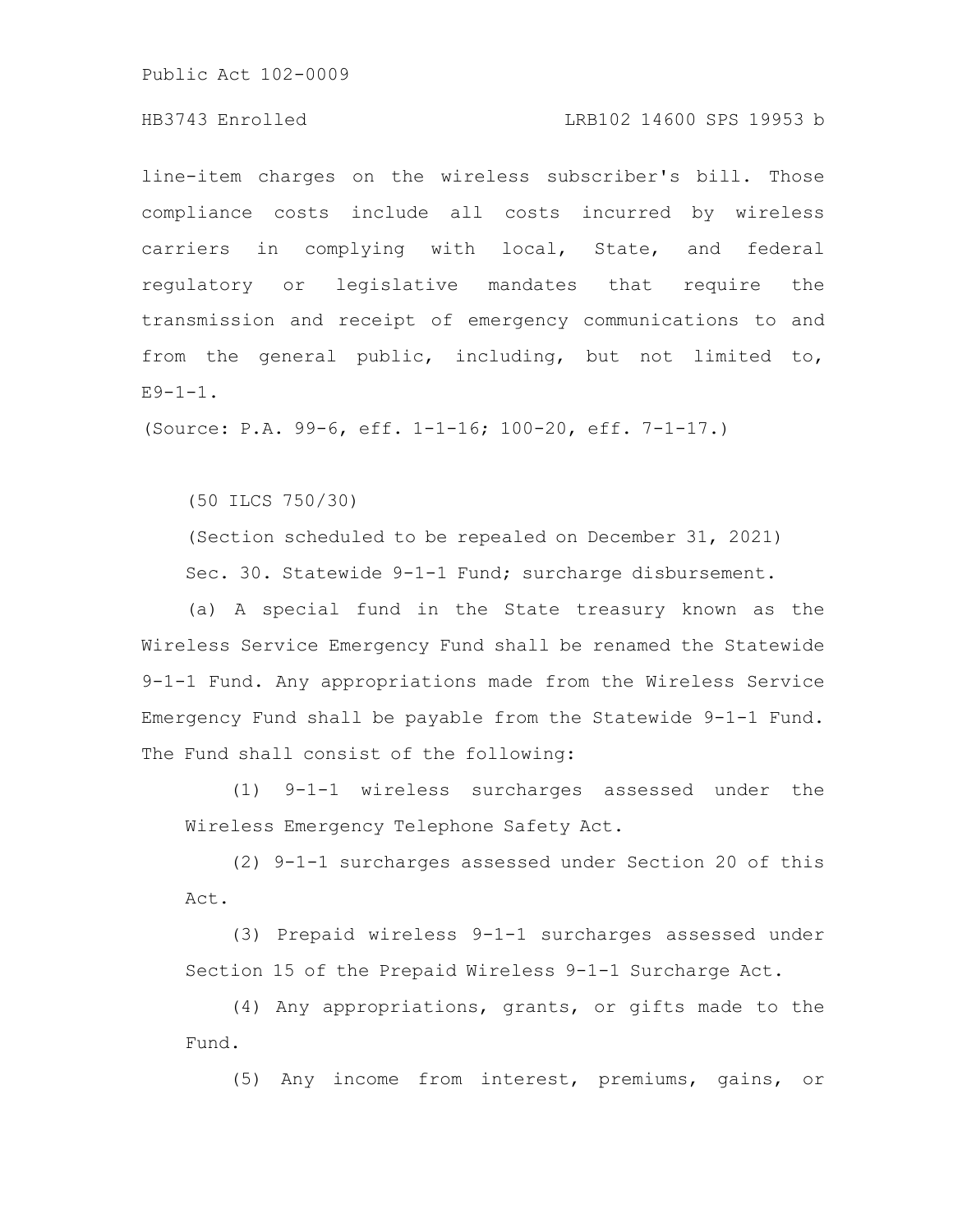line-item charges on the wireless subscriber's bill. Those compliance costs include all costs incurred by wireless carriers in complying with local, State, and federal regulatory or legislative mandates that require the transmission and receipt of emergency communications to and from the general public, including, but not limited to, E9-1-1.

(Source: P.A. 99-6, eff. 1-1-16; 100-20, eff. 7-1-17.)

(50 ILCS 750/30)

(Section scheduled to be repealed on December 31, 2021)

Sec. 30. Statewide 9-1-1 Fund; surcharge disbursement.

(a) A special fund in the State treasury known as the Wireless Service Emergency Fund shall be renamed the Statewide 9-1-1 Fund. Any appropriations made from the Wireless Service Emergency Fund shall be payable from the Statewide 9-1-1 Fund. The Fund shall consist of the following:

(1) 9-1-1 wireless surcharges assessed under the Wireless Emergency Telephone Safety Act.

(2) 9-1-1 surcharges assessed under Section 20 of this Act.

(3) Prepaid wireless 9-1-1 surcharges assessed under Section 15 of the Prepaid Wireless 9-1-1 Surcharge Act.

(4) Any appropriations, grants, or gifts made to the Fund.

(5) Any income from interest, premiums, gains, or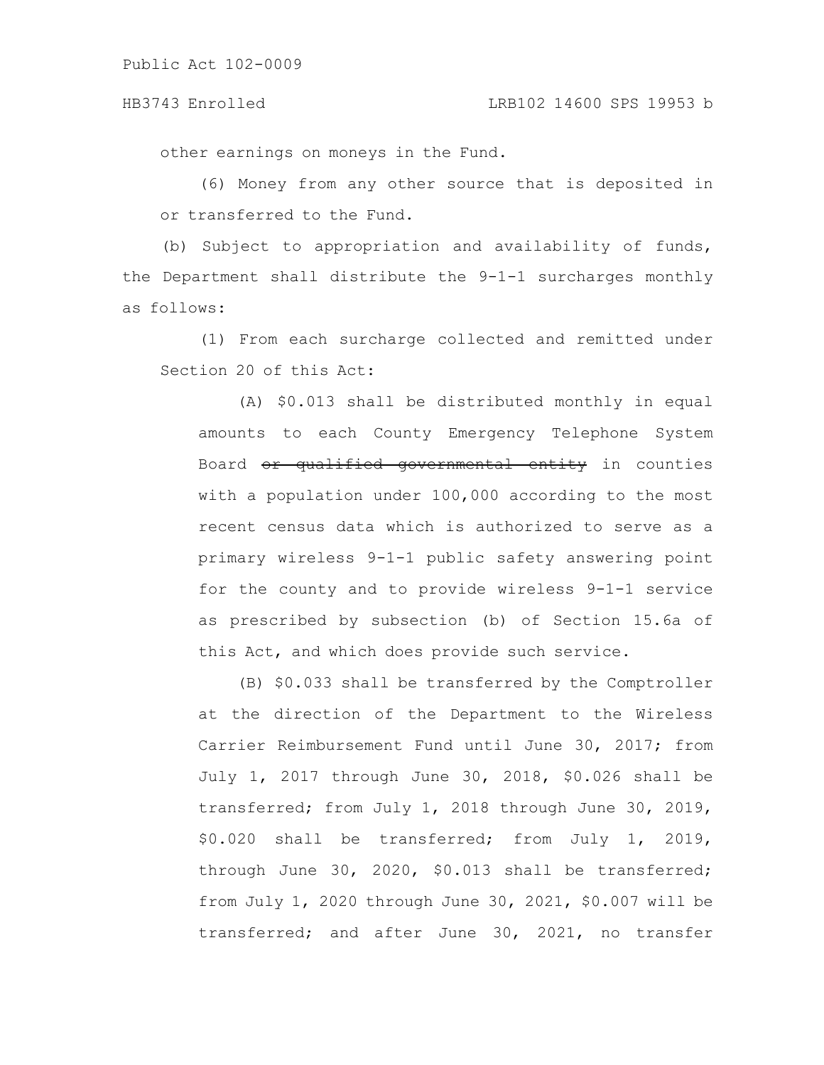other earnings on moneys in the Fund.

(6) Money from any other source that is deposited in or transferred to the Fund.

(b) Subject to appropriation and availability of funds, the Department shall distribute the 9-1-1 surcharges monthly as follows:

(1) From each surcharge collected and remitted under Section 20 of this Act:

(A) \$0.013 shall be distributed monthly in equal amounts to each County Emergency Telephone System Board ~~or qualified governmental entity~~ in counties with a population under 100,000 according to the most recent census data which is authorized to serve as a primary wireless 9-1-1 public safety answering point for the county and to provide wireless 9-1-1 service as prescribed by subsection (b) of Section 15.6a of this Act, and which does provide such service.

(B) \$0.033 shall be transferred by the Comptroller at the direction of the Department to the Wireless Carrier Reimbursement Fund until June 30, 2017; from July 1, 2017 through June 30, 2018, \$0.026 shall be transferred; from July 1, 2018 through June 30, 2019, \$0.020 shall be transferred; from July 1, 2019, through June 30, 2020, \$0.013 shall be transferred; from July 1, 2020 through June 30, 2021, \$0.007 will be transferred; and after June 30, 2021, no transfer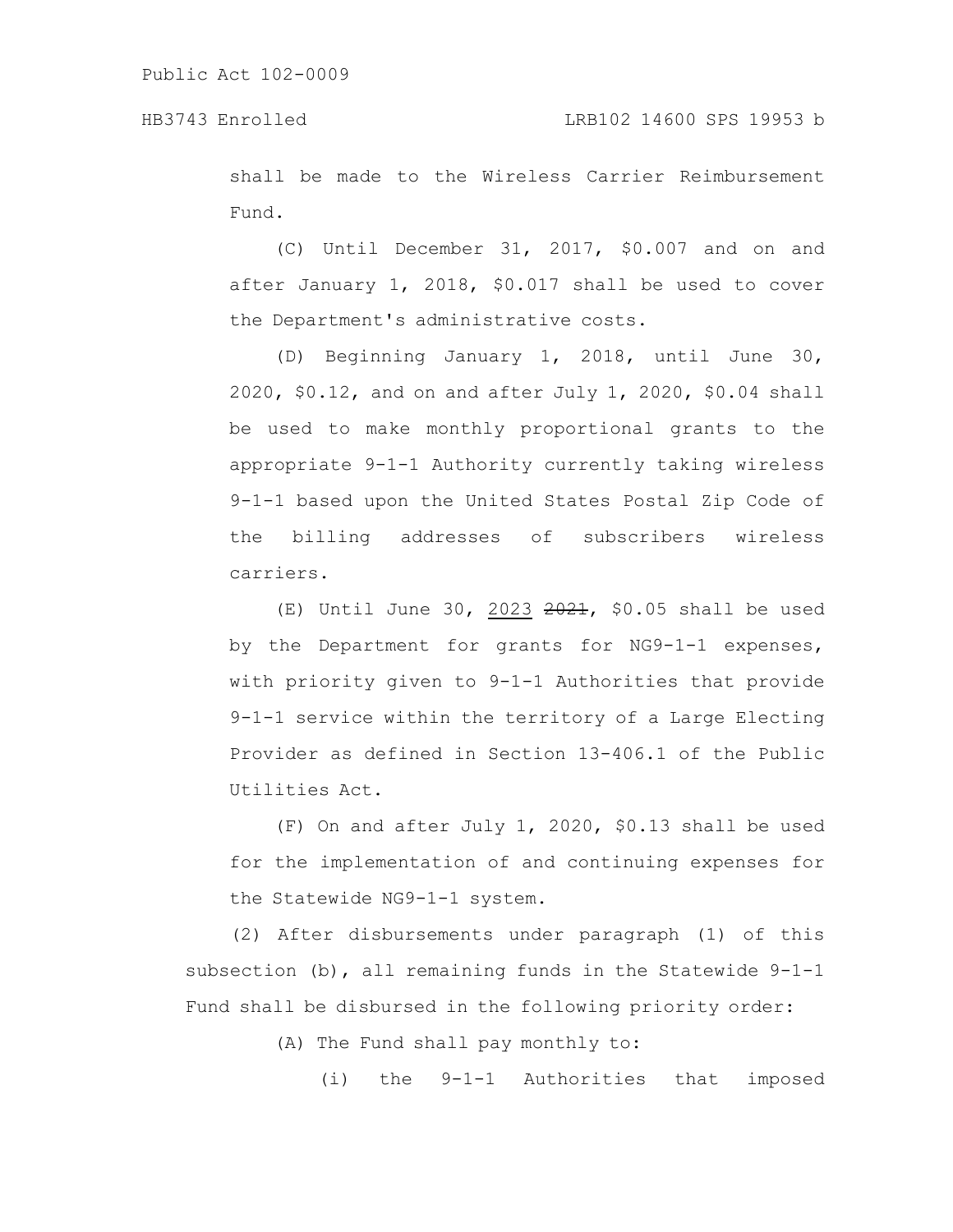shall be made to the Wireless Carrier Reimbursement Fund.

(C) Until December 31, 2017, \$0.007 and on and after January 1, 2018, \$0.017 shall be used to cover the Department's administrative costs.

(D) Beginning January 1, 2018, until June 30, 2020, \$0.12, and on and after July 1, 2020, \$0.04 shall be used to make monthly proportional grants to the appropriate 9-1-1 Authority currently taking wireless 9-1-1 based upon the United States Postal Zip Code of the billing addresses of subscribers wireless carriers.

(E) Until June 30, <u>2023</u> ~~2021~~, \$0.05 shall be used by the Department for grants for NG9-1-1 expenses, with priority given to 9-1-1 Authorities that provide 9-1-1 service within the territory of a Large Electing Provider as defined in Section 13-406.1 of the Public Utilities Act.

(F) On and after July 1, 2020, \$0.13 shall be used for the implementation of and continuing expenses for the Statewide NG9-1-1 system.

(2) After disbursements under paragraph (1) of this subsection (b), all remaining funds in the Statewide 9-1-1 Fund shall be disbursed in the following priority order:

(A) The Fund shall pay monthly to:

(i) the 9-1-1 Authorities that imposed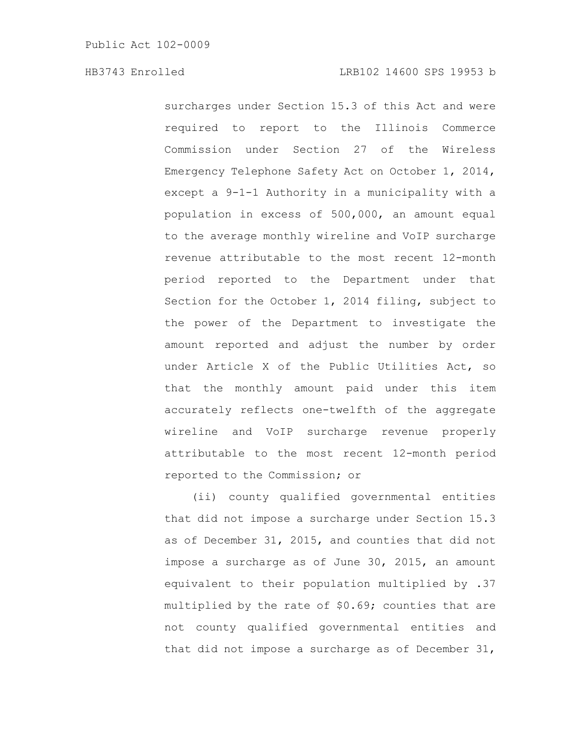surcharges under Section 15.3 of this Act and were required to report to the Illinois Commerce Commission under Section 27 of the Wireless Emergency Telephone Safety Act on October 1, 2014, except a 9-1-1 Authority in a municipality with a population in excess of 500,000, an amount equal to the average monthly wireline and VoIP surcharge revenue attributable to the most recent 12-month period reported to the Department under that Section for the October 1, 2014 filing, subject to the power of the Department to investigate the amount reported and adjust the number by order under Article X of the Public Utilities Act, so that the monthly amount paid under this item accurately reflects one-twelfth of the aggregate wireline and VoIP surcharge revenue properly attributable to the most recent 12-month period reported to the Commission; or

(ii) county qualified governmental entities that did not impose a surcharge under Section 15.3 as of December 31, 2015, and counties that did not impose a surcharge as of June 30, 2015, an amount equivalent to their population multiplied by .37 multiplied by the rate of $0.69; counties that are not county qualified governmental entities and that did not impose a surcharge as of December 31,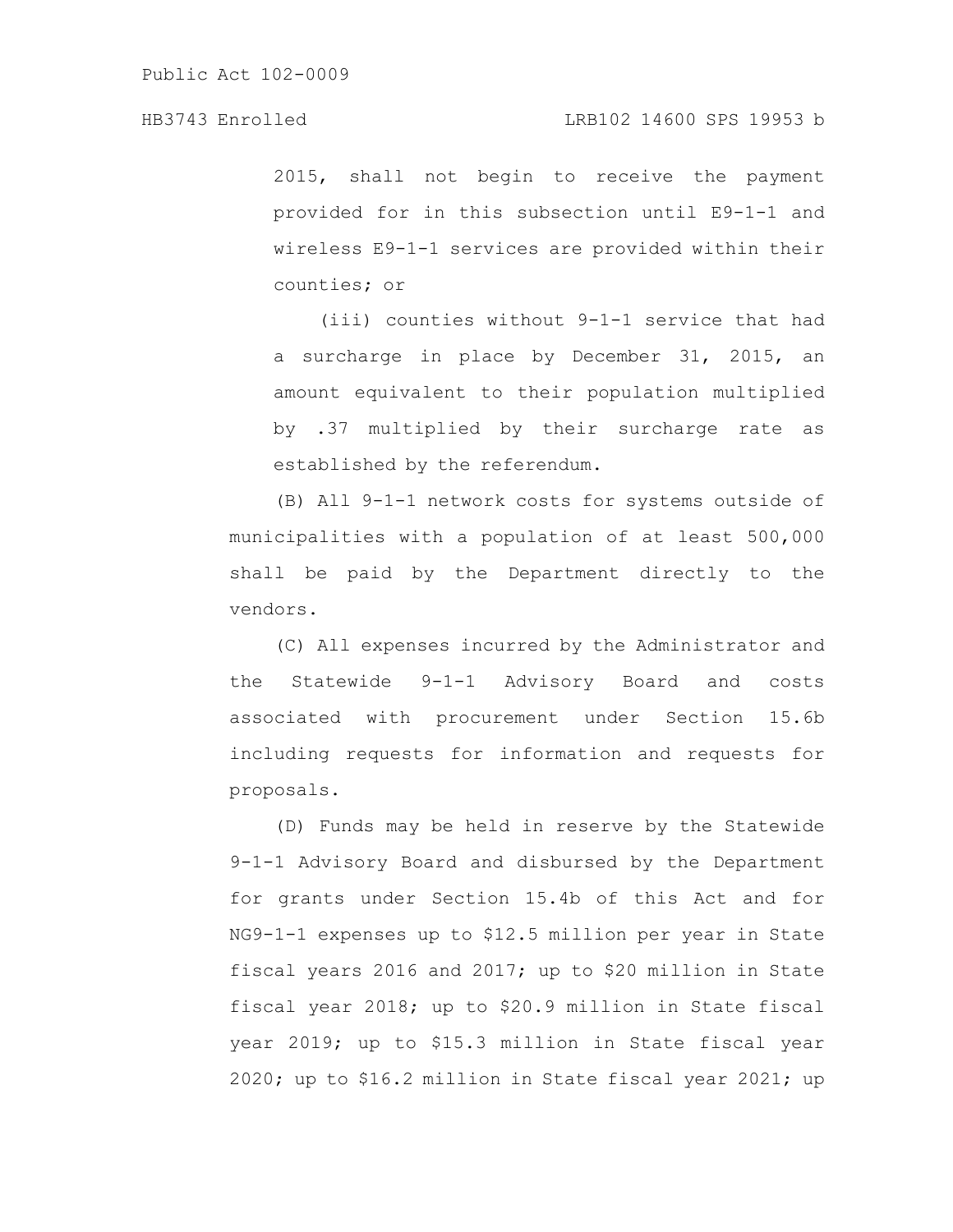2015, shall not begin to receive the payment provided for in this subsection until E9-1-1 and wireless E9-1-1 services are provided within their counties; or

(iii) counties without 9-1-1 service that had a surcharge in place by December 31, 2015, an amount equivalent to their population multiplied by .37 multiplied by their surcharge rate as established by the referendum.

(B) All 9-1-1 network costs for systems outside of municipalities with a population of at least 500,000 shall be paid by the Department directly to the vendors.

(C) All expenses incurred by the Administrator and the Statewide 9-1-1 Advisory Board and costs associated with procurement under Section 15.6b including requests for information and requests for proposals.

(D) Funds may be held in reserve by the Statewide 9-1-1 Advisory Board and disbursed by the Department for grants under Section 15.4b of this Act and for NG9-1-1 expenses up to $12.5 million per year in State fiscal years 2016 and 2017; up to $20 million in State fiscal year 2018; up to $20.9 million in State fiscal year 2019; up to $15.3 million in State fiscal year 2020; up to $16.2 million in State fiscal year 2021; up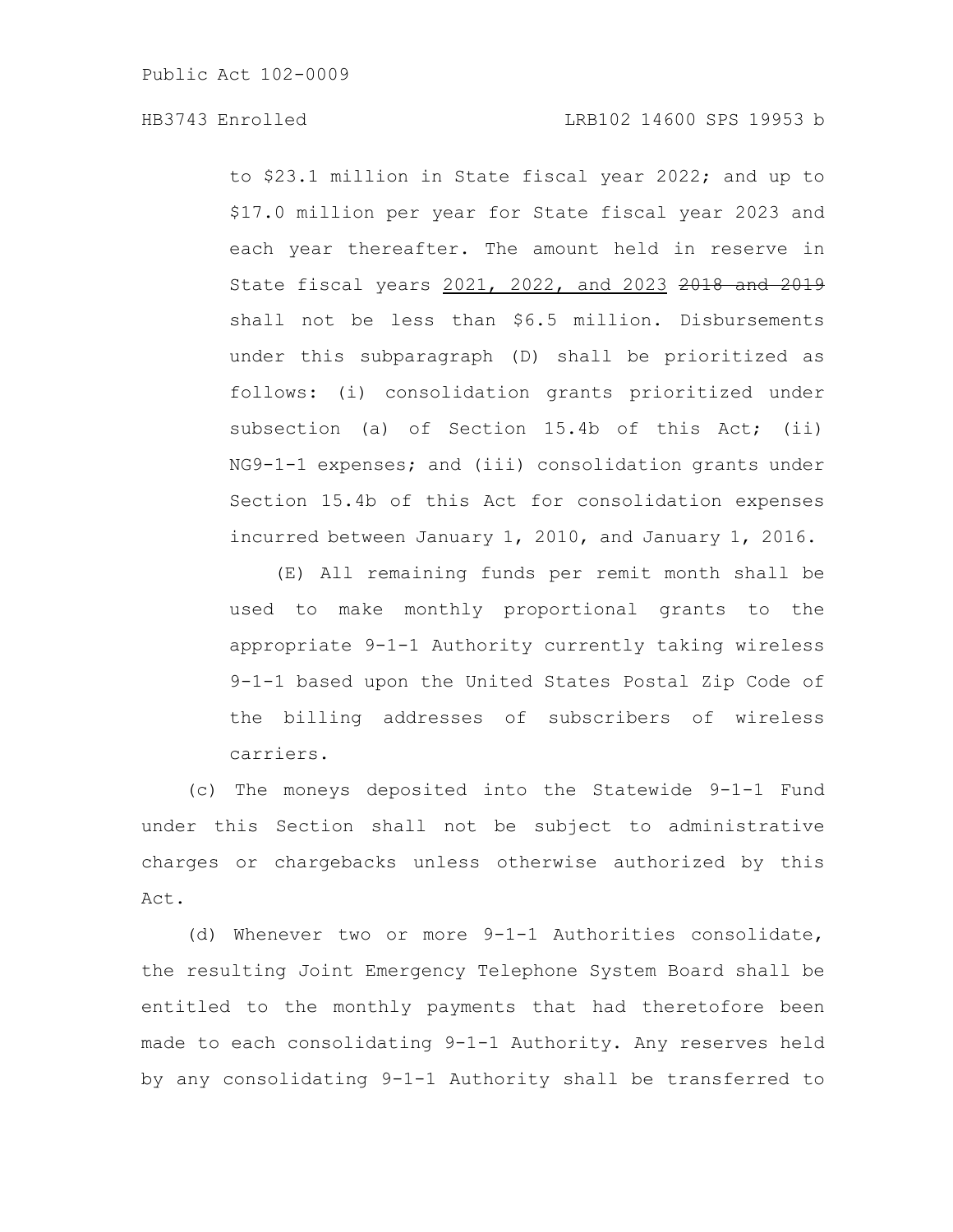to $23.1 million in State fiscal year 2022; and up to $17.0 million per year for State fiscal year 2023 and each year thereafter. The amount held in reserve in State fiscal years <u>2021, 2022, and 2023</u> ~~2018 and 2019~~ shall not be less than $6.5 million. Disbursements under this subparagraph (D) shall be prioritized as follows: (i) consolidation grants prioritized under subsection (a) of Section 15.4b of this Act; (ii) NG9-1-1 expenses; and (iii) consolidation grants under Section 15.4b of this Act for consolidation expenses incurred between January 1, 2010, and January 1, 2016.

(E) All remaining funds per remit month shall be used to make monthly proportional grants to the appropriate 9-1-1 Authority currently taking wireless 9-1-1 based upon the United States Postal Zip Code of the billing addresses of subscribers of wireless carriers.

(c) The moneys deposited into the Statewide 9-1-1 Fund under this Section shall not be subject to administrative charges or chargebacks unless otherwise authorized by this Act.

(d) Whenever two or more 9-1-1 Authorities consolidate, the resulting Joint Emergency Telephone System Board shall be entitled to the monthly payments that had theretofore been made to each consolidating 9-1-1 Authority. Any reserves held by any consolidating 9-1-1 Authority shall be transferred to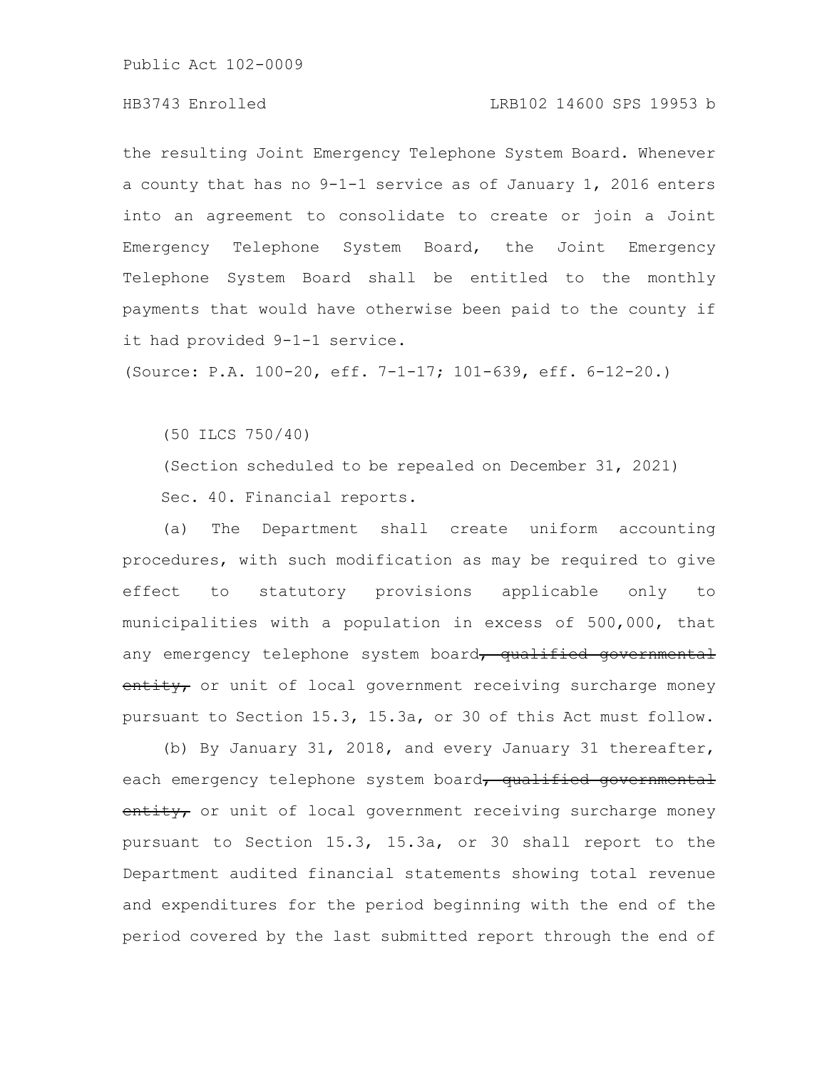the resulting Joint Emergency Telephone System Board. Whenever a county that has no 9-1-1 service as of January 1, 2016 enters into an agreement to consolidate to create or join a Joint Emergency Telephone System Board, the Joint Emergency Telephone System Board shall be entitled to the monthly payments that would have otherwise been paid to the county if it had provided 9-1-1 service.

(Source: P.A. 100-20, eff. 7-1-17; 101-639, eff. 6-12-20.)

(50 ILCS 750/40)

(Section scheduled to be repealed on December 31, 2021)

Sec. 40. Financial reports.

(a) The Department shall create uniform accounting procedures, with such modification as may be required to give effect to statutory provisions applicable only to municipalities with a population in excess of 500,000, that any emergency telephone system board~~, qualified governmental entity,~~ or unit of local government receiving surcharge money pursuant to Section 15.3, 15.3a, or 30 of this Act must follow.

(b) By January 31, 2018, and every January 31 thereafter, each emergency telephone system board~~, qualified governmental entity,~~ or unit of local government receiving surcharge money pursuant to Section 15.3, 15.3a, or 30 shall report to the Department audited financial statements showing total revenue and expenditures for the period beginning with the end of the period covered by the last submitted report through the end of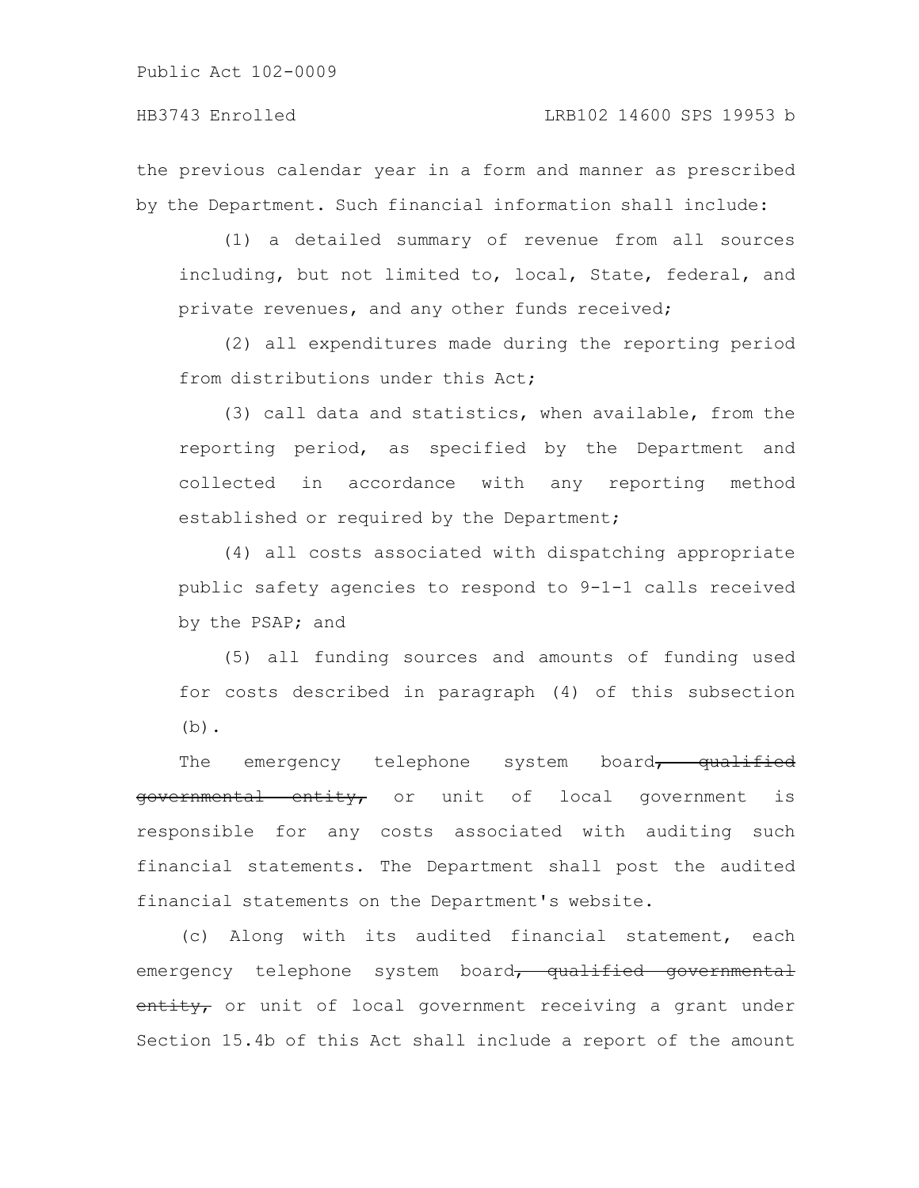the previous calendar year in a form and manner as prescribed by the Department. Such financial information shall include:

(1) a detailed summary of revenue from all sources including, but not limited to, local, State, federal, and private revenues, and any other funds received;

(2) all expenditures made during the reporting period from distributions under this Act;

(3) call data and statistics, when available, from the reporting period, as specified by the Department and collected in accordance with any reporting method established or required by the Department;

(4) all costs associated with dispatching appropriate public safety agencies to respond to 9-1-1 calls received by the PSAP; and

(5) all funding sources and amounts of funding used for costs described in paragraph (4) of this subsection (b).

The emergency telephone system board~~, qualified governmental entity,~~ or unit of local government is responsible for any costs associated with auditing such financial statements. The Department shall post the audited financial statements on the Department's website.

(c) Along with its audited financial statement, each emergency telephone system board~~, qualified governmental entity,~~ or unit of local government receiving a grant under Section 15.4b of this Act shall include a report of the amount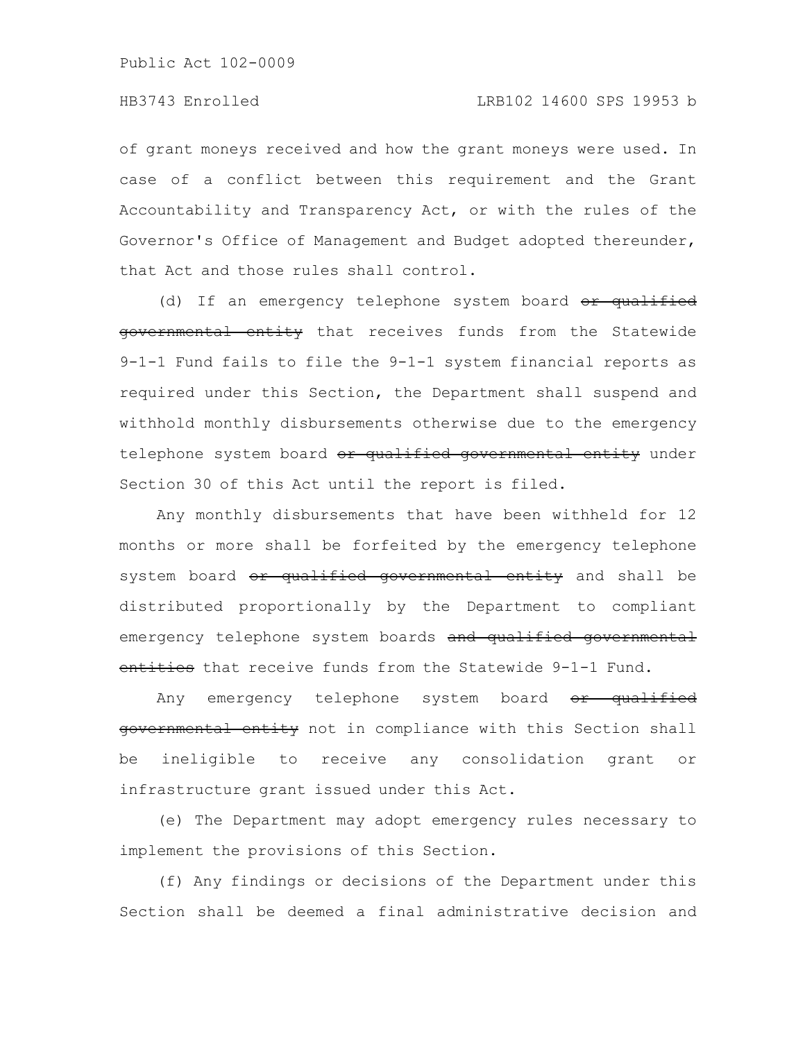of grant moneys received and how the grant moneys were used. In case of a conflict between this requirement and the Grant Accountability and Transparency Act, or with the rules of the Governor's Office of Management and Budget adopted thereunder, that Act and those rules shall control.

(d) If an emergency telephone system board ~~or qualified governmental entity~~ that receives funds from the Statewide 9-1-1 Fund fails to file the 9-1-1 system financial reports as required under this Section, the Department shall suspend and withhold monthly disbursements otherwise due to the emergency telephone system board ~~or qualified governmental entity~~ under Section 30 of this Act until the report is filed.

Any monthly disbursements that have been withheld for 12 months or more shall be forfeited by the emergency telephone system board ~~or qualified governmental entity~~ and shall be distributed proportionally by the Department to compliant emergency telephone system boards ~~and qualified governmental entities~~ that receive funds from the Statewide 9-1-1 Fund.

Any emergency telephone system board ~~or qualified governmental entity~~ not in compliance with this Section shall be ineligible to receive any consolidation grant or infrastructure grant issued under this Act.

(e) The Department may adopt emergency rules necessary to implement the provisions of this Section.

(f) Any findings or decisions of the Department under this Section shall be deemed a final administrative decision and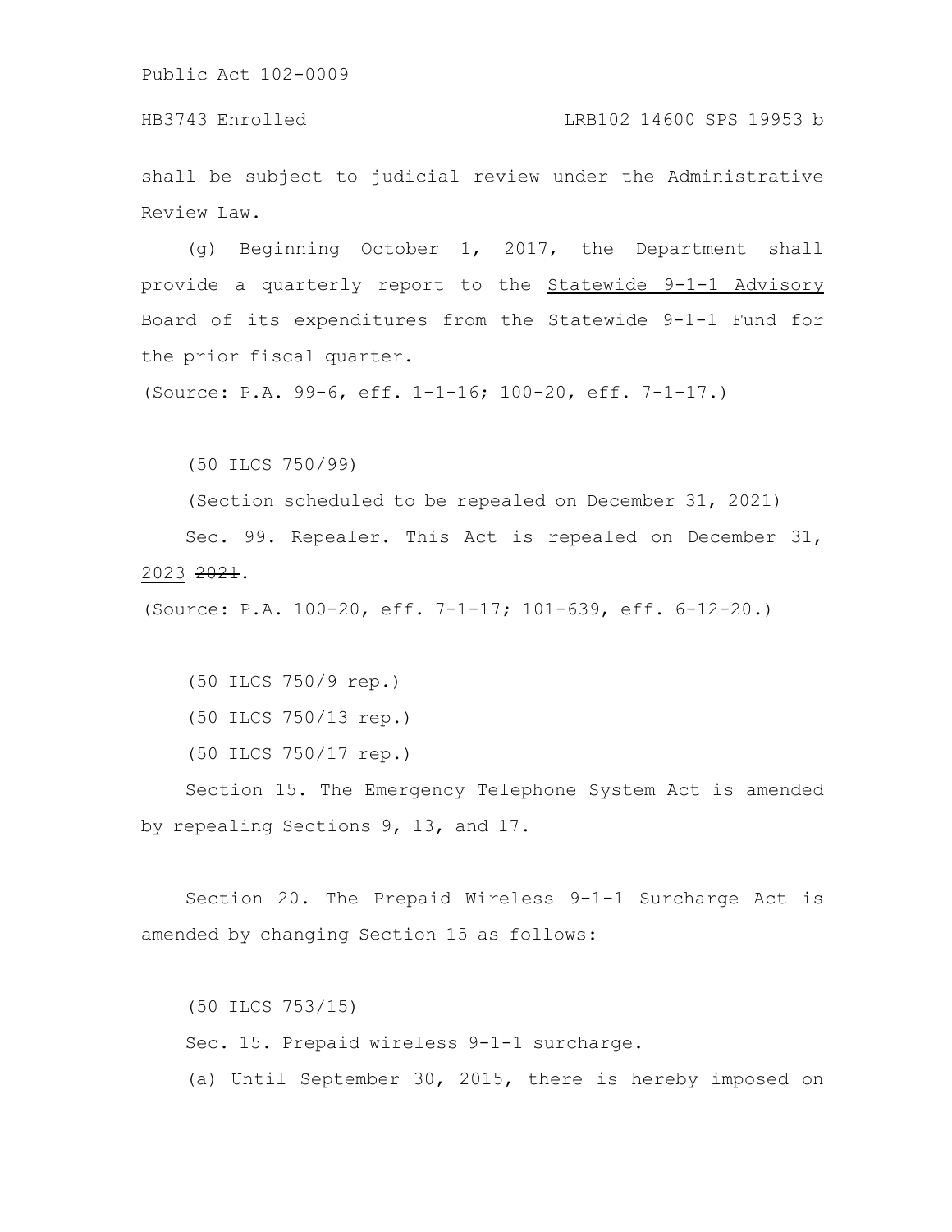shall be subject to judicial review under the Administrative Review Law.

(g) Beginning October 1, 2017, the Department shall provide a quarterly report to the <u>Statewide 9-1-1 Advisory</u> Board of its expenditures from the Statewide 9-1-1 Fund for the prior fiscal quarter.

(Source: P.A. 99-6, eff. 1-1-16; 100-20, eff. 7-1-17.)

(50 ILCS 750/99)

(Section scheduled to be repealed on December 31, 2021)

Sec. 99. Repealer. This Act is repealed on December 31, <u>2023</u> ~~2021~~.

(Source: P.A. 100-20, eff. 7-1-17; 101-639, eff. 6-12-20.)

(50 ILCS 750/9 rep.)

(50 ILCS 750/13 rep.)

(50 ILCS 750/17 rep.)

Section 15. The Emergency Telephone System Act is amended by repealing Sections 9, 13, and 17.

Section 20. The Prepaid Wireless 9-1-1 Surcharge Act is amended by changing Section 15 as follows:

(50 ILCS 753/15)

Sec. 15. Prepaid wireless 9-1-1 surcharge.

(a) Until September 30, 2015, there is hereby imposed on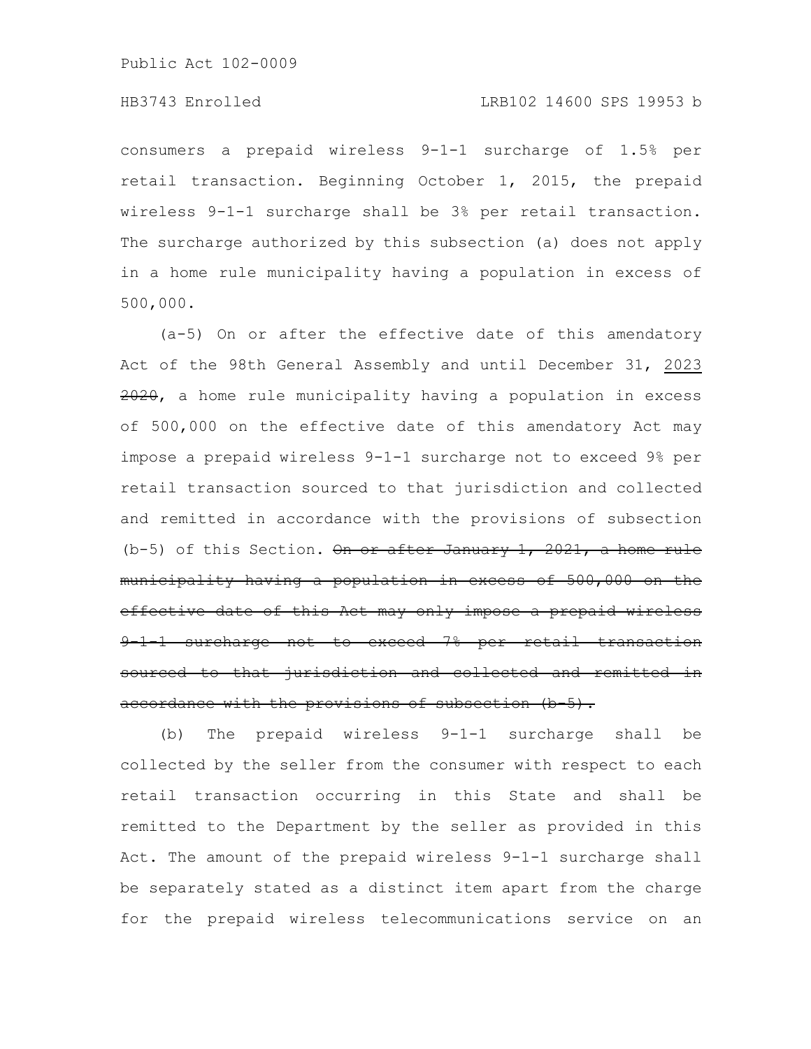consumers a prepaid wireless 9-1-1 surcharge of 1.5% per retail transaction. Beginning October 1, 2015, the prepaid wireless 9-1-1 surcharge shall be 3% per retail transaction. The surcharge authorized by this subsection (a) does not apply in a home rule municipality having a population in excess of 500,000.

(a-5) On or after the effective date of this amendatory Act of the 98th General Assembly and until December 31, 2023 ~~2020~~, a home rule municipality having a population in excess of 500,000 on the effective date of this amendatory Act may impose a prepaid wireless 9-1-1 surcharge not to exceed 9% per retail transaction sourced to that jurisdiction and collected and remitted in accordance with the provisions of subsection (b-5) of this Section. ~~On or after January 1, 2021, a home rule municipality having a population in excess of 500,000 on the effective date of this Act may only impose a prepaid wireless 9-1-1 surcharge not to exceed 7% per retail transaction sourced to that jurisdiction and collected and remitted in accordance with the provisions of subsection (b-5).~~

(b) The prepaid wireless 9-1-1 surcharge shall be collected by the seller from the consumer with respect to each retail transaction occurring in this State and shall be remitted to the Department by the seller as provided in this Act. The amount of the prepaid wireless 9-1-1 surcharge shall be separately stated as a distinct item apart from the charge for the prepaid wireless telecommunications service on an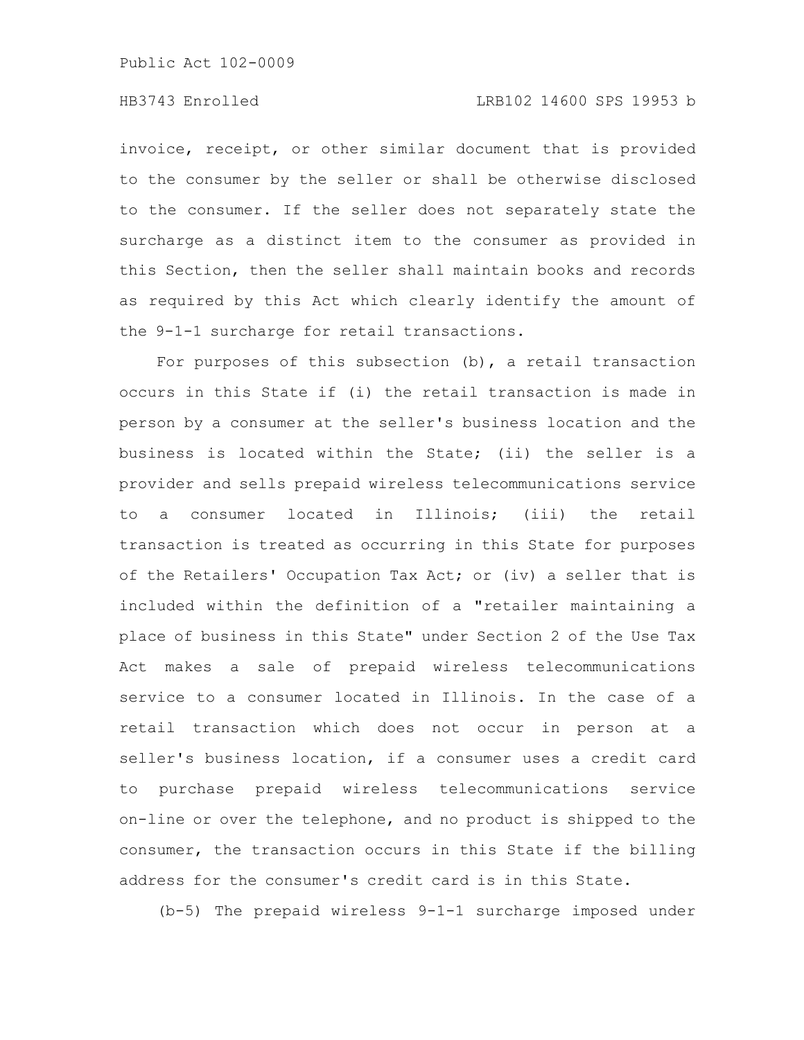invoice, receipt, or other similar document that is provided to the consumer by the seller or shall be otherwise disclosed to the consumer. If the seller does not separately state the surcharge as a distinct item to the consumer as provided in this Section, then the seller shall maintain books and records as required by this Act which clearly identify the amount of the 9-1-1 surcharge for retail transactions.

For purposes of this subsection (b), a retail transaction occurs in this State if (i) the retail transaction is made in person by a consumer at the seller's business location and the business is located within the State; (ii) the seller is a provider and sells prepaid wireless telecommunications service to a consumer located in Illinois; (iii) the retail transaction is treated as occurring in this State for purposes of the Retailers' Occupation Tax Act; or (iv) a seller that is included within the definition of a "retailer maintaining a place of business in this State" under Section 2 of the Use Tax Act makes a sale of prepaid wireless telecommunications service to a consumer located in Illinois. In the case of a retail transaction which does not occur in person at a seller's business location, if a consumer uses a credit card to purchase prepaid wireless telecommunications service on-line or over the telephone, and no product is shipped to the consumer, the transaction occurs in this State if the billing address for the consumer's credit card is in this State.

(b-5) The prepaid wireless 9-1-1 surcharge imposed under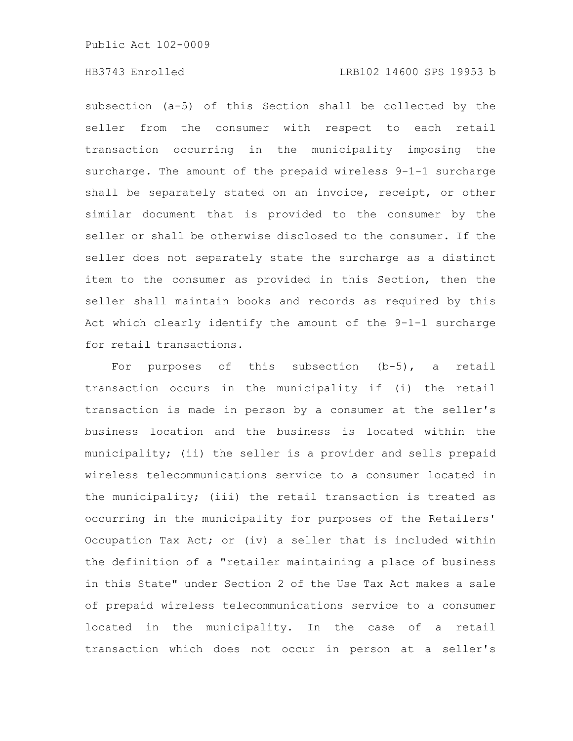subsection (a-5) of this Section shall be collected by the seller from the consumer with respect to each retail transaction occurring in the municipality imposing the surcharge. The amount of the prepaid wireless 9-1-1 surcharge shall be separately stated on an invoice, receipt, or other similar document that is provided to the consumer by the seller or shall be otherwise disclosed to the consumer. If the seller does not separately state the surcharge as a distinct item to the consumer as provided in this Section, then the seller shall maintain books and records as required by this Act which clearly identify the amount of the 9-1-1 surcharge for retail transactions.

For purposes of this subsection (b-5), a retail transaction occurs in the municipality if (i) the retail transaction is made in person by a consumer at the seller's business location and the business is located within the municipality; (ii) the seller is a provider and sells prepaid wireless telecommunications service to a consumer located in the municipality; (iii) the retail transaction is treated as occurring in the municipality for purposes of the Retailers' Occupation Tax Act; or (iv) a seller that is included within the definition of a "retailer maintaining a place of business in this State" under Section 2 of the Use Tax Act makes a sale of prepaid wireless telecommunications service to a consumer located in the municipality. In the case of a retail transaction which does not occur in person at a seller's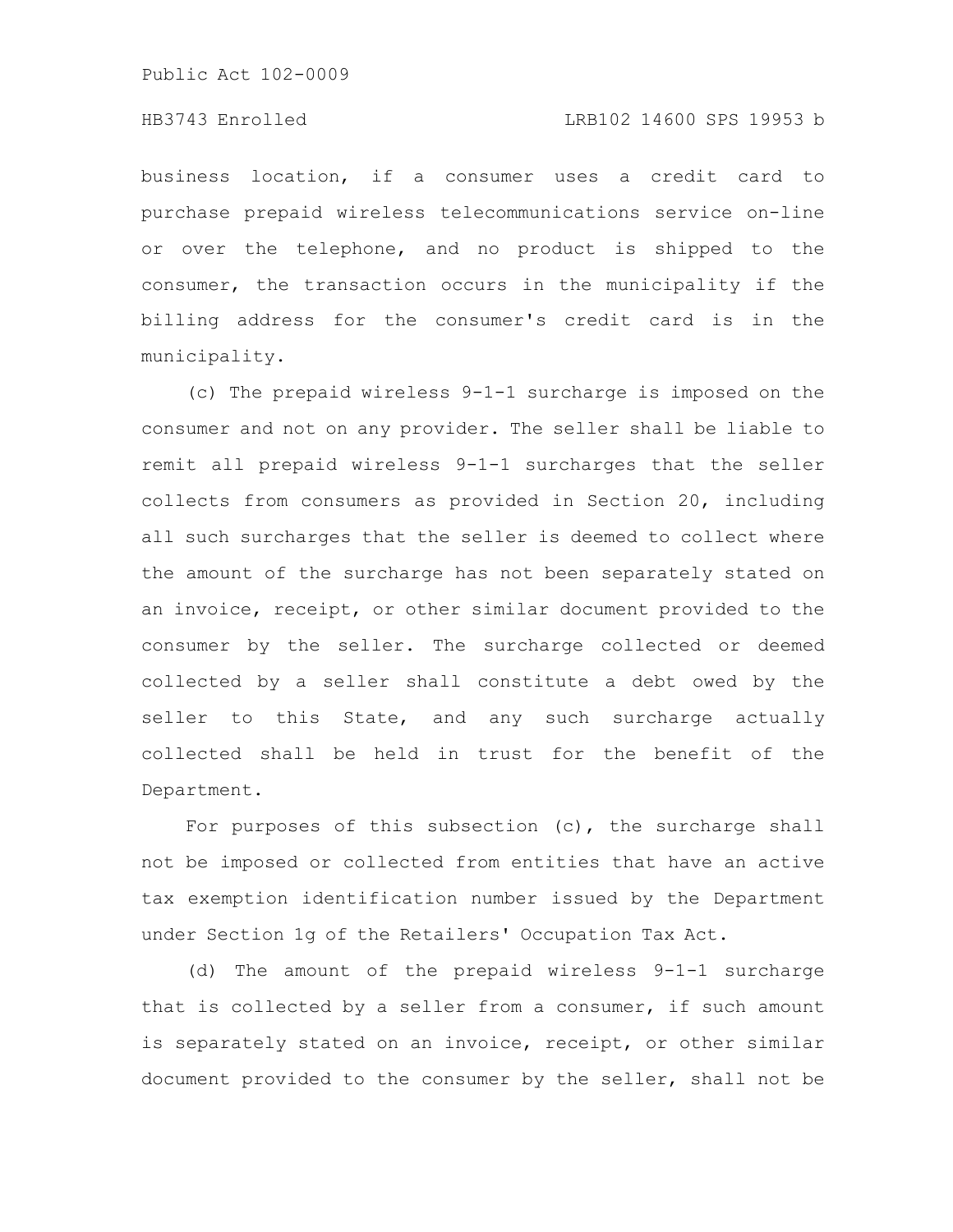business location, if a consumer uses a credit card to purchase prepaid wireless telecommunications service on-line or over the telephone, and no product is shipped to the consumer, the transaction occurs in the municipality if the billing address for the consumer's credit card is in the municipality.

(c) The prepaid wireless 9-1-1 surcharge is imposed on the consumer and not on any provider. The seller shall be liable to remit all prepaid wireless 9-1-1 surcharges that the seller collects from consumers as provided in Section 20, including all such surcharges that the seller is deemed to collect where the amount of the surcharge has not been separately stated on an invoice, receipt, or other similar document provided to the consumer by the seller. The surcharge collected or deemed collected by a seller shall constitute a debt owed by the seller to this State, and any such surcharge actually collected shall be held in trust for the benefit of the Department.

For purposes of this subsection (c), the surcharge shall not be imposed or collected from entities that have an active tax exemption identification number issued by the Department under Section 1g of the Retailers' Occupation Tax Act.

(d) The amount of the prepaid wireless 9-1-1 surcharge that is collected by a seller from a consumer, if such amount is separately stated on an invoice, receipt, or other similar document provided to the consumer by the seller, shall not be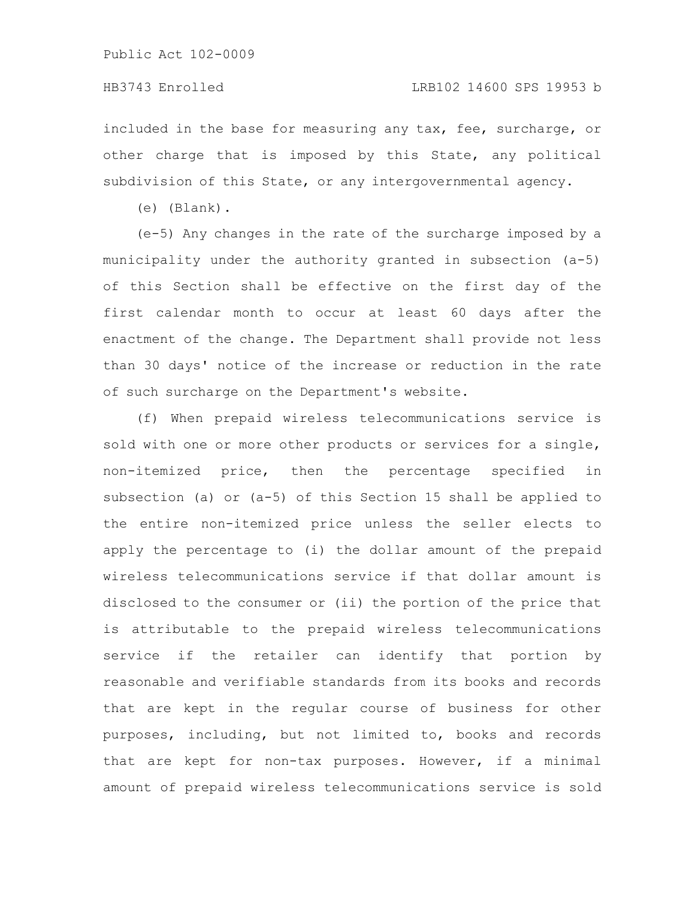included in the base for measuring any tax, fee, surcharge, or other charge that is imposed by this State, any political subdivision of this State, or any intergovernmental agency.

(e) (Blank).

(e-5) Any changes in the rate of the surcharge imposed by a municipality under the authority granted in subsection (a-5) of this Section shall be effective on the first day of the first calendar month to occur at least 60 days after the enactment of the change. The Department shall provide not less than 30 days' notice of the increase or reduction in the rate of such surcharge on the Department's website.

(f) When prepaid wireless telecommunications service is sold with one or more other products or services for a single, non-itemized price, then the percentage specified in subsection (a) or (a-5) of this Section 15 shall be applied to the entire non-itemized price unless the seller elects to apply the percentage to (i) the dollar amount of the prepaid wireless telecommunications service if that dollar amount is disclosed to the consumer or (ii) the portion of the price that is attributable to the prepaid wireless telecommunications service if the retailer can identify that portion by reasonable and verifiable standards from its books and records that are kept in the regular course of business for other purposes, including, but not limited to, books and records that are kept for non-tax purposes. However, if a minimal amount of prepaid wireless telecommunications service is sold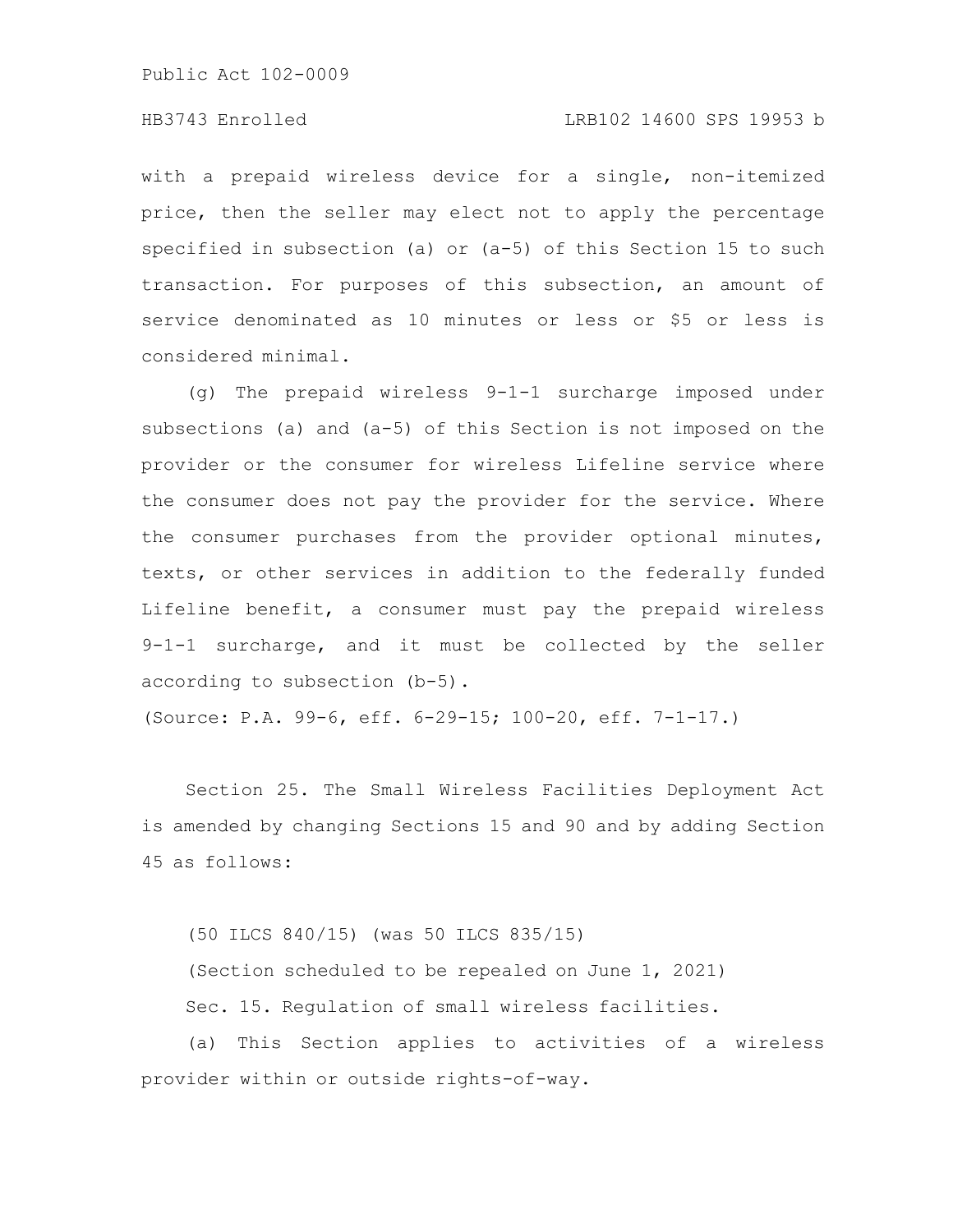with a prepaid wireless device for a single, non-itemized price, then the seller may elect not to apply the percentage specified in subsection (a) or (a-5) of this Section 15 to such transaction. For purposes of this subsection, an amount of service denominated as 10 minutes or less or $5 or less is considered minimal.

(g) The prepaid wireless 9-1-1 surcharge imposed under subsections (a) and (a-5) of this Section is not imposed on the provider or the consumer for wireless Lifeline service where the consumer does not pay the provider for the service. Where the consumer purchases from the provider optional minutes, texts, or other services in addition to the federally funded Lifeline benefit, a consumer must pay the prepaid wireless 9-1-1 surcharge, and it must be collected by the seller according to subsection (b-5).

(Source: P.A. 99-6, eff. 6-29-15; 100-20, eff. 7-1-17.)

Section 25. The Small Wireless Facilities Deployment Act is amended by changing Sections 15 and 90 and by adding Section 45 as follows:

(50 ILCS 840/15) (was 50 ILCS 835/15)

(Section scheduled to be repealed on June 1, 2021)

Sec. 15. Regulation of small wireless facilities.

(a) This Section applies to activities of a wireless provider within or outside rights-of-way.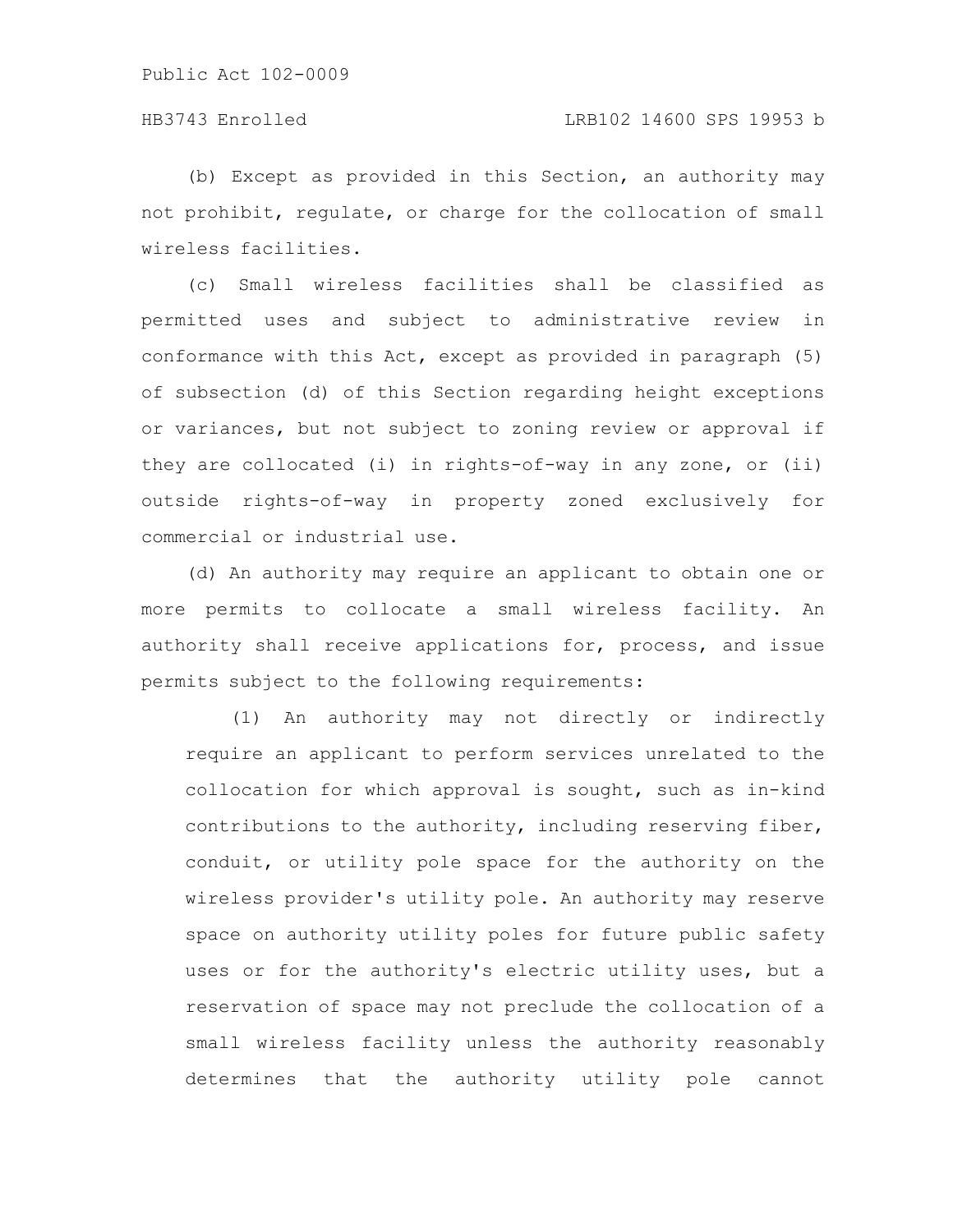(b) Except as provided in this Section, an authority may not prohibit, regulate, or charge for the collocation of small wireless facilities.

(c) Small wireless facilities shall be classified as permitted uses and subject to administrative review in conformance with this Act, except as provided in paragraph (5) of subsection (d) of this Section regarding height exceptions or variances, but not subject to zoning review or approval if they are collocated (i) in rights-of-way in any zone, or (ii) outside rights-of-way in property zoned exclusively for commercial or industrial use.

(d) An authority may require an applicant to obtain one or more permits to collocate a small wireless facility. An authority shall receive applications for, process, and issue permits subject to the following requirements:

(1) An authority may not directly or indirectly require an applicant to perform services unrelated to the collocation for which approval is sought, such as in-kind contributions to the authority, including reserving fiber, conduit, or utility pole space for the authority on the wireless provider's utility pole. An authority may reserve space on authority utility poles for future public safety uses or for the authority's electric utility uses, but a reservation of space may not preclude the collocation of a small wireless facility unless the authority reasonably determines that the authority utility pole cannot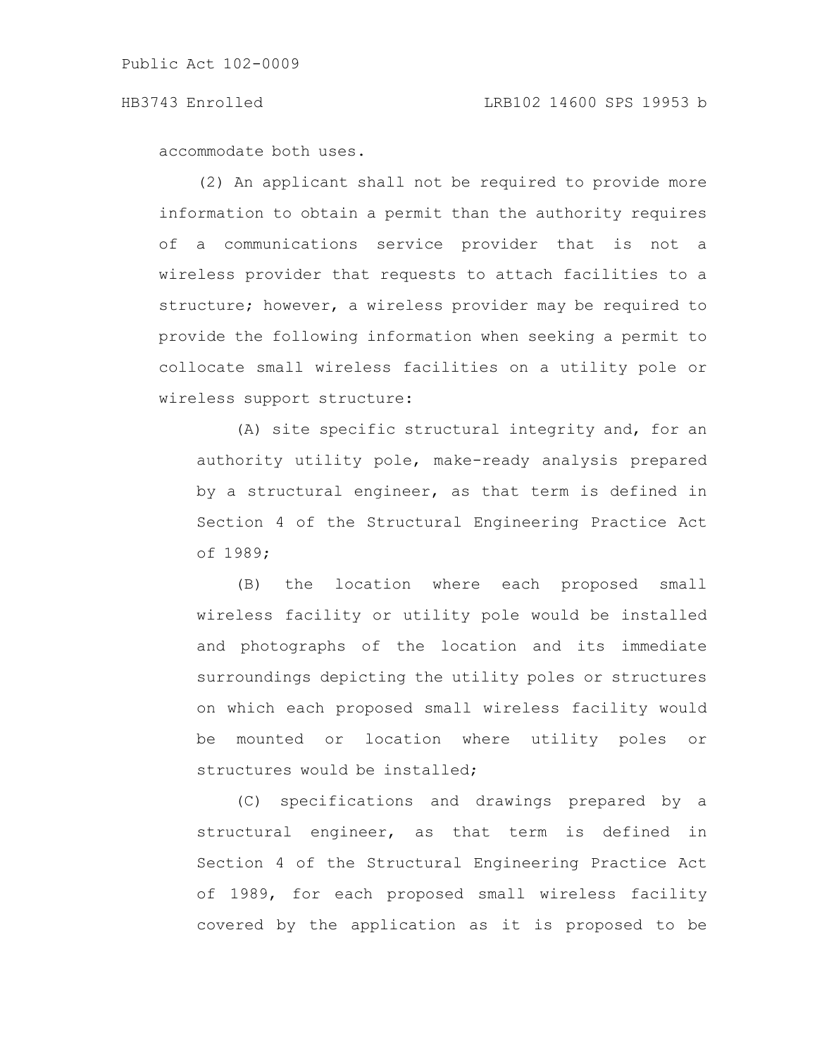accommodate both uses.

(2) An applicant shall not be required to provide more information to obtain a permit than the authority requires of a communications service provider that is not a wireless provider that requests to attach facilities to a structure; however, a wireless provider may be required to provide the following information when seeking a permit to collocate small wireless facilities on a utility pole or wireless support structure:

(A) site specific structural integrity and, for an authority utility pole, make-ready analysis prepared by a structural engineer, as that term is defined in Section 4 of the Structural Engineering Practice Act of 1989;

(B) the location where each proposed small wireless facility or utility pole would be installed and photographs of the location and its immediate surroundings depicting the utility poles or structures on which each proposed small wireless facility would be mounted or location where utility poles or structures would be installed;

(C) specifications and drawings prepared by a structural engineer, as that term is defined in Section 4 of the Structural Engineering Practice Act of 1989, for each proposed small wireless facility covered by the application as it is proposed to be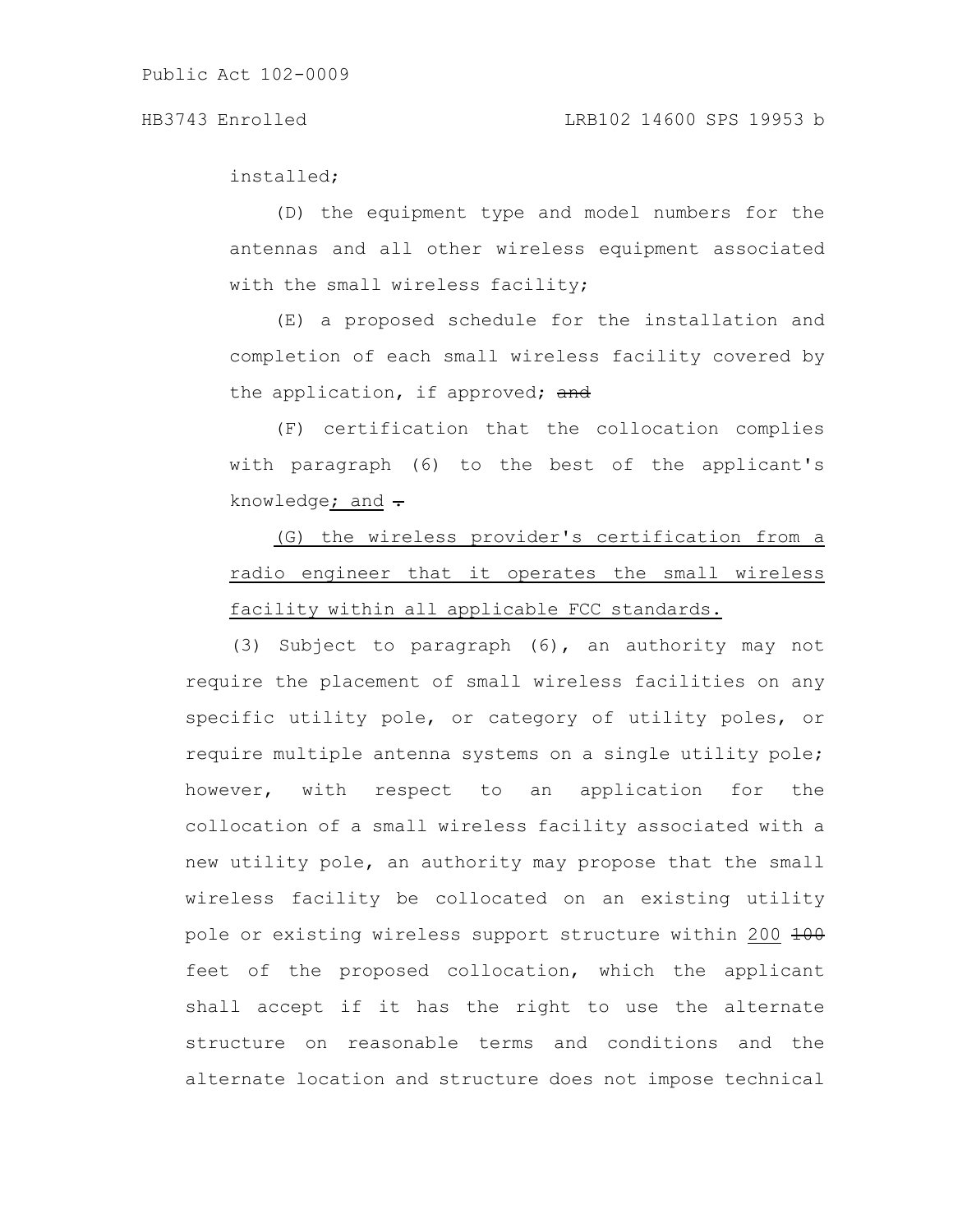installed;

(D) the equipment type and model numbers for the antennas and all other wireless equipment associated with the small wireless facility;

(E) a proposed schedule for the installation and completion of each small wireless facility covered by the application, if approved; ~~and~~

(F) certification that the collocation complies with paragraph (6) to the best of the applicant's knowledge<u>; and</u> ~~.~~

<u>(G) the wireless provider's certification from a radio engineer that it operates the small wireless facility within all applicable FCC standards.</u>

(3) Subject to paragraph (6), an authority may not require the placement of small wireless facilities on any specific utility pole, or category of utility poles, or require multiple antenna systems on a single utility pole; however, with respect to an application for the collocation of a small wireless facility associated with a new utility pole, an authority may propose that the small wireless facility be collocated on an existing utility pole or existing wireless support structure within <u>200</u> ~~100~~ feet of the proposed collocation, which the applicant shall accept if it has the right to use the alternate structure on reasonable terms and conditions and the alternate location and structure does not impose technical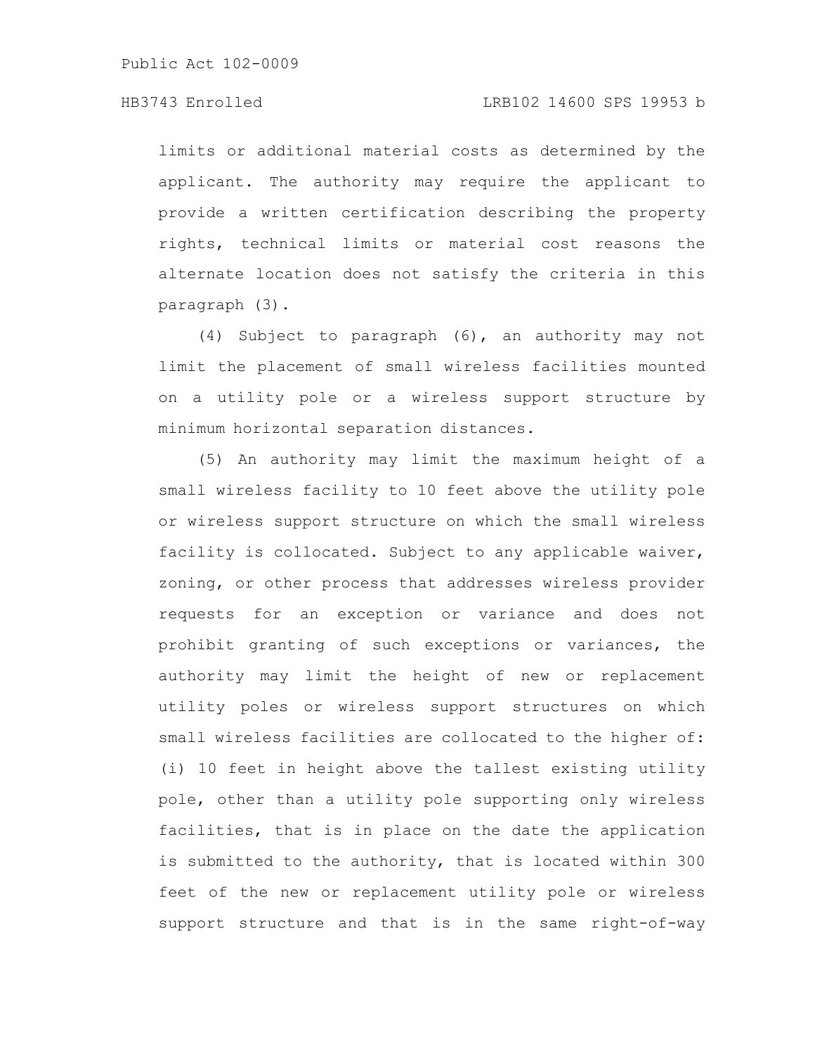limits or additional material costs as determined by the applicant. The authority may require the applicant to provide a written certification describing the property rights, technical limits or material cost reasons the alternate location does not satisfy the criteria in this paragraph (3).

(4) Subject to paragraph (6), an authority may not limit the placement of small wireless facilities mounted on a utility pole or a wireless support structure by minimum horizontal separation distances.

(5) An authority may limit the maximum height of a small wireless facility to 10 feet above the utility pole or wireless support structure on which the small wireless facility is collocated. Subject to any applicable waiver, zoning, or other process that addresses wireless provider requests for an exception or variance and does not prohibit granting of such exceptions or variances, the authority may limit the height of new or replacement utility poles or wireless support structures on which small wireless facilities are collocated to the higher of: (i) 10 feet in height above the tallest existing utility pole, other than a utility pole supporting only wireless facilities, that is in place on the date the application is submitted to the authority, that is located within 300 feet of the new or replacement utility pole or wireless support structure and that is in the same right-of-way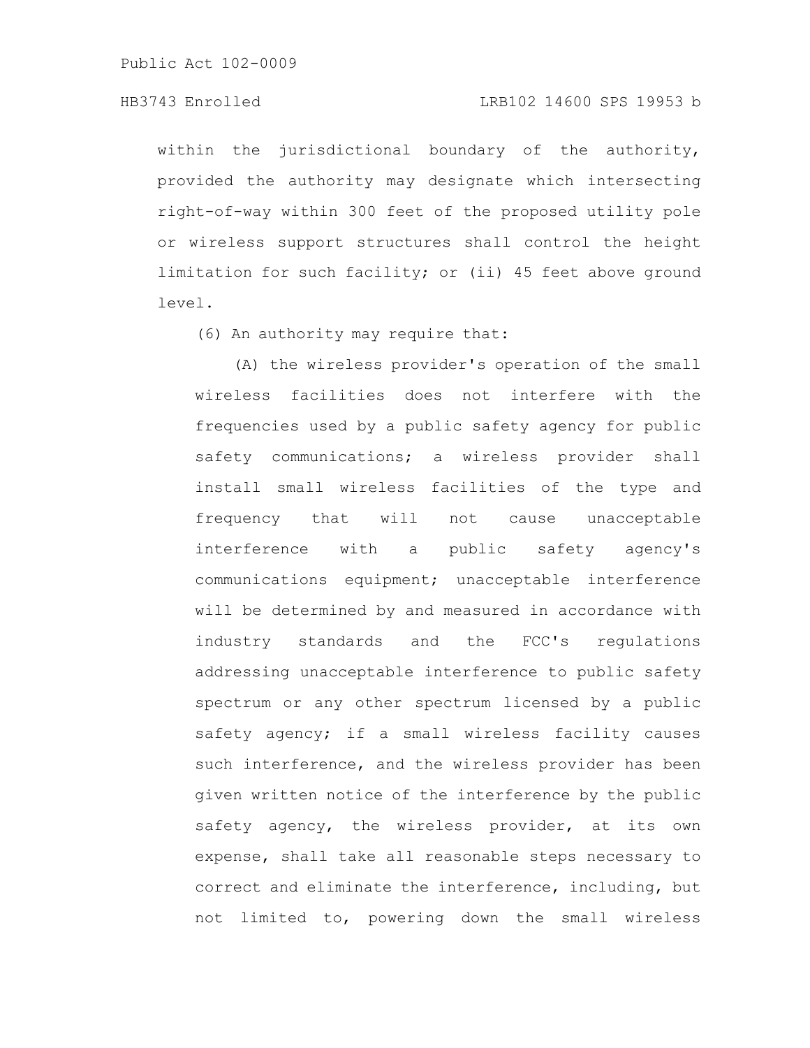within the jurisdictional boundary of the authority, provided the authority may designate which intersecting right-of-way within 300 feet of the proposed utility pole or wireless support structures shall control the height limitation for such facility; or (ii) 45 feet above ground level.

(6) An authority may require that:

(A) the wireless provider's operation of the small wireless facilities does not interfere with the frequencies used by a public safety agency for public safety communications; a wireless provider shall install small wireless facilities of the type and frequency that will not cause unacceptable interference with a public safety agency's communications equipment; unacceptable interference will be determined by and measured in accordance with industry standards and the FCC's regulations addressing unacceptable interference to public safety spectrum or any other spectrum licensed by a public safety agency; if a small wireless facility causes such interference, and the wireless provider has been given written notice of the interference by the public safety agency, the wireless provider, at its own expense, shall take all reasonable steps necessary to correct and eliminate the interference, including, but not limited to, powering down the small wireless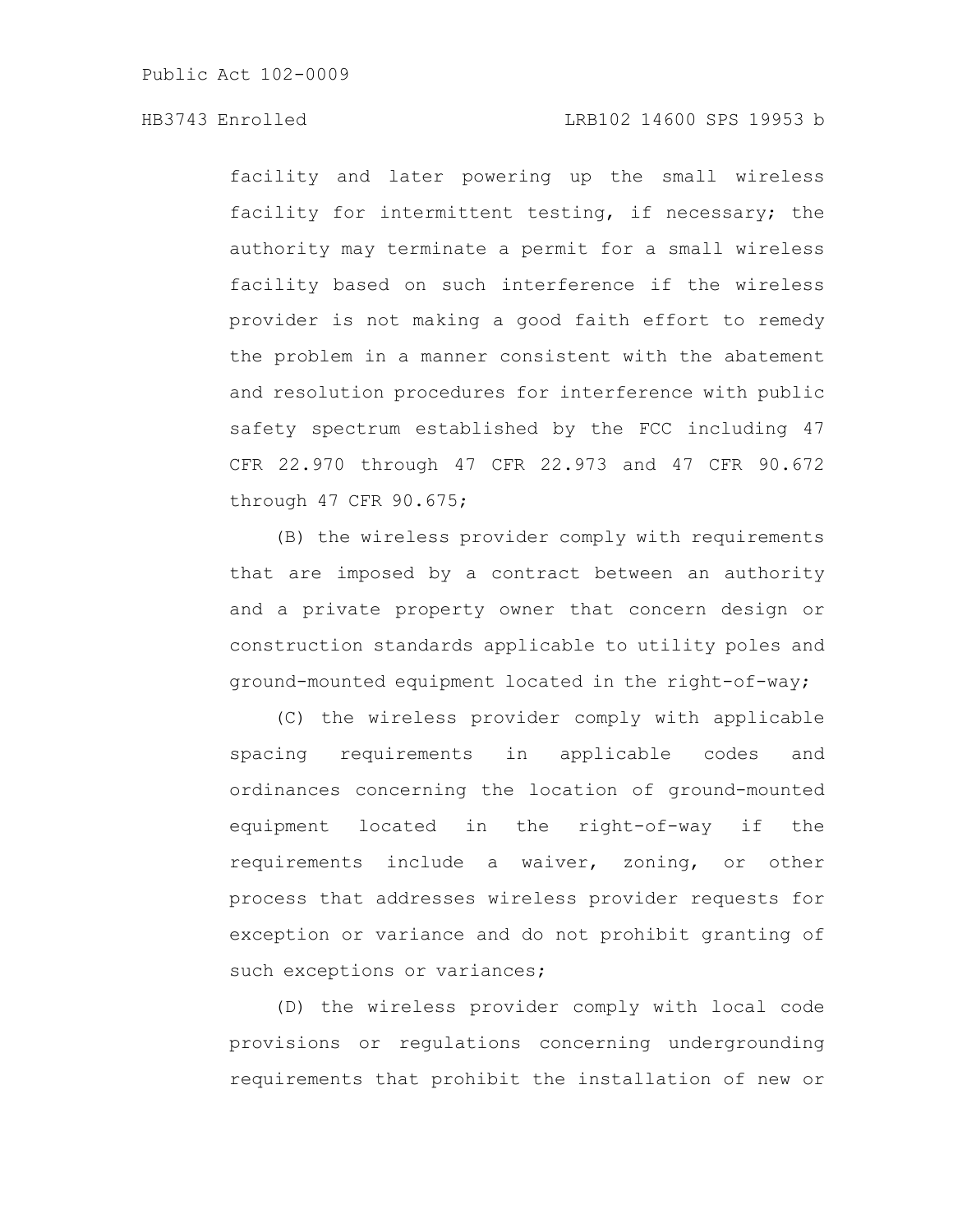facility and later powering up the small wireless facility for intermittent testing, if necessary; the authority may terminate a permit for a small wireless facility based on such interference if the wireless provider is not making a good faith effort to remedy the problem in a manner consistent with the abatement and resolution procedures for interference with public safety spectrum established by the FCC including 47 CFR 22.970 through 47 CFR 22.973 and 47 CFR 90.672 through 47 CFR 90.675;

(B) the wireless provider comply with requirements that are imposed by a contract between an authority and a private property owner that concern design or construction standards applicable to utility poles and ground-mounted equipment located in the right-of-way;

(C) the wireless provider comply with applicable spacing requirements in applicable codes and ordinances concerning the location of ground-mounted equipment located in the right-of-way if the requirements include a waiver, zoning, or other process that addresses wireless provider requests for exception or variance and do not prohibit granting of such exceptions or variances;

(D) the wireless provider comply with local code provisions or regulations concerning undergrounding requirements that prohibit the installation of new or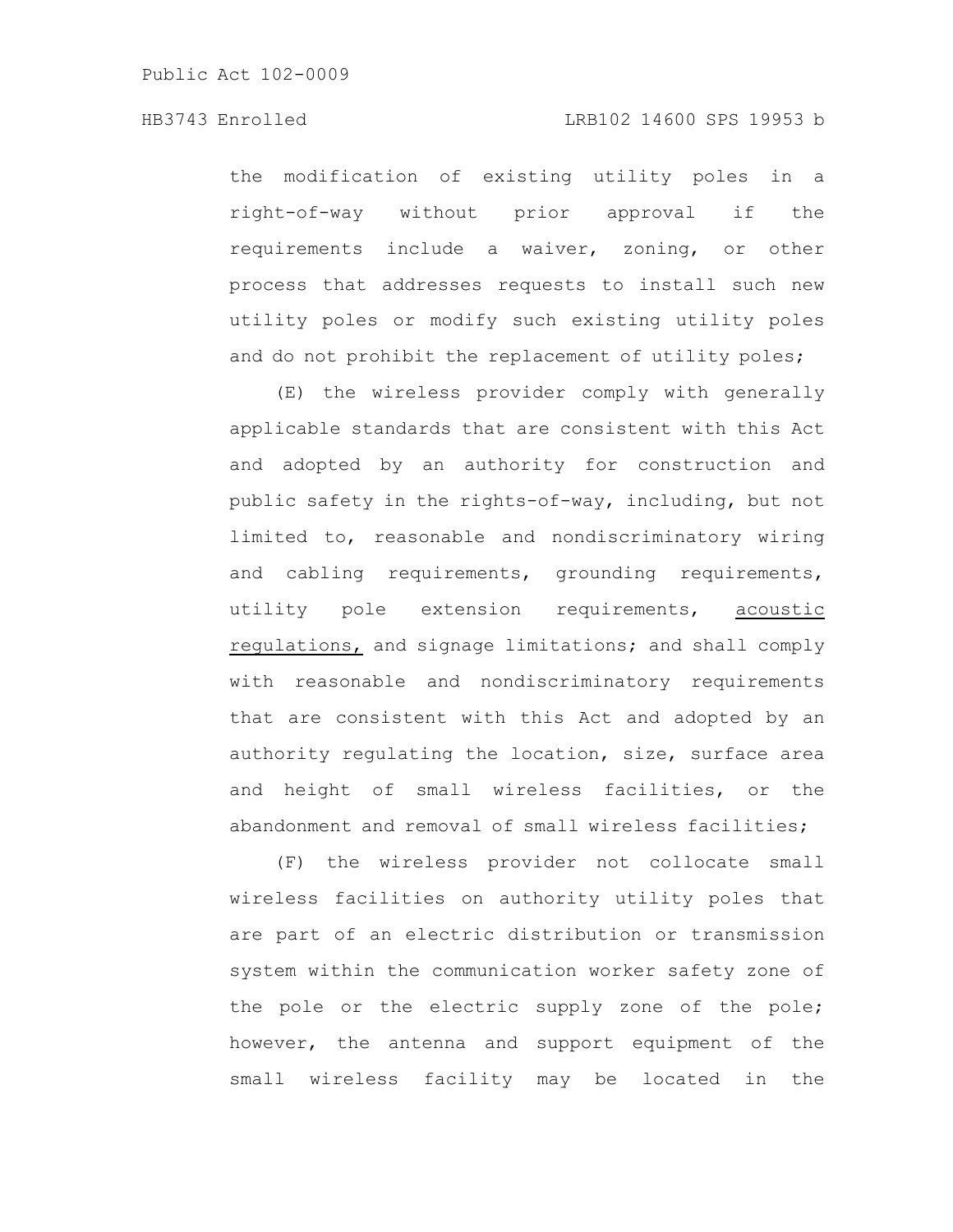the modification of existing utility poles in a right-of-way without prior approval if the requirements include a waiver, zoning, or other process that addresses requests to install such new utility poles or modify such existing utility poles and do not prohibit the replacement of utility poles;

(E) the wireless provider comply with generally applicable standards that are consistent with this Act and adopted by an authority for construction and public safety in the rights-of-way, including, but not limited to, reasonable and nondiscriminatory wiring and cabling requirements, grounding requirements, utility pole extension requirements, <u>acoustic regulations,</u> and signage limitations; and shall comply with reasonable and nondiscriminatory requirements that are consistent with this Act and adopted by an authority regulating the location, size, surface area and height of small wireless facilities, or the abandonment and removal of small wireless facilities;

(F) the wireless provider not collocate small wireless facilities on authority utility poles that are part of an electric distribution or transmission system within the communication worker safety zone of the pole or the electric supply zone of the pole; however, the antenna and support equipment of the small wireless facility may be located in the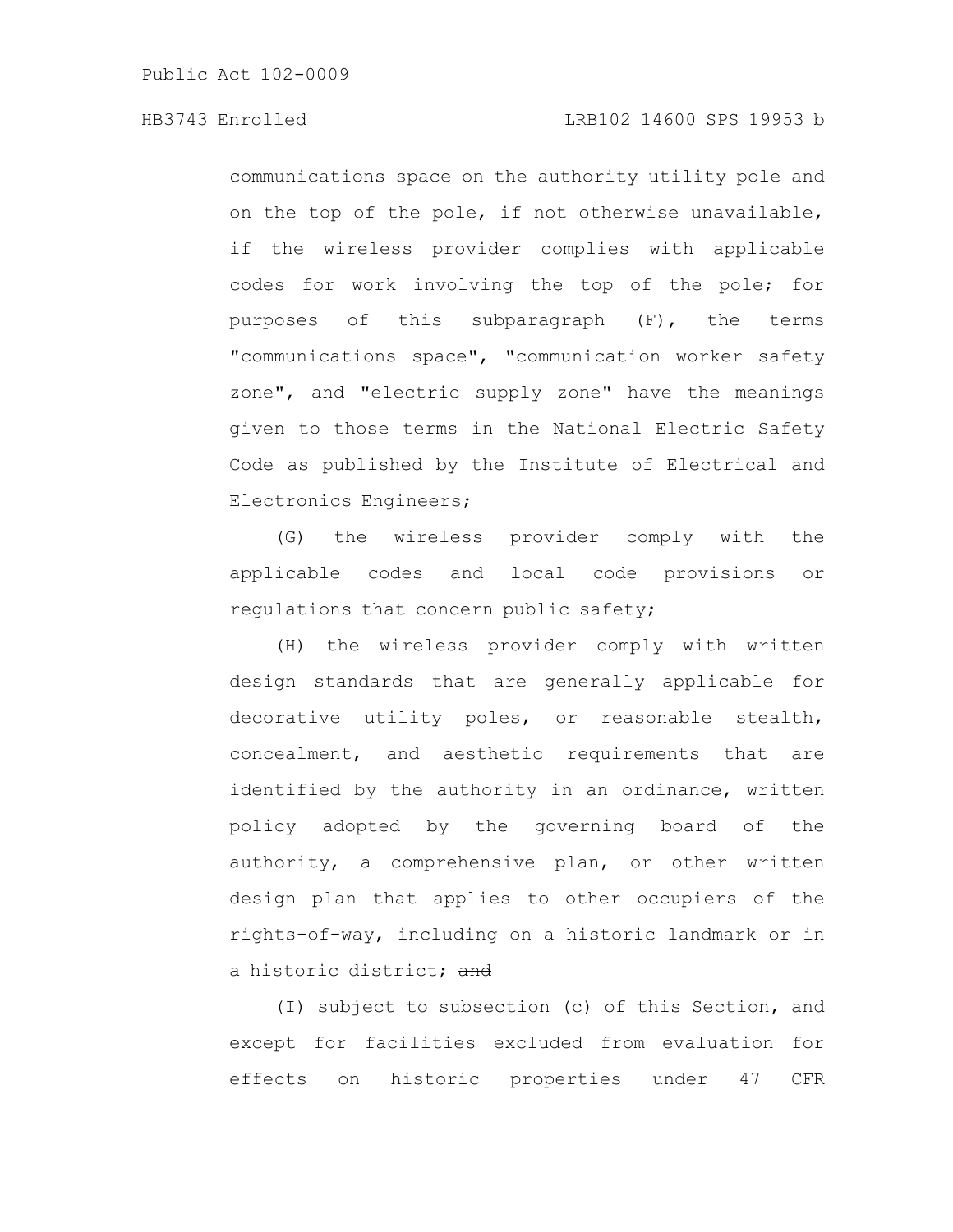communications space on the authority utility pole and on the top of the pole, if not otherwise unavailable, if the wireless provider complies with applicable codes for work involving the top of the pole; for purposes of this subparagraph (F), the terms "communications space", "communication worker safety zone", and "electric supply zone" have the meanings given to those terms in the National Electric Safety Code as published by the Institute of Electrical and Electronics Engineers;

(G) the wireless provider comply with the applicable codes and local code provisions or regulations that concern public safety;

(H) the wireless provider comply with written design standards that are generally applicable for decorative utility poles, or reasonable stealth, concealment, and aesthetic requirements that are identified by the authority in an ordinance, written policy adopted by the governing board of the authority, a comprehensive plan, or other written design plan that applies to other occupiers of the rights-of-way, including on a historic landmark or in a historic district; ~~and~~

(I) subject to subsection (c) of this Section, and except for facilities excluded from evaluation for effects on historic properties under 47 CFR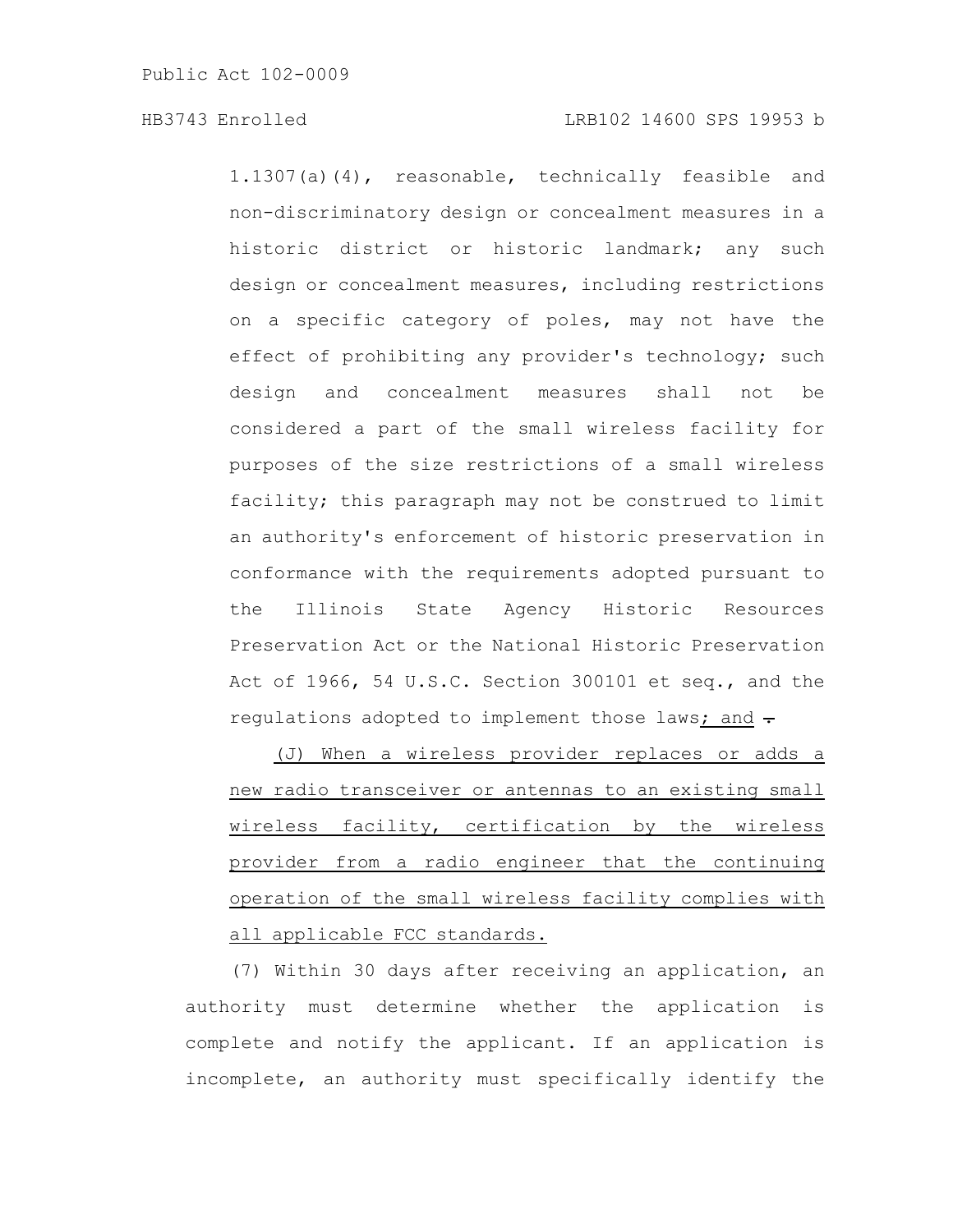1.1307(a)(4), reasonable, technically feasible and non-discriminatory design or concealment measures in a historic district or historic landmark; any such design or concealment measures, including restrictions on a specific category of poles, may not have the effect of prohibiting any provider's technology; such design and concealment measures shall not be considered a part of the small wireless facility for purposes of the size restrictions of a small wireless facility; this paragraph may not be construed to limit an authority's enforcement of historic preservation in conformance with the requirements adopted pursuant to the Illinois State Agency Historic Resources Preservation Act or the National Historic Preservation Act of 1966, 54 U.S.C. Section 300101 et seq., and the regulations adopted to implement those laws; and ~~.~~

(J) When a wireless provider replaces or adds a new radio transceiver or antennas to an existing small wireless facility, certification by the wireless provider from a radio engineer that the continuing operation of the small wireless facility complies with all applicable FCC standards.

(7) Within 30 days after receiving an application, an authority must determine whether the application is complete and notify the applicant. If an application is incomplete, an authority must specifically identify the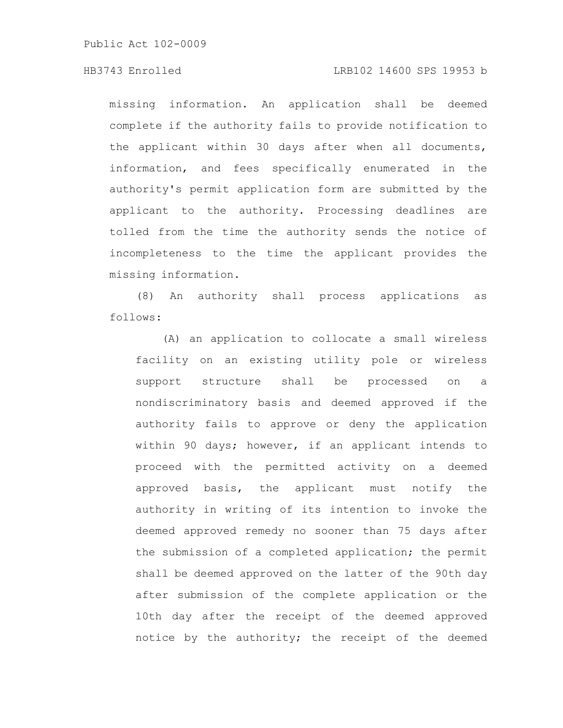missing information. An application shall be deemed complete if the authority fails to provide notification to the applicant within 30 days after when all documents, information, and fees specifically enumerated in the authority's permit application form are submitted by the applicant to the authority. Processing deadlines are tolled from the time the authority sends the notice of incompleteness to the time the applicant provides the missing information.

(8) An authority shall process applications as follows:

(A) an application to collocate a small wireless facility on an existing utility pole or wireless support structure shall be processed on a nondiscriminatory basis and deemed approved if the authority fails to approve or deny the application within 90 days; however, if an applicant intends to proceed with the permitted activity on a deemed approved basis, the applicant must notify the authority in writing of its intention to invoke the deemed approved remedy no sooner than 75 days after the submission of a completed application; the permit shall be deemed approved on the latter of the 90th day after submission of the complete application or the 10th day after the receipt of the deemed approved notice by the authority; the receipt of the deemed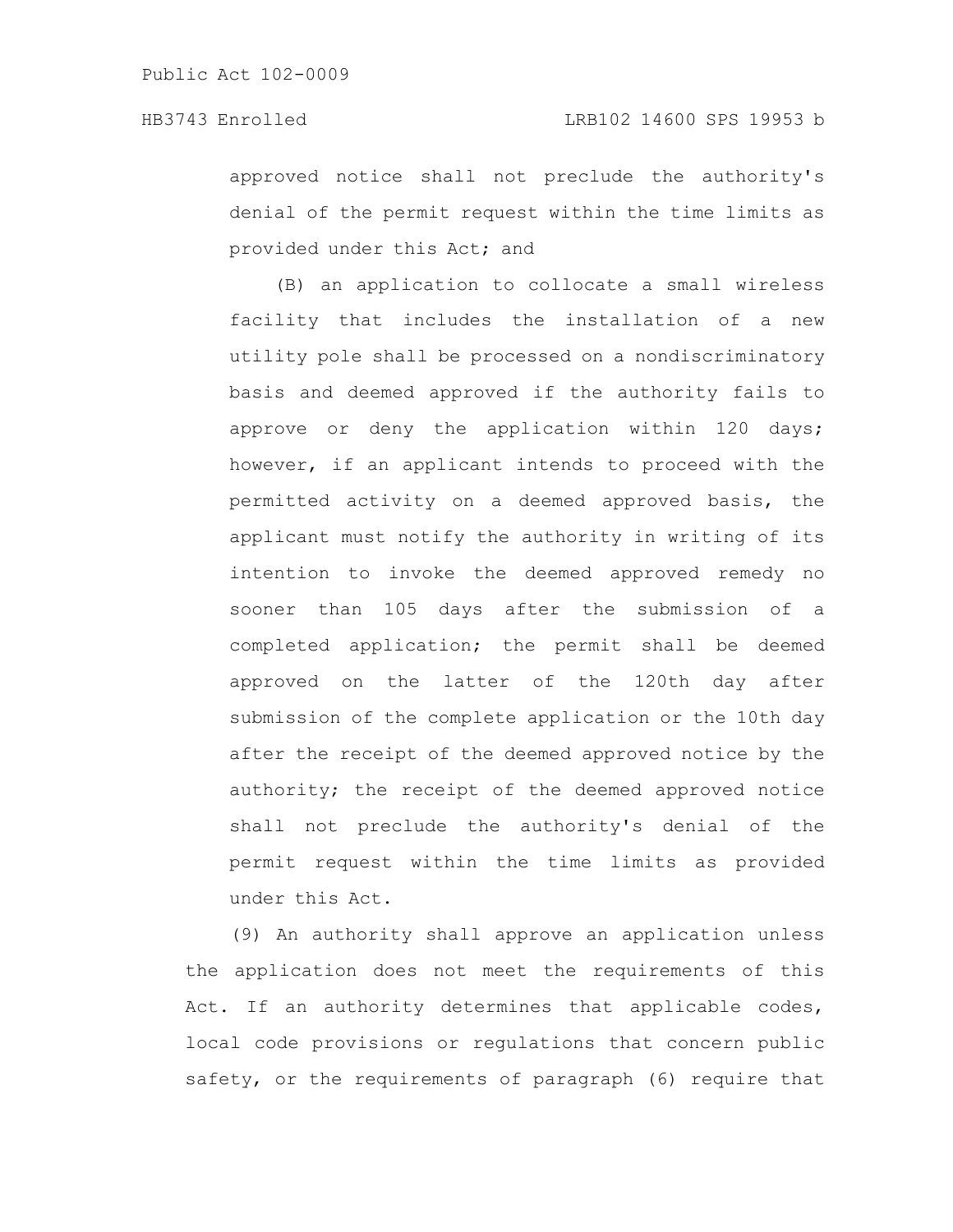approved notice shall not preclude the authority's denial of the permit request within the time limits as provided under this Act; and

(B) an application to collocate a small wireless facility that includes the installation of a new utility pole shall be processed on a nondiscriminatory basis and deemed approved if the authority fails to approve or deny the application within 120 days; however, if an applicant intends to proceed with the permitted activity on a deemed approved basis, the applicant must notify the authority in writing of its intention to invoke the deemed approved remedy no sooner than 105 days after the submission of a completed application; the permit shall be deemed approved on the latter of the 120th day after submission of the complete application or the 10th day after the receipt of the deemed approved notice by the authority; the receipt of the deemed approved notice shall not preclude the authority's denial of the permit request within the time limits as provided under this Act.

(9) An authority shall approve an application unless the application does not meet the requirements of this Act. If an authority determines that applicable codes, local code provisions or regulations that concern public safety, or the requirements of paragraph (6) require that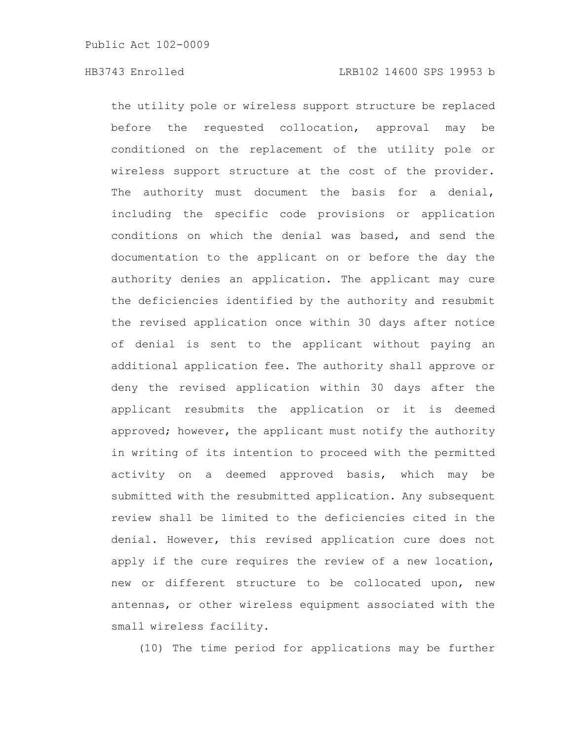the utility pole or wireless support structure be replaced before the requested collocation, approval may be conditioned on the replacement of the utility pole or wireless support structure at the cost of the provider. The authority must document the basis for a denial, including the specific code provisions or application conditions on which the denial was based, and send the documentation to the applicant on or before the day the authority denies an application. The applicant may cure the deficiencies identified by the authority and resubmit the revised application once within 30 days after notice of denial is sent to the applicant without paying an additional application fee. The authority shall approve or deny the revised application within 30 days after the applicant resubmits the application or it is deemed approved; however, the applicant must notify the authority in writing of its intention to proceed with the permitted activity on a deemed approved basis, which may be submitted with the resubmitted application. Any subsequent review shall be limited to the deficiencies cited in the denial. However, this revised application cure does not apply if the cure requires the review of a new location, new or different structure to be collocated upon, new antennas, or other wireless equipment associated with the small wireless facility.

(10) The time period for applications may be further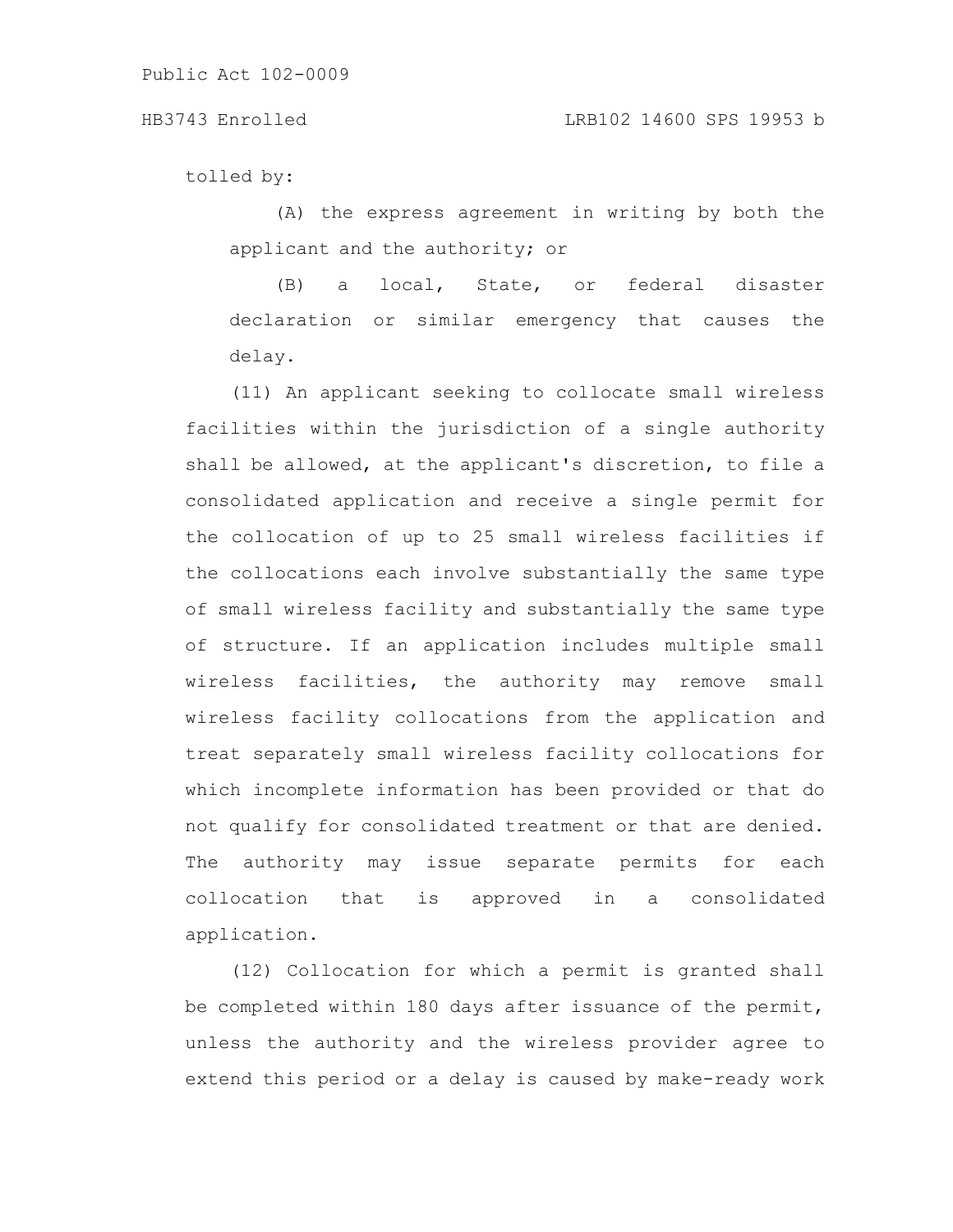tolled by:

(A) the express agreement in writing by both the applicant and the authority; or

(B) a local, State, or federal disaster declaration or similar emergency that causes the delay.

(11) An applicant seeking to collocate small wireless facilities within the jurisdiction of a single authority shall be allowed, at the applicant's discretion, to file a consolidated application and receive a single permit for the collocation of up to 25 small wireless facilities if the collocations each involve substantially the same type of small wireless facility and substantially the same type of structure. If an application includes multiple small wireless facilities, the authority may remove small wireless facility collocations from the application and treat separately small wireless facility collocations for which incomplete information has been provided or that do not qualify for consolidated treatment or that are denied. The authority may issue separate permits for each collocation that is approved in a consolidated application.

(12) Collocation for which a permit is granted shall be completed within 180 days after issuance of the permit, unless the authority and the wireless provider agree to extend this period or a delay is caused by make-ready work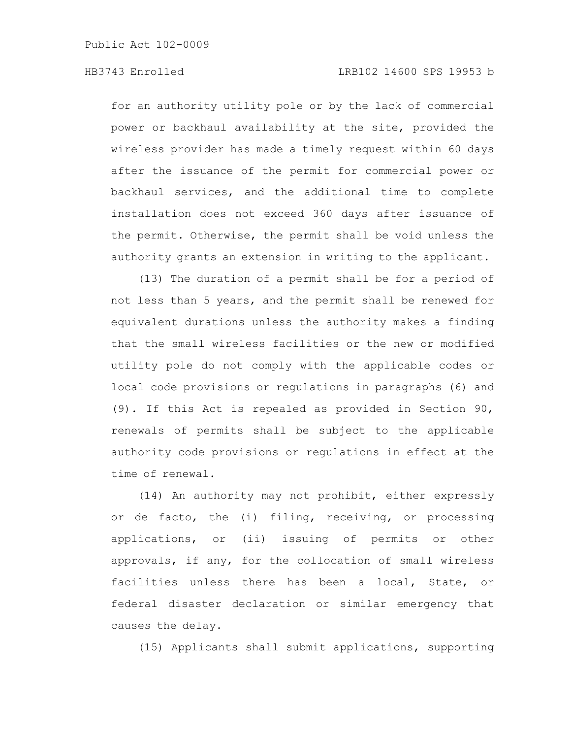for an authority utility pole or by the lack of commercial power or backhaul availability at the site, provided the wireless provider has made a timely request within 60 days after the issuance of the permit for commercial power or backhaul services, and the additional time to complete installation does not exceed 360 days after issuance of the permit. Otherwise, the permit shall be void unless the authority grants an extension in writing to the applicant.

(13) The duration of a permit shall be for a period of not less than 5 years, and the permit shall be renewed for equivalent durations unless the authority makes a finding that the small wireless facilities or the new or modified utility pole do not comply with the applicable codes or local code provisions or regulations in paragraphs (6) and (9). If this Act is repealed as provided in Section 90, renewals of permits shall be subject to the applicable authority code provisions or regulations in effect at the time of renewal.

(14) An authority may not prohibit, either expressly or de facto, the (i) filing, receiving, or processing applications, or (ii) issuing of permits or other approvals, if any, for the collocation of small wireless facilities unless there has been a local, State, or federal disaster declaration or similar emergency that causes the delay.

(15) Applicants shall submit applications, supporting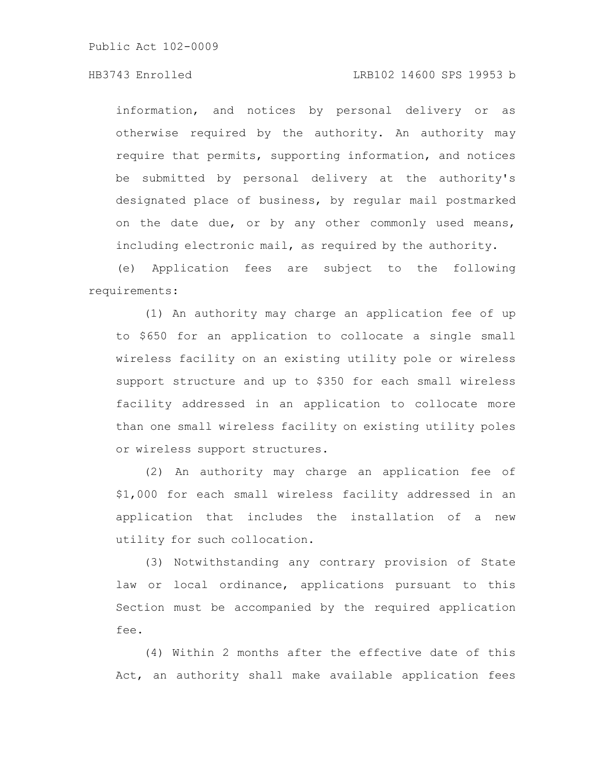information, and notices by personal delivery or as otherwise required by the authority. An authority may require that permits, supporting information, and notices be submitted by personal delivery at the authority's designated place of business, by regular mail postmarked on the date due, or by any other commonly used means, including electronic mail, as required by the authority.

(e) Application fees are subject to the following requirements:

(1) An authority may charge an application fee of up to $650 for an application to collocate a single small wireless facility on an existing utility pole or wireless support structure and up to $350 for each small wireless facility addressed in an application to collocate more than one small wireless facility on existing utility poles or wireless support structures.

(2) An authority may charge an application fee of $1,000 for each small wireless facility addressed in an application that includes the installation of a new utility for such collocation.

(3) Notwithstanding any contrary provision of State law or local ordinance, applications pursuant to this Section must be accompanied by the required application fee.

(4) Within 2 months after the effective date of this Act, an authority shall make available application fees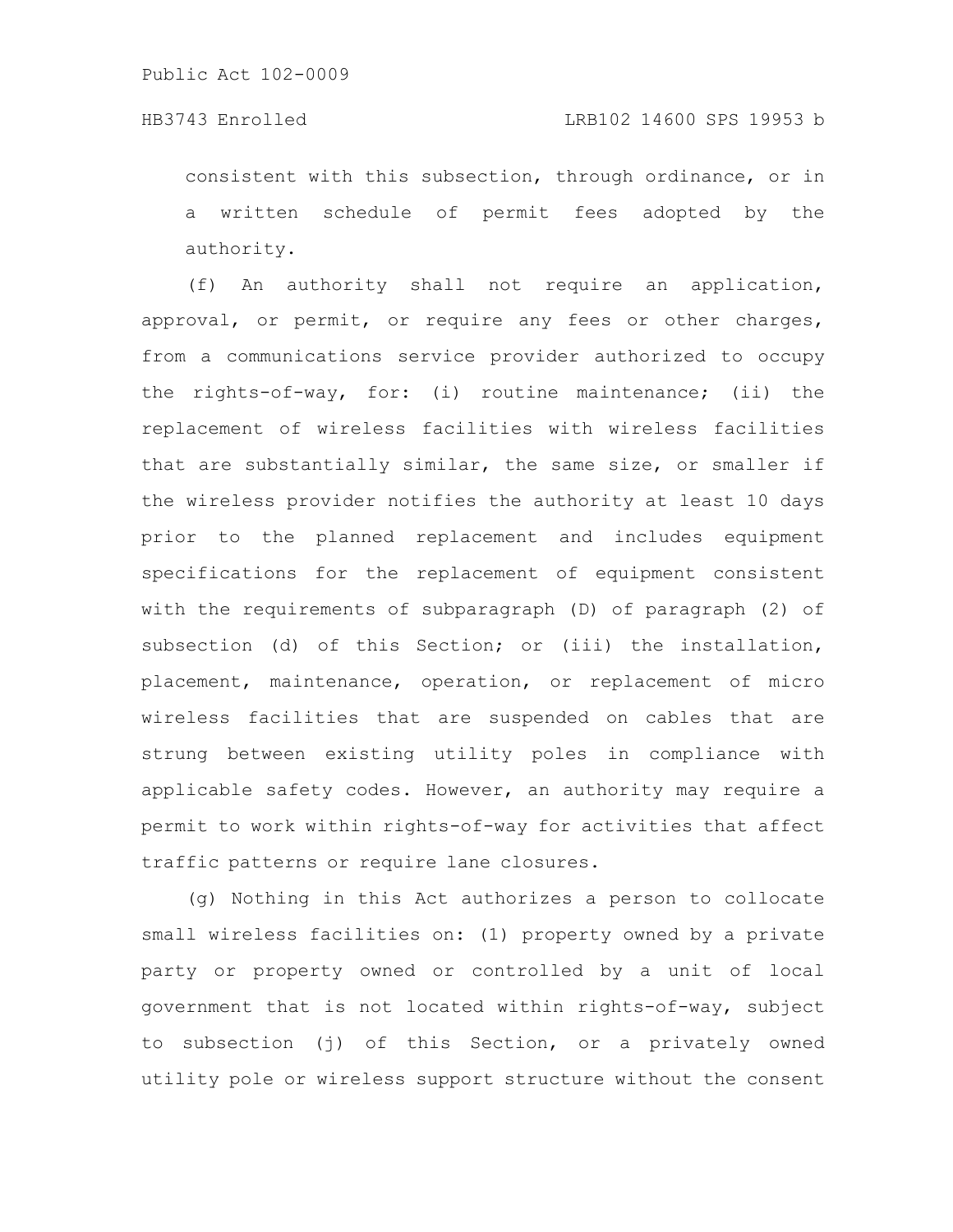consistent with this subsection, through ordinance, or in a written schedule of permit fees adopted by the authority.

(f) An authority shall not require an application, approval, or permit, or require any fees or other charges, from a communications service provider authorized to occupy the rights-of-way, for: (i) routine maintenance; (ii) the replacement of wireless facilities with wireless facilities that are substantially similar, the same size, or smaller if the wireless provider notifies the authority at least 10 days prior to the planned replacement and includes equipment specifications for the replacement of equipment consistent with the requirements of subparagraph (D) of paragraph (2) of subsection (d) of this Section; or (iii) the installation, placement, maintenance, operation, or replacement of micro wireless facilities that are suspended on cables that are strung between existing utility poles in compliance with applicable safety codes. However, an authority may require a permit to work within rights-of-way for activities that affect traffic patterns or require lane closures.

(g) Nothing in this Act authorizes a person to collocate small wireless facilities on: (1) property owned by a private party or property owned or controlled by a unit of local government that is not located within rights-of-way, subject to subsection (j) of this Section, or a privately owned utility pole or wireless support structure without the consent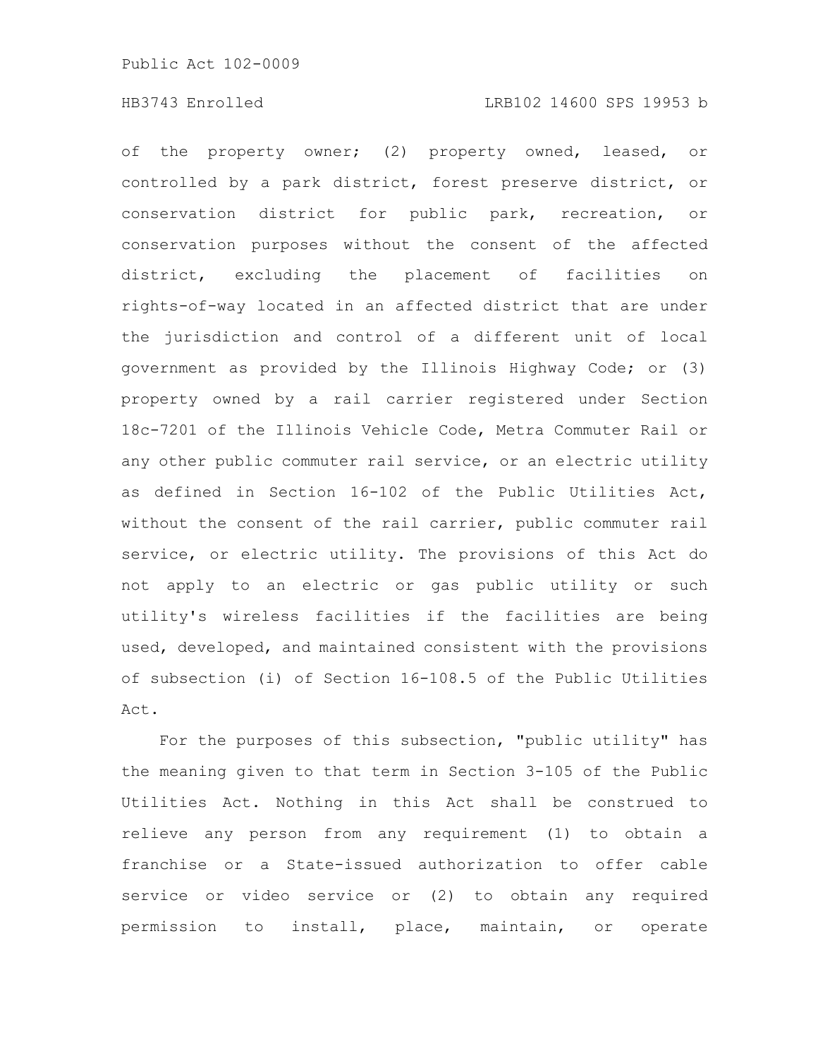of the property owner; (2) property owned, leased, or controlled by a park district, forest preserve district, or conservation district for public park, recreation, or conservation purposes without the consent of the affected district, excluding the placement of facilities on rights-of-way located in an affected district that are under the jurisdiction and control of a different unit of local government as provided by the Illinois Highway Code; or (3) property owned by a rail carrier registered under Section 18c-7201 of the Illinois Vehicle Code, Metra Commuter Rail or any other public commuter rail service, or an electric utility as defined in Section 16-102 of the Public Utilities Act, without the consent of the rail carrier, public commuter rail service, or electric utility. The provisions of this Act do not apply to an electric or gas public utility or such utility's wireless facilities if the facilities are being used, developed, and maintained consistent with the provisions of subsection (i) of Section 16-108.5 of the Public Utilities Act.

For the purposes of this subsection, "public utility" has the meaning given to that term in Section 3-105 of the Public Utilities Act. Nothing in this Act shall be construed to relieve any person from any requirement (1) to obtain a franchise or a State-issued authorization to offer cable service or video service or (2) to obtain any required permission to install, place, maintain, or operate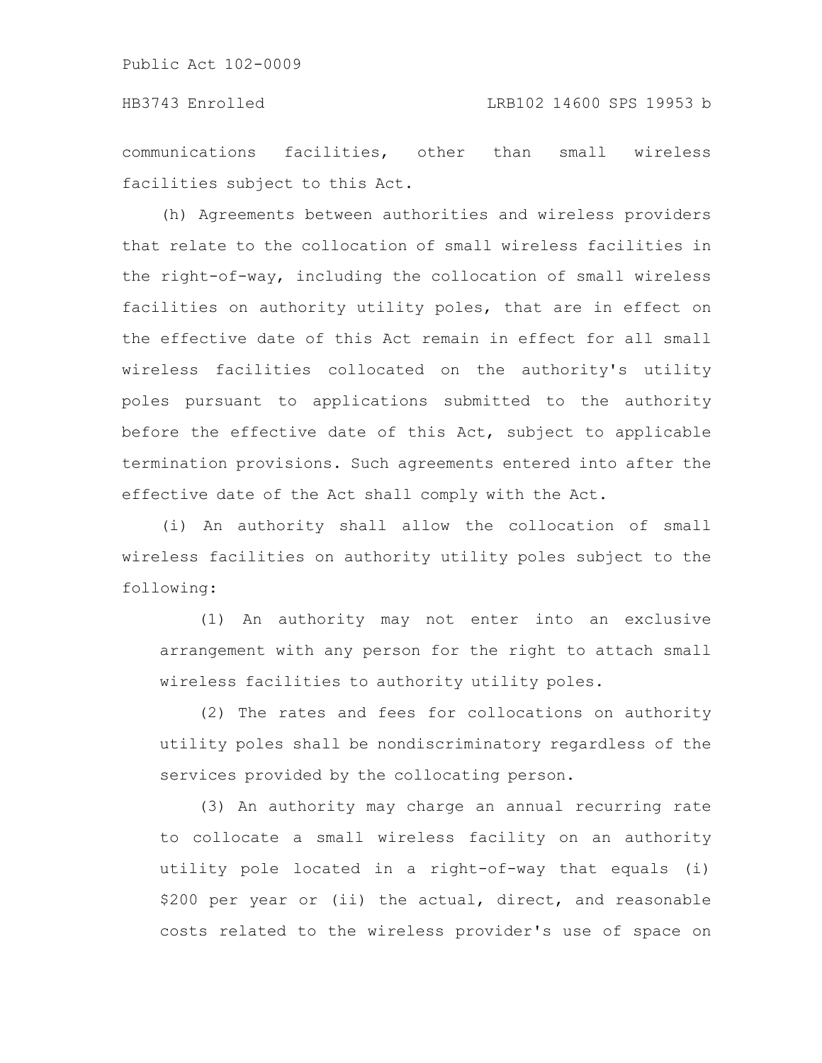communications facilities, other than small wireless facilities subject to this Act.

(h) Agreements between authorities and wireless providers that relate to the collocation of small wireless facilities in the right-of-way, including the collocation of small wireless facilities on authority utility poles, that are in effect on the effective date of this Act remain in effect for all small wireless facilities collocated on the authority's utility poles pursuant to applications submitted to the authority before the effective date of this Act, subject to applicable termination provisions. Such agreements entered into after the effective date of the Act shall comply with the Act.

(i) An authority shall allow the collocation of small wireless facilities on authority utility poles subject to the following:

(1) An authority may not enter into an exclusive arrangement with any person for the right to attach small wireless facilities to authority utility poles.

(2) The rates and fees for collocations on authority utility poles shall be nondiscriminatory regardless of the services provided by the collocating person.

(3) An authority may charge an annual recurring rate to collocate a small wireless facility on an authority utility pole located in a right-of-way that equals (i) $200 per year or (ii) the actual, direct, and reasonable costs related to the wireless provider's use of space on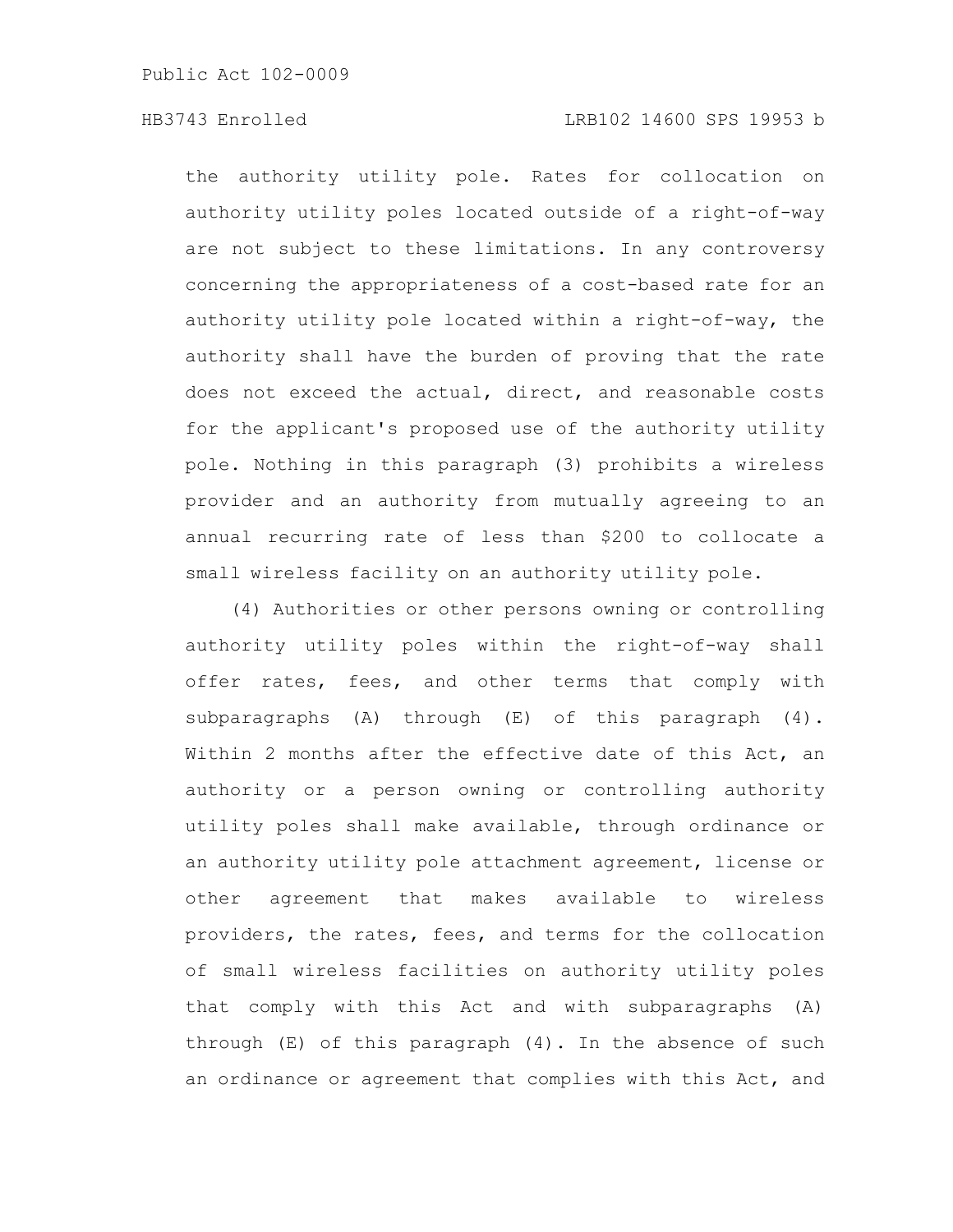the authority utility pole. Rates for collocation on authority utility poles located outside of a right-of-way are not subject to these limitations. In any controversy concerning the appropriateness of a cost-based rate for an authority utility pole located within a right-of-way, the authority shall have the burden of proving that the rate does not exceed the actual, direct, and reasonable costs for the applicant's proposed use of the authority utility pole. Nothing in this paragraph (3) prohibits a wireless provider and an authority from mutually agreeing to an annual recurring rate of less than $200 to collocate a small wireless facility on an authority utility pole.

(4) Authorities or other persons owning or controlling authority utility poles within the right-of-way shall offer rates, fees, and other terms that comply with subparagraphs (A) through (E) of this paragraph (4). Within 2 months after the effective date of this Act, an authority or a person owning or controlling authority utility poles shall make available, through ordinance or an authority utility pole attachment agreement, license or other agreement that makes available to wireless providers, the rates, fees, and terms for the collocation of small wireless facilities on authority utility poles that comply with this Act and with subparagraphs (A) through (E) of this paragraph (4). In the absence of such an ordinance or agreement that complies with this Act, and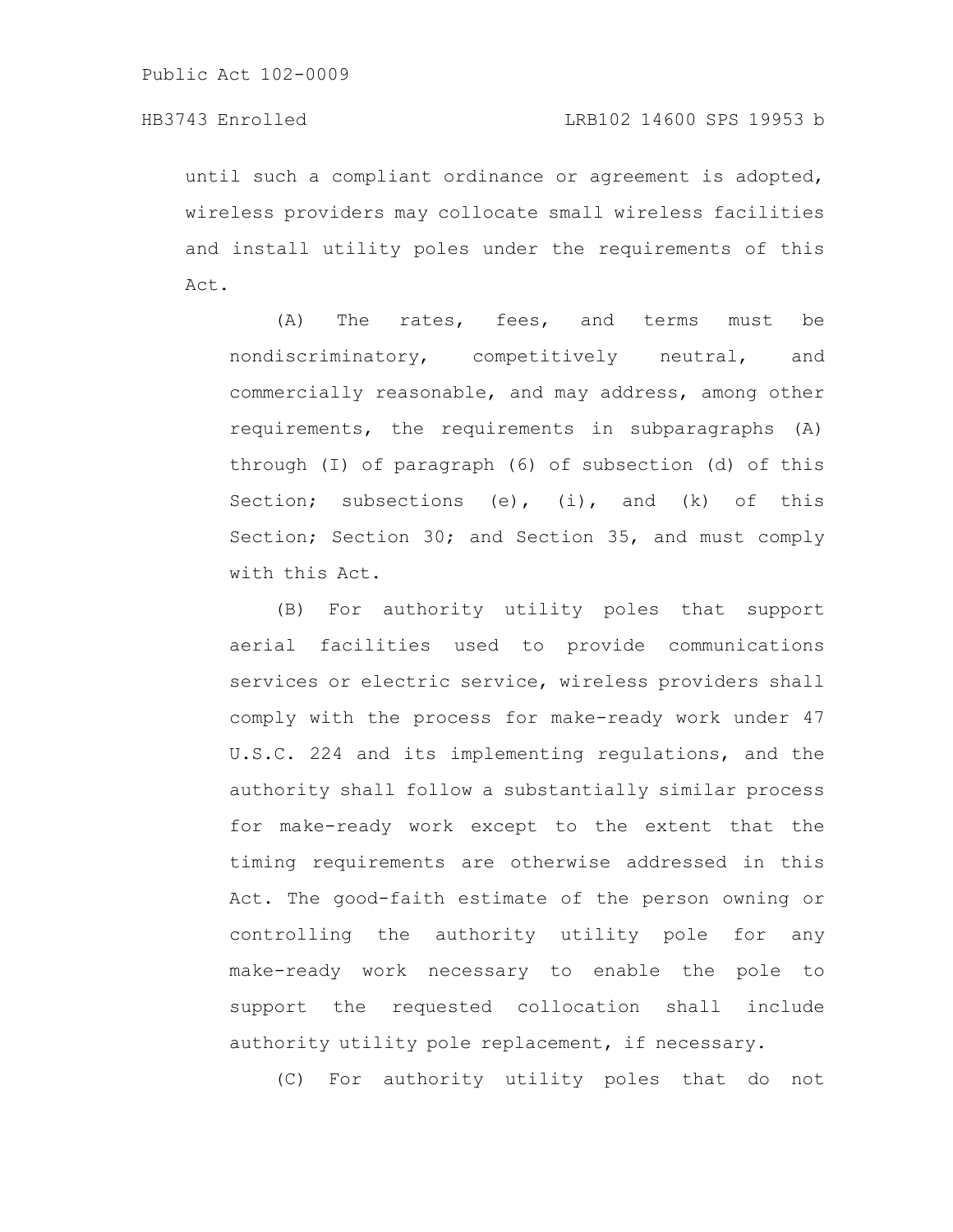until such a compliant ordinance or agreement is adopted, wireless providers may collocate small wireless facilities and install utility poles under the requirements of this Act.

(A) The rates, fees, and terms must be nondiscriminatory, competitively neutral, and commercially reasonable, and may address, among other requirements, the requirements in subparagraphs (A) through (I) of paragraph (6) of subsection (d) of this Section; subsections (e), (i), and (k) of this Section; Section 30; and Section 35, and must comply with this Act.

(B) For authority utility poles that support aerial facilities used to provide communications services or electric service, wireless providers shall comply with the process for make-ready work under 47 U.S.C. 224 and its implementing regulations, and the authority shall follow a substantially similar process for make-ready work except to the extent that the timing requirements are otherwise addressed in this Act. The good-faith estimate of the person owning or controlling the authority utility pole for any make-ready work necessary to enable the pole to support the requested collocation shall include authority utility pole replacement, if necessary.

(C) For authority utility poles that do not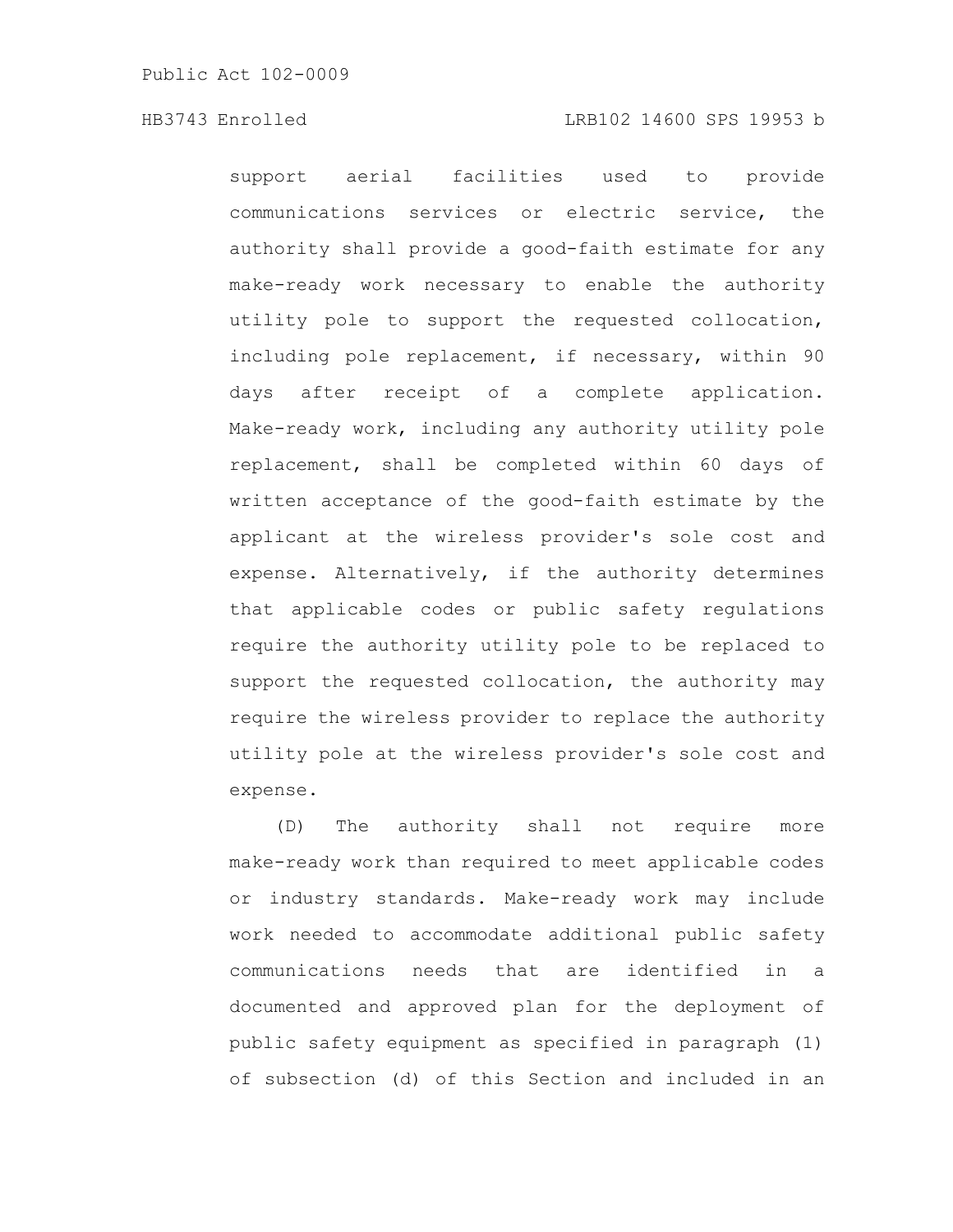support aerial facilities used to provide communications services or electric service, the authority shall provide a good-faith estimate for any make-ready work necessary to enable the authority utility pole to support the requested collocation, including pole replacement, if necessary, within 90 days after receipt of a complete application. Make-ready work, including any authority utility pole replacement, shall be completed within 60 days of written acceptance of the good-faith estimate by the applicant at the wireless provider's sole cost and expense. Alternatively, if the authority determines that applicable codes or public safety regulations require the authority utility pole to be replaced to support the requested collocation, the authority may require the wireless provider to replace the authority utility pole at the wireless provider's sole cost and expense.

(D) The authority shall not require more make-ready work than required to meet applicable codes or industry standards. Make-ready work may include work needed to accommodate additional public safety communications needs that are identified in a documented and approved plan for the deployment of public safety equipment as specified in paragraph (1) of subsection (d) of this Section and included in an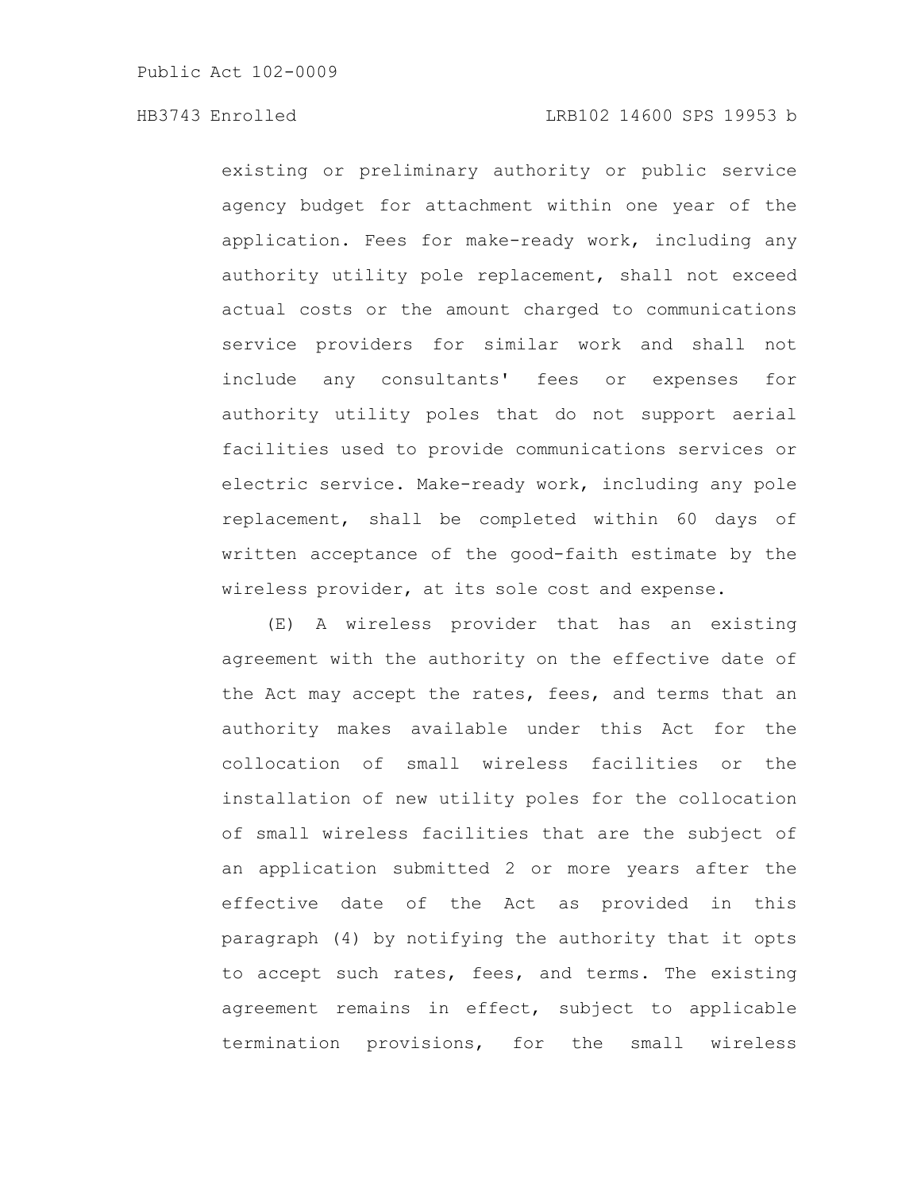existing or preliminary authority or public service agency budget for attachment within one year of the application. Fees for make-ready work, including any authority utility pole replacement, shall not exceed actual costs or the amount charged to communications service providers for similar work and shall not include any consultants' fees or expenses for authority utility poles that do not support aerial facilities used to provide communications services or electric service. Make-ready work, including any pole replacement, shall be completed within 60 days of written acceptance of the good-faith estimate by the wireless provider, at its sole cost and expense.

(E) A wireless provider that has an existing agreement with the authority on the effective date of the Act may accept the rates, fees, and terms that an authority makes available under this Act for the collocation of small wireless facilities or the installation of new utility poles for the collocation of small wireless facilities that are the subject of an application submitted 2 or more years after the effective date of the Act as provided in this paragraph (4) by notifying the authority that it opts to accept such rates, fees, and terms. The existing agreement remains in effect, subject to applicable termination provisions, for the small wireless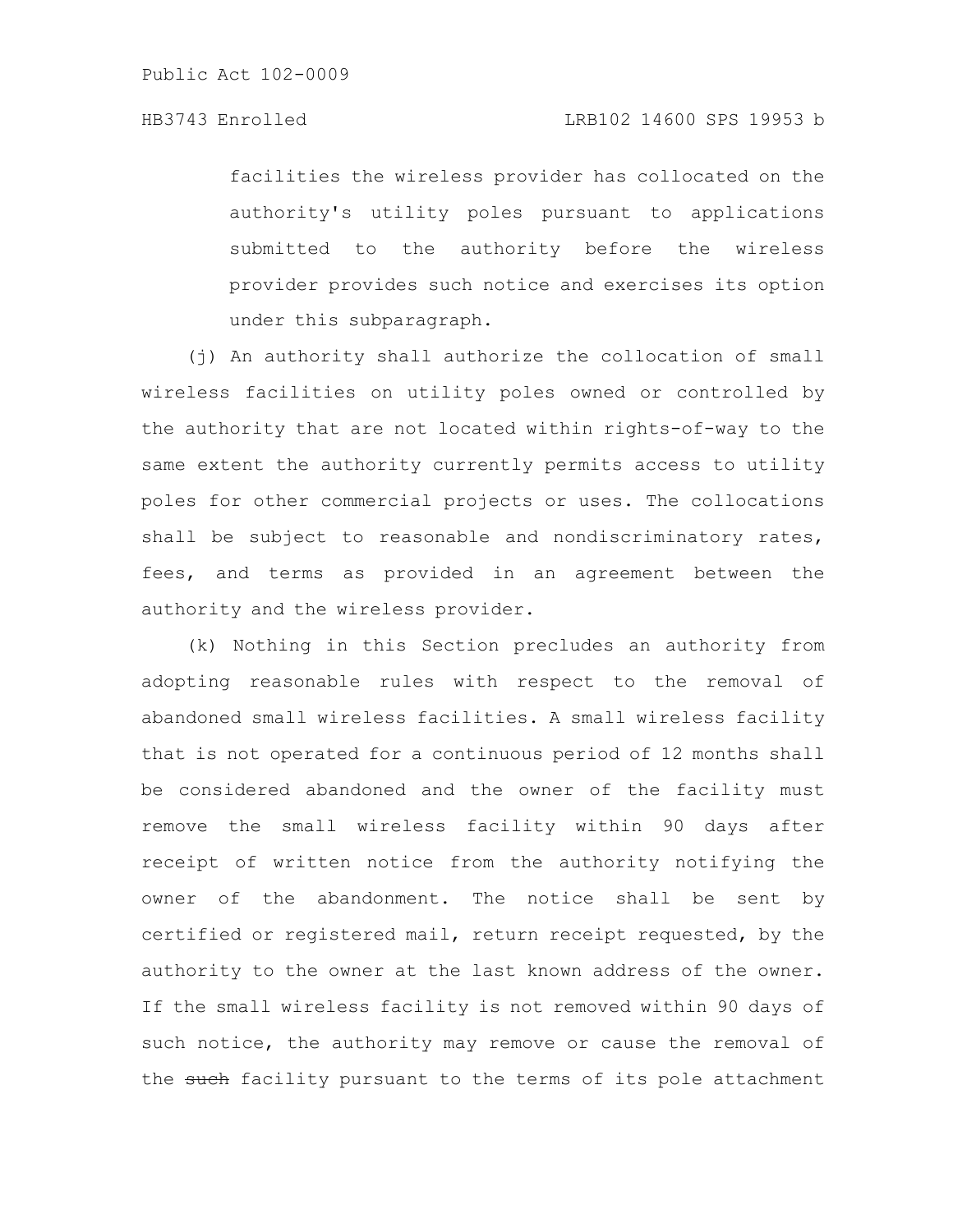facilities the wireless provider has collocated on the authority's utility poles pursuant to applications submitted to the authority before the wireless provider provides such notice and exercises its option under this subparagraph.

(j) An authority shall authorize the collocation of small wireless facilities on utility poles owned or controlled by the authority that are not located within rights-of-way to the same extent the authority currently permits access to utility poles for other commercial projects or uses. The collocations shall be subject to reasonable and nondiscriminatory rates, fees, and terms as provided in an agreement between the authority and the wireless provider.

(k) Nothing in this Section precludes an authority from adopting reasonable rules with respect to the removal of abandoned small wireless facilities. A small wireless facility that is not operated for a continuous period of 12 months shall be considered abandoned and the owner of the facility must remove the small wireless facility within 90 days after receipt of written notice from the authority notifying the owner of the abandonment. The notice shall be sent by certified or registered mail, return receipt requested, by the authority to the owner at the last known address of the owner. If the small wireless facility is not removed within 90 days of such notice, the authority may remove or cause the removal of the ~~such~~ facility pursuant to the terms of its pole attachment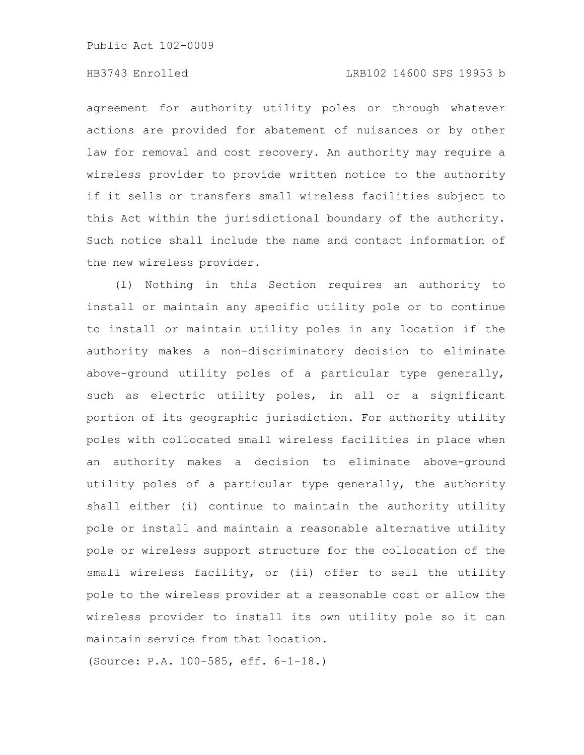agreement for authority utility poles or through whatever actions are provided for abatement of nuisances or by other law for removal and cost recovery. An authority may require a wireless provider to provide written notice to the authority if it sells or transfers small wireless facilities subject to this Act within the jurisdictional boundary of the authority. Such notice shall include the name and contact information of the new wireless provider.

(l) Nothing in this Section requires an authority to install or maintain any specific utility pole or to continue to install or maintain utility poles in any location if the authority makes a non-discriminatory decision to eliminate above-ground utility poles of a particular type generally, such as electric utility poles, in all or a significant portion of its geographic jurisdiction. For authority utility poles with collocated small wireless facilities in place when an authority makes a decision to eliminate above-ground utility poles of a particular type generally, the authority shall either (i) continue to maintain the authority utility pole or install and maintain a reasonable alternative utility pole or wireless support structure for the collocation of the small wireless facility, or (ii) offer to sell the utility pole to the wireless provider at a reasonable cost or allow the wireless provider to install its own utility pole so it can maintain service from that location.

(Source: P.A. 100-585, eff. 6-1-18.)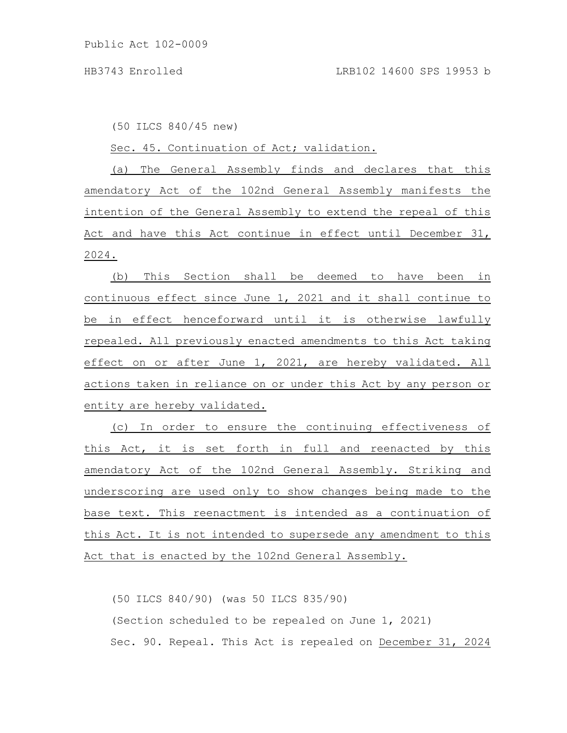(50 ILCS 840/45 new)

Sec. 45. Continuation of Act; validation.

(a) The General Assembly finds and declares that this amendatory Act of the 102nd General Assembly manifests the intention of the General Assembly to extend the repeal of this Act and have this Act continue in effect until December 31, 2024.

(b) This Section shall be deemed to have been in continuous effect since June 1, 2021 and it shall continue to be in effect henceforward until it is otherwise lawfully repealed. All previously enacted amendments to this Act taking effect on or after June 1, 2021, are hereby validated. All actions taken in reliance on or under this Act by any person or entity are hereby validated.

(c) In order to ensure the continuing effectiveness of this Act, it is set forth in full and reenacted by this amendatory Act of the 102nd General Assembly. Striking and underscoring are used only to show changes being made to the base text. This reenactment is intended as a continuation of this Act. It is not intended to supersede any amendment to this Act that is enacted by the 102nd General Assembly.

(50 ILCS 840/90) (was 50 ILCS 835/90)

(Section scheduled to be repealed on June 1, 2021)

Sec. 90. Repeal. This Act is repealed on December 31, 2024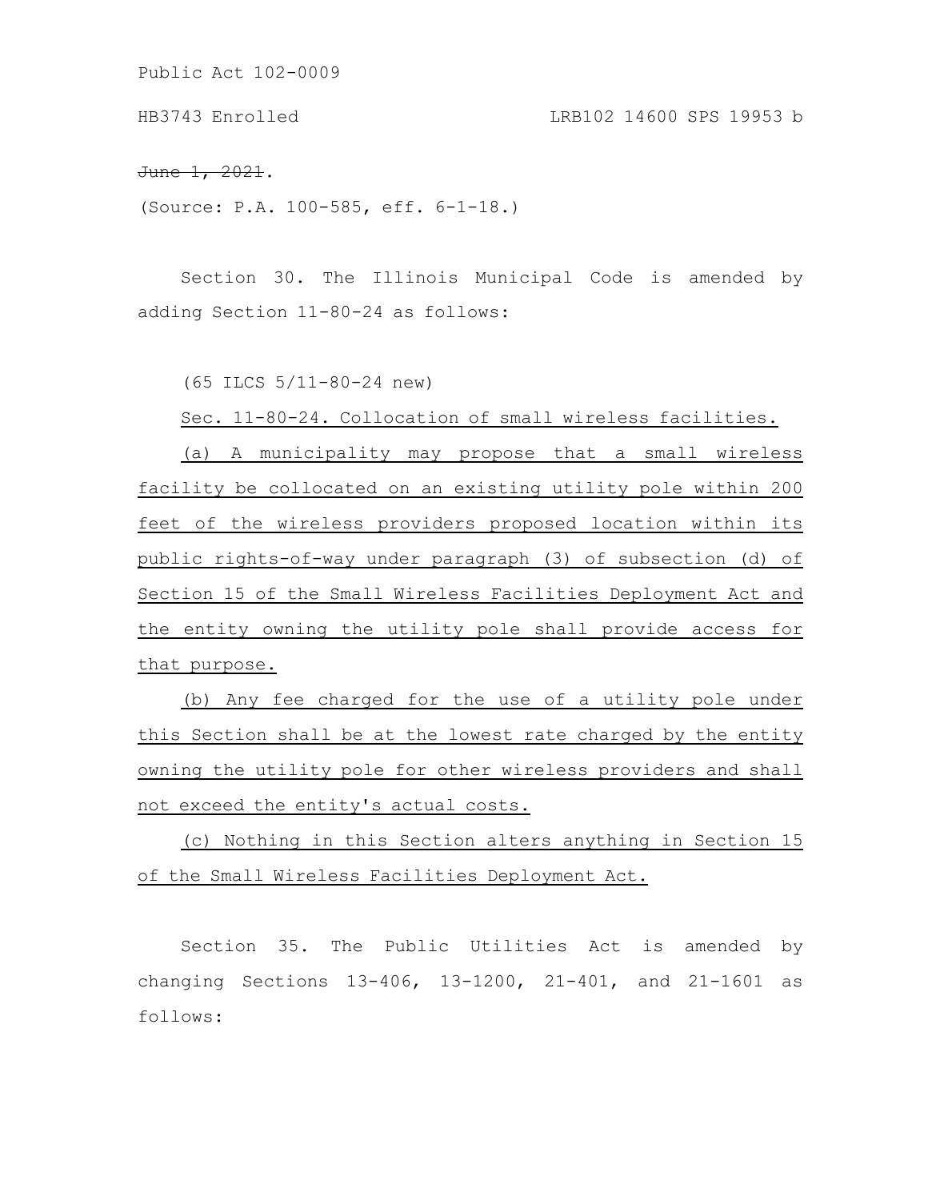~~June 1, 2021~~.

(Source: P.A. 100-585, eff. 6-1-18.)

Section 30. The Illinois Municipal Code is amended by adding Section 11-80-24 as follows:

(65 ILCS 5/11-80-24 new)

Sec. 11-80-24. Collocation of small wireless facilities.

(a) A municipality may propose that a small wireless facility be collocated on an existing utility pole within 200 feet of the wireless providers proposed location within its public rights-of-way under paragraph (3) of subsection (d) of Section 15 of the Small Wireless Facilities Deployment Act and the entity owning the utility pole shall provide access for that purpose.

(b) Any fee charged for the use of a utility pole under this Section shall be at the lowest rate charged by the entity owning the utility pole for other wireless providers and shall not exceed the entity's actual costs.

(c) Nothing in this Section alters anything in Section 15 of the Small Wireless Facilities Deployment Act.

Section 35. The Public Utilities Act is amended by changing Sections 13-406, 13-1200, 21-401, and 21-1601 as follows: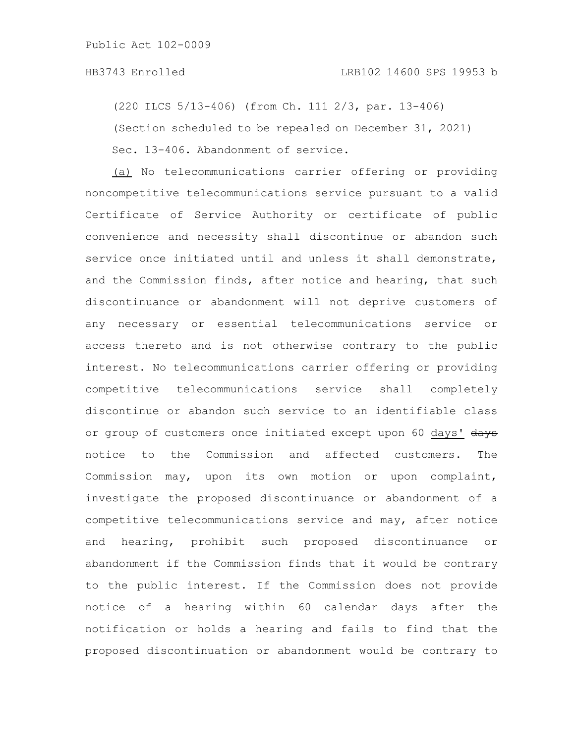(220 ILCS 5/13-406) (from Ch. 111 2/3, par. 13-406)

(Section scheduled to be repealed on December 31, 2021)

Sec. 13-406. Abandonment of service.

(a) No telecommunications carrier offering or providing noncompetitive telecommunications service pursuant to a valid Certificate of Service Authority or certificate of public convenience and necessity shall discontinue or abandon such service once initiated until and unless it shall demonstrate, and the Commission finds, after notice and hearing, that such discontinuance or abandonment will not deprive customers of any necessary or essential telecommunications service or access thereto and is not otherwise contrary to the public interest. No telecommunications carrier offering or providing competitive telecommunications service shall completely discontinue or abandon such service to an identifiable class or group of customers once initiated except upon 60 days' ~~days~~ notice to the Commission and affected customers. The Commission may, upon its own motion or upon complaint, investigate the proposed discontinuance or abandonment of a competitive telecommunications service and may, after notice and hearing, prohibit such proposed discontinuance or abandonment if the Commission finds that it would be contrary to the public interest. If the Commission does not provide notice of a hearing within 60 calendar days after the notification or holds a hearing and fails to find that the proposed discontinuation or abandonment would be contrary to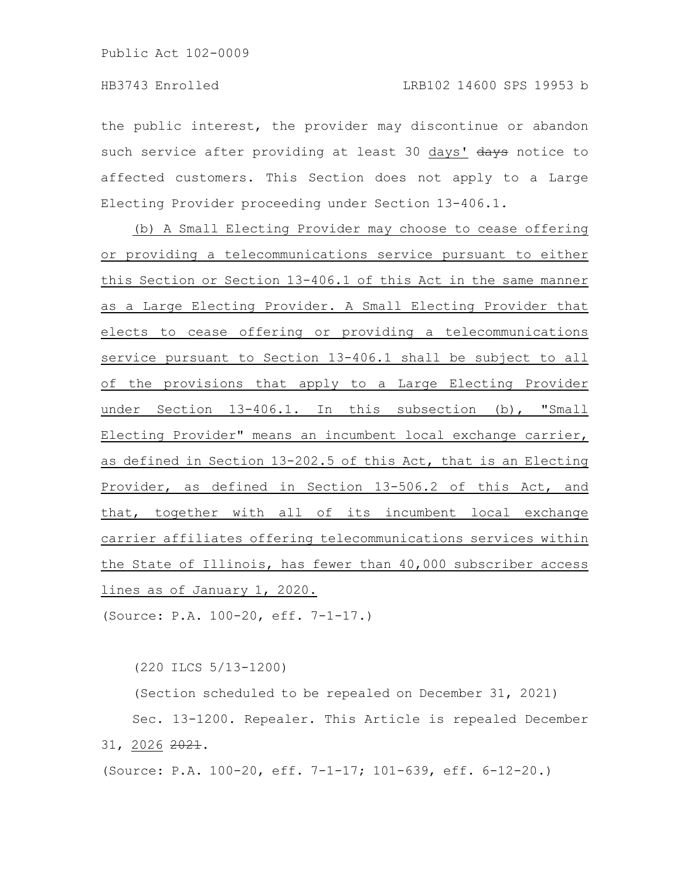the public interest, the provider may discontinue or abandon such service after providing at least 30 <u>days'</u> ~~days~~ notice to affected customers. This Section does not apply to a Large Electing Provider proceeding under Section 13-406.1.

<u>(b) A Small Electing Provider may choose to cease offering or providing a telecommunications service pursuant to either this Section or Section 13-406.1 of this Act in the same manner as a Large Electing Provider. A Small Electing Provider that elects to cease offering or providing a telecommunications service pursuant to Section 13-406.1 shall be subject to all of the provisions that apply to a Large Electing Provider under Section 13-406.1. In this subsection (b), "Small Electing Provider" means an incumbent local exchange carrier, as defined in Section 13-202.5 of this Act, that is an Electing Provider, as defined in Section 13-506.2 of this Act, and that, together with all of its incumbent local exchange carrier affiliates offering telecommunications services within the State of Illinois, has fewer than 40,000 subscriber access lines as of January 1, 2020.</u>

(Source: P.A. 100-20, eff. 7-1-17.)

(220 ILCS 5/13-1200)

(Section scheduled to be repealed on December 31, 2021)

Sec. 13-1200. Repealer. This Article is repealed December 31, <u>2026</u> ~~2021~~.

(Source: P.A. 100-20, eff. 7-1-17; 101-639, eff. 6-12-20.)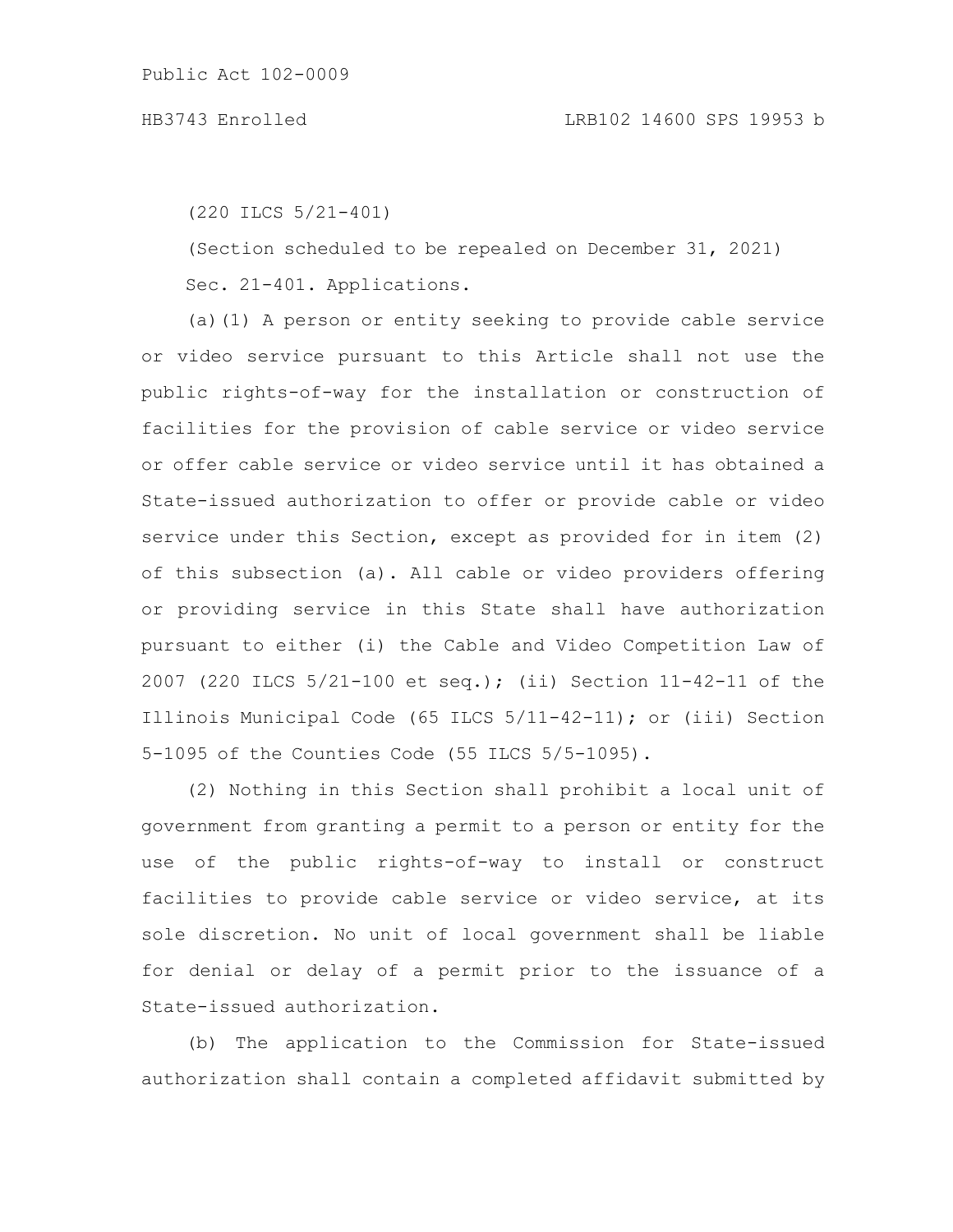(220 ILCS 5/21-401)

(Section scheduled to be repealed on December 31, 2021)

Sec. 21-401. Applications.

(a)(1) A person or entity seeking to provide cable service or video service pursuant to this Article shall not use the public rights-of-way for the installation or construction of facilities for the provision of cable service or video service or offer cable service or video service until it has obtained a State-issued authorization to offer or provide cable or video service under this Section, except as provided for in item (2) of this subsection (a). All cable or video providers offering or providing service in this State shall have authorization pursuant to either (i) the Cable and Video Competition Law of 2007 (220 ILCS 5/21-100 et seq.); (ii) Section 11-42-11 of the Illinois Municipal Code (65 ILCS 5/11-42-11); or (iii) Section 5-1095 of the Counties Code (55 ILCS 5/5-1095).

(2) Nothing in this Section shall prohibit a local unit of government from granting a permit to a person or entity for the use of the public rights-of-way to install or construct facilities to provide cable service or video service, at its sole discretion. No unit of local government shall be liable for denial or delay of a permit prior to the issuance of a State-issued authorization.

(b) The application to the Commission for State-issued authorization shall contain a completed affidavit submitted by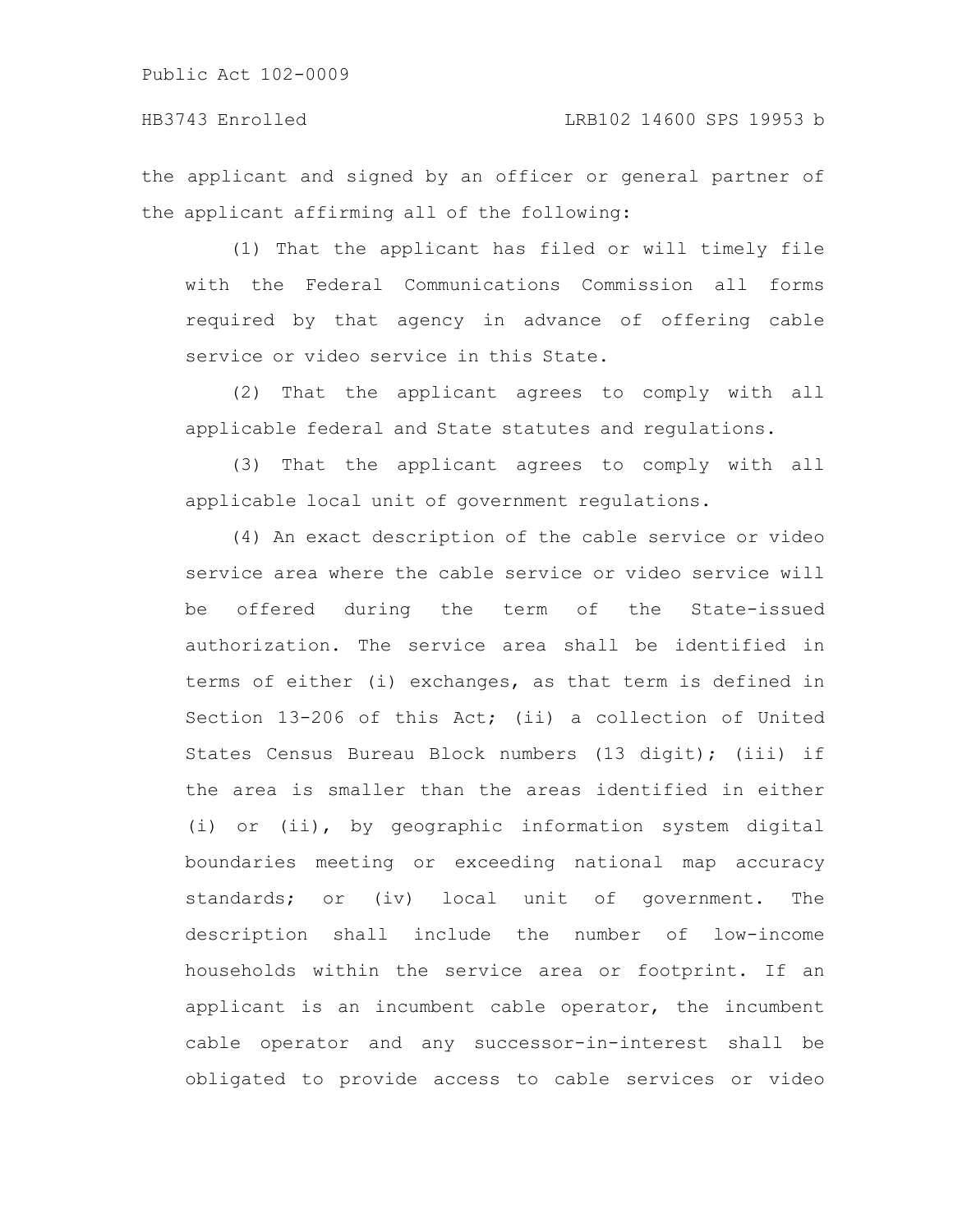the applicant and signed by an officer or general partner of the applicant affirming all of the following:

(1) That the applicant has filed or will timely file with the Federal Communications Commission all forms required by that agency in advance of offering cable service or video service in this State.

(2) That the applicant agrees to comply with all applicable federal and State statutes and regulations.

(3) That the applicant agrees to comply with all applicable local unit of government regulations.

(4) An exact description of the cable service or video service area where the cable service or video service will be offered during the term of the State-issued authorization. The service area shall be identified in terms of either (i) exchanges, as that term is defined in Section 13-206 of this Act; (ii) a collection of United States Census Bureau Block numbers (13 digit); (iii) if the area is smaller than the areas identified in either (i) or (ii), by geographic information system digital boundaries meeting or exceeding national map accuracy standards; or (iv) local unit of government. The description shall include the number of low-income households within the service area or footprint. If an applicant is an incumbent cable operator, the incumbent cable operator and any successor-in-interest shall be obligated to provide access to cable services or video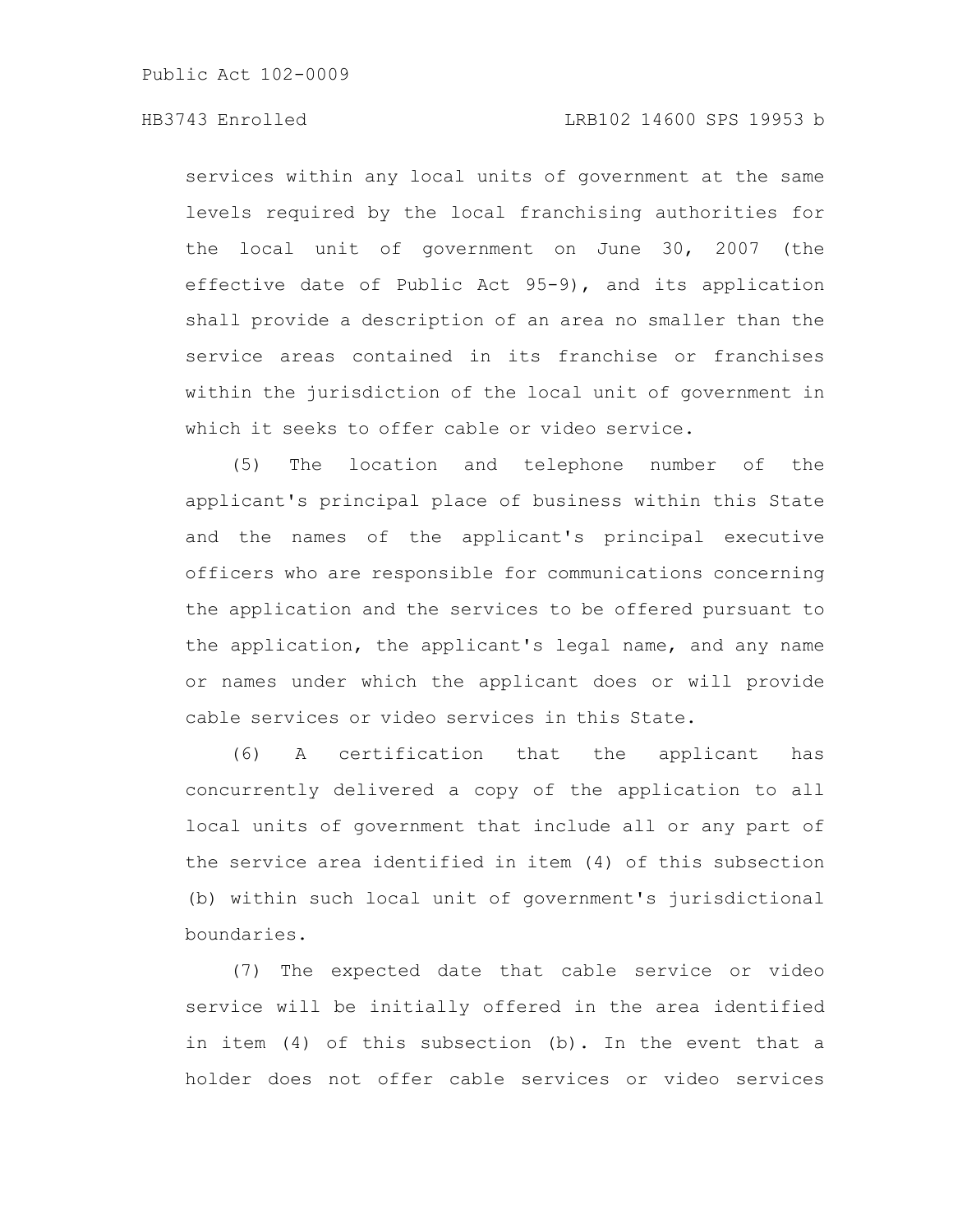services within any local units of government at the same levels required by the local franchising authorities for the local unit of government on June 30, 2007 (the effective date of Public Act 95-9), and its application shall provide a description of an area no smaller than the service areas contained in its franchise or franchises within the jurisdiction of the local unit of government in which it seeks to offer cable or video service.

(5) The location and telephone number of the applicant's principal place of business within this State and the names of the applicant's principal executive officers who are responsible for communications concerning the application and the services to be offered pursuant to the application, the applicant's legal name, and any name or names under which the applicant does or will provide cable services or video services in this State.

(6) A certification that the applicant has concurrently delivered a copy of the application to all local units of government that include all or any part of the service area identified in item (4) of this subsection (b) within such local unit of government's jurisdictional boundaries.

(7) The expected date that cable service or video service will be initially offered in the area identified in item (4) of this subsection (b). In the event that a holder does not offer cable services or video services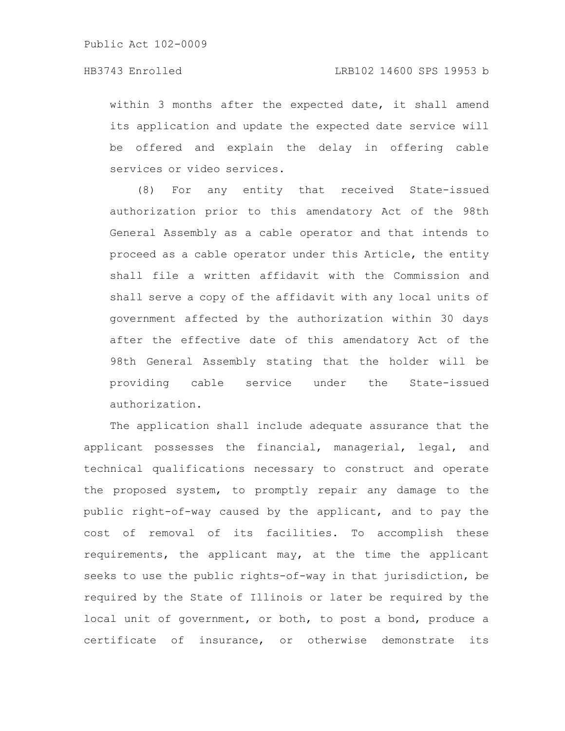within 3 months after the expected date, it shall amend its application and update the expected date service will be offered and explain the delay in offering cable services or video services.

(8) For any entity that received State-issued authorization prior to this amendatory Act of the 98th General Assembly as a cable operator and that intends to proceed as a cable operator under this Article, the entity shall file a written affidavit with the Commission and shall serve a copy of the affidavit with any local units of government affected by the authorization within 30 days after the effective date of this amendatory Act of the 98th General Assembly stating that the holder will be providing cable service under the State-issued authorization.

The application shall include adequate assurance that the applicant possesses the financial, managerial, legal, and technical qualifications necessary to construct and operate the proposed system, to promptly repair any damage to the public right-of-way caused by the applicant, and to pay the cost of removal of its facilities. To accomplish these requirements, the applicant may, at the time the applicant seeks to use the public rights-of-way in that jurisdiction, be required by the State of Illinois or later be required by the local unit of government, or both, to post a bond, produce a certificate of insurance, or otherwise demonstrate its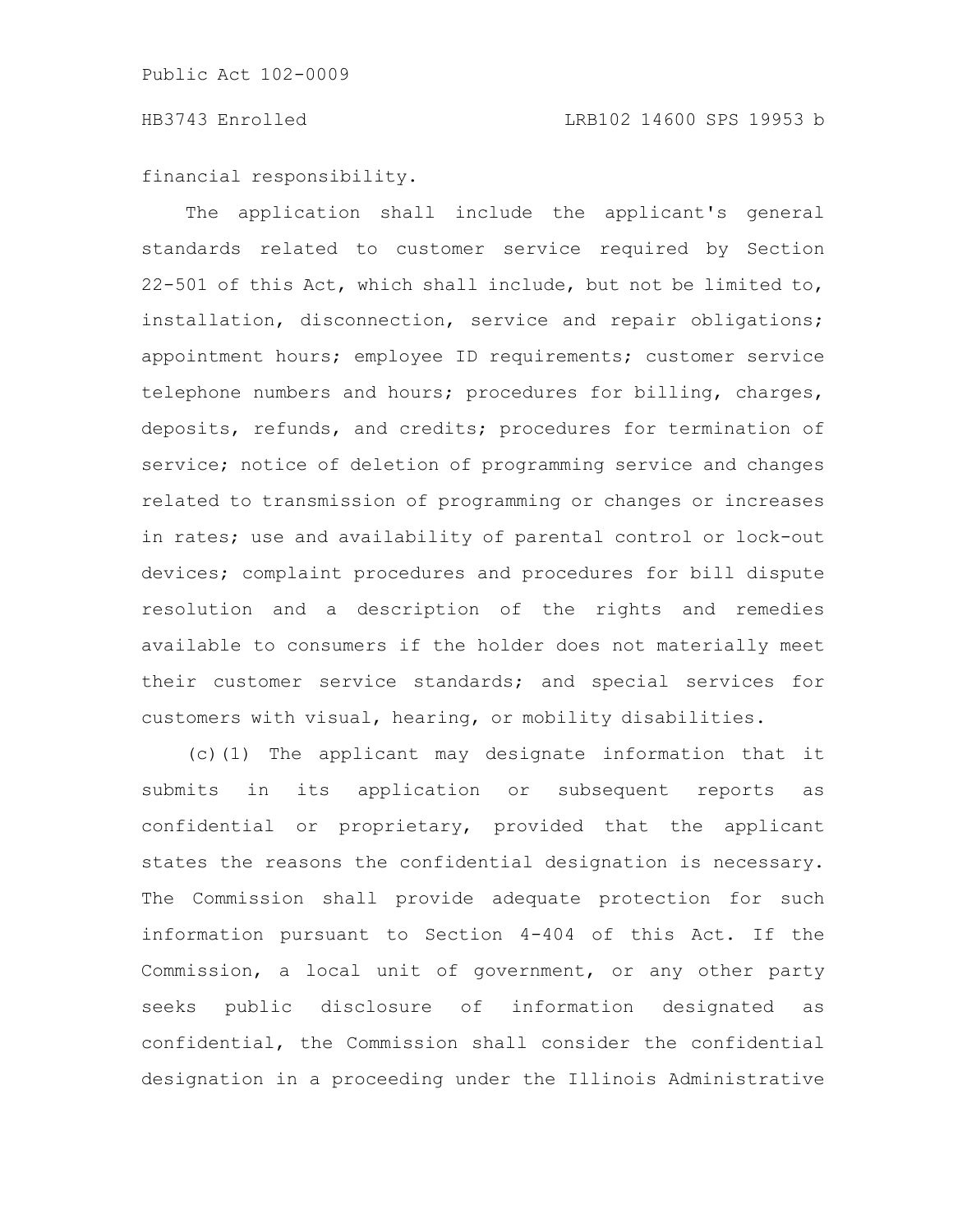financial responsibility.

The application shall include the applicant's general standards related to customer service required by Section 22-501 of this Act, which shall include, but not be limited to, installation, disconnection, service and repair obligations; appointment hours; employee ID requirements; customer service telephone numbers and hours; procedures for billing, charges, deposits, refunds, and credits; procedures for termination of service; notice of deletion of programming service and changes related to transmission of programming or changes or increases in rates; use and availability of parental control or lock-out devices; complaint procedures and procedures for bill dispute resolution and a description of the rights and remedies available to consumers if the holder does not materially meet their customer service standards; and special services for customers with visual, hearing, or mobility disabilities.

(c)(1) The applicant may designate information that it submits in its application or subsequent reports as confidential or proprietary, provided that the applicant states the reasons the confidential designation is necessary. The Commission shall provide adequate protection for such information pursuant to Section 4-404 of this Act. If the Commission, a local unit of government, or any other party seeks public disclosure of information designated as confidential, the Commission shall consider the confidential designation in a proceeding under the Illinois Administrative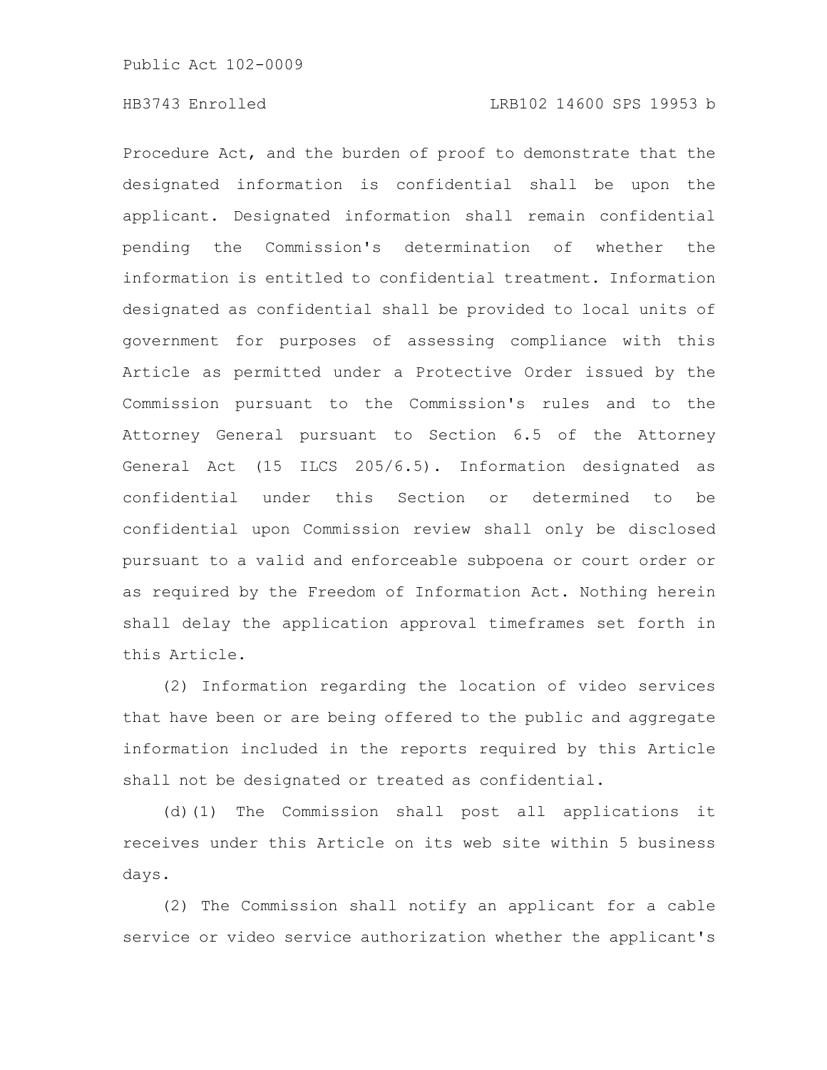Procedure Act, and the burden of proof to demonstrate that the designated information is confidential shall be upon the applicant. Designated information shall remain confidential pending the Commission's determination of whether the information is entitled to confidential treatment. Information designated as confidential shall be provided to local units of government for purposes of assessing compliance with this Article as permitted under a Protective Order issued by the Commission pursuant to the Commission's rules and to the Attorney General pursuant to Section 6.5 of the Attorney General Act (15 ILCS 205/6.5). Information designated as confidential under this Section or determined to be confidential upon Commission review shall only be disclosed pursuant to a valid and enforceable subpoena or court order or as required by the Freedom of Information Act. Nothing herein shall delay the application approval timeframes set forth in this Article.

(2) Information regarding the location of video services that have been or are being offered to the public and aggregate information included in the reports required by this Article shall not be designated or treated as confidential.

(d)(1) The Commission shall post all applications it receives under this Article on its web site within 5 business days.

(2) The Commission shall notify an applicant for a cable service or video service authorization whether the applicant's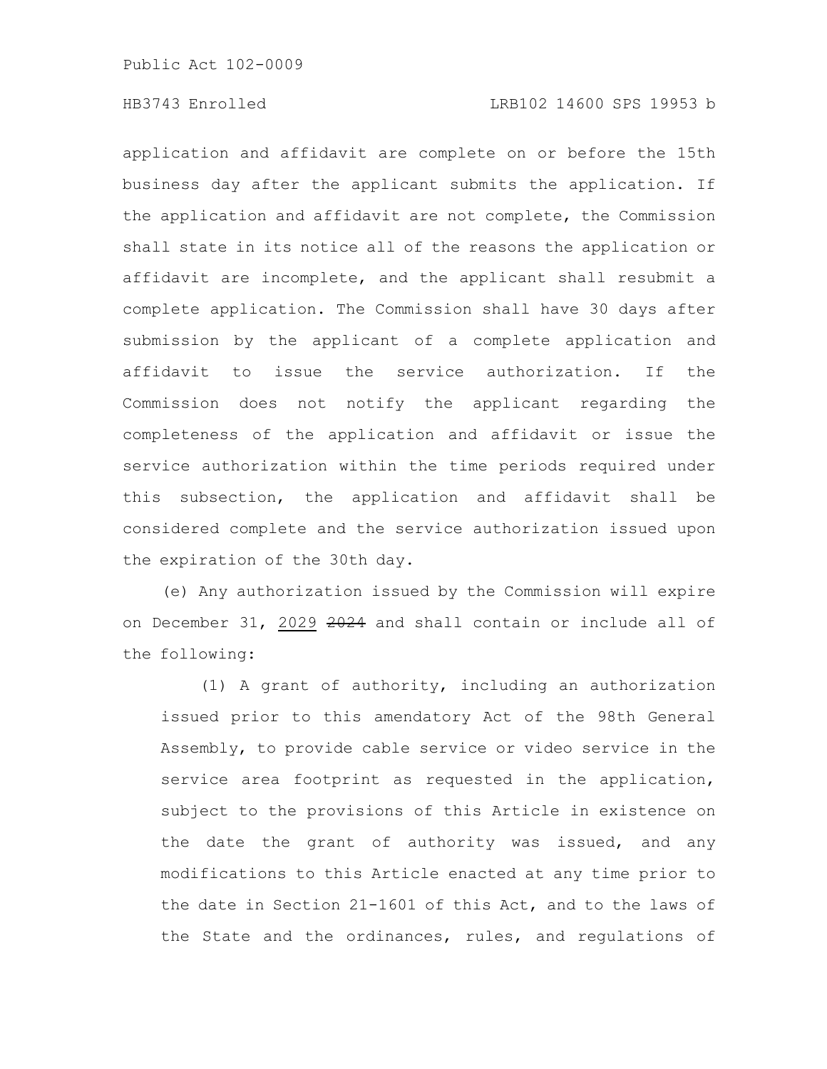application and affidavit are complete on or before the 15th business day after the applicant submits the application. If the application and affidavit are not complete, the Commission shall state in its notice all of the reasons the application or affidavit are incomplete, and the applicant shall resubmit a complete application. The Commission shall have 30 days after submission by the applicant of a complete application and affidavit to issue the service authorization. If the Commission does not notify the applicant regarding the completeness of the application and affidavit or issue the service authorization within the time periods required under this subsection, the application and affidavit shall be considered complete and the service authorization issued upon the expiration of the 30th day.

(e) Any authorization issued by the Commission will expire on December 31, 2029 ~~2024~~ and shall contain or include all of the following:

(1) A grant of authority, including an authorization issued prior to this amendatory Act of the 98th General Assembly, to provide cable service or video service in the service area footprint as requested in the application, subject to the provisions of this Article in existence on the date the grant of authority was issued, and any modifications to this Article enacted at any time prior to the date in Section 21-1601 of this Act, and to the laws of the State and the ordinances, rules, and regulations of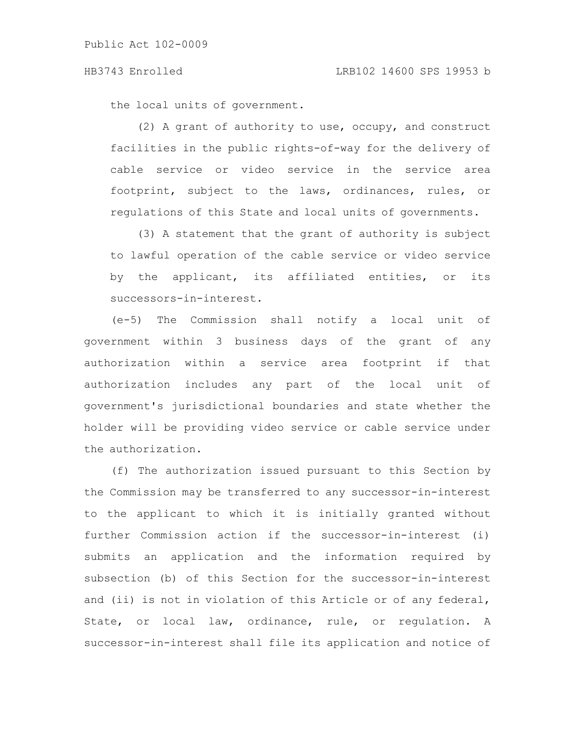the local units of government.

(2) A grant of authority to use, occupy, and construct facilities in the public rights-of-way for the delivery of cable service or video service in the service area footprint, subject to the laws, ordinances, rules, or regulations of this State and local units of governments.

(3) A statement that the grant of authority is subject to lawful operation of the cable service or video service by the applicant, its affiliated entities, or its successors-in-interest.

(e-5) The Commission shall notify a local unit of government within 3 business days of the grant of any authorization within a service area footprint if that authorization includes any part of the local unit of government's jurisdictional boundaries and state whether the holder will be providing video service or cable service under the authorization.

(f) The authorization issued pursuant to this Section by the Commission may be transferred to any successor-in-interest to the applicant to which it is initially granted without further Commission action if the successor-in-interest (i) submits an application and the information required by subsection (b) of this Section for the successor-in-interest and (ii) is not in violation of this Article or of any federal, State, or local law, ordinance, rule, or regulation. A successor-in-interest shall file its application and notice of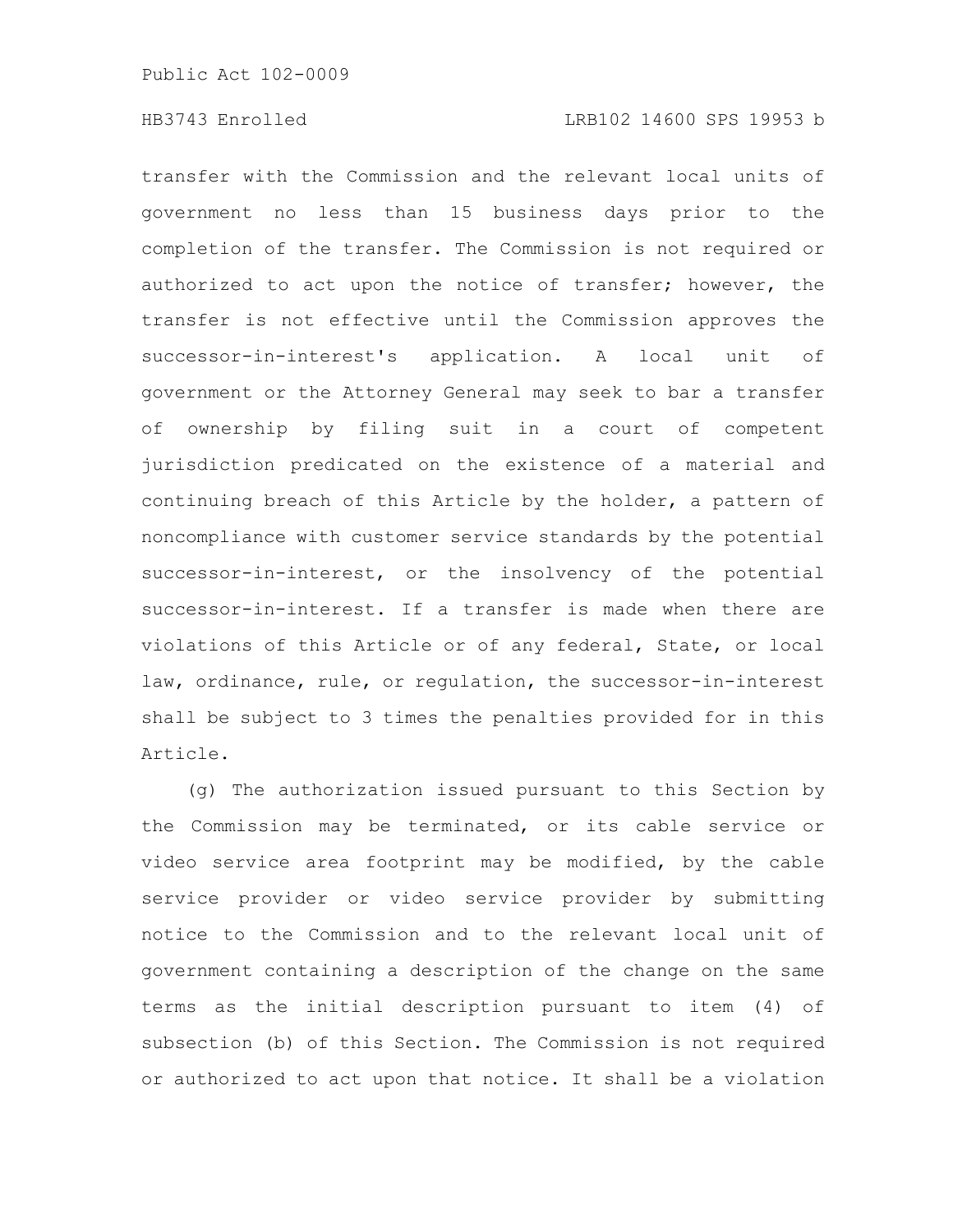transfer with the Commission and the relevant local units of government no less than 15 business days prior to the completion of the transfer. The Commission is not required or authorized to act upon the notice of transfer; however, the transfer is not effective until the Commission approves the successor-in-interest's application. A local unit of government or the Attorney General may seek to bar a transfer of ownership by filing suit in a court of competent jurisdiction predicated on the existence of a material and continuing breach of this Article by the holder, a pattern of noncompliance with customer service standards by the potential successor-in-interest, or the insolvency of the potential successor-in-interest. If a transfer is made when there are violations of this Article or of any federal, State, or local law, ordinance, rule, or regulation, the successor-in-interest shall be subject to 3 times the penalties provided for in this Article.

(g) The authorization issued pursuant to this Section by the Commission may be terminated, or its cable service or video service area footprint may be modified, by the cable service provider or video service provider by submitting notice to the Commission and to the relevant local unit of government containing a description of the change on the same terms as the initial description pursuant to item (4) of subsection (b) of this Section. The Commission is not required or authorized to act upon that notice. It shall be a violation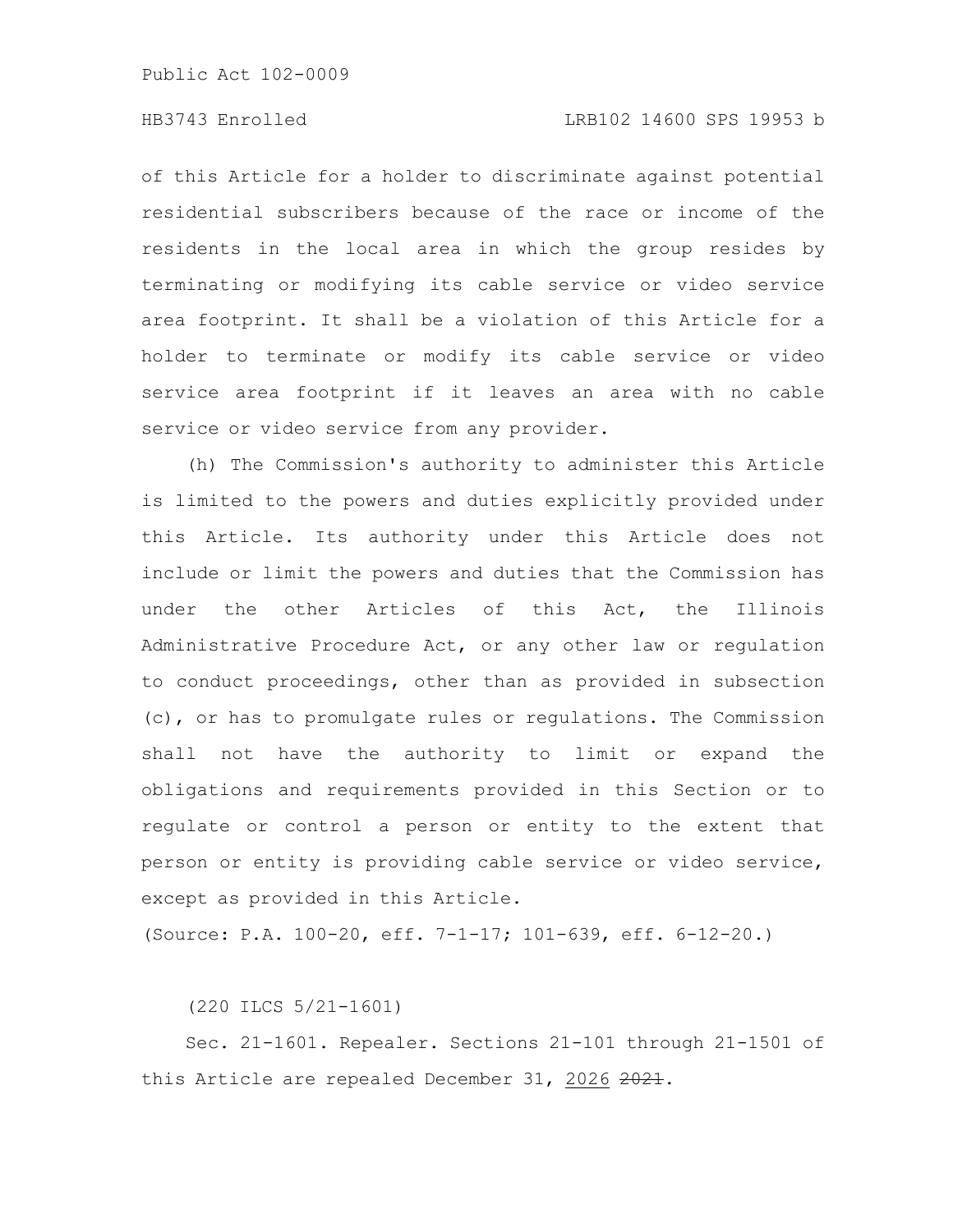of this Article for a holder to discriminate against potential residential subscribers because of the race or income of the residents in the local area in which the group resides by terminating or modifying its cable service or video service area footprint. It shall be a violation of this Article for a holder to terminate or modify its cable service or video service area footprint if it leaves an area with no cable service or video service from any provider.

(h) The Commission's authority to administer this Article is limited to the powers and duties explicitly provided under this Article. Its authority under this Article does not include or limit the powers and duties that the Commission has under the other Articles of this Act, the Illinois Administrative Procedure Act, or any other law or regulation to conduct proceedings, other than as provided in subsection (c), or has to promulgate rules or regulations. The Commission shall not have the authority to limit or expand the obligations and requirements provided in this Section or to regulate or control a person or entity to the extent that person or entity is providing cable service or video service, except as provided in this Article.

(Source: P.A. 100-20, eff. 7-1-17; 101-639, eff. 6-12-20.)

(220 ILCS 5/21-1601)

Sec. 21-1601. Repealer. Sections 21-101 through 21-1501 of this Article are repealed December 31, 2026 ~~2021~~.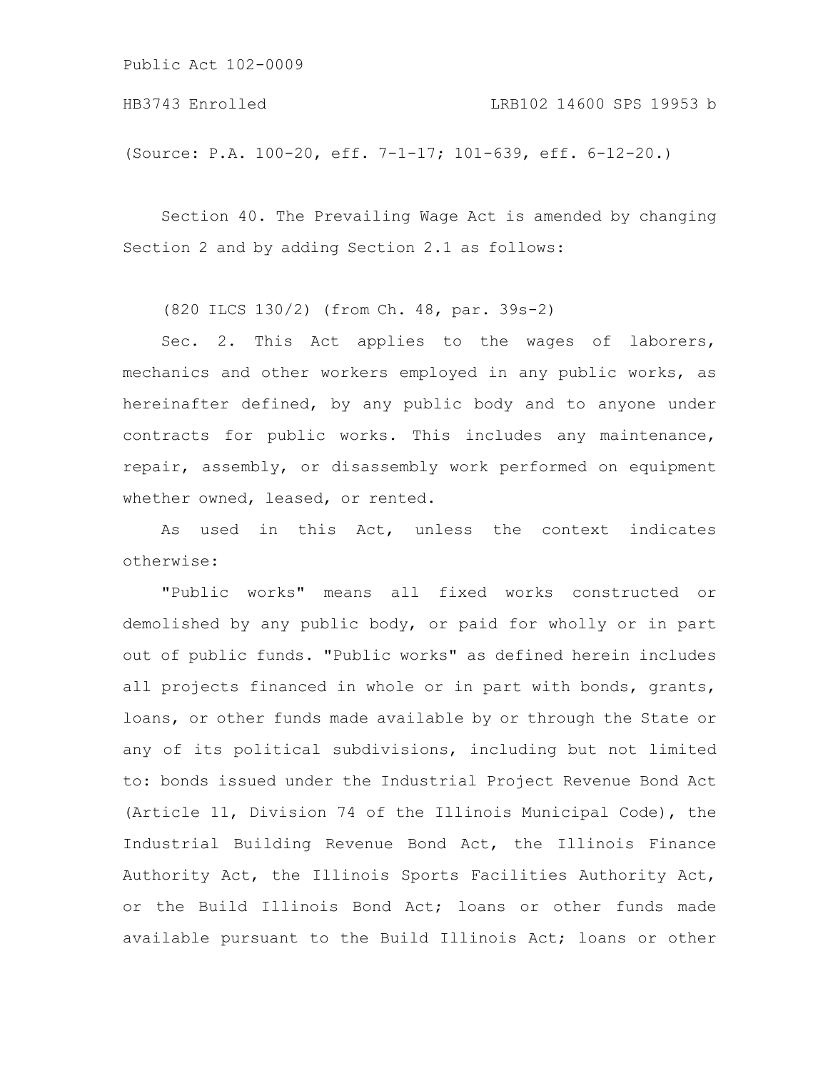(Source: P.A. 100-20, eff. 7-1-17; 101-639, eff. 6-12-20.)

Section 40. The Prevailing Wage Act is amended by changing Section 2 and by adding Section 2.1 as follows:

(820 ILCS 130/2) (from Ch. 48, par. 39s-2)

Sec. 2. This Act applies to the wages of laborers, mechanics and other workers employed in any public works, as hereinafter defined, by any public body and to anyone under contracts for public works. This includes any maintenance, repair, assembly, or disassembly work performed on equipment whether owned, leased, or rented.

As used in this Act, unless the context indicates otherwise:

"Public works" means all fixed works constructed or demolished by any public body, or paid for wholly or in part out of public funds. "Public works" as defined herein includes all projects financed in whole or in part with bonds, grants, loans, or other funds made available by or through the State or any of its political subdivisions, including but not limited to: bonds issued under the Industrial Project Revenue Bond Act (Article 11, Division 74 of the Illinois Municipal Code), the Industrial Building Revenue Bond Act, the Illinois Finance Authority Act, the Illinois Sports Facilities Authority Act, or the Build Illinois Bond Act; loans or other funds made available pursuant to the Build Illinois Act; loans or other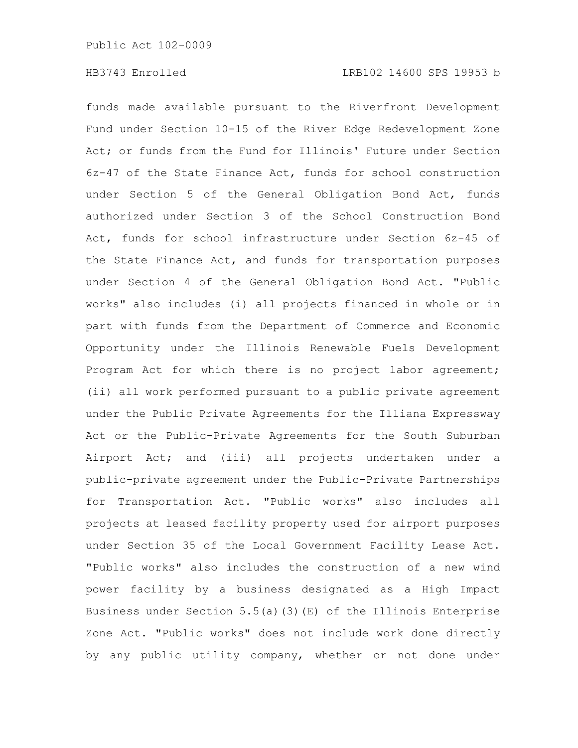funds made available pursuant to the Riverfront Development Fund under Section 10-15 of the River Edge Redevelopment Zone Act; or funds from the Fund for Illinois' Future under Section 6z-47 of the State Finance Act, funds for school construction under Section 5 of the General Obligation Bond Act, funds authorized under Section 3 of the School Construction Bond Act, funds for school infrastructure under Section 6z-45 of the State Finance Act, and funds for transportation purposes under Section 4 of the General Obligation Bond Act. "Public works" also includes (i) all projects financed in whole or in part with funds from the Department of Commerce and Economic Opportunity under the Illinois Renewable Fuels Development Program Act for which there is no project labor agreement; (ii) all work performed pursuant to a public private agreement under the Public Private Agreements for the Illiana Expressway Act or the Public-Private Agreements for the South Suburban Airport Act; and (iii) all projects undertaken under a public-private agreement under the Public-Private Partnerships for Transportation Act. "Public works" also includes all projects at leased facility property used for airport purposes under Section 35 of the Local Government Facility Lease Act. "Public works" also includes the construction of a new wind power facility by a business designated as a High Impact Business under Section 5.5(a)(3)(E) of the Illinois Enterprise Zone Act. "Public works" does not include work done directly by any public utility company, whether or not done under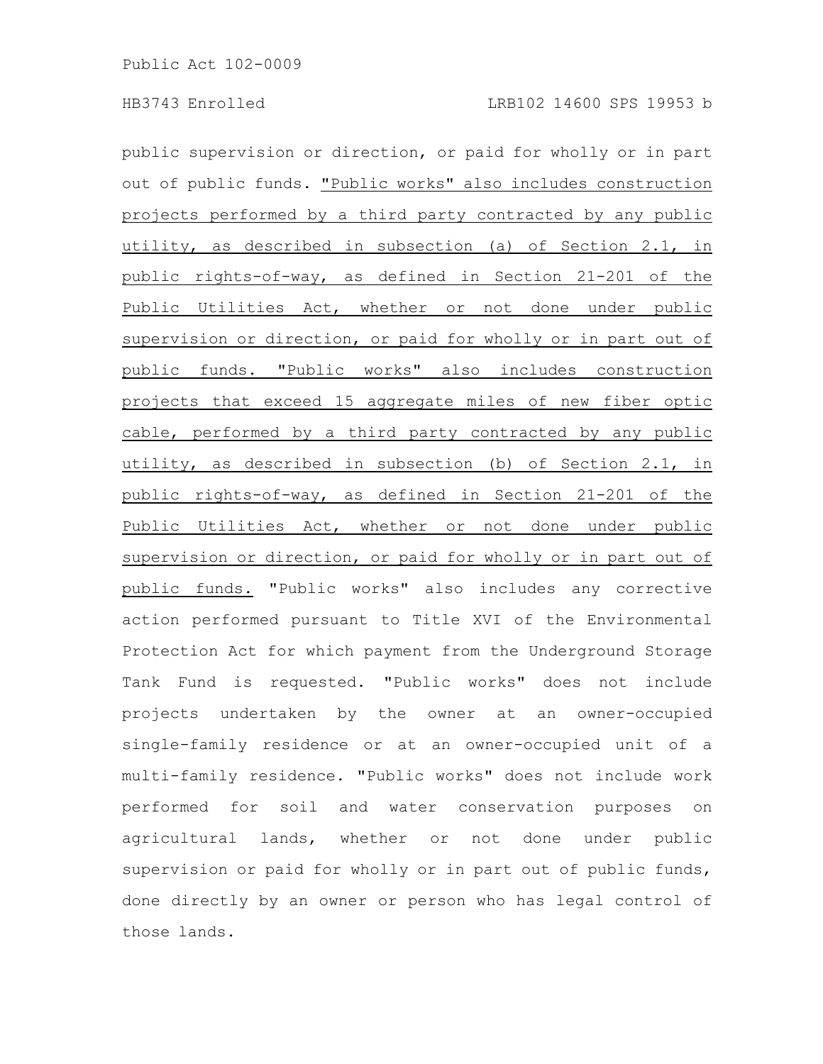public supervision or direction, or paid for wholly or in part out of public funds. "Public works" also includes construction projects performed by a third party contracted by any public utility, as described in subsection (a) of Section 2.1, in public rights-of-way, as defined in Section 21-201 of the Public Utilities Act, whether or not done under public supervision or direction, or paid for wholly or in part out of public funds. "Public works" also includes construction projects that exceed 15 aggregate miles of new fiber optic cable, performed by a third party contracted by any public utility, as described in subsection (b) of Section 2.1, in public rights-of-way, as defined in Section 21-201 of the Public Utilities Act, whether or not done under public supervision or direction, or paid for wholly or in part out of public funds. "Public works" also includes any corrective action performed pursuant to Title XVI of the Environmental Protection Act for which payment from the Underground Storage Tank Fund is requested. "Public works" does not include projects undertaken by the owner at an owner-occupied single-family residence or at an owner-occupied unit of a multi-family residence. "Public works" does not include work performed for soil and water conservation purposes on agricultural lands, whether or not done under public supervision or paid for wholly or in part out of public funds, done directly by an owner or person who has legal control of those lands.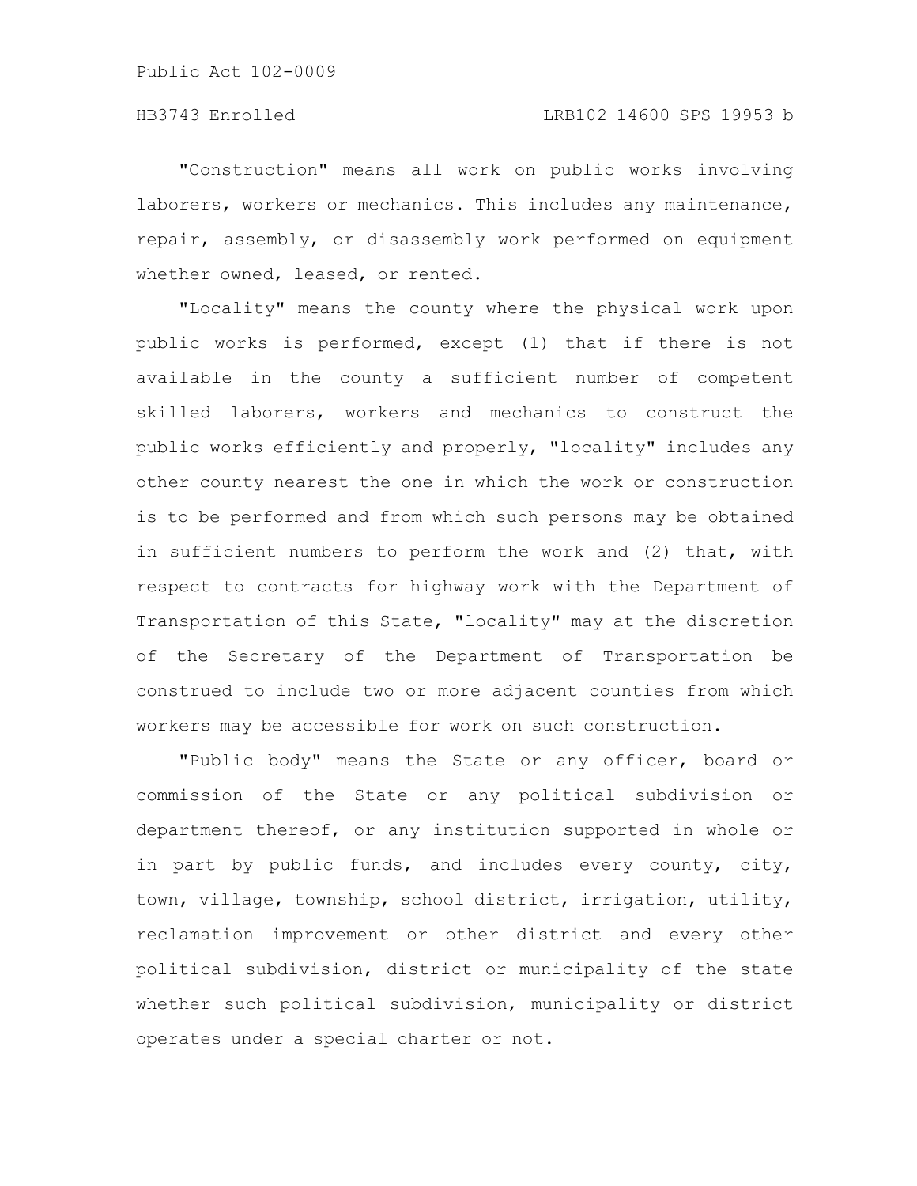"Construction" means all work on public works involving laborers, workers or mechanics. This includes any maintenance, repair, assembly, or disassembly work performed on equipment whether owned, leased, or rented.

"Locality" means the county where the physical work upon public works is performed, except (1) that if there is not available in the county a sufficient number of competent skilled laborers, workers and mechanics to construct the public works efficiently and properly, "locality" includes any other county nearest the one in which the work or construction is to be performed and from which such persons may be obtained in sufficient numbers to perform the work and (2) that, with respect to contracts for highway work with the Department of Transportation of this State, "locality" may at the discretion of the Secretary of the Department of Transportation be construed to include two or more adjacent counties from which workers may be accessible for work on such construction.

"Public body" means the State or any officer, board or commission of the State or any political subdivision or department thereof, or any institution supported in whole or in part by public funds, and includes every county, city, town, village, township, school district, irrigation, utility, reclamation improvement or other district and every other political subdivision, district or municipality of the state whether such political subdivision, municipality or district operates under a special charter or not.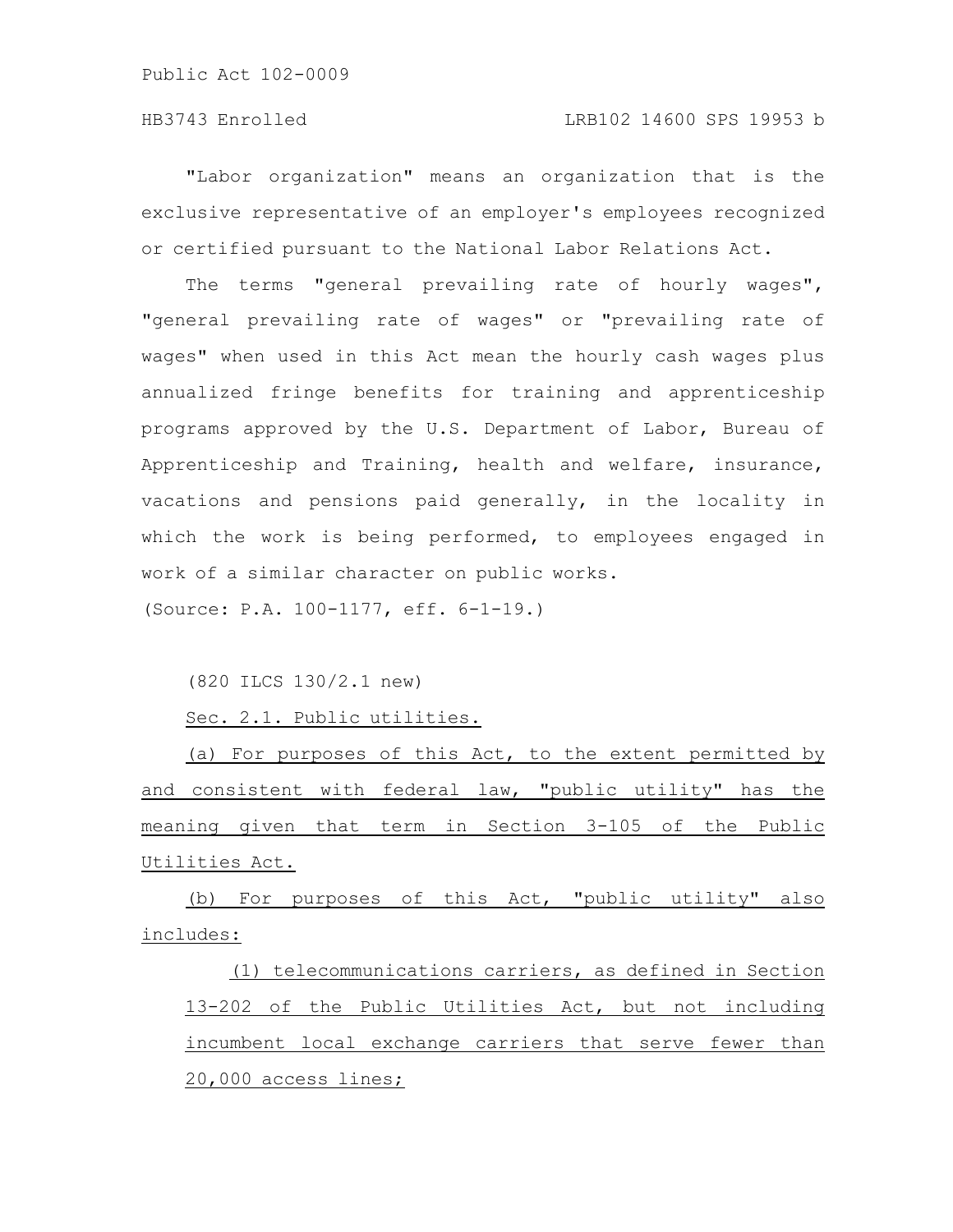"Labor organization" means an organization that is the exclusive representative of an employer's employees recognized or certified pursuant to the National Labor Relations Act.

The terms "general prevailing rate of hourly wages", "general prevailing rate of wages" or "prevailing rate of wages" when used in this Act mean the hourly cash wages plus annualized fringe benefits for training and apprenticeship programs approved by the U.S. Department of Labor, Bureau of Apprenticeship and Training, health and welfare, insurance, vacations and pensions paid generally, in the locality in which the work is being performed, to employees engaged in work of a similar character on public works.

(Source: P.A. 100-1177, eff. 6-1-19.)

(820 ILCS 130/2.1 new)

Sec. 2.1. Public utilities.

(a) For purposes of this Act, to the extent permitted by and consistent with federal law, "public utility" has the meaning given that term in Section 3-105 of the Public Utilities Act.

(b) For purposes of this Act, "public utility" also includes:

(1) telecommunications carriers, as defined in Section 13-202 of the Public Utilities Act, but not including incumbent local exchange carriers that serve fewer than 20,000 access lines;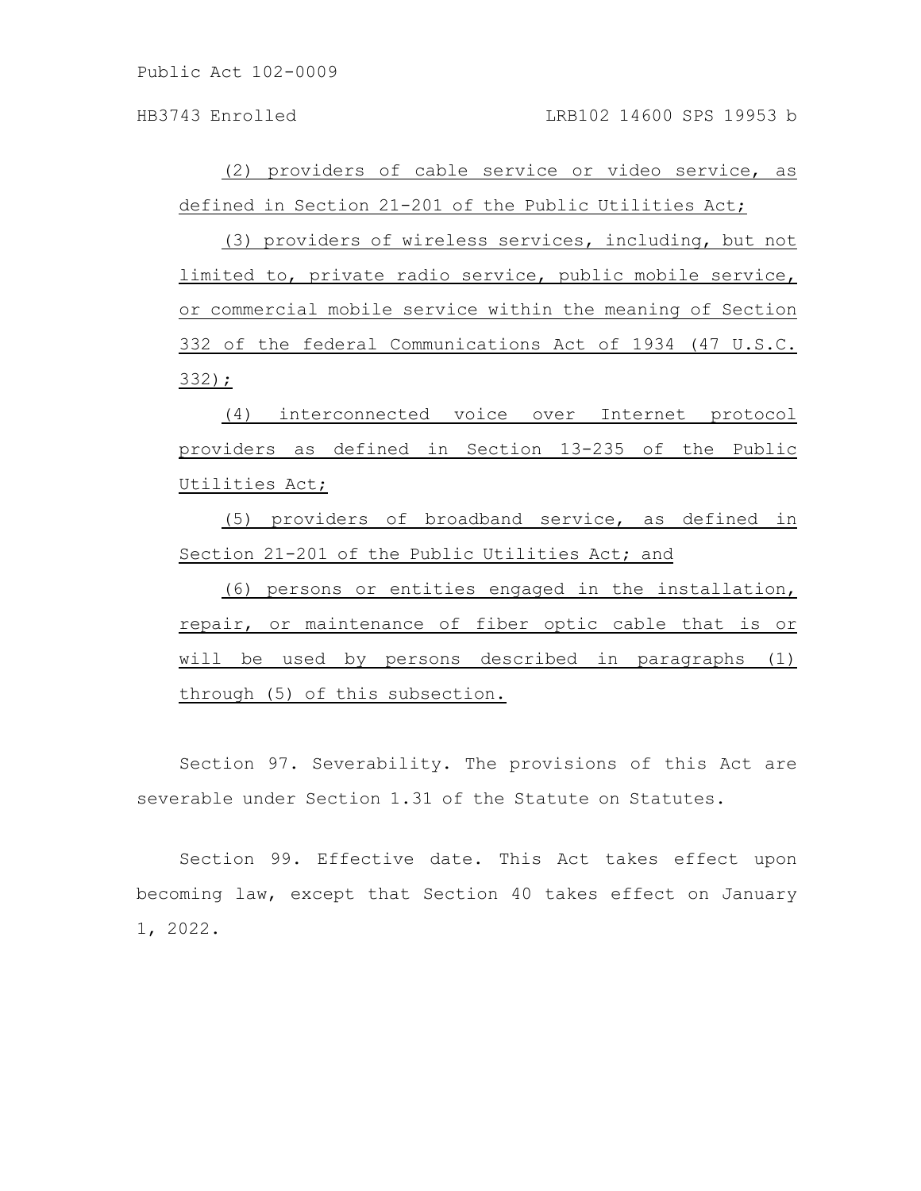(2) providers of cable service or video service, as defined in Section 21-201 of the Public Utilities Act;

(3) providers of wireless services, including, but not limited to, private radio service, public mobile service, or commercial mobile service within the meaning of Section 332 of the federal Communications Act of 1934 (47 U.S.C. 332);

(4) interconnected voice over Internet protocol providers as defined in Section 13-235 of the Public Utilities Act;

(5) providers of broadband service, as defined in Section 21-201 of the Public Utilities Act; and

(6) persons or entities engaged in the installation, repair, or maintenance of fiber optic cable that is or will be used by persons described in paragraphs (1) through (5) of this subsection.

Section 97. Severability. The provisions of this Act are severable under Section 1.31 of the Statute on Statutes.

Section 99. Effective date. This Act takes effect upon becoming law, except that Section 40 takes effect on January 1, 2022.